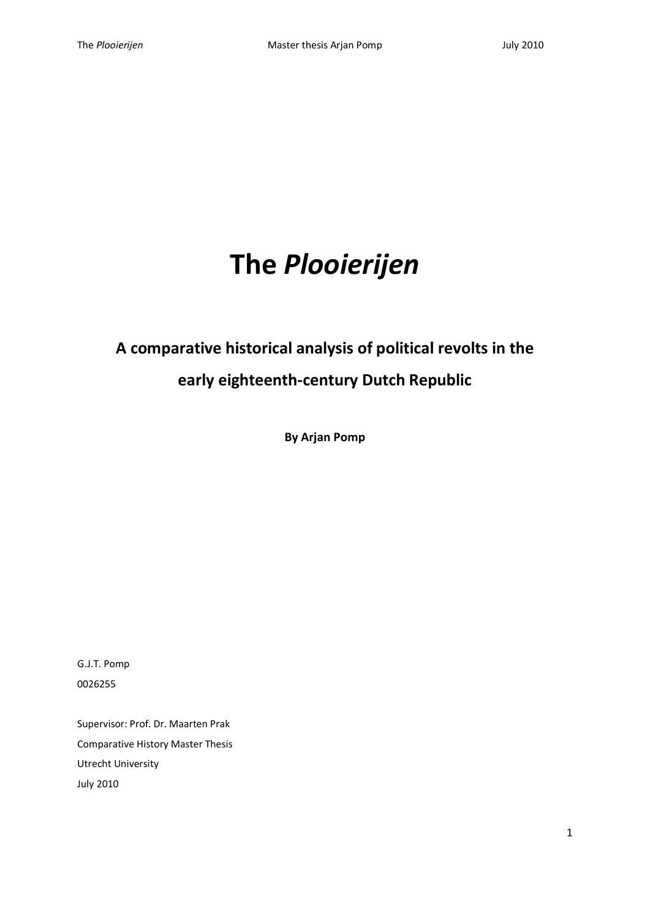# The *Plooierijen*

## A comparative historical analysis of political revolts in the early eighteenth-century Dutch Republic

**By Arjan Pomp**

G.J.T. Pomp
0026255

Supervisor: Prof. Dr. Maarten Prak
Comparative History Master Thesis
Utrecht University
July 2010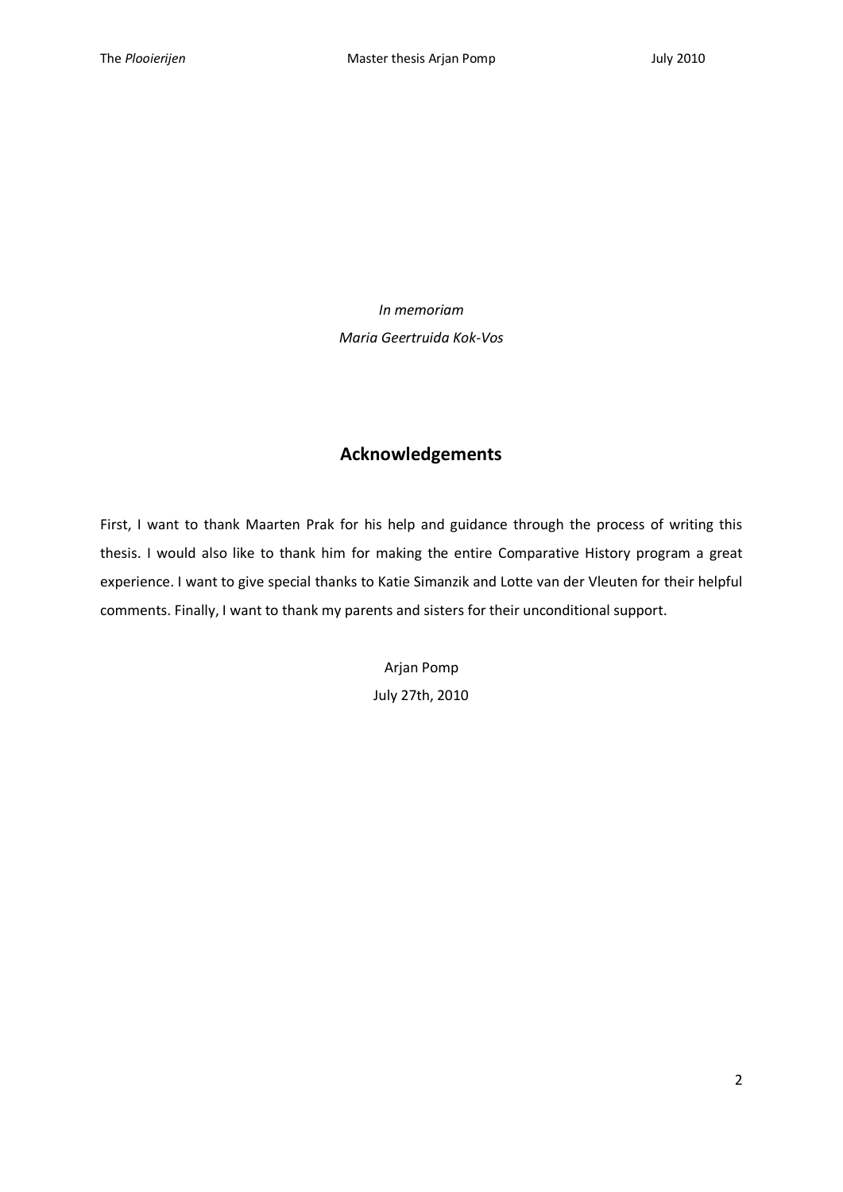*In memoriam*

*Maria Geertruida Kok-Vos*

## Acknowledgements

First, I want to thank Maarten Prak for his help and guidance through the process of writing this thesis. I would also like to thank him for making the entire Comparative History program a great experience. I want to give special thanks to Katie Simanzik and Lotte van der Vleuten for their helpful comments. Finally, I want to thank my parents and sisters for their unconditional support.

Arjan Pomp

July 27th, 2010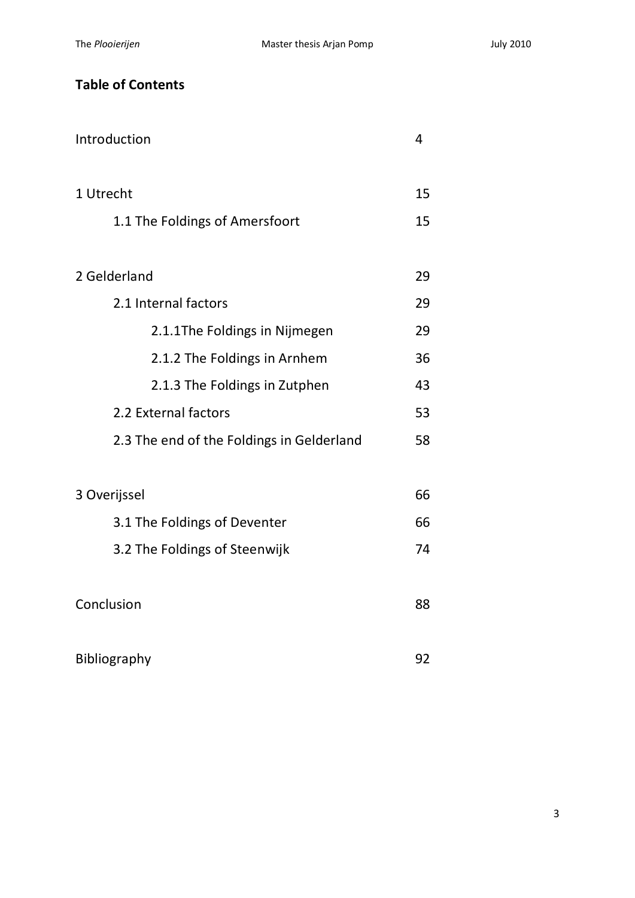## Table of Contents

| | |
|---|---|
| Introduction | 4 |
| 1 Utrecht | 15 |
| 1.1 The Foldings of Amersfoort | 15 |
| 2 Gelderland | 29 |
| 2.1 Internal factors | 29 |
| 2.1.1The Foldings in Nijmegen | 29 |
| 2.1.2 The Foldings in Arnhem | 36 |
| 2.1.3 The Foldings in Zutphen | 43 |
| 2.2 External factors | 53 |
| 2.3 The end of the Foldings in Gelderland | 58 |
| 3 Overijssel | 66 |
| 3.1 The Foldings of Deventer | 66 |
| 3.2 The Foldings of Steenwijk | 74 |
| Conclusion | 88 |
| Bibliography | 92 |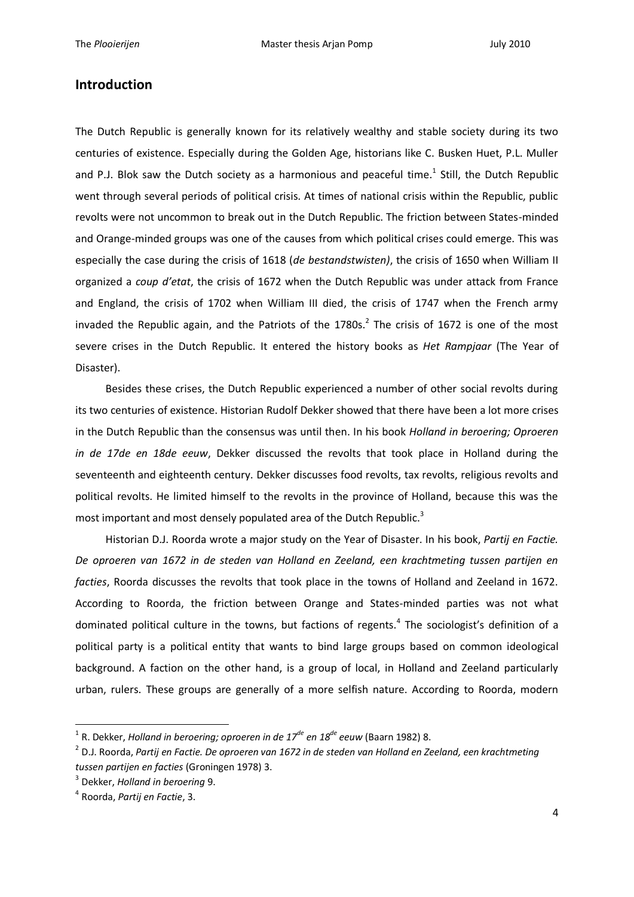## Introduction

The Dutch Republic is generally known for its relatively wealthy and stable society during its two centuries of existence. Especially during the Golden Age, historians like C. Busken Huet, P.L. Muller and P.J. Blok saw the Dutch society as a harmonious and peaceful time.[1] Still, the Dutch Republic went through several periods of political crisis. At times of national crisis within the Republic, public revolts were not uncommon to break out in the Dutch Republic. The friction between States-minded and Orange-minded groups was one of the causes from which political crises could emerge. This was especially the case during the crisis of 1618 (*de bestandstwisten)*, the crisis of 1650 when William II organized a *coup d'etat*, the crisis of 1672 when the Dutch Republic was under attack from France and England, the crisis of 1702 when William III died, the crisis of 1747 when the French army invaded the Republic again, and the Patriots of the 1780s.[2] The crisis of 1672 is one of the most severe crises in the Dutch Republic. It entered the history books as *Het Rampjaar* (The Year of Disaster).

Besides these crises, the Dutch Republic experienced a number of other social revolts during its two centuries of existence. Historian Rudolf Dekker showed that there have been a lot more crises in the Dutch Republic than the consensus was until then. In his book *Holland in beroering; Oproeren in de 17de en 18de eeuw*, Dekker discussed the revolts that took place in Holland during the seventeenth and eighteenth century. Dekker discusses food revolts, tax revolts, religious revolts and political revolts. He limited himself to the revolts in the province of Holland, because this was the most important and most densely populated area of the Dutch Republic.[3]

Historian D.J. Roorda wrote a major study on the Year of Disaster. In his book, *Partij en Factie. De oproeren van 1672 in de steden van Holland en Zeeland, een krachtmeting tussen partijen en facties*, Roorda discusses the revolts that took place in the towns of Holland and Zeeland in 1672. According to Roorda, the friction between Orange and States-minded parties was not what dominated political culture in the towns, but factions of regents.[4] The sociologist's definition of a political party is a political entity that wants to bind large groups based on common ideological background. A faction on the other hand, is a group of local, in Holland and Zeeland particularly urban, rulers. These groups are generally of a more selfish nature. According to Roorda, modern

---

[1] R. Dekker, *Holland in beroering; oproeren in de 17de en 18de eeuw* (Baarn 1982) 8.

[2] D.J. Roorda, *Partij en Factie. De oproeren van 1672 in de steden van Holland en Zeeland, een krachtmeting tussen partijen en facties* (Groningen 1978) 3.

[3] Dekker, *Holland in beroering* 9.

[4] Roorda, *Partij en Factie*, 3.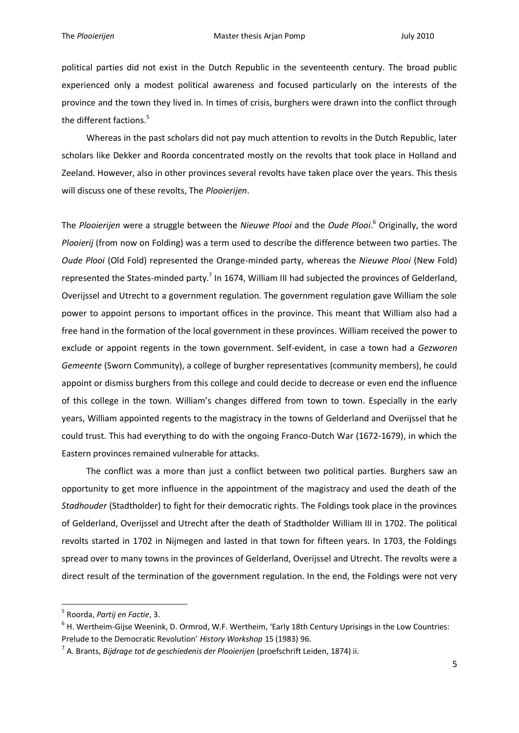political parties did not exist in the Dutch Republic in the seventeenth century. The broad public experienced only a modest political awareness and focused particularly on the interests of the province and the town they lived in. In times of crisis, burghers were drawn into the conflict through the different factions.[5]

Whereas in the past scholars did not pay much attention to revolts in the Dutch Republic, later scholars like Dekker and Roorda concentrated mostly on the revolts that took place in Holland and Zeeland. However, also in other provinces several revolts have taken place over the years. This thesis will discuss one of these revolts, The *Plooierijen*.

The *Plooierijen* were a struggle between the *Nieuwe Plooi* and the *Oude Plooi*.[6] Originally, the word *Plooierij* (from now on Folding) was a term used to describe the difference between two parties. The *Oude Plooi* (Old Fold) represented the Orange-minded party, whereas the *Nieuwe Plooi* (New Fold) represented the States-minded party.[7] In 1674, William III had subjected the provinces of Gelderland, Overijssel and Utrecht to a government regulation. The government regulation gave William the sole power to appoint persons to important offices in the province. This meant that William also had a free hand in the formation of the local government in these provinces. William received the power to exclude or appoint regents in the town government. Self-evident, in case a town had a *Gezworen Gemeente* (Sworn Community), a college of burgher representatives (community members), he could appoint or dismiss burghers from this college and could decide to decrease or even end the influence of this college in the town. William's changes differed from town to town. Especially in the early years, William appointed regents to the magistracy in the towns of Gelderland and Overijssel that he could trust. This had everything to do with the ongoing Franco-Dutch War (1672-1679), in which the Eastern provinces remained vulnerable for attacks.

The conflict was a more than just a conflict between two political parties. Burghers saw an opportunity to get more influence in the appointment of the magistracy and used the death of the *Stadhouder* (Stadtholder) to fight for their democratic rights. The Foldings took place in the provinces of Gelderland, Overijssel and Utrecht after the death of Stadtholder William III in 1702. The political revolts started in 1702 in Nijmegen and lasted in that town for fifteen years. In 1703, the Foldings spread over to many towns in the provinces of Gelderland, Overijssel and Utrecht. The revolts were a direct result of the termination of the government regulation. In the end, the Foldings were not very

---

[5] Roorda, *Partij en Factie*, 3.

[6] H. Wertheim-Gijse Weenink, D. Ormrod, W.F. Wertheim, 'Early 18th Century Uprisings in the Low Countries: Prelude to the Democratic Revolution' *History Workshop* 15 (1983) 96.

[7] A. Brants, *Bijdrage tot de geschiedenis der Plooierijen* (proefschrift Leiden, 1874) ii.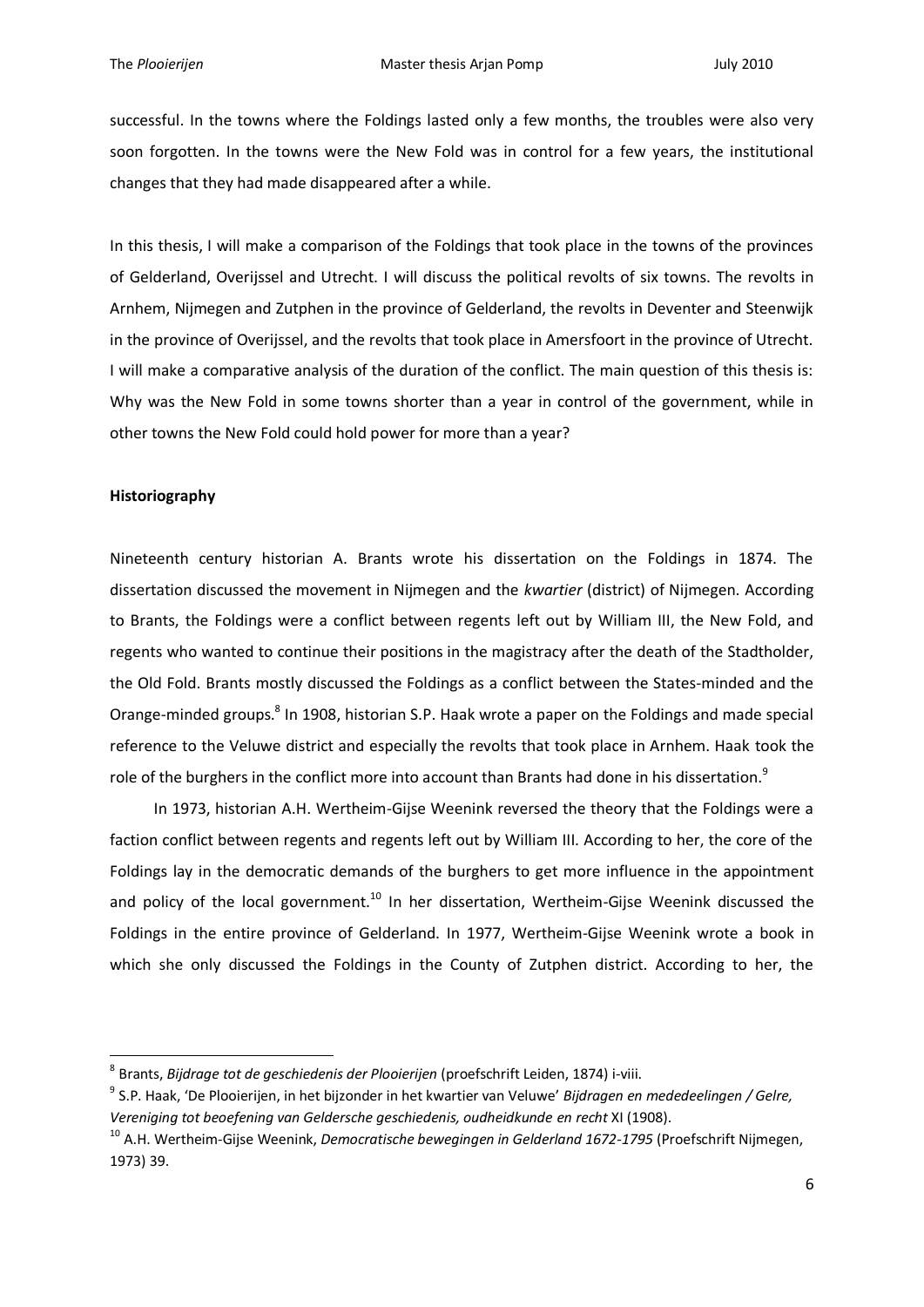successful. In the towns where the Foldings lasted only a few months, the troubles were also very soon forgotten. In the towns were the New Fold was in control for a few years, the institutional changes that they had made disappeared after a while.

In this thesis, I will make a comparison of the Foldings that took place in the towns of the provinces of Gelderland, Overijssel and Utrecht. I will discuss the political revolts of six towns. The revolts in Arnhem, Nijmegen and Zutphen in the province of Gelderland, the revolts in Deventer and Steenwijk in the province of Overijssel, and the revolts that took place in Amersfoort in the province of Utrecht. I will make a comparative analysis of the duration of the conflict. The main question of this thesis is: Why was the New Fold in some towns shorter than a year in control of the government, while in other towns the New Fold could hold power for more than a year?

**Historiography**

Nineteenth century historian A. Brants wrote his dissertation on the Foldings in 1874. The dissertation discussed the movement in Nijmegen and the *kwartier* (district) of Nijmegen. According to Brants, the Foldings were a conflict between regents left out by William III, the New Fold, and regents who wanted to continue their positions in the magistracy after the death of the Stadtholder, the Old Fold. Brants mostly discussed the Foldings as a conflict between the States-minded and the Orange-minded groups.[8] In 1908, historian S.P. Haak wrote a paper on the Foldings and made special reference to the Veluwe district and especially the revolts that took place in Arnhem. Haak took the role of the burghers in the conflict more into account than Brants had done in his dissertation.[9]

In 1973, historian A.H. Wertheim-Gijse Weenink reversed the theory that the Foldings were a faction conflict between regents and regents left out by William III. According to her, the core of the Foldings lay in the democratic demands of the burghers to get more influence in the appointment and policy of the local government.[10] In her dissertation, Wertheim-Gijse Weenink discussed the Foldings in the entire province of Gelderland. In 1977, Wertheim-Gijse Weenink wrote a book in which she only discussed the Foldings in the County of Zutphen district. According to her, the

---

[8] Brants, *Bijdrage tot de geschiedenis der Plooierijen* (proefschrift Leiden, 1874) i-viii.

[9] S.P. Haak, 'De Plooierijen, in het bijzonder in het kwartier van Veluwe' *Bijdragen en mededeelingen / Gelre, Vereniging tot beoefening van Geldersche geschiedenis, oudheidkunde en recht* XI (1908).

[10] A.H. Wertheim-Gijse Weenink, *Democratische bewegingen in Gelderland 1672-1795* (Proefschrift Nijmegen, 1973) 39.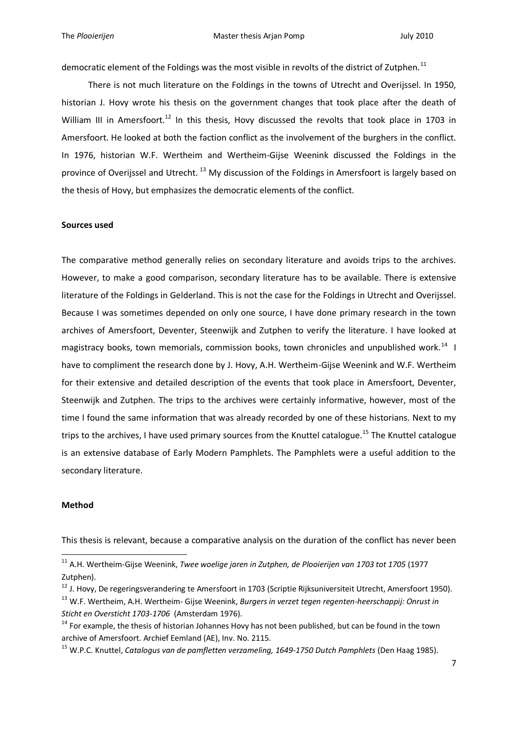democratic element of the Foldings was the most visible in revolts of the district of Zutphen.[11]

There is not much literature on the Foldings in the towns of Utrecht and Overijssel. In 1950, historian J. Hovy wrote his thesis on the government changes that took place after the death of William III in Amersfoort.[12] In this thesis, Hovy discussed the revolts that took place in 1703 in Amersfoort. He looked at both the faction conflict as the involvement of the burghers in the conflict. In 1976, historian W.F. Wertheim and Wertheim-Gijse Weenink discussed the Foldings in the province of Overijssel and Utrecht.[13] My discussion of the Foldings in Amersfoort is largely based on the thesis of Hovy, but emphasizes the democratic elements of the conflict.

**Sources used**

The comparative method generally relies on secondary literature and avoids trips to the archives. However, to make a good comparison, secondary literature has to be available. There is extensive literature of the Foldings in Gelderland. This is not the case for the Foldings in Utrecht and Overijssel. Because I was sometimes depended on only one source, I have done primary research in the town archives of Amersfoort, Deventer, Steenwijk and Zutphen to verify the literature. I have looked at magistracy books, town memorials, commission books, town chronicles and unpublished work.[14] I have to compliment the research done by J. Hovy, A.H. Wertheim-Gijse Weenink and W.F. Wertheim for their extensive and detailed description of the events that took place in Amersfoort, Deventer, Steenwijk and Zutphen. The trips to the archives were certainly informative, however, most of the time I found the same information that was already recorded by one of these historians. Next to my trips to the archives, I have used primary sources from the Knuttel catalogue.[15] The Knuttel catalogue is an extensive database of Early Modern Pamphlets. The Pamphlets were a useful addition to the secondary literature.

**Method**

This thesis is relevant, because a comparative analysis on the duration of the conflict has never been

---

[11] A.H. Wertheim-Gijse Weenink, *Twee woelige jaren in Zutphen, de Plooierijen van 1703 tot 1705* (1977 Zutphen).

[12] J. Hovy, De regeringsverandering te Amersfoort in 1703 (Scriptie Rijksuniversiteit Utrecht, Amersfoort 1950).

[13] W.F. Wertheim, A.H. Wertheim- Gijse Weenink, *Burgers in verzet tegen regenten-heerschappij: Onrust in Sticht en Oversticht 1703-1706* (Amsterdam 1976).

[14] For example, the thesis of historian Johannes Hovy has not been published, but can be found in the town archive of Amersfoort. Archief Eemland (AE), Inv. No. 2115.

[15] W.P.C. Knuttel, *Catalogus van de pamfletten verzameling, 1649-1750 Dutch Pamphlets* (Den Haag 1985).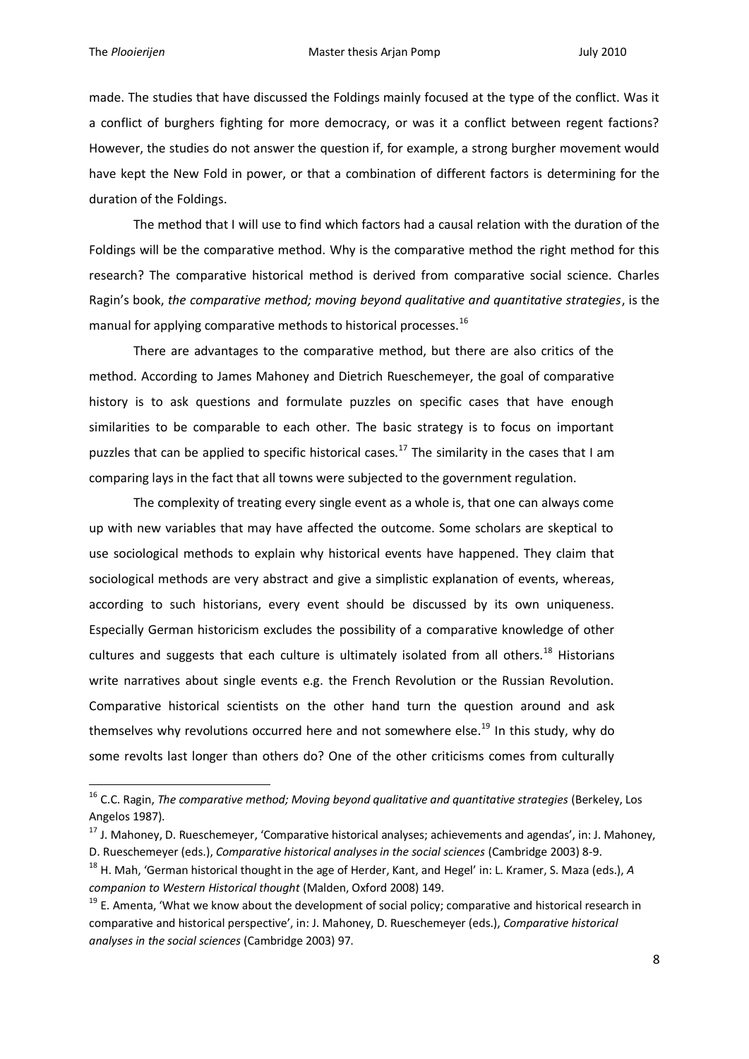made. The studies that have discussed the Foldings mainly focused at the type of the conflict. Was it a conflict of burghers fighting for more democracy, or was it a conflict between regent factions? However, the studies do not answer the question if, for example, a strong burgher movement would have kept the New Fold in power, or that a combination of different factors is determining for the duration of the Foldings.

The method that I will use to find which factors had a causal relation with the duration of the Foldings will be the comparative method. Why is the comparative method the right method for this research? The comparative historical method is derived from comparative social science. Charles Ragin's book, *the comparative method; moving beyond qualitative and quantitative strategies*, is the manual for applying comparative methods to historical processes.[16]

There are advantages to the comparative method, but there are also critics of the method. According to James Mahoney and Dietrich Rueschemeyer, the goal of comparative history is to ask questions and formulate puzzles on specific cases that have enough similarities to be comparable to each other. The basic strategy is to focus on important puzzles that can be applied to specific historical cases.[17] The similarity in the cases that I am comparing lays in the fact that all towns were subjected to the government regulation.

The complexity of treating every single event as a whole is, that one can always come up with new variables that may have affected the outcome. Some scholars are skeptical to use sociological methods to explain why historical events have happened. They claim that sociological methods are very abstract and give a simplistic explanation of events, whereas, according to such historians, every event should be discussed by its own uniqueness. Especially German historicism excludes the possibility of a comparative knowledge of other cultures and suggests that each culture is ultimately isolated from all others.[18] Historians write narratives about single events e.g. the French Revolution or the Russian Revolution. Comparative historical scientists on the other hand turn the question around and ask themselves why revolutions occurred here and not somewhere else.[19] In this study, why do some revolts last longer than others do? One of the other criticisms comes from culturally

---

[16] C.C. Ragin, *The comparative method; Moving beyond qualitative and quantitative strategies* (Berkeley, Los Angelos 1987).

[17] J. Mahoney, D. Rueschemeyer, 'Comparative historical analyses; achievements and agendas', in: J. Mahoney, D. Rueschemeyer (eds.), *Comparative historical analyses in the social sciences* (Cambridge 2003) 8-9.

[18] H. Mah, 'German historical thought in the age of Herder, Kant, and Hegel' in: L. Kramer, S. Maza (eds.), *A companion to Western Historical thought* (Malden, Oxford 2008) 149.

[19] E. Amenta, 'What we know about the development of social policy; comparative and historical research in comparative and historical perspective', in: J. Mahoney, D. Rueschemeyer (eds.), *Comparative historical analyses in the social sciences* (Cambridge 2003) 97.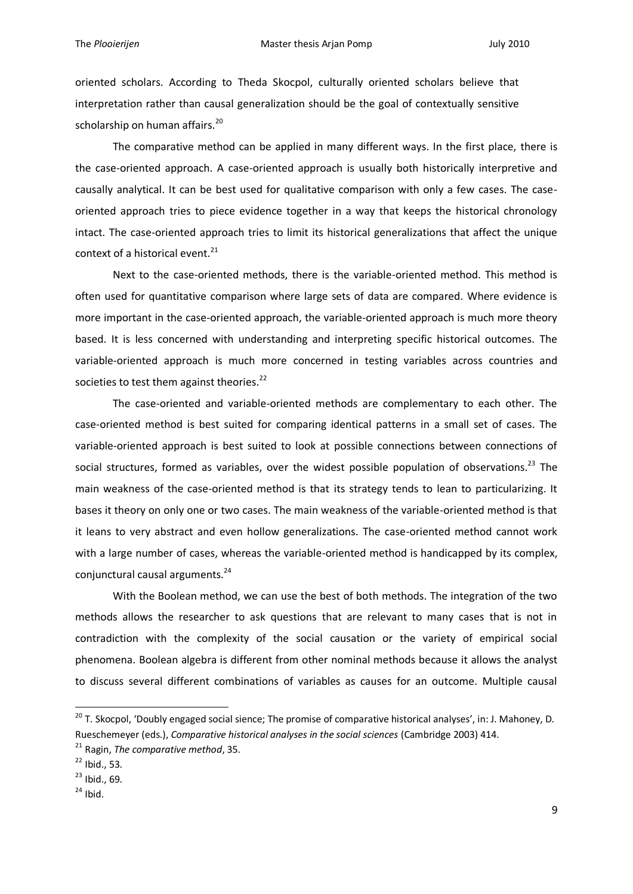oriented scholars. According to Theda Skocpol, culturally oriented scholars believe that interpretation rather than causal generalization should be the goal of contextually sensitive scholarship on human affairs.[20]

The comparative method can be applied in many different ways. In the first place, there is the case-oriented approach. A case-oriented approach is usually both historically interpretive and causally analytical. It can be best used for qualitative comparison with only a few cases. The case-oriented approach tries to piece evidence together in a way that keeps the historical chronology intact. The case-oriented approach tries to limit its historical generalizations that affect the unique context of a historical event.[21]

Next to the case-oriented methods, there is the variable-oriented method. This method is often used for quantitative comparison where large sets of data are compared. Where evidence is more important in the case-oriented approach, the variable-oriented approach is much more theory based. It is less concerned with understanding and interpreting specific historical outcomes. The variable-oriented approach is much more concerned in testing variables across countries and societies to test them against theories.[22]

The case-oriented and variable-oriented methods are complementary to each other. The case-oriented method is best suited for comparing identical patterns in a small set of cases. The variable-oriented approach is best suited to look at possible connections between connections of social structures, formed as variables, over the widest possible population of observations.[23] The main weakness of the case-oriented method is that its strategy tends to lean to particularizing. It bases it theory on only one or two cases. The main weakness of the variable-oriented method is that it leans to very abstract and even hollow generalizations. The case-oriented method cannot work with a large number of cases, whereas the variable-oriented method is handicapped by its complex, conjunctural causal arguments.[24]

With the Boolean method, we can use the best of both methods. The integration of the two methods allows the researcher to ask questions that are relevant to many cases that is not in contradiction with the complexity of the social causation or the variety of empirical social phenomena. Boolean algebra is different from other nominal methods because it allows the analyst to discuss several different combinations of variables as causes for an outcome. Multiple causal

---

[20] T. Skocpol, 'Doubly engaged social sience; The promise of comparative historical analyses', in: J. Mahoney, D. Rueschemeyer (eds.), *Comparative historical analyses in the social sciences* (Cambridge 2003) 414.

[21] Ragin, *The comparative method*, 35.

[22] Ibid., 53.

[23] Ibid., 69.

[24] Ibid.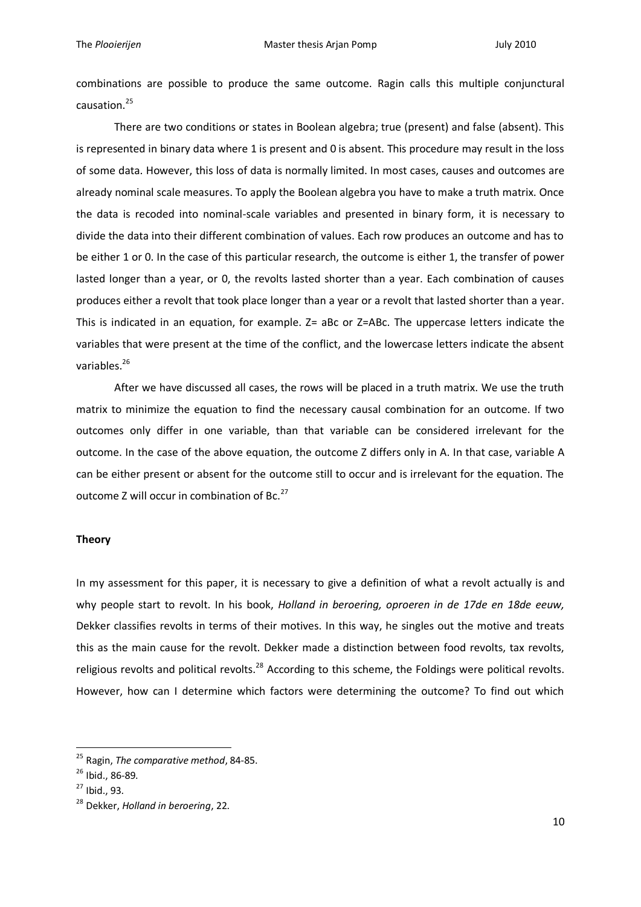combinations are possible to produce the same outcome. Ragin calls this multiple conjunctural causation.[25]

There are two conditions or states in Boolean algebra; true (present) and false (absent). This is represented in binary data where 1 is present and 0 is absent. This procedure may result in the loss of some data. However, this loss of data is normally limited. In most cases, causes and outcomes are already nominal scale measures. To apply the Boolean algebra you have to make a truth matrix. Once the data is recoded into nominal-scale variables and presented in binary form, it is necessary to divide the data into their different combination of values. Each row produces an outcome and has to be either 1 or 0. In the case of this particular research, the outcome is either 1, the transfer of power lasted longer than a year, or 0, the revolts lasted shorter than a year. Each combination of causes produces either a revolt that took place longer than a year or a revolt that lasted shorter than a year. This is indicated in an equation, for example. Z= aBc or Z=ABc. The uppercase letters indicate the variables that were present at the time of the conflict, and the lowercase letters indicate the absent variables.[26]

After we have discussed all cases, the rows will be placed in a truth matrix. We use the truth matrix to minimize the equation to find the necessary causal combination for an outcome. If two outcomes only differ in one variable, than that variable can be considered irrelevant for the outcome. In the case of the above equation, the outcome Z differs only in A. In that case, variable A can be either present or absent for the outcome still to occur and is irrelevant for the equation. The outcome Z will occur in combination of Bc.[27]

## Theory

In my assessment for this paper, it is necessary to give a definition of what a revolt actually is and why people start to revolt. In his book, *Holland in beroering, oproeren in de 17de en 18de eeuw,* Dekker classifies revolts in terms of their motives. In this way, he singles out the motive and treats this as the main cause for the revolt. Dekker made a distinction between food revolts, tax revolts, religious revolts and political revolts.[28] According to this scheme, the Foldings were political revolts. However, how can I determine which factors were determining the outcome? To find out which

---

[25] Ragin, *The comparative method*, 84-85.

[26] Ibid., 86-89.

[27] Ibid., 93.

[28] Dekker, *Holland in beroering*, 22.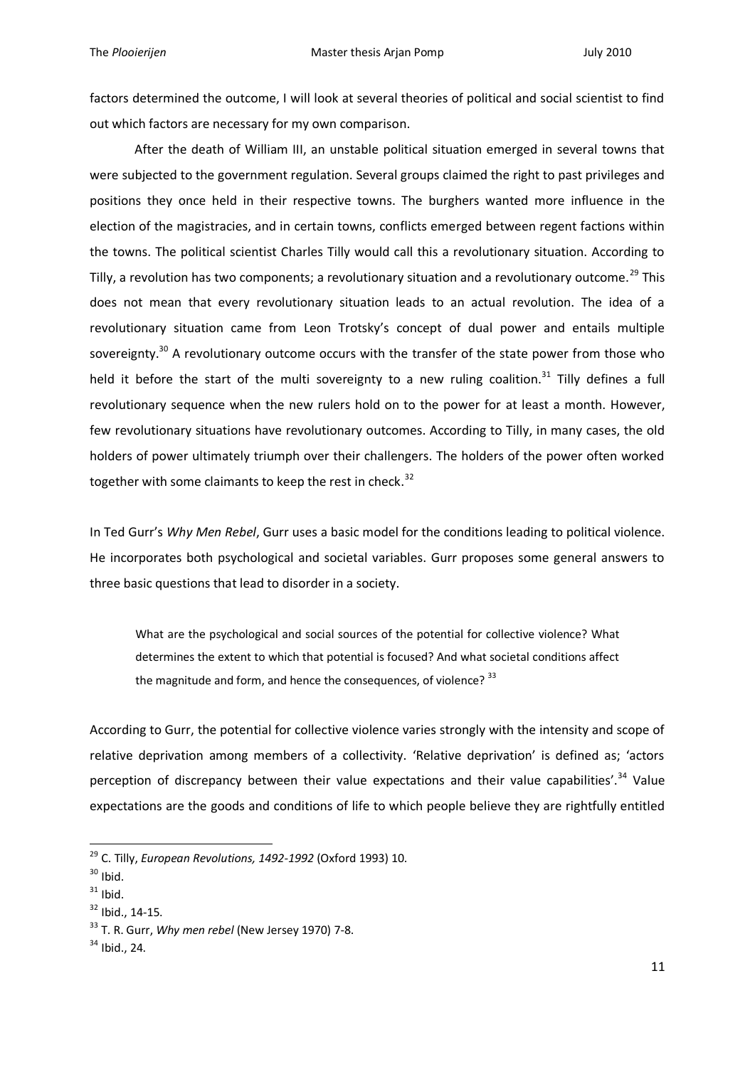factors determined the outcome, I will look at several theories of political and social scientist to find out which factors are necessary for my own comparison.

After the death of William III, an unstable political situation emerged in several towns that were subjected to the government regulation. Several groups claimed the right to past privileges and positions they once held in their respective towns. The burghers wanted more influence in the election of the magistracies, and in certain towns, conflicts emerged between regent factions within the towns. The political scientist Charles Tilly would call this a revolutionary situation. According to Tilly, a revolution has two components; a revolutionary situation and a revolutionary outcome.[29] This does not mean that every revolutionary situation leads to an actual revolution. The idea of a revolutionary situation came from Leon Trotsky's concept of dual power and entails multiple sovereignty.[30] A revolutionary outcome occurs with the transfer of the state power from those who held it before the start of the multi sovereignty to a new ruling coalition.[31] Tilly defines a full revolutionary sequence when the new rulers hold on to the power for at least a month. However, few revolutionary situations have revolutionary outcomes. According to Tilly, in many cases, the old holders of power ultimately triumph over their challengers. The holders of the power often worked together with some claimants to keep the rest in check.[32]

In Ted Gurr's *Why Men Rebel*, Gurr uses a basic model for the conditions leading to political violence. He incorporates both psychological and societal variables. Gurr proposes some general answers to three basic questions that lead to disorder in a society.

> What are the psychological and social sources of the potential for collective violence? What determines the extent to which that potential is focused? And what societal conditions affect the magnitude and form, and hence the consequences, of violence? [33]

According to Gurr, the potential for collective violence varies strongly with the intensity and scope of relative deprivation among members of a collectivity. 'Relative deprivation' is defined as; 'actors perception of discrepancy between their value expectations and their value capabilities'.[34] Value expectations are the goods and conditions of life to which people believe they are rightfully entitled

---

[29] C. Tilly, *European Revolutions, 1492-1992* (Oxford 1993) 10.

[30] Ibid.

[31] Ibid.

[32] Ibid., 14-15.

[33] T. R. Gurr, *Why men rebel* (New Jersey 1970) 7-8.

[34] Ibid., 24.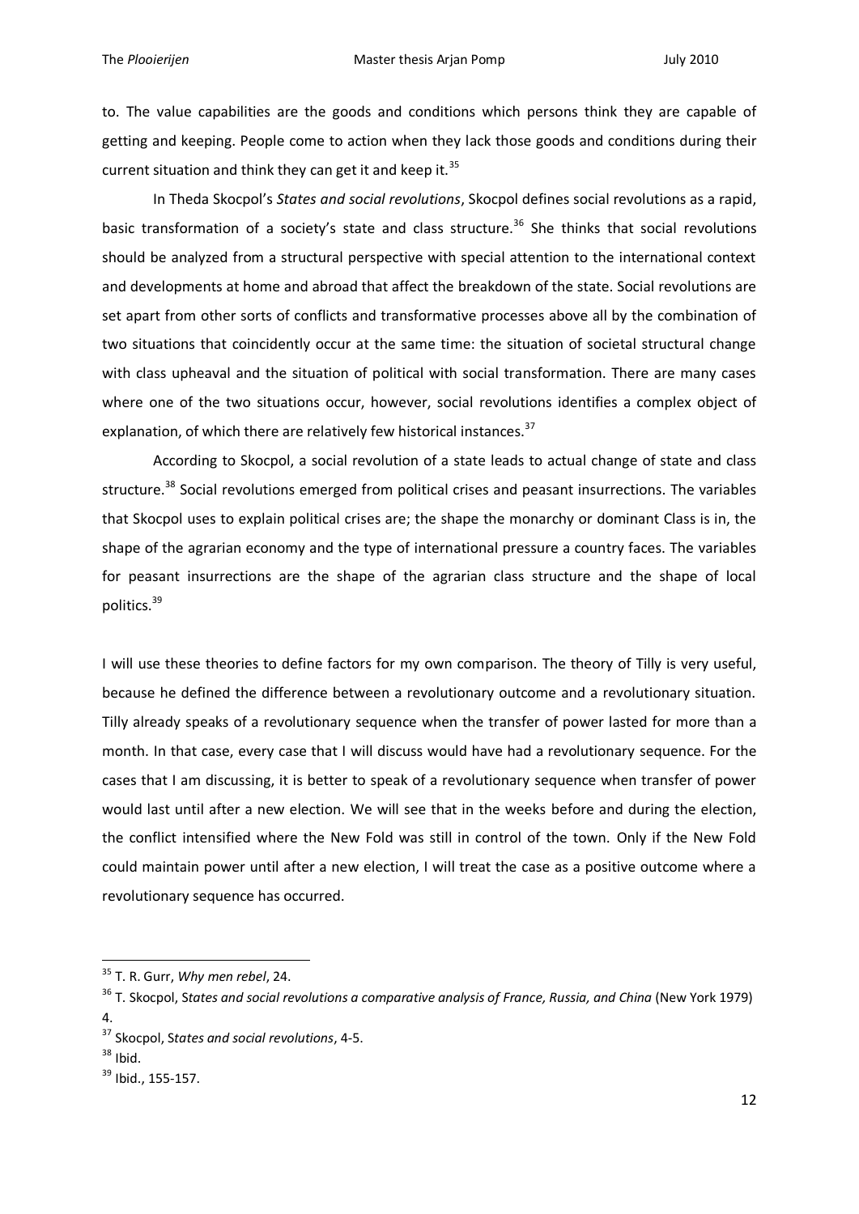to. The value capabilities are the goods and conditions which persons think they are capable of getting and keeping. People come to action when they lack those goods and conditions during their current situation and think they can get it and keep it.[35]

In Theda Skocpol's *States and social revolutions*, Skocpol defines social revolutions as a rapid, basic transformation of a society's state and class structure.[36] She thinks that social revolutions should be analyzed from a structural perspective with special attention to the international context and developments at home and abroad that affect the breakdown of the state. Social revolutions are set apart from other sorts of conflicts and transformative processes above all by the combination of two situations that coincidently occur at the same time: the situation of societal structural change with class upheaval and the situation of political with social transformation. There are many cases where one of the two situations occur, however, social revolutions identifies a complex object of explanation, of which there are relatively few historical instances.[37]

According to Skocpol, a social revolution of a state leads to actual change of state and class structure.[38] Social revolutions emerged from political crises and peasant insurrections. The variables that Skocpol uses to explain political crises are; the shape the monarchy or dominant Class is in, the shape of the agrarian economy and the type of international pressure a country faces. The variables for peasant insurrections are the shape of the agrarian class structure and the shape of local politics.[39]

I will use these theories to define factors for my own comparison. The theory of Tilly is very useful, because he defined the difference between a revolutionary outcome and a revolutionary situation. Tilly already speaks of a revolutionary sequence when the transfer of power lasted for more than a month. In that case, every case that I will discuss would have had a revolutionary sequence. For the cases that I am discussing, it is better to speak of a revolutionary sequence when transfer of power would last until after a new election. We will see that in the weeks before and during the election, the conflict intensified where the New Fold was still in control of the town. Only if the New Fold could maintain power until after a new election, I will treat the case as a positive outcome where a revolutionary sequence has occurred.

---

[35] T. R. Gurr, *Why men rebel*, 24.

[36] T. Skocpol, S*tates and social revolutions a comparative analysis of France, Russia, and China* (New York 1979) 4.

[37] Skocpol, S*tates and social revolutions*, 4-5.

[38] Ibid.

[39] Ibid., 155-157.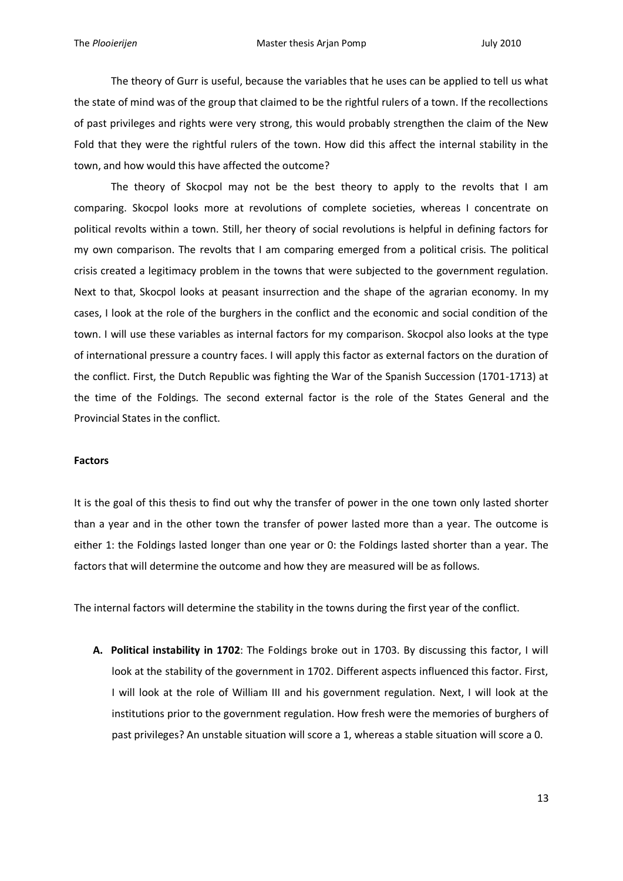The theory of Gurr is useful, because the variables that he uses can be applied to tell us what the state of mind was of the group that claimed to be the rightful rulers of a town. If the recollections of past privileges and rights were very strong, this would probably strengthen the claim of the New Fold that they were the rightful rulers of the town. How did this affect the internal stability in the town, and how would this have affected the outcome?

The theory of Skocpol may not be the best theory to apply to the revolts that I am comparing. Skocpol looks more at revolutions of complete societies, whereas I concentrate on political revolts within a town. Still, her theory of social revolutions is helpful in defining factors for my own comparison. The revolts that I am comparing emerged from a political crisis. The political crisis created a legitimacy problem in the towns that were subjected to the government regulation. Next to that, Skocpol looks at peasant insurrection and the shape of the agrarian economy. In my cases, I look at the role of the burghers in the conflict and the economic and social condition of the town. I will use these variables as internal factors for my comparison. Skocpol also looks at the type of international pressure a country faces. I will apply this factor as external factors on the duration of the conflict. First, the Dutch Republic was fighting the War of the Spanish Succession (1701-1713) at the time of the Foldings. The second external factor is the role of the States General and the Provincial States in the conflict.

**Factors**

It is the goal of this thesis to find out why the transfer of power in the one town only lasted shorter than a year and in the other town the transfer of power lasted more than a year. The outcome is either 1: the Foldings lasted longer than one year or 0: the Foldings lasted shorter than a year. The factors that will determine the outcome and how they are measured will be as follows.

The internal factors will determine the stability in the towns during the first year of the conflict.

**A. Political instability in 1702**: The Foldings broke out in 1703. By discussing this factor, I will look at the stability of the government in 1702. Different aspects influenced this factor. First, I will look at the role of William III and his government regulation. Next, I will look at the institutions prior to the government regulation. How fresh were the memories of burghers of past privileges? An unstable situation will score a 1, whereas a stable situation will score a 0.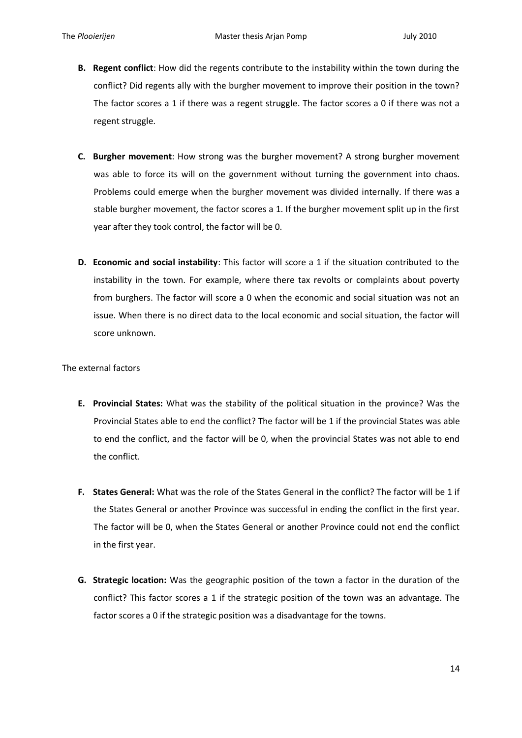- **B. Regent conflict**: How did the regents contribute to the instability within the town during the conflict? Did regents ally with the burgher movement to improve their position in the town? The factor scores a 1 if there was a regent struggle. The factor scores a 0 if there was not a regent struggle.

- **C. Burgher movement**: How strong was the burgher movement? A strong burgher movement was able to force its will on the government without turning the government into chaos. Problems could emerge when the burgher movement was divided internally. If there was a stable burgher movement, the factor scores a 1. If the burgher movement split up in the first year after they took control, the factor will be 0.

- **D. Economic and social instability**: This factor will score a 1 if the situation contributed to the instability in the town. For example, where there tax revolts or complaints about poverty from burghers. The factor will score a 0 when the economic and social situation was not an issue. When there is no direct data to the local economic and social situation, the factor will score unknown.

The external factors

- **E. Provincial States:** What was the stability of the political situation in the province? Was the Provincial States able to end the conflict? The factor will be 1 if the provincial States was able to end the conflict, and the factor will be 0, when the provincial States was not able to end the conflict.

- **F. States General:** What was the role of the States General in the conflict? The factor will be 1 if the States General or another Province was successful in ending the conflict in the first year. The factor will be 0, when the States General or another Province could not end the conflict in the first year.

- **G. Strategic location:** Was the geographic position of the town a factor in the duration of the conflict? This factor scores a 1 if the strategic position of the town was an advantage. The factor scores a 0 if the strategic position was a disadvantage for the towns.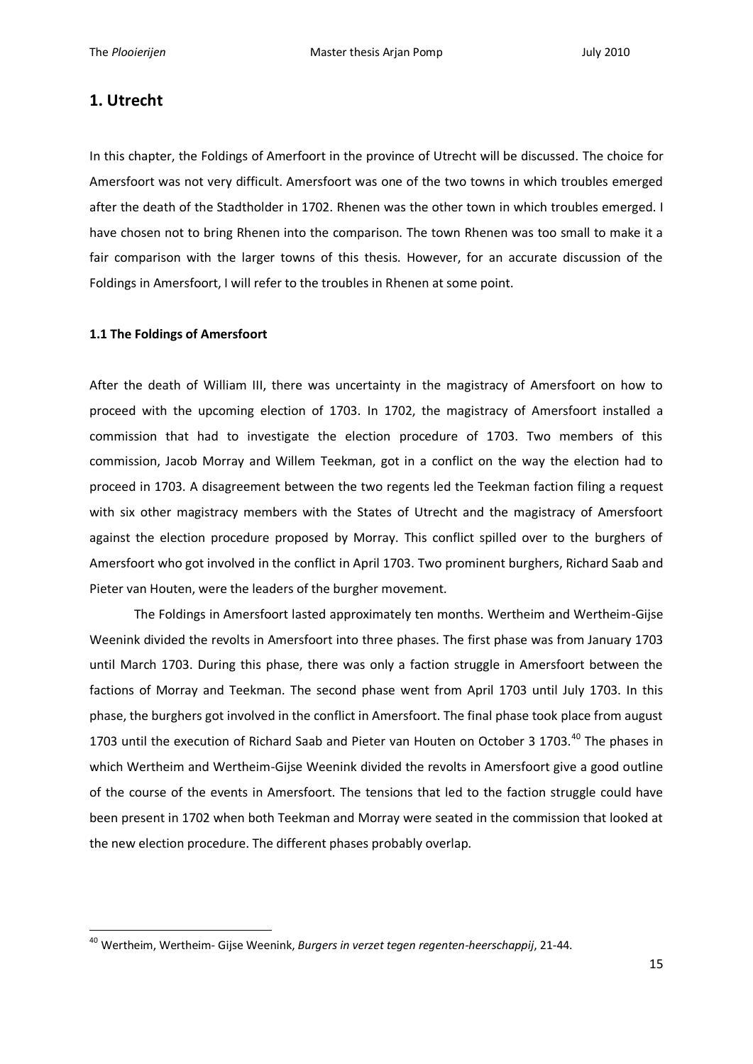## 1. Utrecht

In this chapter, the Foldings of Amerfoort in the province of Utrecht will be discussed. The choice for Amersfoort was not very difficult. Amersfoort was one of the two towns in which troubles emerged after the death of the Stadtholder in 1702. Rhenen was the other town in which troubles emerged. I have chosen not to bring Rhenen into the comparison. The town Rhenen was too small to make it a fair comparison with the larger towns of this thesis. However, for an accurate discussion of the Foldings in Amersfoort, I will refer to the troubles in Rhenen at some point.

### 1.1 The Foldings of Amersfoort

After the death of William III, there was uncertainty in the magistracy of Amersfoort on how to proceed with the upcoming election of 1703. In 1702, the magistracy of Amersfoort installed a commission that had to investigate the election procedure of 1703. Two members of this commission, Jacob Morray and Willem Teekman, got in a conflict on the way the election had to proceed in 1703. A disagreement between the two regents led the Teekman faction filing a request with six other magistracy members with the States of Utrecht and the magistracy of Amersfoort against the election procedure proposed by Morray. This conflict spilled over to the burghers of Amersfoort who got involved in the conflict in April 1703. Two prominent burghers, Richard Saab and Pieter van Houten, were the leaders of the burgher movement.

The Foldings in Amersfoort lasted approximately ten months. Wertheim and Wertheim-Gijse Weenink divided the revolts in Amersfoort into three phases. The first phase was from January 1703 until March 1703. During this phase, there was only a faction struggle in Amersfoort between the factions of Morray and Teekman. The second phase went from April 1703 until July 1703. In this phase, the burghers got involved in the conflict in Amersfoort. The final phase took place from august 1703 until the execution of Richard Saab and Pieter van Houten on October 3 1703.[40] The phases in which Wertheim and Wertheim-Gijse Weenink divided the revolts in Amersfoort give a good outline of the course of the events in Amersfoort. The tensions that led to the faction struggle could have been present in 1702 when both Teekman and Morray were seated in the commission that looked at the new election procedure. The different phases probably overlap.

[40] Wertheim, Wertheim- Gijse Weenink, *Burgers in verzet tegen regenten-heerschappij*, 21-44.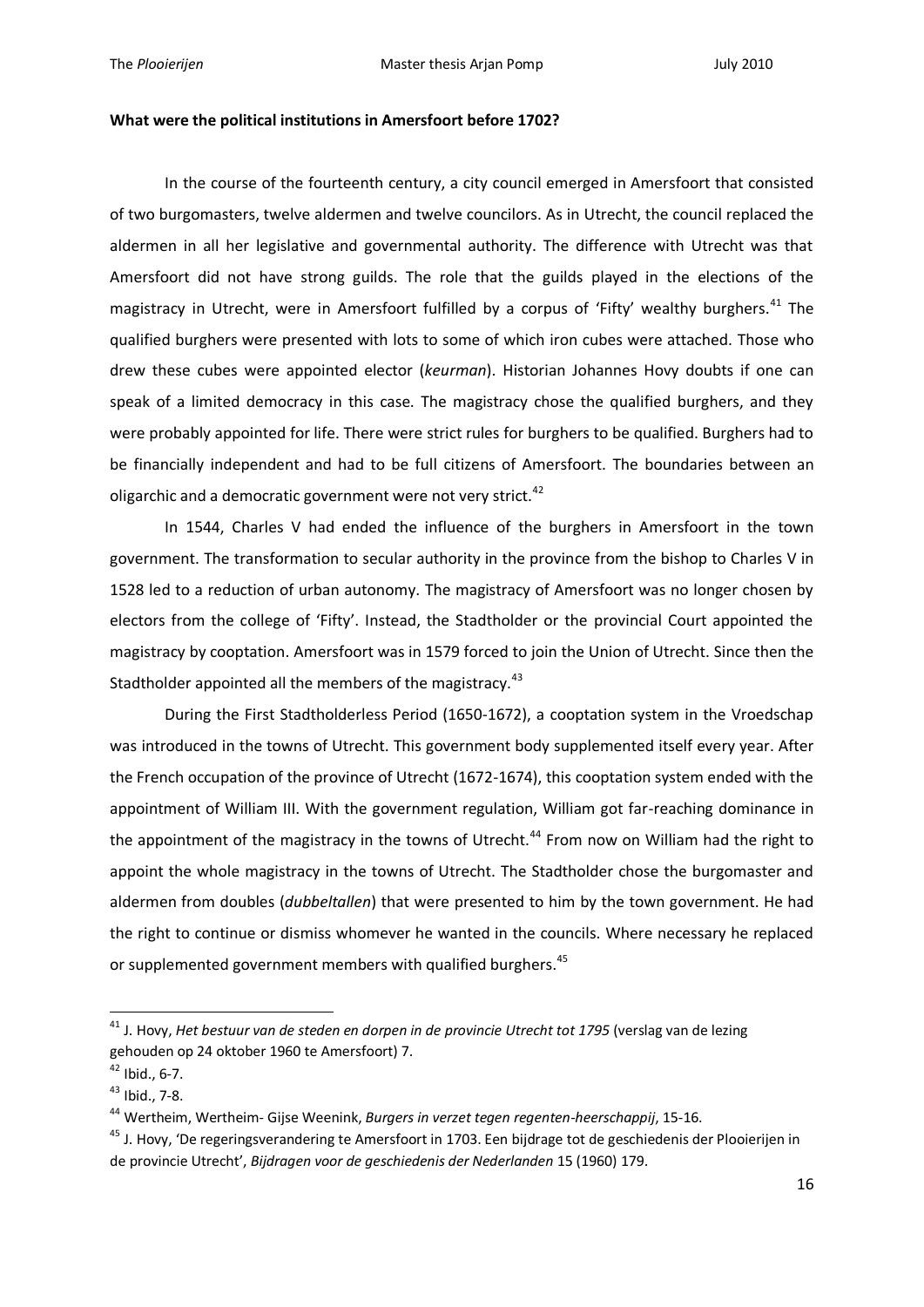**What were the political institutions in Amersfoort before 1702?**

In the course of the fourteenth century, a city council emerged in Amersfoort that consisted of two burgomasters, twelve aldermen and twelve councilors. As in Utrecht, the council replaced the aldermen in all her legislative and governmental authority. The difference with Utrecht was that Amersfoort did not have strong guilds. The role that the guilds played in the elections of the magistracy in Utrecht, were in Amersfoort fulfilled by a corpus of 'Fifty' wealthy burghers.[41] The qualified burghers were presented with lots to some of which iron cubes were attached. Those who drew these cubes were appointed elector (*keurman*). Historian Johannes Hovy doubts if one can speak of a limited democracy in this case. The magistracy chose the qualified burghers, and they were probably appointed for life. There were strict rules for burghers to be qualified. Burghers had to be financially independent and had to be full citizens of Amersfoort. The boundaries between an oligarchic and a democratic government were not very strict.[42]

In 1544, Charles V had ended the influence of the burghers in Amersfoort in the town government. The transformation to secular authority in the province from the bishop to Charles V in 1528 led to a reduction of urban autonomy. The magistracy of Amersfoort was no longer chosen by electors from the college of 'Fifty'. Instead, the Stadtholder or the provincial Court appointed the magistracy by cooptation. Amersfoort was in 1579 forced to join the Union of Utrecht. Since then the Stadtholder appointed all the members of the magistracy.[43]

During the First Stadtholderless Period (1650-1672), a cooptation system in the Vroedschap was introduced in the towns of Utrecht. This government body supplemented itself every year. After the French occupation of the province of Utrecht (1672-1674), this cooptation system ended with the appointment of William III. With the government regulation, William got far-reaching dominance in the appointment of the magistracy in the towns of Utrecht.[44] From now on William had the right to appoint the whole magistracy in the towns of Utrecht. The Stadtholder chose the burgomaster and aldermen from doubles (*dubbeltallen*) that were presented to him by the town government. He had the right to continue or dismiss whomever he wanted in the councils. Where necessary he replaced or supplemented government members with qualified burghers.[45]

---

[41] J. Hovy, *Het bestuur van de steden en dorpen in de provincie Utrecht tot 1795* (verslag van de lezing gehouden op 24 oktober 1960 te Amersfoort) 7.

[42] Ibid., 6-7.

[43] Ibid., 7-8.

[44] Wertheim, Wertheim- Gijse Weenink, *Burgers in verzet tegen regenten-heerschappij*, 15-16.

[45] J. Hovy, 'De regeringsverandering te Amersfoort in 1703. Een bijdrage tot de geschiedenis der Plooierijen in de provincie Utrecht', *Bijdragen voor de geschiedenis der Nederlanden* 15 (1960) 179.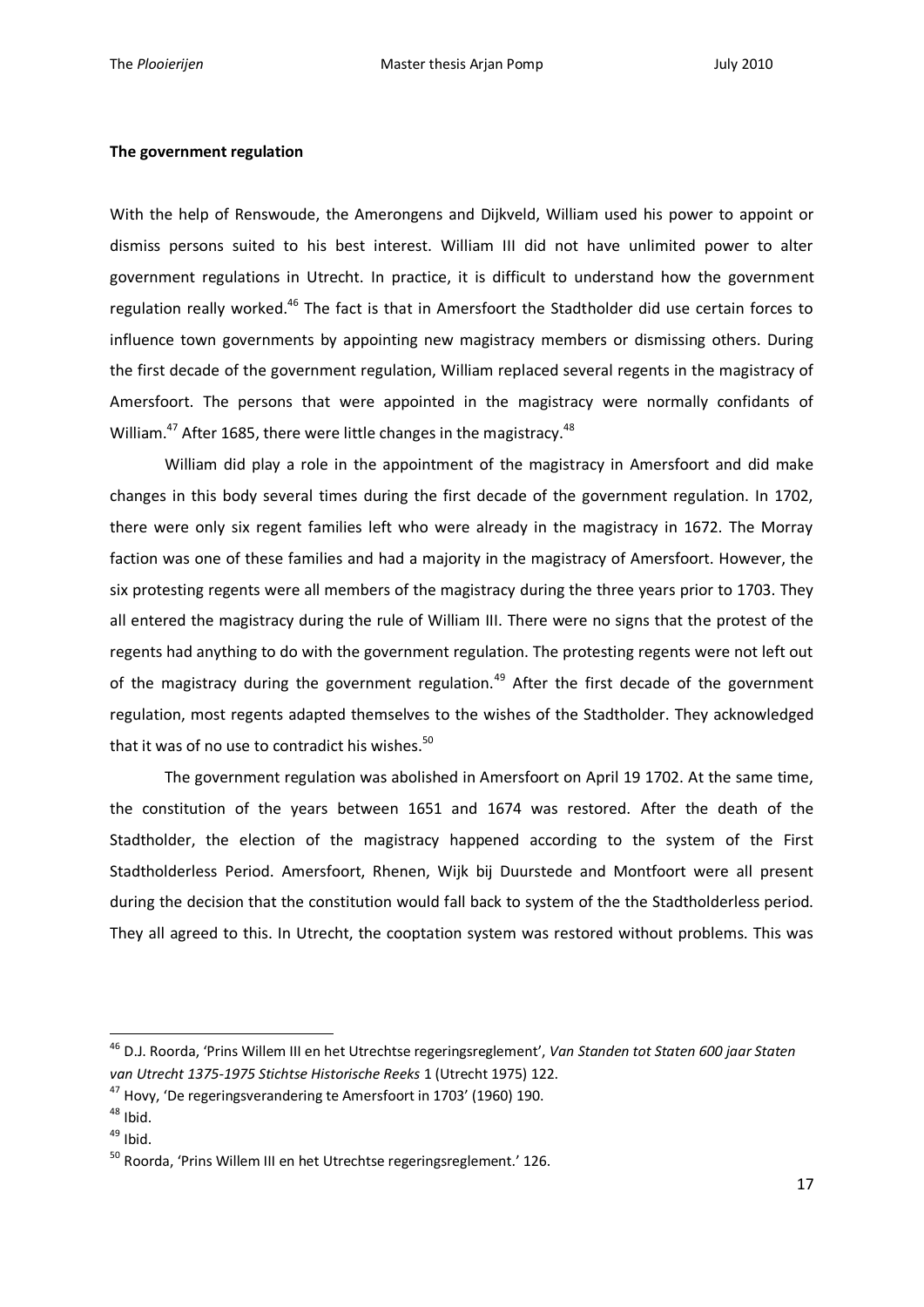**The government regulation**

With the help of Renswoude, the Amerongens and Dijkveld, William used his power to appoint or dismiss persons suited to his best interest. William III did not have unlimited power to alter government regulations in Utrecht. In practice, it is difficult to understand how the government regulation really worked.[46] The fact is that in Amersfoort the Stadtholder did use certain forces to influence town governments by appointing new magistracy members or dismissing others. During the first decade of the government regulation, William replaced several regents in the magistracy of Amersfoort. The persons that were appointed in the magistracy were normally confidants of William.[47] After 1685, there were little changes in the magistracy.[48]

William did play a role in the appointment of the magistracy in Amersfoort and did make changes in this body several times during the first decade of the government regulation. In 1702, there were only six regent families left who were already in the magistracy in 1672. The Morray faction was one of these families and had a majority in the magistracy of Amersfoort. However, the six protesting regents were all members of the magistracy during the three years prior to 1703. They all entered the magistracy during the rule of William III. There were no signs that the protest of the regents had anything to do with the government regulation. The protesting regents were not left out of the magistracy during the government regulation.[49] After the first decade of the government regulation, most regents adapted themselves to the wishes of the Stadtholder. They acknowledged that it was of no use to contradict his wishes.[50]

The government regulation was abolished in Amersfoort on April 19 1702. At the same time, the constitution of the years between 1651 and 1674 was restored. After the death of the Stadtholder, the election of the magistracy happened according to the system of the First Stadtholderless Period. Amersfoort, Rhenen, Wijk bij Duurstede and Montfoort were all present during the decision that the constitution would fall back to system of the the Stadtholderless period. They all agreed to this. In Utrecht, the cooptation system was restored without problems. This was

---

[46] D.J. Roorda, 'Prins Willem III en het Utrechtse regeringsreglement', *Van Standen tot Staten 600 jaar Staten van Utrecht 1375-1975 Stichtse Historische Reeks* 1 (Utrecht 1975) 122.

[47] Hovy, 'De regeringsverandering te Amersfoort in 1703' (1960) 190.

[48] Ibid.

[49] Ibid.

[50] Roorda, 'Prins Willem III en het Utrechtse regeringsreglement.' 126.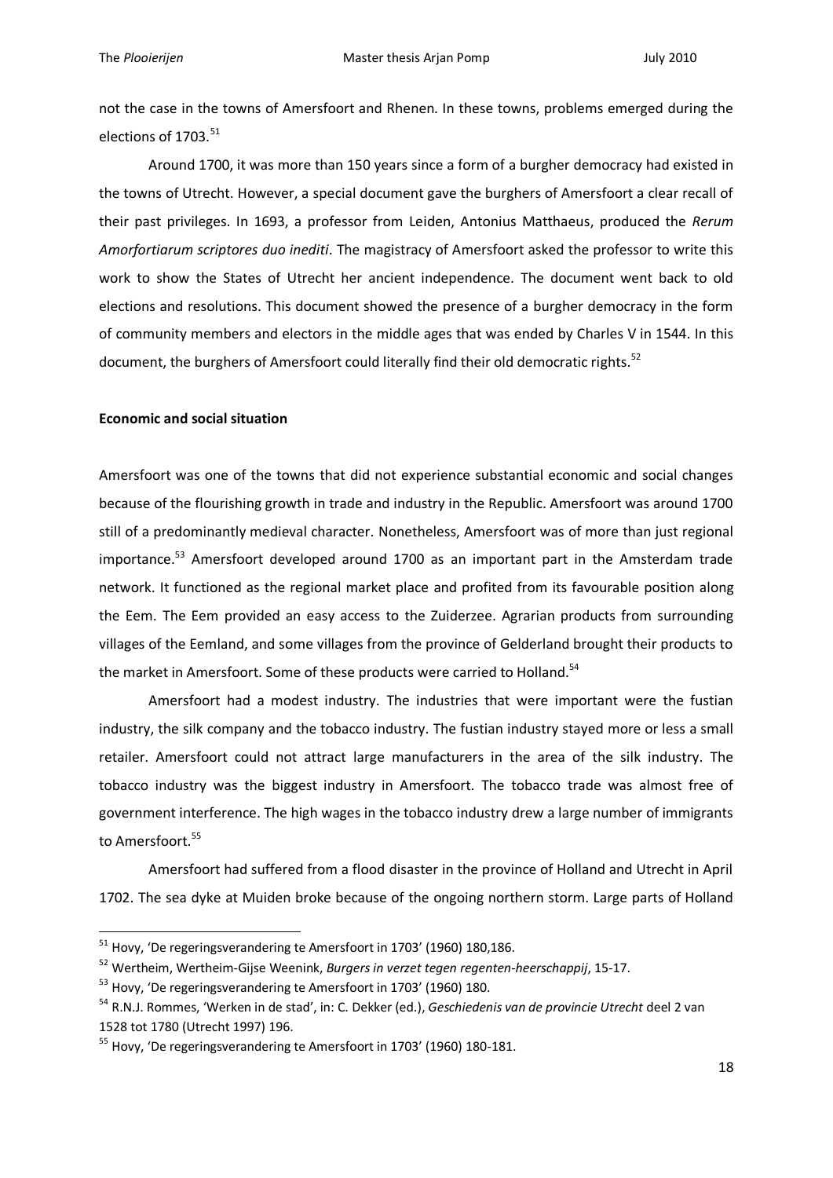not the case in the towns of Amersfoort and Rhenen. In these towns, problems emerged during the elections of 1703.[51]

Around 1700, it was more than 150 years since a form of a burgher democracy had existed in the towns of Utrecht. However, a special document gave the burghers of Amersfoort a clear recall of their past privileges. In 1693, a professor from Leiden, Antonius Matthaeus, produced the *Rerum Amorfortiarum scriptores duo inediti*. The magistracy of Amersfoort asked the professor to write this work to show the States of Utrecht her ancient independence. The document went back to old elections and resolutions. This document showed the presence of a burgher democracy in the form of community members and electors in the middle ages that was ended by Charles V in 1544. In this document, the burghers of Amersfoort could literally find their old democratic rights.[52]

**Economic and social situation**

Amersfoort was one of the towns that did not experience substantial economic and social changes because of the flourishing growth in trade and industry in the Republic. Amersfoort was around 1700 still of a predominantly medieval character. Nonetheless, Amersfoort was of more than just regional importance.[53] Amersfoort developed around 1700 as an important part in the Amsterdam trade network. It functioned as the regional market place and profited from its favourable position along the Eem. The Eem provided an easy access to the Zuiderzee. Agrarian products from surrounding villages of the Eemland, and some villages from the province of Gelderland brought their products to the market in Amersfoort. Some of these products were carried to Holland.[54]

Amersfoort had a modest industry. The industries that were important were the fustian industry, the silk company and the tobacco industry. The fustian industry stayed more or less a small retailer. Amersfoort could not attract large manufacturers in the area of the silk industry. The tobacco industry was the biggest industry in Amersfoort. The tobacco trade was almost free of government interference. The high wages in the tobacco industry drew a large number of immigrants to Amersfoort.[55]

Amersfoort had suffered from a flood disaster in the province of Holland and Utrecht in April 1702. The sea dyke at Muiden broke because of the ongoing northern storm. Large parts of Holland

---

[51] Hovy, 'De regeringsverandering te Amersfoort in 1703' (1960) 180,186.

[52] Wertheim, Wertheim-Gijse Weenink, *Burgers in verzet tegen regenten-heerschappij*, 15-17.

[53] Hovy, 'De regeringsverandering te Amersfoort in 1703' (1960) 180.

[54] R.N.J. Rommes, 'Werken in de stad', in: C. Dekker (ed.), *Geschiedenis van de provincie Utrecht* deel 2 van 1528 tot 1780 (Utrecht 1997) 196.

[55] Hovy, 'De regeringsverandering te Amersfoort in 1703' (1960) 180-181.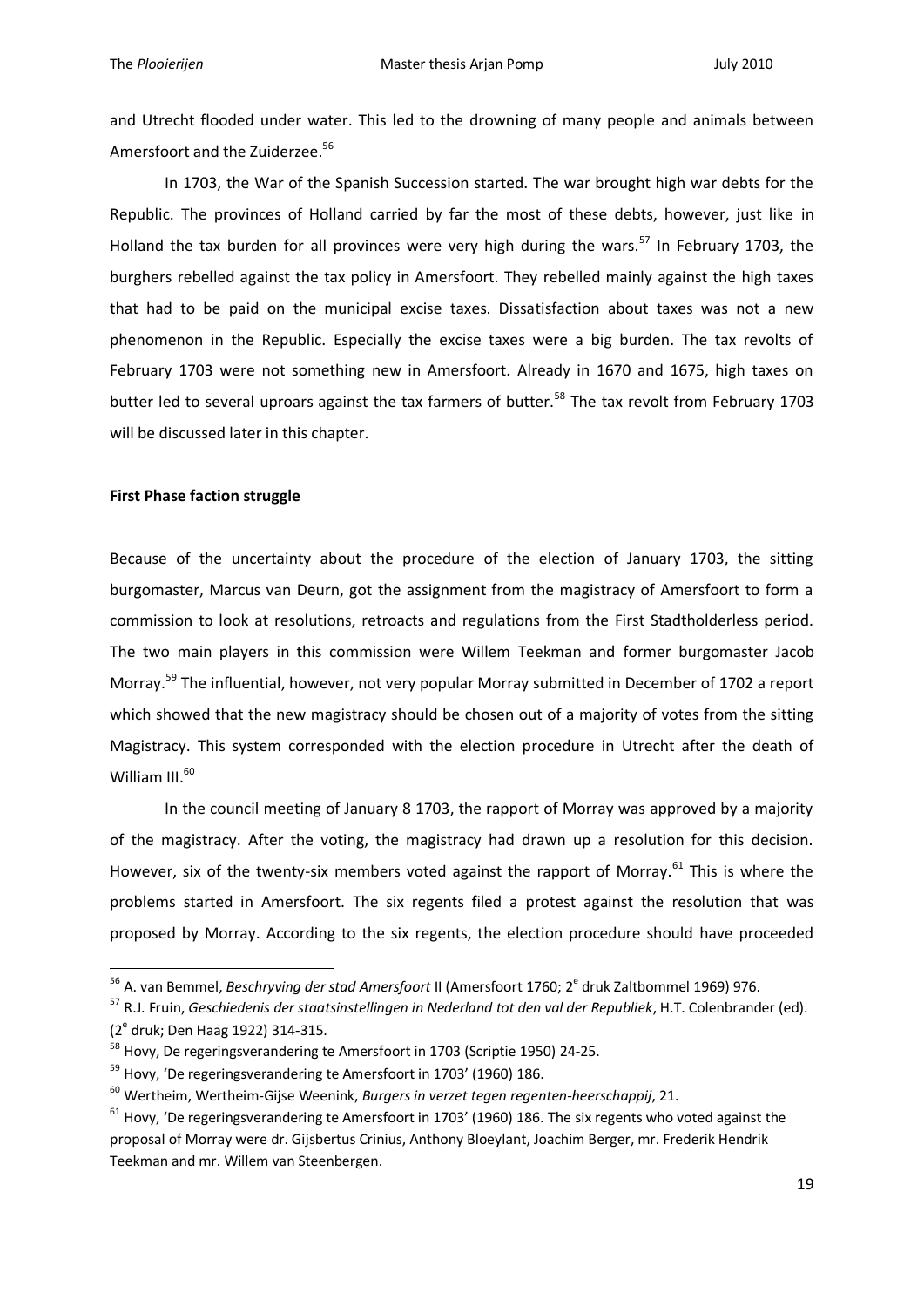and Utrecht flooded under water. This led to the drowning of many people and animals between Amersfoort and the Zuiderzee.[56]

In 1703, the War of the Spanish Succession started. The war brought high war debts for the Republic. The provinces of Holland carried by far the most of these debts, however, just like in Holland the tax burden for all provinces were very high during the wars.[57] In February 1703, the burghers rebelled against the tax policy in Amersfoort. They rebelled mainly against the high taxes that had to be paid on the municipal excise taxes. Dissatisfaction about taxes was not a new phenomenon in the Republic. Especially the excise taxes were a big burden. The tax revolts of February 1703 were not something new in Amersfoort. Already in 1670 and 1675, high taxes on butter led to several uproars against the tax farmers of butter.[58] The tax revolt from February 1703 will be discussed later in this chapter.

**First Phase faction struggle**

Because of the uncertainty about the procedure of the election of January 1703, the sitting burgomaster, Marcus van Deurn, got the assignment from the magistracy of Amersfoort to form a commission to look at resolutions, retroacts and regulations from the First Stadtholderless period. The two main players in this commission were Willem Teekman and former burgomaster Jacob Morray.[59] The influential, however, not very popular Morray submitted in December of 1702 a report which showed that the new magistracy should be chosen out of a majority of votes from the sitting Magistracy. This system corresponded with the election procedure in Utrecht after the death of William III.[60]

In the council meeting of January 8 1703, the rapport of Morray was approved by a majority of the magistracy. After the voting, the magistracy had drawn up a resolution for this decision. However, six of the twenty-six members voted against the rapport of Morray.[61] This is where the problems started in Amersfoort. The six regents filed a protest against the resolution that was proposed by Morray. According to the six regents, the election procedure should have proceeded

---

[56] A. van Bemmel, *Beschryving der stad Amersfoort* II (Amersfoort 1760; 2e druk Zaltbommel 1969) 976.

[57] R.J. Fruin, *Geschiedenis der staatsinstellingen in Nederland tot den val der Republiek*, H.T. Colenbrander (ed). (2e druk; Den Haag 1922) 314-315.

[58] Hovy, De regeringsverandering te Amersfoort in 1703 (Scriptie 1950) 24-25.

[59] Hovy, 'De regeringsverandering te Amersfoort in 1703' (1960) 186.

[60] Wertheim, Wertheim-Gijse Weenink, *Burgers in verzet tegen regenten-heerschappij*, 21.

[61] Hovy, 'De regeringsverandering te Amersfoort in 1703' (1960) 186. The six regents who voted against the proposal of Morray were dr. Gijsbertus Crinius, Anthony Bloeylant, Joachim Berger, mr. Frederik Hendrik Teekman and mr. Willem van Steenbergen.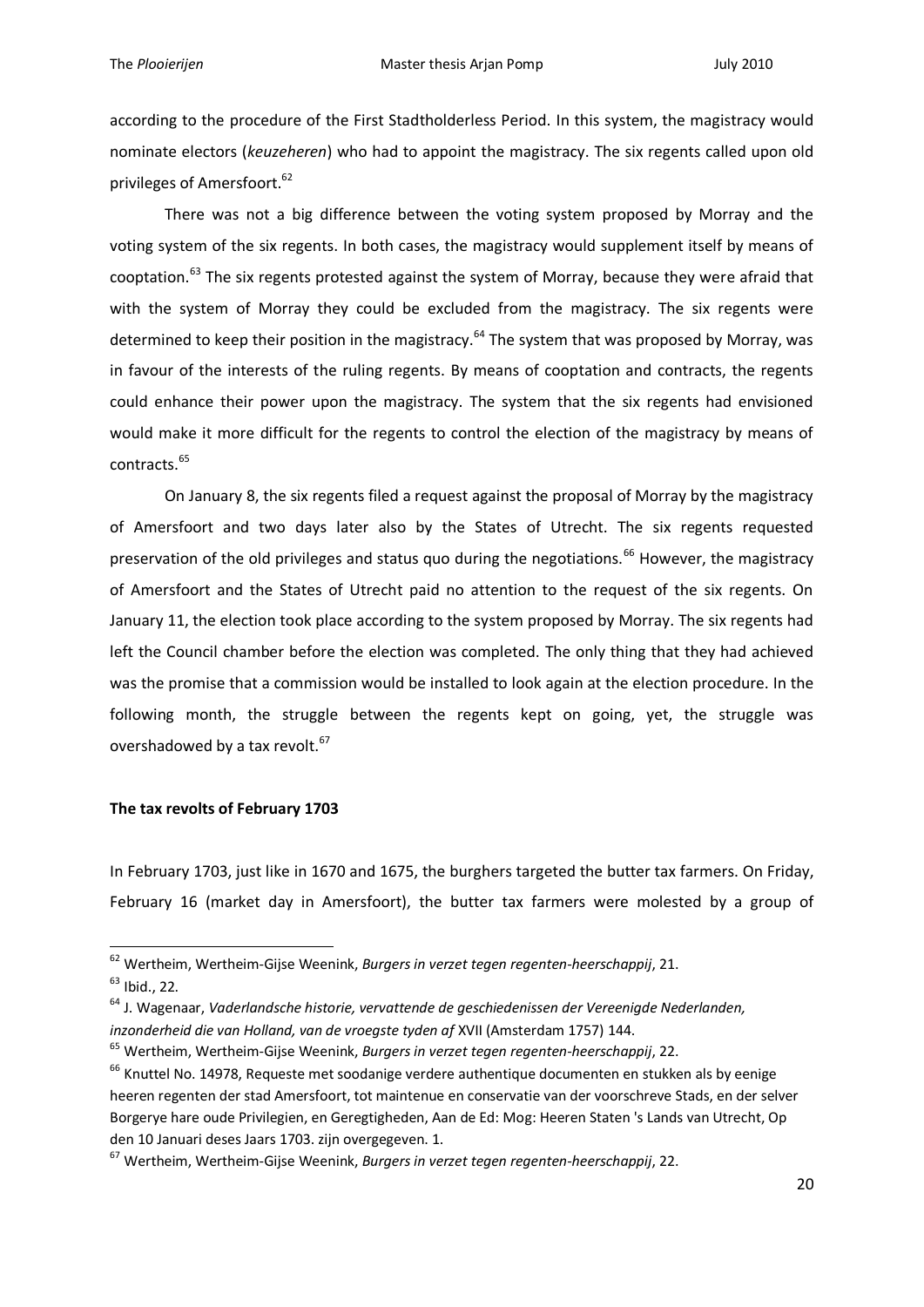according to the procedure of the First Stadtholderless Period. In this system, the magistracy would nominate electors (*keuzeheren*) who had to appoint the magistracy. The six regents called upon old privileges of Amersfoort.[62]

There was not a big difference between the voting system proposed by Morray and the voting system of the six regents. In both cases, the magistracy would supplement itself by means of cooptation.[63] The six regents protested against the system of Morray, because they were afraid that with the system of Morray they could be excluded from the magistracy. The six regents were determined to keep their position in the magistracy.[64] The system that was proposed by Morray, was in favour of the interests of the ruling regents. By means of cooptation and contracts, the regents could enhance their power upon the magistracy. The system that the six regents had envisioned would make it more difficult for the regents to control the election of the magistracy by means of contracts.[65]

On January 8, the six regents filed a request against the proposal of Morray by the magistracy of Amersfoort and two days later also by the States of Utrecht. The six regents requested preservation of the old privileges and status quo during the negotiations.[66] However, the magistracy of Amersfoort and the States of Utrecht paid no attention to the request of the six regents. On January 11, the election took place according to the system proposed by Morray. The six regents had left the Council chamber before the election was completed. The only thing that they had achieved was the promise that a commission would be installed to look again at the election procedure. In the following month, the struggle between the regents kept on going, yet, the struggle was overshadowed by a tax revolt.[67]

### The tax revolts of February 1703

In February 1703, just like in 1670 and 1675, the burghers targeted the butter tax farmers. On Friday, February 16 (market day in Amersfoort), the butter tax farmers were molested by a group of

---

[62] Wertheim, Wertheim-Gijse Weenink, *Burgers in verzet tegen regenten-heerschappij*, 21.

[63] Ibid., 22.

[64] J. Wagenaar, *Vaderlandsche historie, vervattende de geschiedenissen der Vereenigde Nederlanden, inzonderheid die van Holland, van de vroegste tyden af* XVII (Amsterdam 1757) 144.

[65] Wertheim, Wertheim-Gijse Weenink, *Burgers in verzet tegen regenten-heerschappij*, 22.

[66] Knuttel No. 14978, Requeste met soodanige verdere authentique documenten en stukken als by eenige heeren regenten der stad Amersfoort, tot maintenue en conservatie van der voorschreve Stads, en der selver Borgerye hare oude Privilegien, en Geregtigheden, Aan de Ed: Mog: Heeren Staten 's Lands van Utrecht, Op den 10 Januari deses Jaars 1703. zijn overgegeven. 1.

[67] Wertheim, Wertheim-Gijse Weenink, *Burgers in verzet tegen regenten-heerschappij*, 22.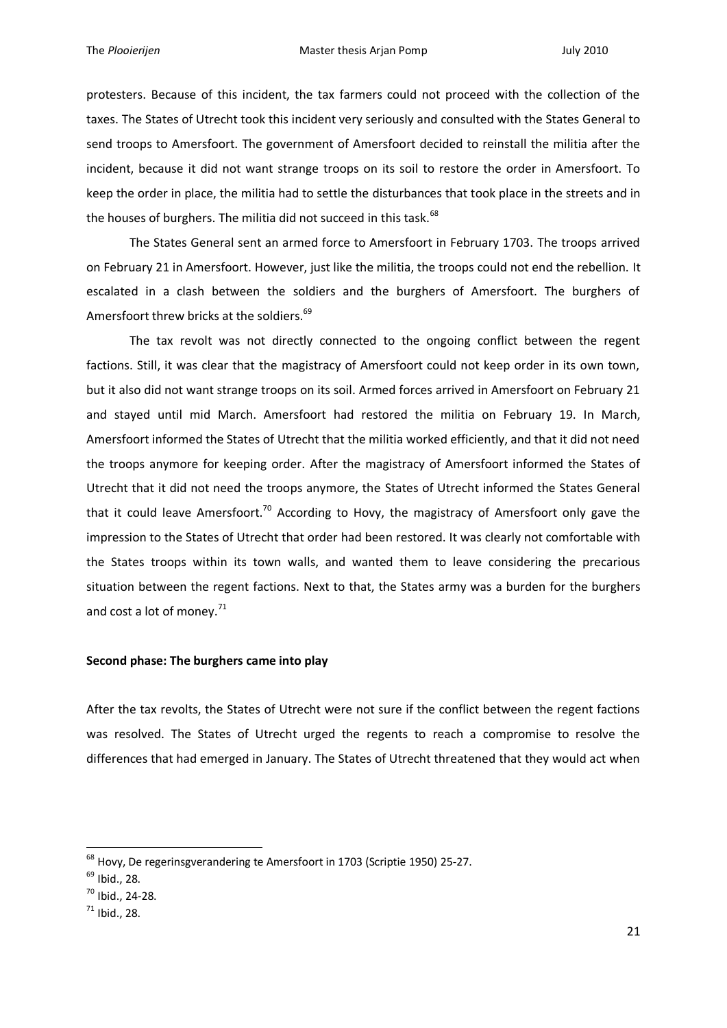protesters. Because of this incident, the tax farmers could not proceed with the collection of the taxes. The States of Utrecht took this incident very seriously and consulted with the States General to send troops to Amersfoort. The government of Amersfoort decided to reinstall the militia after the incident, because it did not want strange troops on its soil to restore the order in Amersfoort. To keep the order in place, the militia had to settle the disturbances that took place in the streets and in the houses of burghers. The militia did not succeed in this task.[68]

The States General sent an armed force to Amersfoort in February 1703. The troops arrived on February 21 in Amersfoort. However, just like the militia, the troops could not end the rebellion. It escalated in a clash between the soldiers and the burghers of Amersfoort. The burghers of Amersfoort threw bricks at the soldiers.[69]

The tax revolt was not directly connected to the ongoing conflict between the regent factions. Still, it was clear that the magistracy of Amersfoort could not keep order in its own town, but it also did not want strange troops on its soil. Armed forces arrived in Amersfoort on February 21 and stayed until mid March. Amersfoort had restored the militia on February 19. In March, Amersfoort informed the States of Utrecht that the militia worked efficiently, and that it did not need the troops anymore for keeping order. After the magistracy of Amersfoort informed the States of Utrecht that it did not need the troops anymore, the States of Utrecht informed the States General that it could leave Amersfoort.[70] According to Hovy, the magistracy of Amersfoort only gave the impression to the States of Utrecht that order had been restored. It was clearly not comfortable with the States troops within its town walls, and wanted them to leave considering the precarious situation between the regent factions. Next to that, the States army was a burden for the burghers and cost a lot of money.[71]

### Second phase: The burghers came into play

After the tax revolts, the States of Utrecht were not sure if the conflict between the regent factions was resolved. The States of Utrecht urged the regents to reach a compromise to resolve the differences that had emerged in January. The States of Utrecht threatened that they would act when

---

[68] Hovy, De regeringsverandering te Amersfoort in 1703 (Scriptie 1950) 25-27.

[69] Ibid., 28.

[70] Ibid., 24-28.

[71] Ibid., 28.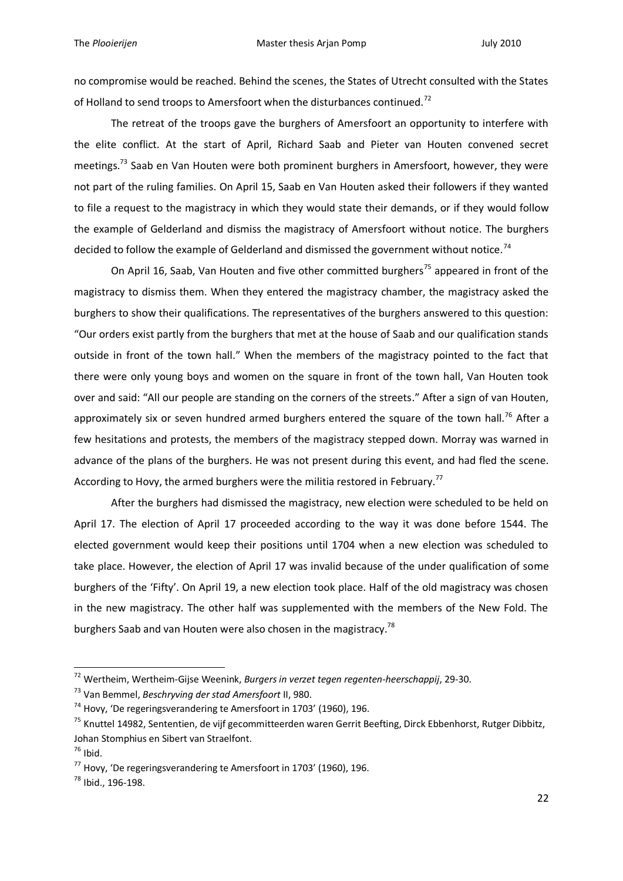no compromise would be reached. Behind the scenes, the States of Utrecht consulted with the States of Holland to send troops to Amersfoort when the disturbances continued.[72]

The retreat of the troops gave the burghers of Amersfoort an opportunity to interfere with the elite conflict. At the start of April, Richard Saab and Pieter van Houten convened secret meetings.[73] Saab en Van Houten were both prominent burghers in Amersfoort, however, they were not part of the ruling families. On April 15, Saab en Van Houten asked their followers if they wanted to file a request to the magistracy in which they would state their demands, or if they would follow the example of Gelderland and dismiss the magistracy of Amersfoort without notice. The burghers decided to follow the example of Gelderland and dismissed the government without notice.[74]

On April 16, Saab, Van Houten and five other committed burghers[75] appeared in front of the magistracy to dismiss them. When they entered the magistracy chamber, the magistracy asked the burghers to show their qualifications. The representatives of the burghers answered to this question: "Our orders exist partly from the burghers that met at the house of Saab and our qualification stands outside in front of the town hall." When the members of the magistracy pointed to the fact that there were only young boys and women on the square in front of the town hall, Van Houten took over and said: "All our people are standing on the corners of the streets." After a sign of van Houten, approximately six or seven hundred armed burghers entered the square of the town hall.[76] After a few hesitations and protests, the members of the magistracy stepped down. Morray was warned in advance of the plans of the burghers. He was not present during this event, and had fled the scene. According to Hovy, the armed burghers were the militia restored in February.[77]

After the burghers had dismissed the magistracy, new election were scheduled to be held on April 17. The election of April 17 proceeded according to the way it was done before 1544. The elected government would keep their positions until 1704 when a new election was scheduled to take place. However, the election of April 17 was invalid because of the under qualification of some burghers of the 'Fifty'. On April 19, a new election took place. Half of the old magistracy was chosen in the new magistracy. The other half was supplemented with the members of the New Fold. The burghers Saab and van Houten were also chosen in the magistracy.[78]

---

[72] Wertheim, Wertheim-Gijse Weenink, *Burgers in verzet tegen regenten-heerschappij*, 29-30.

[73] Van Bemmel, *Beschryving der stad Amersfoort* II, 980.

[74] Hovy, 'De regeringsverandering te Amersfoort in 1703' (1960), 196.

[75] Knuttel 14982, Sententien, de vijf gecommitteerden waren Gerrit Beefting, Dirck Ebbenhorst, Rutger Dibbitz, Johan Stomphius en Sibert van Straelfont.

[76] Ibid.

[77] Hovy, 'De regeringsverandering te Amersfoort in 1703' (1960), 196.

[78] Ibid., 196-198.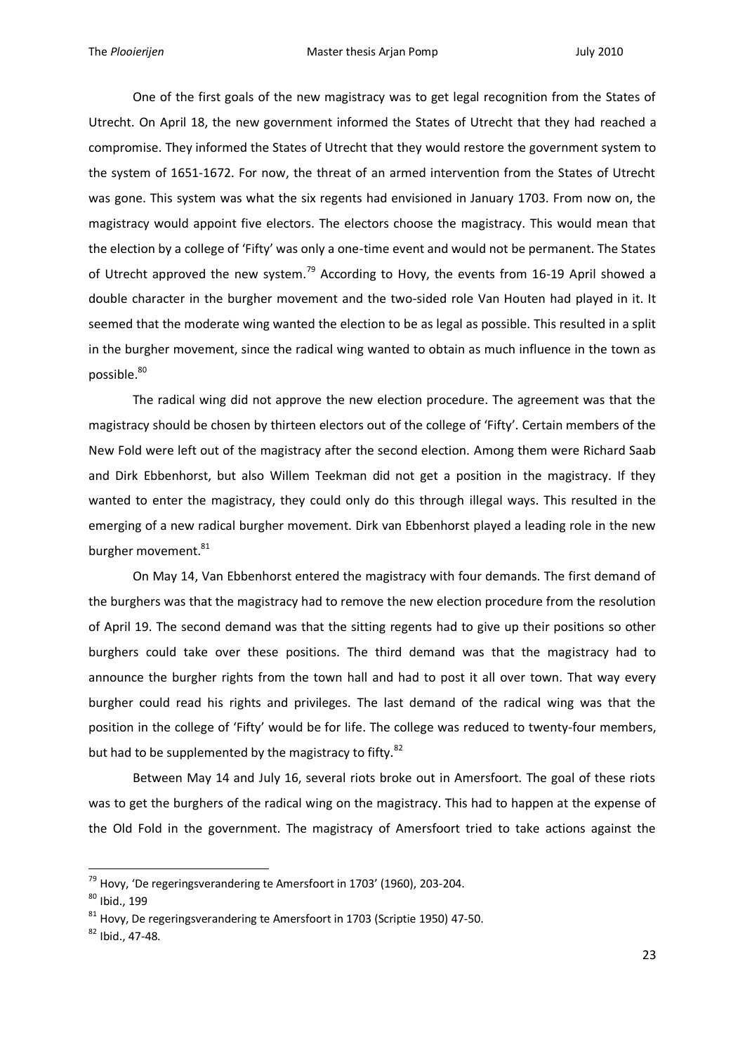One of the first goals of the new magistracy was to get legal recognition from the States of Utrecht. On April 18, the new government informed the States of Utrecht that they had reached a compromise. They informed the States of Utrecht that they would restore the government system to the system of 1651-1672. For now, the threat of an armed intervention from the States of Utrecht was gone. This system was what the six regents had envisioned in January 1703. From now on, the magistracy would appoint five electors. The electors choose the magistracy. This would mean that the election by a college of 'Fifty' was only a one-time event and would not be permanent. The States of Utrecht approved the new system.[79] According to Hovy, the events from 16-19 April showed a double character in the burgher movement and the two-sided role Van Houten had played in it. It seemed that the moderate wing wanted the election to be as legal as possible. This resulted in a split in the burgher movement, since the radical wing wanted to obtain as much influence in the town as possible.[80]

The radical wing did not approve the new election procedure. The agreement was that the magistracy should be chosen by thirteen electors out of the college of 'Fifty'. Certain members of the New Fold were left out of the magistracy after the second election. Among them were Richard Saab and Dirk Ebbenhorst, but also Willem Teekman did not get a position in the magistracy. If they wanted to enter the magistracy, they could only do this through illegal ways. This resulted in the emerging of a new radical burgher movement. Dirk van Ebbenhorst played a leading role in the new burgher movement.[81]

On May 14, Van Ebbenhorst entered the magistracy with four demands. The first demand of the burghers was that the magistracy had to remove the new election procedure from the resolution of April 19. The second demand was that the sitting regents had to give up their positions so other burghers could take over these positions. The third demand was that the magistracy had to announce the burgher rights from the town hall and had to post it all over town. That way every burgher could read his rights and privileges. The last demand of the radical wing was that the position in the college of 'Fifty' would be for life. The college was reduced to twenty-four members, but had to be supplemented by the magistracy to fifty.[82]

Between May 14 and July 16, several riots broke out in Amersfoort. The goal of these riots was to get the burghers of the radical wing on the magistracy. This had to happen at the expense of the Old Fold in the government. The magistracy of Amersfoort tried to take actions against the

---

[79] Hovy, 'De regeringsverandering te Amersfoort in 1703' (1960), 203-204.

[80] Ibid., 199

[81] Hovy, De regeringsverandering te Amersfoort in 1703 (Scriptie 1950) 47-50.

[82] Ibid., 47-48.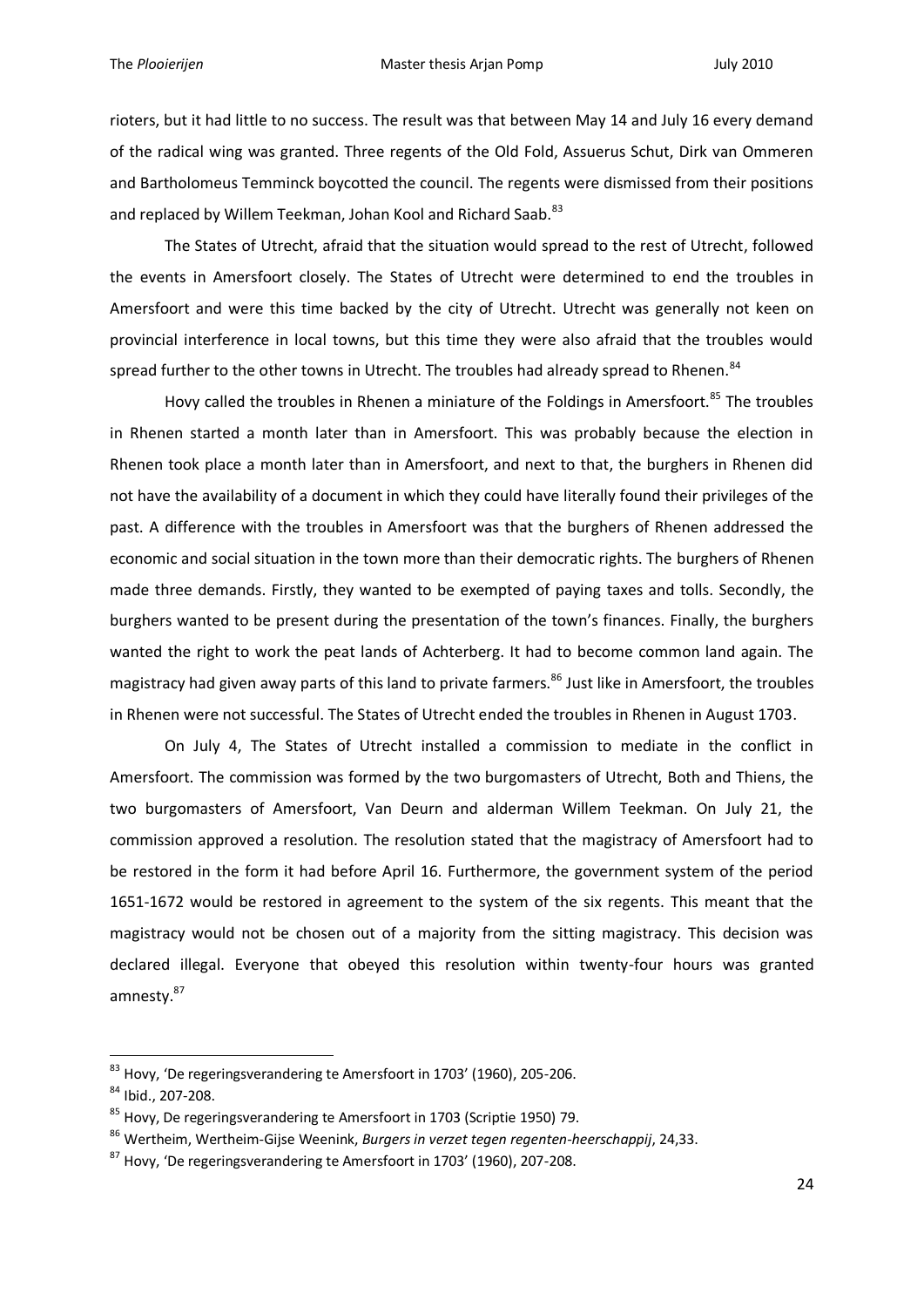rioters, but it had little to no success. The result was that between May 14 and July 16 every demand of the radical wing was granted. Three regents of the Old Fold, Assuerus Schut, Dirk van Ommeren and Bartholomeus Temminck boycotted the council. The regents were dismissed from their positions and replaced by Willem Teekman, Johan Kool and Richard Saab.[83]

The States of Utrecht, afraid that the situation would spread to the rest of Utrecht, followed the events in Amersfoort closely. The States of Utrecht were determined to end the troubles in Amersfoort and were this time backed by the city of Utrecht. Utrecht was generally not keen on provincial interference in local towns, but this time they were also afraid that the troubles would spread further to the other towns in Utrecht. The troubles had already spread to Rhenen.[84]

Hovy called the troubles in Rhenen a miniature of the Foldings in Amersfoort.[85] The troubles in Rhenen started a month later than in Amersfoort. This was probably because the election in Rhenen took place a month later than in Amersfoort, and next to that, the burghers in Rhenen did not have the availability of a document in which they could have literally found their privileges of the past. A difference with the troubles in Amersfoort was that the burghers of Rhenen addressed the economic and social situation in the town more than their democratic rights. The burghers of Rhenen made three demands. Firstly, they wanted to be exempted of paying taxes and tolls. Secondly, the burghers wanted to be present during the presentation of the town's finances. Finally, the burghers wanted the right to work the peat lands of Achterberg. It had to become common land again. The magistracy had given away parts of this land to private farmers.[86] Just like in Amersfoort, the troubles in Rhenen were not successful. The States of Utrecht ended the troubles in Rhenen in August 1703.

On July 4, The States of Utrecht installed a commission to mediate in the conflict in Amersfoort. The commission was formed by the two burgomasters of Utrecht, Both and Thiens, the two burgomasters of Amersfoort, Van Deurn and alderman Willem Teekman. On July 21, the commission approved a resolution. The resolution stated that the magistracy of Amersfoort had to be restored in the form it had before April 16. Furthermore, the government system of the period 1651-1672 would be restored in agreement to the system of the six regents. This meant that the magistracy would not be chosen out of a majority from the sitting magistracy. This decision was declared illegal. Everyone that obeyed this resolution within twenty-four hours was granted amnesty.[87]

---

[83] Hovy, 'De regeringsverandering te Amersfoort in 1703' (1960), 205-206.

[84] Ibid., 207-208.

[85] Hovy, De regeringsverandering te Amersfoort in 1703 (Scriptie 1950) 79.

[86] Wertheim, Wertheim-Gijse Weenink, *Burgers in verzet tegen regenten-heerschappij*, 24,33.

[87] Hovy, 'De regeringsverandering te Amersfoort in 1703' (1960), 207-208.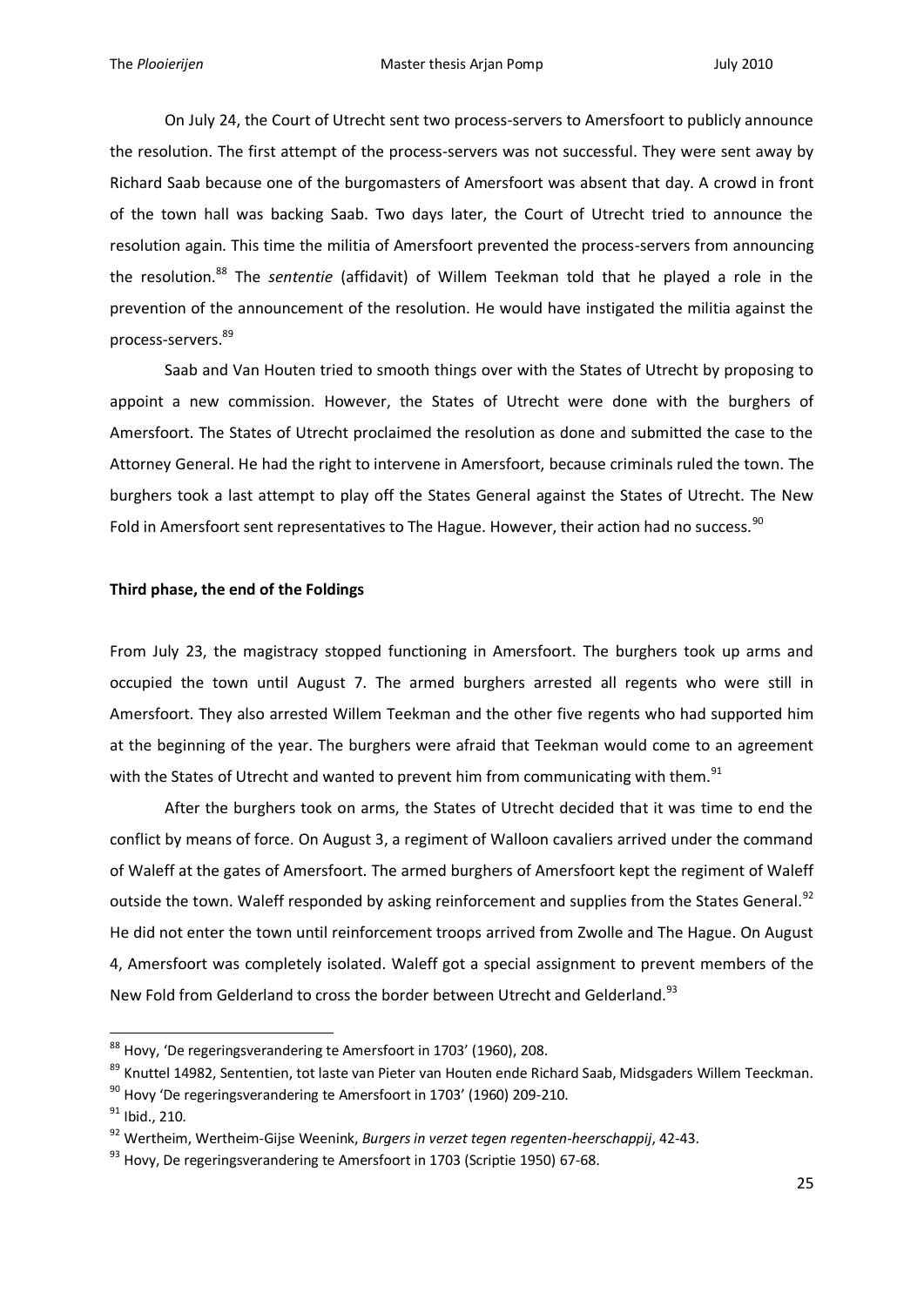On July 24, the Court of Utrecht sent two process-servers to Amersfoort to publicly announce the resolution. The first attempt of the process-servers was not successful. They were sent away by Richard Saab because one of the burgomasters of Amersfoort was absent that day. A crowd in front of the town hall was backing Saab. Two days later, the Court of Utrecht tried to announce the resolution again. This time the militia of Amersfoort prevented the process-servers from announcing the resolution.[88] The *sententie* (affidavit) of Willem Teekman told that he played a role in the prevention of the announcement of the resolution. He would have instigated the militia against the process-servers.[89]

Saab and Van Houten tried to smooth things over with the States of Utrecht by proposing to appoint a new commission. However, the States of Utrecht were done with the burghers of Amersfoort. The States of Utrecht proclaimed the resolution as done and submitted the case to the Attorney General. He had the right to intervene in Amersfoort, because criminals ruled the town. The burghers took a last attempt to play off the States General against the States of Utrecht. The New Fold in Amersfoort sent representatives to The Hague. However, their action had no success.[90]

**Third phase, the end of the Foldings**

From July 23, the magistracy stopped functioning in Amersfoort. The burghers took up arms and occupied the town until August 7. The armed burghers arrested all regents who were still in Amersfoort. They also arrested Willem Teekman and the other five regents who had supported him at the beginning of the year. The burghers were afraid that Teekman would come to an agreement with the States of Utrecht and wanted to prevent him from communicating with them.[91]

After the burghers took on arms, the States of Utrecht decided that it was time to end the conflict by means of force. On August 3, a regiment of Walloon cavaliers arrived under the command of Waleff at the gates of Amersfoort. The armed burghers of Amersfoort kept the regiment of Waleff outside the town. Waleff responded by asking reinforcement and supplies from the States General.[92] He did not enter the town until reinforcement troops arrived from Zwolle and The Hague. On August 4, Amersfoort was completely isolated. Waleff got a special assignment to prevent members of the New Fold from Gelderland to cross the border between Utrecht and Gelderland.[93]

[88] Hovy, 'De regeringsverandering te Amersfoort in 1703' (1960), 208.

[89] Knuttel 14982, Sententien, tot laste van Pieter van Houten ende Richard Saab, Midsgaders Willem Teeckman.

[90] Hovy 'De regeringsverandering te Amersfoort in 1703' (1960) 209-210.

[91] Ibid., 210.

[92] Wertheim, Wertheim-Gijse Weenink, *Burgers in verzet tegen regenten-heerschappij*, 42-43.

[93] Hovy, De regeringsverandering te Amersfoort in 1703 (Scriptie 1950) 67-68.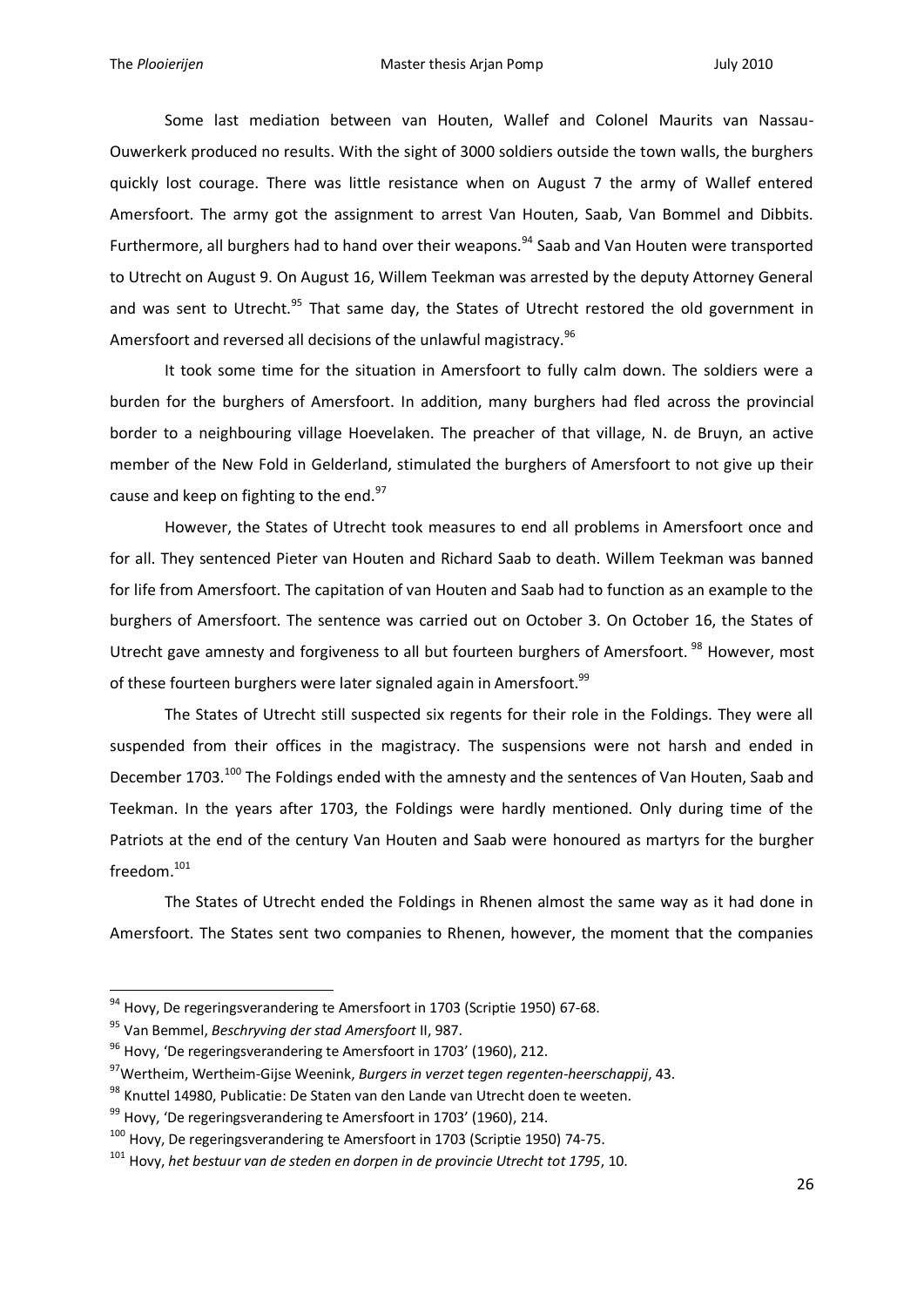Some last mediation between van Houten, Wallef and Colonel Maurits van Nassau-Ouwerkerk produced no results. With the sight of 3000 soldiers outside the town walls, the burghers quickly lost courage. There was little resistance when on August 7 the army of Wallef entered Amersfoort. The army got the assignment to arrest Van Houten, Saab, Van Bommel and Dibbits. Furthermore, all burghers had to hand over their weapons.[94] Saab and Van Houten were transported to Utrecht on August 9. On August 16, Willem Teekman was arrested by the deputy Attorney General and was sent to Utrecht.[95] That same day, the States of Utrecht restored the old government in Amersfoort and reversed all decisions of the unlawful magistracy.[96]

It took some time for the situation in Amersfoort to fully calm down. The soldiers were a burden for the burghers of Amersfoort. In addition, many burghers had fled across the provincial border to a neighbouring village Hoevelaken. The preacher of that village, N. de Bruyn, an active member of the New Fold in Gelderland, stimulated the burghers of Amersfoort to not give up their cause and keep on fighting to the end.[97]

However, the States of Utrecht took measures to end all problems in Amersfoort once and for all. They sentenced Pieter van Houten and Richard Saab to death. Willem Teekman was banned for life from Amersfoort. The capitation of van Houten and Saab had to function as an example to the burghers of Amersfoort. The sentence was carried out on October 3. On October 16, the States of Utrecht gave amnesty and forgiveness to all but fourteen burghers of Amersfoort. [98] However, most of these fourteen burghers were later signaled again in Amersfoort.[99]

The States of Utrecht still suspected six regents for their role in the Foldings. They were all suspended from their offices in the magistracy. The suspensions were not harsh and ended in December 1703.[100] The Foldings ended with the amnesty and the sentences of Van Houten, Saab and Teekman. In the years after 1703, the Foldings were hardly mentioned. Only during time of the Patriots at the end of the century Van Houten and Saab were honoured as martyrs for the burgher freedom.[101]

The States of Utrecht ended the Foldings in Rhenen almost the same way as it had done in Amersfoort. The States sent two companies to Rhenen, however, the moment that the companies

---

[94] Hovy, De regeringsverandering te Amersfoort in 1703 (Scriptie 1950) 67-68.

[95] Van Bemmel, *Beschryving der stad Amersfoort* II, 987.

[96] Hovy, 'De regeringsverandering te Amersfoort in 1703' (1960), 212.

[97] Wertheim, Wertheim-Gijse Weenink, *Burgers in verzet tegen regenten-heerschappij*, 43.

[98] Knuttel 14980, Publicatie: De Staten van den Lande van Utrecht doen te weeten.

[99] Hovy, 'De regeringsverandering te Amersfoort in 1703' (1960), 214.

[100] Hovy, De regeringsverandering te Amersfoort in 1703 (Scriptie 1950) 74-75.

[101] Hovy, *het bestuur van de steden en dorpen in de provincie Utrecht tot 1795*, 10.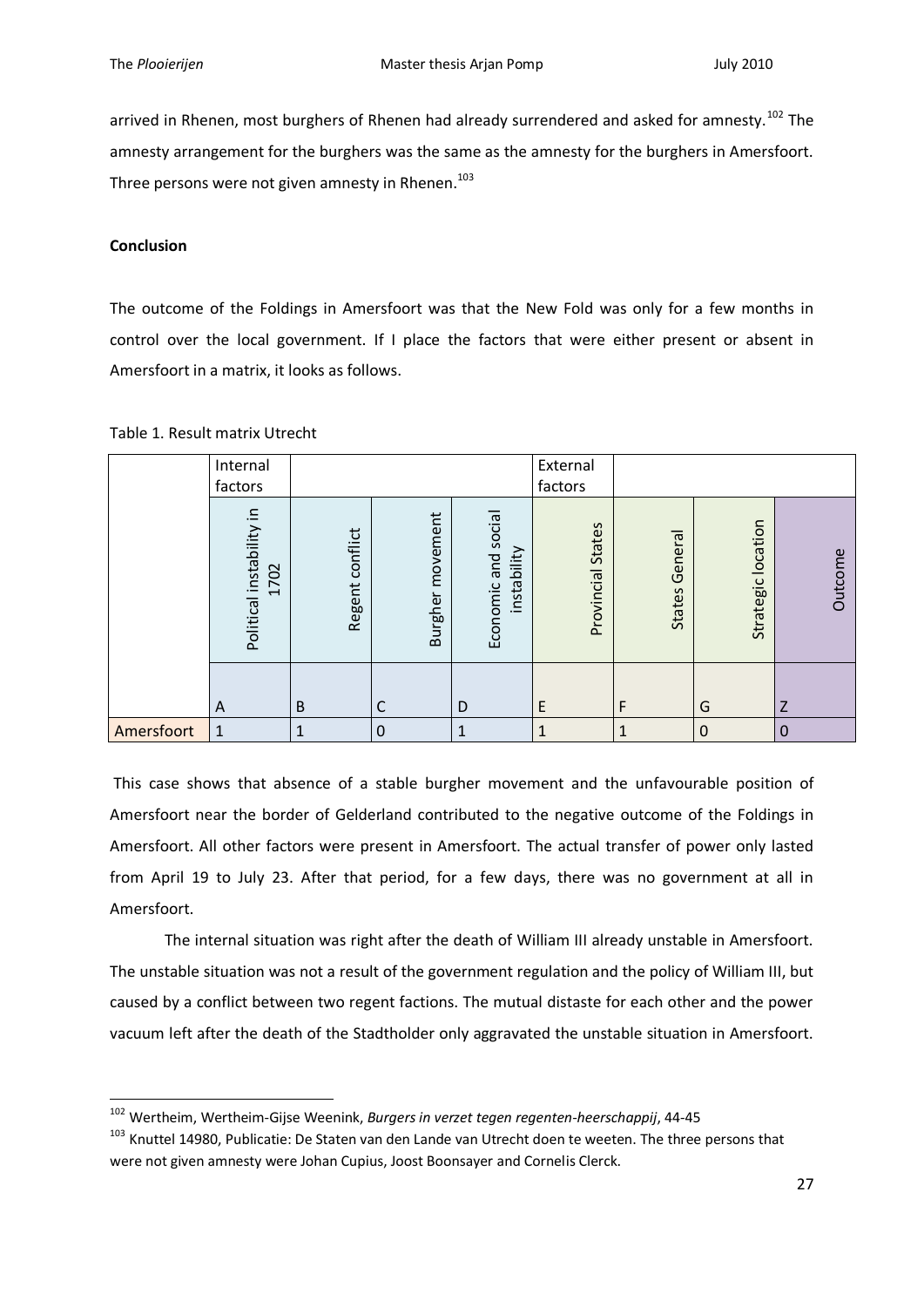arrived in Rhenen, most burghers of Rhenen had already surrendered and asked for amnesty.[102] The amnesty arrangement for the burghers was the same as the amnesty for the burghers in Amersfoort. Three persons were not given amnesty in Rhenen.[103]

**Conclusion**

The outcome of the Foldings in Amersfoort was that the New Fold was only for a few months in control over the local government. If I place the factors that were either present or absent in Amersfoort in a matrix, it looks as follows.

Table 1. Result matrix Utrecht

| | Internal factors | | | | External factors | | | |
|---|---|---|---|---|---|---|---|---|
| | Political instability in 1702 | Regent conflict | Burgher movement | Economic and social instability | Provincial States | States General | Strategic location | Outcome |
| | A | B | C | D | E | F | G | Z |
| Amersfoort | 1 | 1 | 0 | 1 | 1 | 1 | 0 | 0 |

This case shows that absence of a stable burgher movement and the unfavourable position of Amersfoort near the border of Gelderland contributed to the negative outcome of the Foldings in Amersfoort. All other factors were present in Amersfoort. The actual transfer of power only lasted from April 19 to July 23. After that period, for a few days, there was no government at all in Amersfoort.

The internal situation was right after the death of William III already unstable in Amersfoort. The unstable situation was not a result of the government regulation and the policy of William III, but caused by a conflict between two regent factions. The mutual distaste for each other and the power vacuum left after the death of the Stadtholder only aggravated the unstable situation in Amersfoort.

[102] Wertheim, Wertheim-Gijse Weenink, *Burgers in verzet tegen regenten-heerschappij*, 44-45

[103] Knuttel 14980, Publicatie: De Staten van den Lande van Utrecht doen te weeten. The three persons that were not given amnesty were Johan Cupius, Joost Boonsayer and Cornelis Clerck.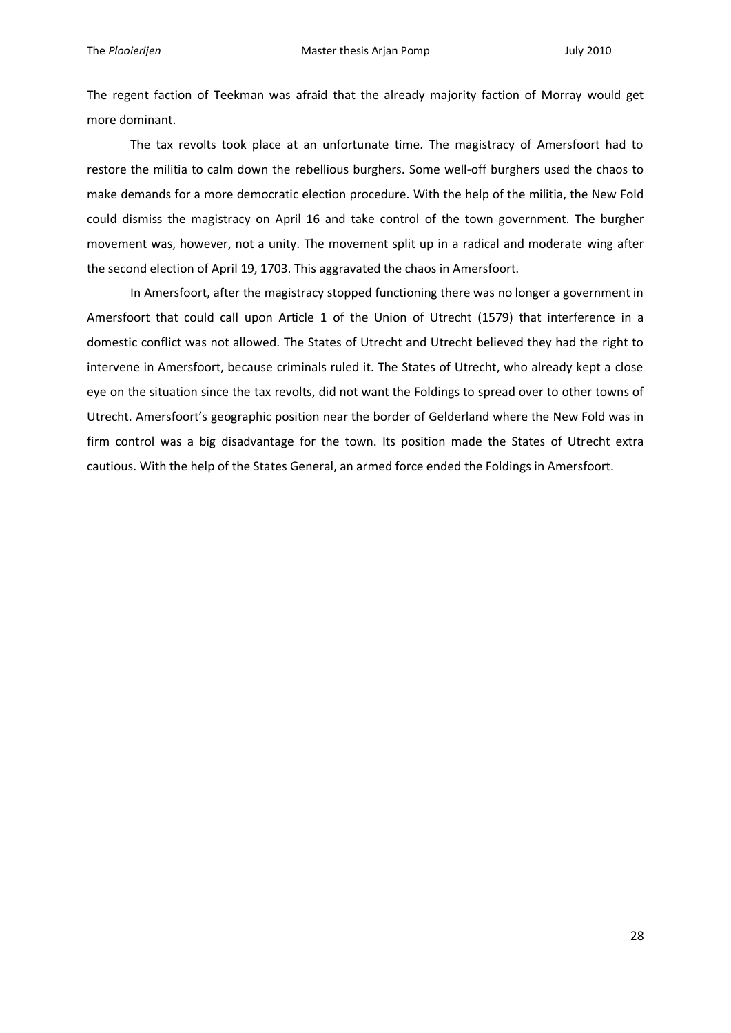The regent faction of Teekman was afraid that the already majority faction of Morray would get more dominant.

The tax revolts took place at an unfortunate time. The magistracy of Amersfoort had to restore the militia to calm down the rebellious burghers. Some well-off burghers used the chaos to make demands for a more democratic election procedure. With the help of the militia, the New Fold could dismiss the magistracy on April 16 and take control of the town government. The burgher movement was, however, not a unity. The movement split up in a radical and moderate wing after the second election of April 19, 1703. This aggravated the chaos in Amersfoort.

In Amersfoort, after the magistracy stopped functioning there was no longer a government in Amersfoort that could call upon Article 1 of the Union of Utrecht (1579) that interference in a domestic conflict was not allowed. The States of Utrecht and Utrecht believed they had the right to intervene in Amersfoort, because criminals ruled it. The States of Utrecht, who already kept a close eye on the situation since the tax revolts, did not want the Foldings to spread over to other towns of Utrecht. Amersfoort's geographic position near the border of Gelderland where the New Fold was in firm control was a big disadvantage for the town. Its position made the States of Utrecht extra cautious. With the help of the States General, an armed force ended the Foldings in Amersfoort.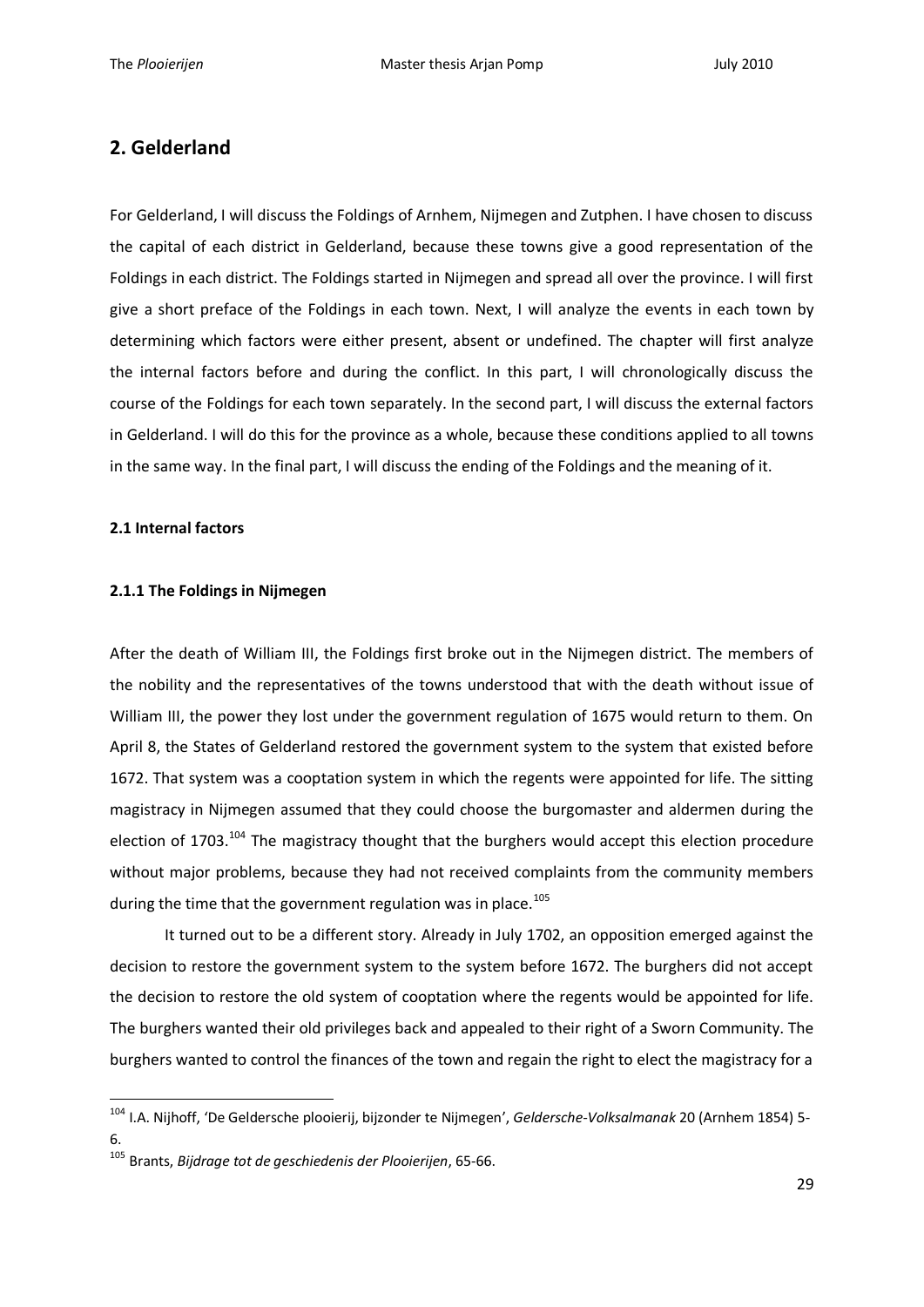## 2. Gelderland

For Gelderland, I will discuss the Foldings of Arnhem, Nijmegen and Zutphen. I have chosen to discuss the capital of each district in Gelderland, because these towns give a good representation of the Foldings in each district. The Foldings started in Nijmegen and spread all over the province. I will first give a short preface of the Foldings in each town. Next, I will analyze the events in each town by determining which factors were either present, absent or undefined. The chapter will first analyze the internal factors before and during the conflict. In this part, I will chronologically discuss the course of the Foldings for each town separately. In the second part, I will discuss the external factors in Gelderland. I will do this for the province as a whole, because these conditions applied to all towns in the same way. In the final part, I will discuss the ending of the Foldings and the meaning of it.

### 2.1 Internal factors

#### 2.1.1 The Foldings in Nijmegen

After the death of William III, the Foldings first broke out in the Nijmegen district. The members of the nobility and the representatives of the towns understood that with the death without issue of William III, the power they lost under the government regulation of 1675 would return to them. On April 8, the States of Gelderland restored the government system to the system that existed before 1672. That system was a cooptation system in which the regents were appointed for life. The sitting magistracy in Nijmegen assumed that they could choose the burgomaster and aldermen during the election of 1703.[104] The magistracy thought that the burghers would accept this election procedure without major problems, because they had not received complaints from the community members during the time that the government regulation was in place.[105]

It turned out to be a different story. Already in July 1702, an opposition emerged against the decision to restore the government system to the system before 1672. The burghers did not accept the decision to restore the old system of cooptation where the regents would be appointed for life. The burghers wanted their old privileges back and appealed to their right of a Sworn Community. The burghers wanted to control the finances of the town and regain the right to elect the magistracy for a

[104] I.A. Nijhoff, 'De Geldersche plooierij, bijzonder te Nijmegen', *Geldersche-Volksalmanak* 20 (Arnhem 1854) 5-6.

[105] Brants, *Bijdrage tot de geschiedenis der Plooierijen*, 65-66.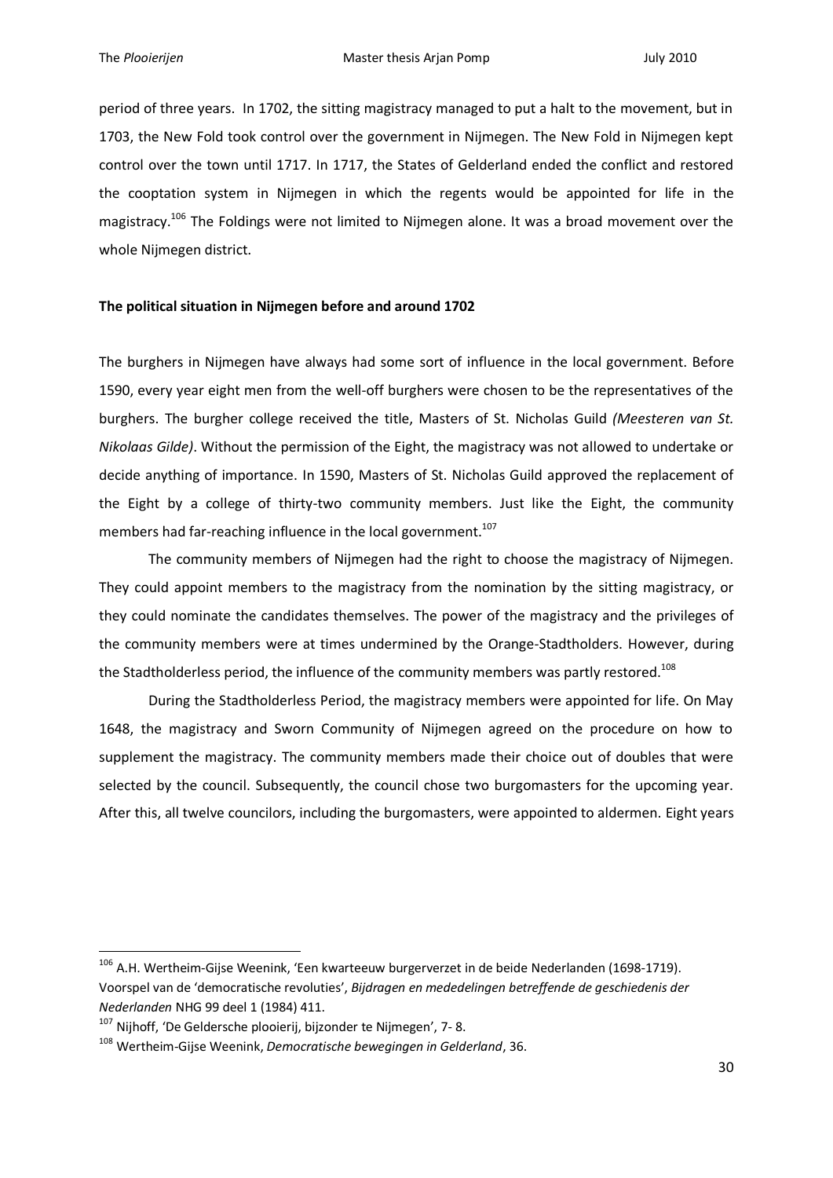period of three years. In 1702, the sitting magistracy managed to put a halt to the movement, but in 1703, the New Fold took control over the government in Nijmegen. The New Fold in Nijmegen kept control over the town until 1717. In 1717, the States of Gelderland ended the conflict and restored the cooptation system in Nijmegen in which the regents would be appointed for life in the magistracy.[106] The Foldings were not limited to Nijmegen alone. It was a broad movement over the whole Nijmegen district.

**The political situation in Nijmegen before and around 1702**

The burghers in Nijmegen have always had some sort of influence in the local government. Before 1590, every year eight men from the well-off burghers were chosen to be the representatives of the burghers. The burgher college received the title, Masters of St. Nicholas Guild *(Meesteren van St. Nikolaas Gilde)*. Without the permission of the Eight, the magistracy was not allowed to undertake or decide anything of importance. In 1590, Masters of St. Nicholas Guild approved the replacement of the Eight by a college of thirty-two community members. Just like the Eight, the community members had far-reaching influence in the local government.[107]

The community members of Nijmegen had the right to choose the magistracy of Nijmegen. They could appoint members to the magistracy from the nomination by the sitting magistracy, or they could nominate the candidates themselves. The power of the magistracy and the privileges of the community members were at times undermined by the Orange-Stadtholders. However, during the Stadtholderless period, the influence of the community members was partly restored.[108]

During the Stadtholderless Period, the magistracy members were appointed for life. On May 1648, the magistracy and Sworn Community of Nijmegen agreed on the procedure on how to supplement the magistracy. The community members made their choice out of doubles that were selected by the council. Subsequently, the council chose two burgomasters for the upcoming year. After this, all twelve councilors, including the burgomasters, were appointed to aldermen. Eight years

---

[106] A.H. Wertheim-Gijse Weenink, 'Een kwarteeuw burgerverzet in de beide Nederlanden (1698-1719). Voorspel van de 'democratische revoluties', *Bijdragen en mededelingen betreffende de geschiedenis der Nederlanden* NHG 99 deel 1 (1984) 411.

[107] Nijhoff, 'De Geldersche plooierij, bijzonder te Nijmegen', 7- 8.

[108] Wertheim-Gijse Weenink, *Democratische bewegingen in Gelderland*, 36.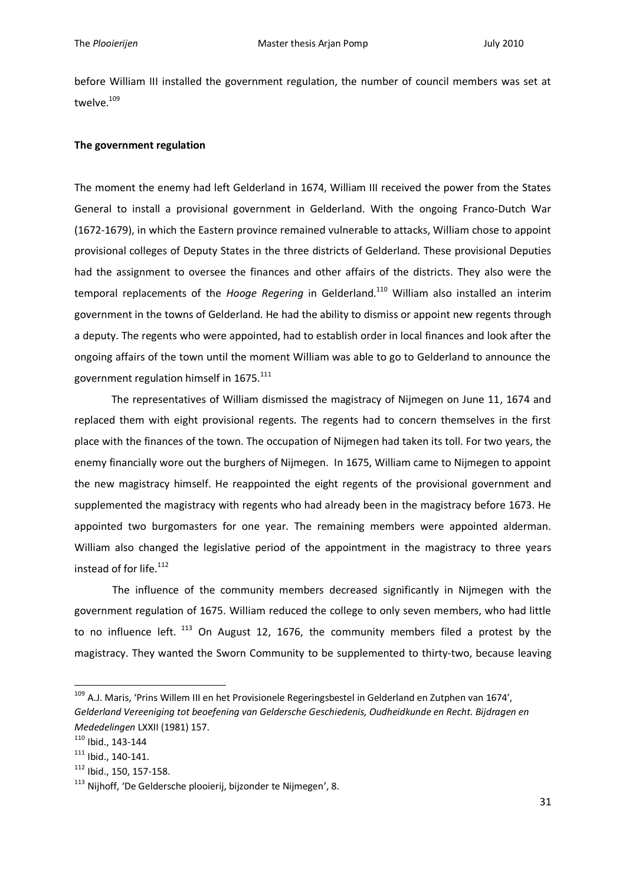before William III installed the government regulation, the number of council members was set at twelve.[109]

**The government regulation**

The moment the enemy had left Gelderland in 1674, William III received the power from the States General to install a provisional government in Gelderland. With the ongoing Franco-Dutch War (1672-1679), in which the Eastern province remained vulnerable to attacks, William chose to appoint provisional colleges of Deputy States in the three districts of Gelderland. These provisional Deputies had the assignment to oversee the finances and other affairs of the districts. They also were the temporal replacements of the *Hooge Regering* in Gelderland.[110] William also installed an interim government in the towns of Gelderland. He had the ability to dismiss or appoint new regents through a deputy. The regents who were appointed, had to establish order in local finances and look after the ongoing affairs of the town until the moment William was able to go to Gelderland to announce the government regulation himself in 1675.[111]

The representatives of William dismissed the magistracy of Nijmegen on June 11, 1674 and replaced them with eight provisional regents. The regents had to concern themselves in the first place with the finances of the town. The occupation of Nijmegen had taken its toll. For two years, the enemy financially wore out the burghers of Nijmegen. In 1675, William came to Nijmegen to appoint the new magistracy himself. He reappointed the eight regents of the provisional government and supplemented the magistracy with regents who had already been in the magistracy before 1673. He appointed two burgomasters for one year. The remaining members were appointed alderman. William also changed the legislative period of the appointment in the magistracy to three years instead of for life.[112]

The influence of the community members decreased significantly in Nijmegen with the government regulation of 1675. William reduced the college to only seven members, who had little to no influence left. [113] On August 12, 1676, the community members filed a protest by the magistracy. They wanted the Sworn Community to be supplemented to thirty-two, because leaving

---

[109] A.J. Maris, 'Prins Willem III en het Provisionele Regeringsbestel in Gelderland en Zutphen van 1674', *Gelderland Vereeniging tot beoefening van Geldersche Geschiedenis, Oudheidkunde en Recht. Bijdragen en Mededelingen* LXXII (1981) 157.

[110] Ibid., 143-144

[111] Ibid., 140-141.

[112] Ibid., 150, 157-158.

[113] Nijhoff, 'De Geldersche plooierij, bijzonder te Nijmegen', 8.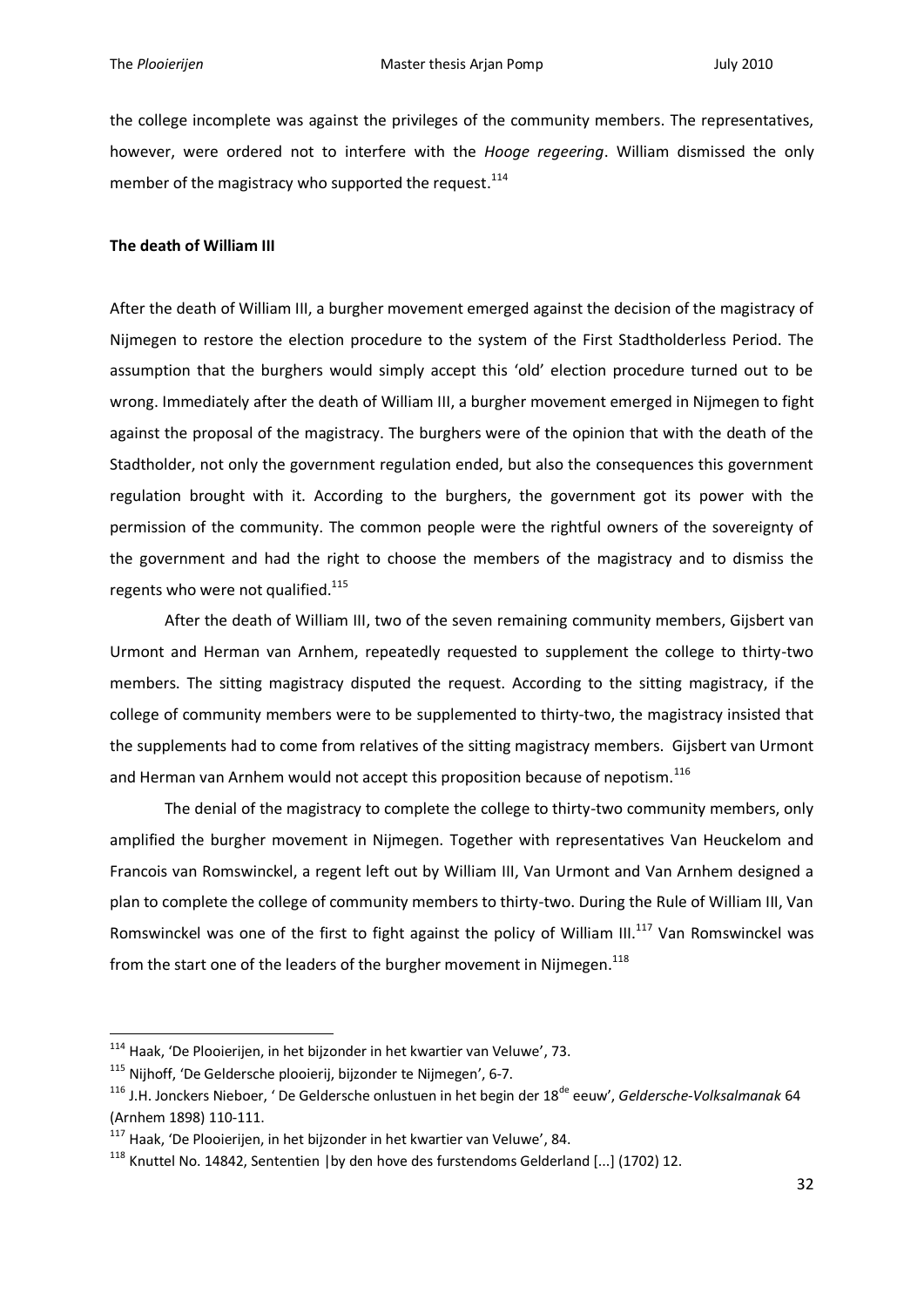the college incomplete was against the privileges of the community members. The representatives, however, were ordered not to interfere with the *Hooge regeering*. William dismissed the only member of the magistracy who supported the request.[114]

**The death of William III**

After the death of William III, a burgher movement emerged against the decision of the magistracy of Nijmegen to restore the election procedure to the system of the First Stadtholderless Period. The assumption that the burghers would simply accept this 'old' election procedure turned out to be wrong. Immediately after the death of William III, a burgher movement emerged in Nijmegen to fight against the proposal of the magistracy. The burghers were of the opinion that with the death of the Stadtholder, not only the government regulation ended, but also the consequences this government regulation brought with it. According to the burghers, the government got its power with the permission of the community. The common people were the rightful owners of the sovereignty of the government and had the right to choose the members of the magistracy and to dismiss the regents who were not qualified.[115]

After the death of William III, two of the seven remaining community members, Gijsbert van Urmont and Herman van Arnhem, repeatedly requested to supplement the college to thirty-two members. The sitting magistracy disputed the request. According to the sitting magistracy, if the college of community members were to be supplemented to thirty-two, the magistracy insisted that the supplements had to come from relatives of the sitting magistracy members. Gijsbert van Urmont and Herman van Arnhem would not accept this proposition because of nepotism.[116]

The denial of the magistracy to complete the college to thirty-two community members, only amplified the burgher movement in Nijmegen. Together with representatives Van Heuckelom and Francois van Romswinckel, a regent left out by William III, Van Urmont and Van Arnhem designed a plan to complete the college of community members to thirty-two. During the Rule of William III, Van Romswinckel was one of the first to fight against the policy of William III.[117] Van Romswinckel was from the start one of the leaders of the burgher movement in Nijmegen.[118]

---

[114] Haak, 'De Plooierijen, in het bijzonder in het kwartier van Veluwe', 73.

[115] Nijhoff, 'De Geldersche plooierij, bijzonder te Nijmegen', 6-7.

[116] J.H. Jonckers Nieboer, ' De Geldersche onlustuen in het begin der 18de eeuw', *Geldersche-Volksalmanak* 64 (Arnhem 1898) 110-111.

[117] Haak, 'De Plooierijen, in het bijzonder in het kwartier van Veluwe', 84.

[118] Knuttel No. 14842, Sententien |by den hove des furstendoms Gelderland [...] (1702) 12.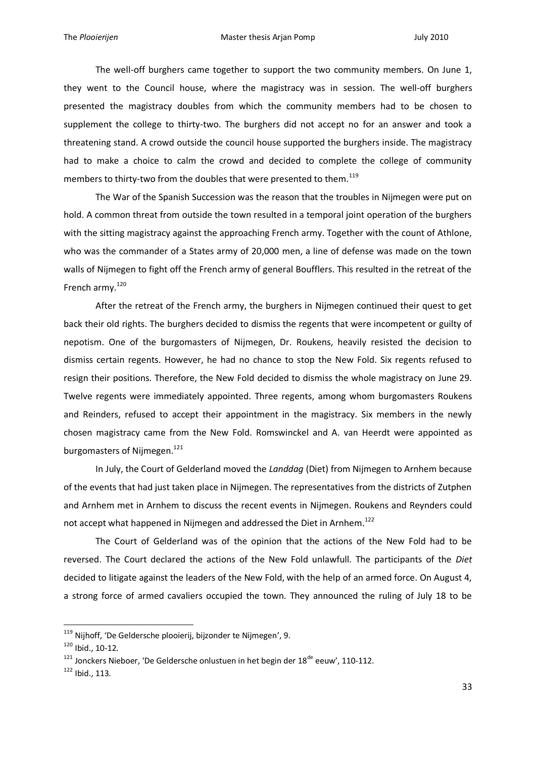The well-off burghers came together to support the two community members. On June 1, they went to the Council house, where the magistracy was in session. The well-off burghers presented the magistracy doubles from which the community members had to be chosen to supplement the college to thirty-two. The burghers did not accept no for an answer and took a threatening stand. A crowd outside the council house supported the burghers inside. The magistracy had to make a choice to calm the crowd and decided to complete the college of community members to thirty-two from the doubles that were presented to them.[119]

The War of the Spanish Succession was the reason that the troubles in Nijmegen were put on hold. A common threat from outside the town resulted in a temporal joint operation of the burghers with the sitting magistracy against the approaching French army. Together with the count of Athlone, who was the commander of a States army of 20,000 men, a line of defense was made on the town walls of Nijmegen to fight off the French army of general Boufflers. This resulted in the retreat of the French army.[120]

After the retreat of the French army, the burghers in Nijmegen continued their quest to get back their old rights. The burghers decided to dismiss the regents that were incompetent or guilty of nepotism. One of the burgomasters of Nijmegen, Dr. Roukens, heavily resisted the decision to dismiss certain regents. However, he had no chance to stop the New Fold. Six regents refused to resign their positions. Therefore, the New Fold decided to dismiss the whole magistracy on June 29. Twelve regents were immediately appointed. Three regents, among whom burgomasters Roukens and Reinders, refused to accept their appointment in the magistracy. Six members in the newly chosen magistracy came from the New Fold. Romswinckel and A. van Heerdt were appointed as burgomasters of Nijmegen.[121]

In July, the Court of Gelderland moved the *Landdag* (Diet) from Nijmegen to Arnhem because of the events that had just taken place in Nijmegen. The representatives from the districts of Zutphen and Arnhem met in Arnhem to discuss the recent events in Nijmegen. Roukens and Reynders could not accept what happened in Nijmegen and addressed the Diet in Arnhem.[122]

The Court of Gelderland was of the opinion that the actions of the New Fold had to be reversed. The Court declared the actions of the New Fold unlawfull. The participants of the *Diet* decided to litigate against the leaders of the New Fold, with the help of an armed force. On August 4, a strong force of armed cavaliers occupied the town. They announced the ruling of July 18 to be

---

[119] Nijhoff, 'De Geldersche plooierij, bijzonder te Nijmegen', 9.

[120] Ibid., 10-12.

[121] Jonckers Nieboer, 'De Geldersche onlustuen in het begin der 18de eeuw', 110-112.

[122] Ibid., 113.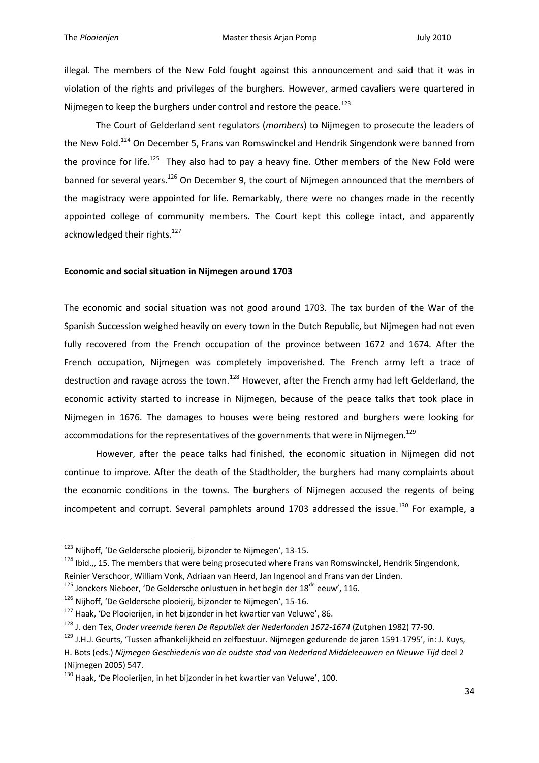illegal. The members of the New Fold fought against this announcement and said that it was in violation of the rights and privileges of the burghers. However, armed cavaliers were quartered in Nijmegen to keep the burghers under control and restore the peace.[123]

The Court of Gelderland sent regulators (*mombers*) to Nijmegen to prosecute the leaders of the New Fold.[124] On December 5, Frans van Romswinckel and Hendrik Singendonk were banned from the province for life.[125] They also had to pay a heavy fine. Other members of the New Fold were banned for several years.[126] On December 9, the court of Nijmegen announced that the members of the magistracy were appointed for life. Remarkably, there were no changes made in the recently appointed college of community members. The Court kept this college intact, and apparently acknowledged their rights.[127]

**Economic and social situation in Nijmegen around 1703**

The economic and social situation was not good around 1703. The tax burden of the War of the Spanish Succession weighed heavily on every town in the Dutch Republic, but Nijmegen had not even fully recovered from the French occupation of the province between 1672 and 1674. After the French occupation, Nijmegen was completely impoverished. The French army left a trace of destruction and ravage across the town.[128] However, after the French army had left Gelderland, the economic activity started to increase in Nijmegen, because of the peace talks that took place in Nijmegen in 1676. The damages to houses were being restored and burghers were looking for accommodations for the representatives of the governments that were in Nijmegen.[129]

However, after the peace talks had finished, the economic situation in Nijmegen did not continue to improve. After the death of the Stadtholder, the burghers had many complaints about the economic conditions in the towns. The burghers of Nijmegen accused the regents of being incompetent and corrupt. Several pamphlets around 1703 addressed the issue.[130] For example, a

---

[123] Nijhoff, 'De Geldersche plooierij, bijzonder te Nijmegen', 13-15.

[124] Ibid.,, 15. The members that were being prosecuted where Frans van Romswinckel, Hendrik Singendonk, Reinier Verschoor, William Vonk, Adriaan van Heerd, Jan Ingenool and Frans van der Linden.

[125] Jonckers Nieboer, 'De Geldersche onlustuen in het begin der 18de eeuw', 116.

[126] Nijhoff, 'De Geldersche plooierij, bijzonder te Nijmegen', 15-16.

[127] Haak, 'De Plooierijen, in het bijzonder in het kwartier van Veluwe', 86.

[128] J. den Tex, *Onder vreemde heren De Republiek der Nederlanden 1672-1674* (Zutphen 1982) 77-90.

[129] J.H.J. Geurts, 'Tussen afhankelijkheid en zelfbestuur. Nijmegen gedurende de jaren 1591-1795', in: J. Kuys, H. Bots (eds.) *Nijmegen Geschiedenis van de oudste stad van Nederland Middeleeuwen en Nieuwe Tijd* deel 2 (Nijmegen 2005) 547.

[130] Haak, 'De Plooierijen, in het bijzonder in het kwartier van Veluwe', 100.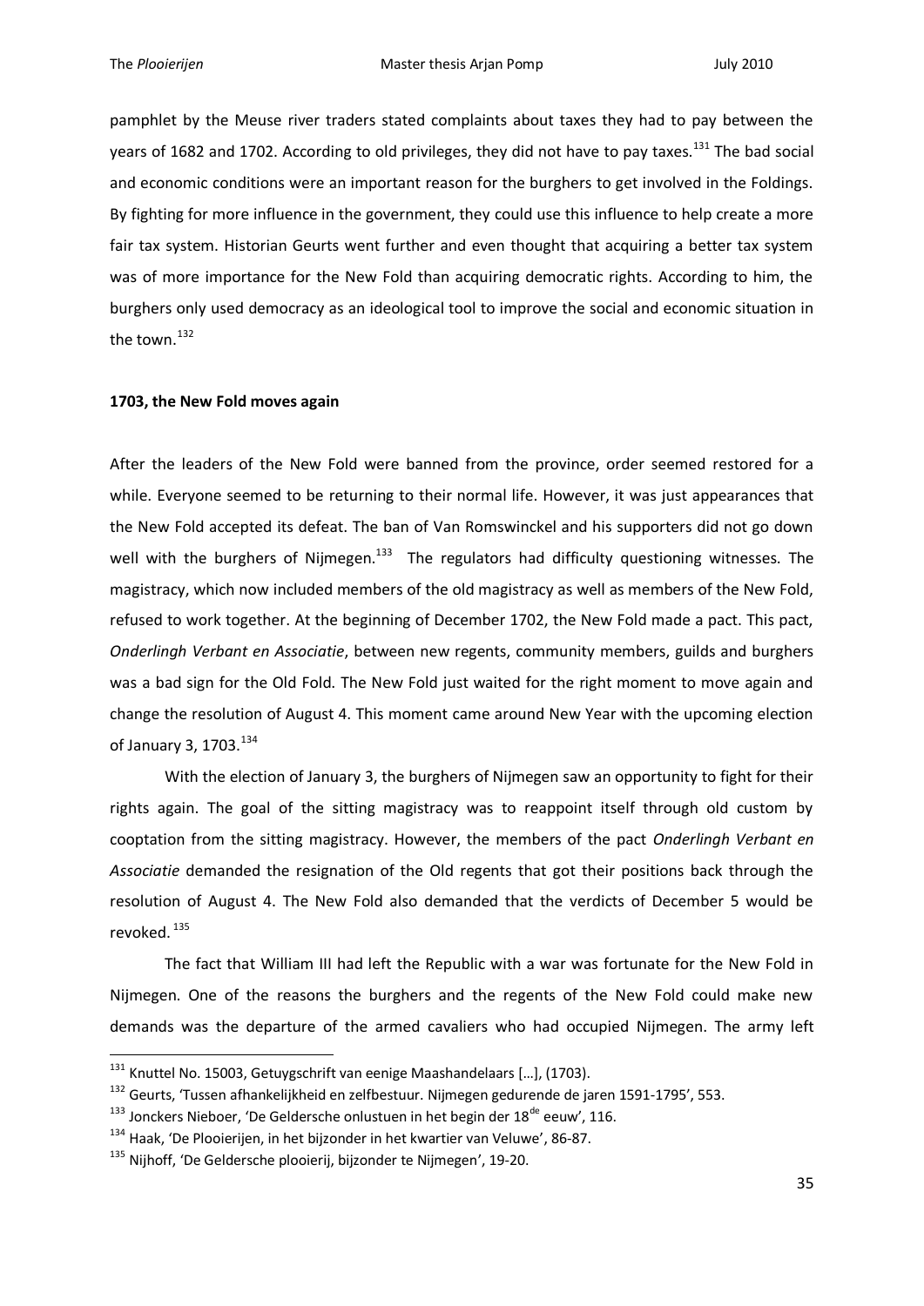pamphlet by the Meuse river traders stated complaints about taxes they had to pay between the years of 1682 and 1702. According to old privileges, they did not have to pay taxes.[131] The bad social and economic conditions were an important reason for the burghers to get involved in the Foldings. By fighting for more influence in the government, they could use this influence to help create a more fair tax system. Historian Geurts went further and even thought that acquiring a better tax system was of more importance for the New Fold than acquiring democratic rights. According to him, the burghers only used democracy as an ideological tool to improve the social and economic situation in the town.[132]

**1703, the New Fold moves again**

After the leaders of the New Fold were banned from the province, order seemed restored for a while. Everyone seemed to be returning to their normal life. However, it was just appearances that the New Fold accepted its defeat. The ban of Van Romswinckel and his supporters did not go down well with the burghers of Nijmegen.[133] The regulators had difficulty questioning witnesses. The magistracy, which now included members of the old magistracy as well as members of the New Fold, refused to work together. At the beginning of December 1702, the New Fold made a pact. This pact, *Onderlingh Verbant en Associatie*, between new regents, community members, guilds and burghers was a bad sign for the Old Fold. The New Fold just waited for the right moment to move again and change the resolution of August 4. This moment came around New Year with the upcoming election of January 3, 1703.[134]

With the election of January 3, the burghers of Nijmegen saw an opportunity to fight for their rights again. The goal of the sitting magistracy was to reappoint itself through old custom by cooptation from the sitting magistracy. However, the members of the pact *Onderlingh Verbant en Associatie* demanded the resignation of the Old regents that got their positions back through the resolution of August 4. The New Fold also demanded that the verdicts of December 5 would be revoked.[135]

The fact that William III had left the Republic with a war was fortunate for the New Fold in Nijmegen. One of the reasons the burghers and the regents of the New Fold could make new demands was the departure of the armed cavaliers who had occupied Nijmegen. The army left

---

[131] Knuttel No. 15003, Getuygschrift van eenige Maashandelaars […], (1703).

[132] Geurts, 'Tussen afhankelijkheid en zelfbestuur. Nijmegen gedurende de jaren 1591-1795', 553.

[133] Jonckers Nieboer, 'De Geldersche onlustuen in het begin der 18de eeuw', 116.

[134] Haak, 'De Plooierijen, in het bijzonder in het kwartier van Veluwe', 86-87.

[135] Nijhoff, 'De Geldersche plooierij, bijzonder te Nijmegen', 19-20.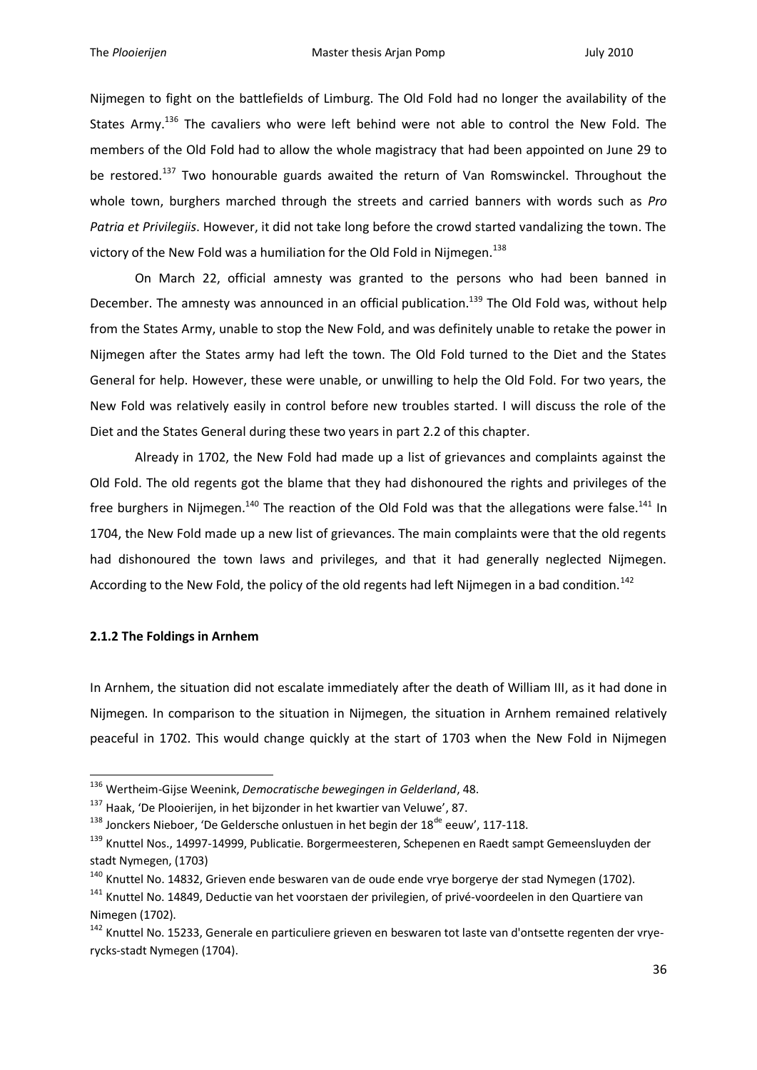Nijmegen to fight on the battlefields of Limburg. The Old Fold had no longer the availability of the States Army.[136] The cavaliers who were left behind were not able to control the New Fold. The members of the Old Fold had to allow the whole magistracy that had been appointed on June 29 to be restored.[137] Two honourable guards awaited the return of Van Romswinckel. Throughout the whole town, burghers marched through the streets and carried banners with words such as *Pro Patria et Privilegiis*. However, it did not take long before the crowd started vandalizing the town. The victory of the New Fold was a humiliation for the Old Fold in Nijmegen.[138]

On March 22, official amnesty was granted to the persons who had been banned in December. The amnesty was announced in an official publication.[139] The Old Fold was, without help from the States Army, unable to stop the New Fold, and was definitely unable to retake the power in Nijmegen after the States army had left the town. The Old Fold turned to the Diet and the States General for help. However, these were unable, or unwilling to help the Old Fold. For two years, the New Fold was relatively easily in control before new troubles started. I will discuss the role of the Diet and the States General during these two years in part 2.2 of this chapter.

Already in 1702, the New Fold had made up a list of grievances and complaints against the Old Fold. The old regents got the blame that they had dishonoured the rights and privileges of the free burghers in Nijmegen.[140] The reaction of the Old Fold was that the allegations were false.[141] In 1704, the New Fold made up a new list of grievances. The main complaints were that the old regents had dishonoured the town laws and privileges, and that it had generally neglected Nijmegen. According to the New Fold, the policy of the old regents had left Nijmegen in a bad condition.[142]

### 2.1.2 The Foldings in Arnhem

In Arnhem, the situation did not escalate immediately after the death of William III, as it had done in Nijmegen. In comparison to the situation in Nijmegen, the situation in Arnhem remained relatively peaceful in 1702. This would change quickly at the start of 1703 when the New Fold in Nijmegen

---

[136] Wertheim-Gijse Weenink, *Democratische bewegingen in Gelderland*, 48.

[137] Haak, 'De Plooierijen, in het bijzonder in het kwartier van Veluwe', 87.

[138] Jonckers Nieboer, 'De Geldersche onlustuen in het begin der 18[de] eeuw', 117-118.

[139] Knuttel Nos., 14997-14999, Publicatie. Borgermeesteren, Schepenen en Raedt sampt Gemeensluyden der stadt Nymegen, (1703)

[140] Knuttel No. 14832, Grieven ende beswaren van de oude ende vrye borgerye der stad Nymegen (1702).

[141] Knuttel No. 14849, Deductie van het voorstaen der privilegien, of privé-voordeelen in den Quartiere van Nimegen (1702).

[142] Knuttel No. 15233, Generale en particuliere grieven en beswaren tot laste van d'ontsette regenten der vrye-rycks-stadt Nymegen (1704).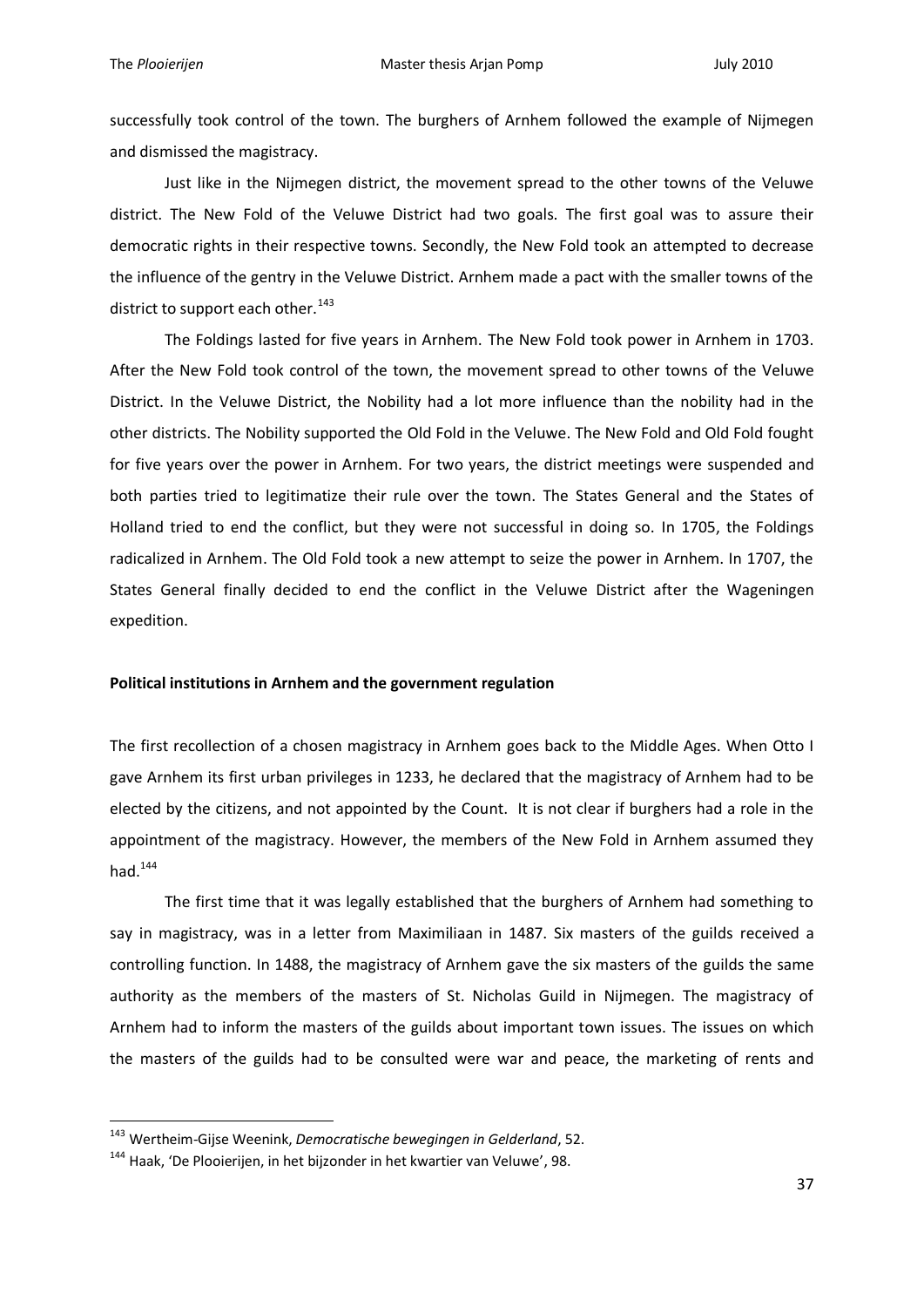successfully took control of the town. The burghers of Arnhem followed the example of Nijmegen and dismissed the magistracy.

Just like in the Nijmegen district, the movement spread to the other towns of the Veluwe district. The New Fold of the Veluwe District had two goals. The first goal was to assure their democratic rights in their respective towns. Secondly, the New Fold took an attempted to decrease the influence of the gentry in the Veluwe District. Arnhem made a pact with the smaller towns of the district to support each other.[143]

The Foldings lasted for five years in Arnhem. The New Fold took power in Arnhem in 1703. After the New Fold took control of the town, the movement spread to other towns of the Veluwe District. In the Veluwe District, the Nobility had a lot more influence than the nobility had in the other districts. The Nobility supported the Old Fold in the Veluwe. The New Fold and Old Fold fought for five years over the power in Arnhem. For two years, the district meetings were suspended and both parties tried to legitimatize their rule over the town. The States General and the States of Holland tried to end the conflict, but they were not successful in doing so. In 1705, the Foldings radicalized in Arnhem. The Old Fold took a new attempt to seize the power in Arnhem. In 1707, the States General finally decided to end the conflict in the Veluwe District after the Wageningen expedition.

### Political institutions in Arnhem and the government regulation

The first recollection of a chosen magistracy in Arnhem goes back to the Middle Ages. When Otto I gave Arnhem its first urban privileges in 1233, he declared that the magistracy of Arnhem had to be elected by the citizens, and not appointed by the Count. It is not clear if burghers had a role in the appointment of the magistracy. However, the members of the New Fold in Arnhem assumed they had.[144]

The first time that it was legally established that the burghers of Arnhem had something to say in magistracy, was in a letter from Maximiliaan in 1487. Six masters of the guilds received a controlling function. In 1488, the magistracy of Arnhem gave the six masters of the guilds the same authority as the members of the masters of St. Nicholas Guild in Nijmegen. The magistracy of Arnhem had to inform the masters of the guilds about important town issues. The issues on which the masters of the guilds had to be consulted were war and peace, the marketing of rents and

[143] Wertheim-Gijse Weenink, *Democratische bewegingen in Gelderland*, 52.

[144] Haak, 'De Plooierijen, in het bijzonder in het kwartier van Veluwe', 98.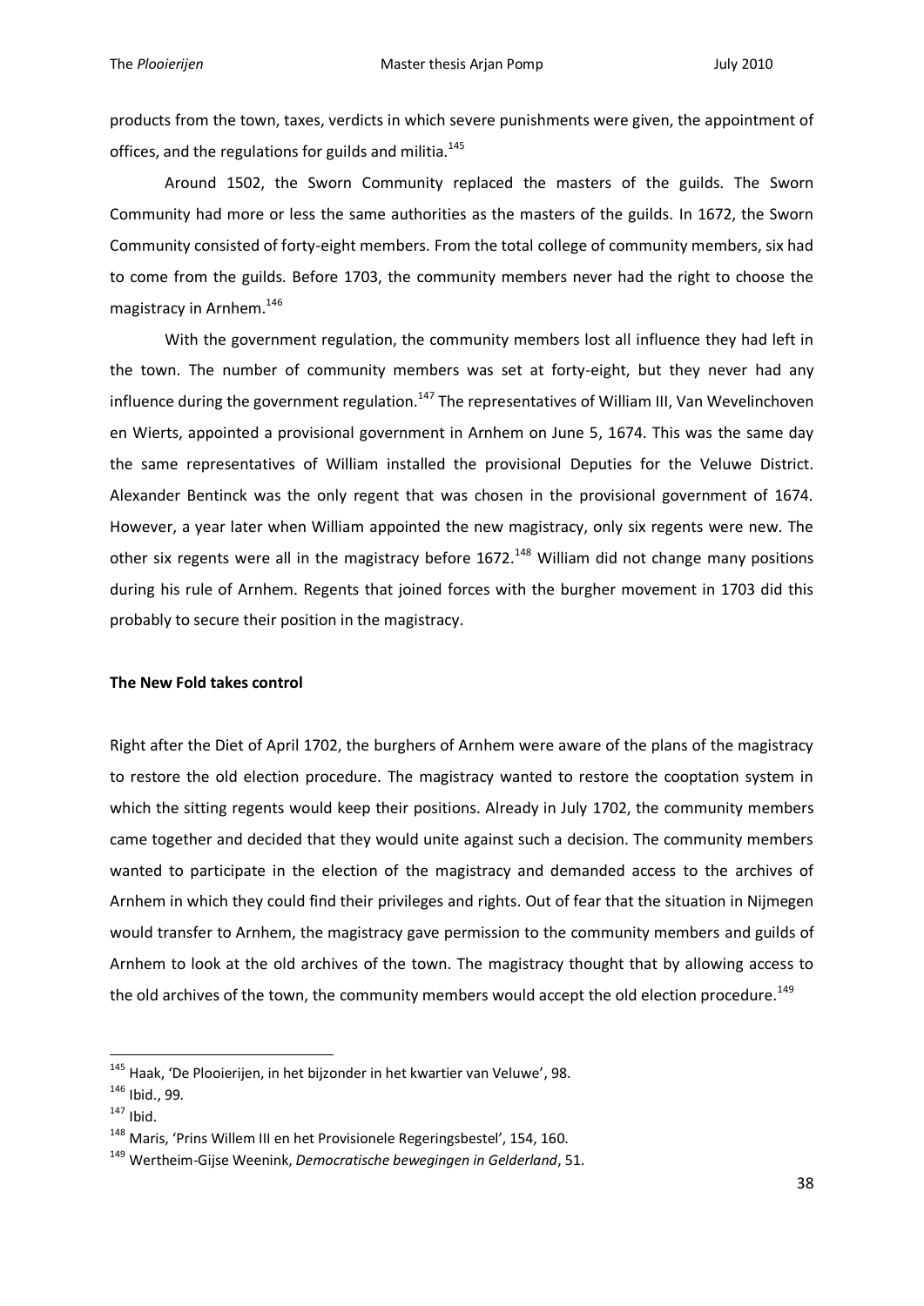products from the town, taxes, verdicts in which severe punishments were given, the appointment of offices, and the regulations for guilds and militia.[145]

Around 1502, the Sworn Community replaced the masters of the guilds. The Sworn Community had more or less the same authorities as the masters of the guilds. In 1672, the Sworn Community consisted of forty-eight members. From the total college of community members, six had to come from the guilds. Before 1703, the community members never had the right to choose the magistracy in Arnhem.[146]

With the government regulation, the community members lost all influence they had left in the town. The number of community members was set at forty-eight, but they never had any influence during the government regulation.[147] The representatives of William III, Van Wevelinchoven en Wierts, appointed a provisional government in Arnhem on June 5, 1674. This was the same day the same representatives of William installed the provisional Deputies for the Veluwe District. Alexander Bentinck was the only regent that was chosen in the provisional government of 1674. However, a year later when William appointed the new magistracy, only six regents were new. The other six regents were all in the magistracy before 1672.[148] William did not change many positions during his rule of Arnhem. Regents that joined forces with the burgher movement in 1703 did this probably to secure their position in the magistracy.

**The New Fold takes control**

Right after the Diet of April 1702, the burghers of Arnhem were aware of the plans of the magistracy to restore the old election procedure. The magistracy wanted to restore the cooptation system in which the sitting regents would keep their positions. Already in July 1702, the community members came together and decided that they would unite against such a decision. The community members wanted to participate in the election of the magistracy and demanded access to the archives of Arnhem in which they could find their privileges and rights. Out of fear that the situation in Nijmegen would transfer to Arnhem, the magistracy gave permission to the community members and guilds of Arnhem to look at the old archives of the town. The magistracy thought that by allowing access to the old archives of the town, the community members would accept the old election procedure.[149]

---

[145] Haak, 'De Plooierijen, in het bijzonder in het kwartier van Veluwe', 98.

[146] Ibid., 99.

[147] Ibid.

[148] Maris, 'Prins Willem III en het Provisionele Regeringsbestel', 154, 160.

[149] Wertheim-Gijse Weenink, *Democratische bewegingen in Gelderland*, 51.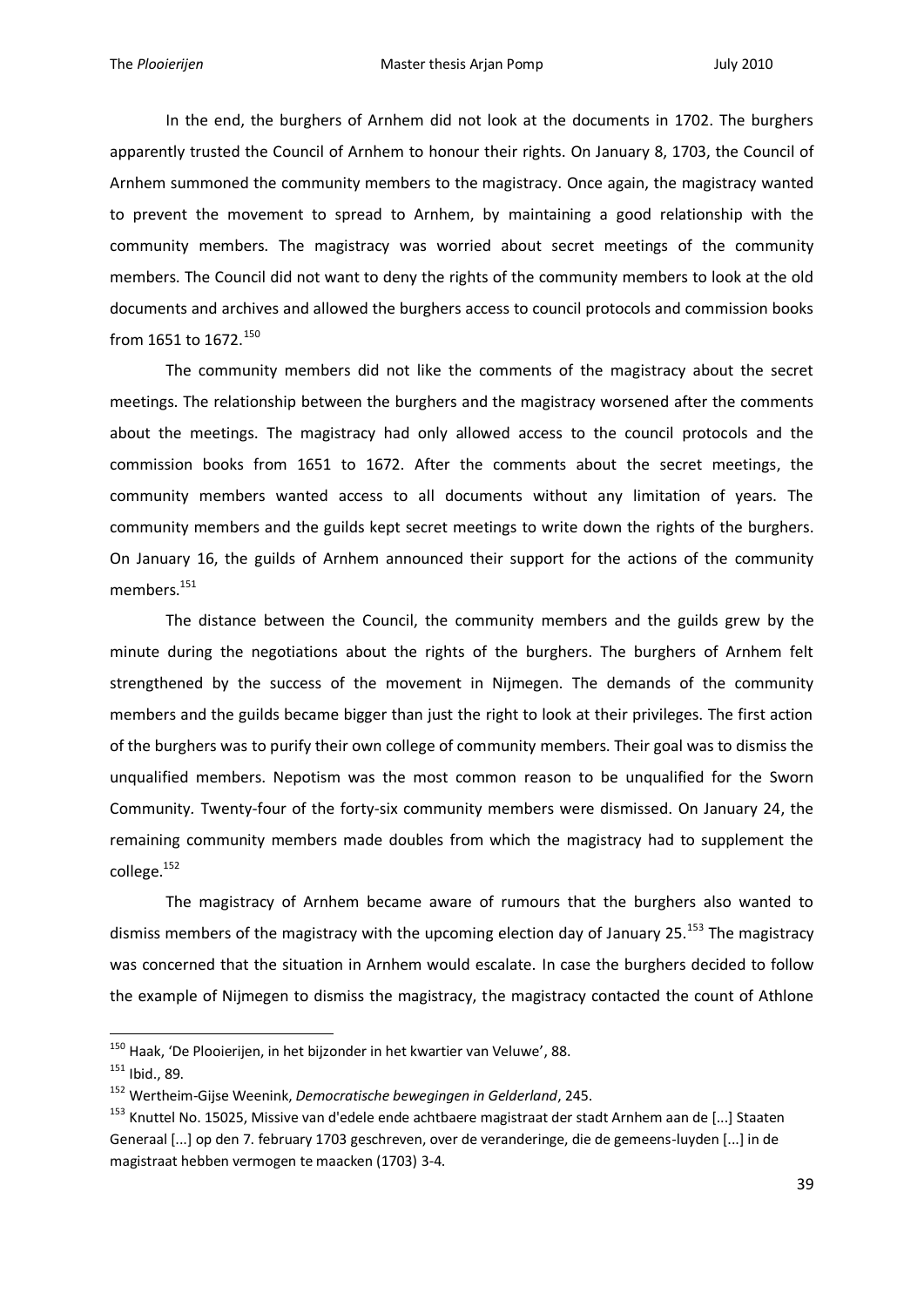In the end, the burghers of Arnhem did not look at the documents in 1702. The burghers apparently trusted the Council of Arnhem to honour their rights. On January 8, 1703, the Council of Arnhem summoned the community members to the magistracy. Once again, the magistracy wanted to prevent the movement to spread to Arnhem, by maintaining a good relationship with the community members. The magistracy was worried about secret meetings of the community members. The Council did not want to deny the rights of the community members to look at the old documents and archives and allowed the burghers access to council protocols and commission books from 1651 to 1672.[150]

The community members did not like the comments of the magistracy about the secret meetings. The relationship between the burghers and the magistracy worsened after the comments about the meetings. The magistracy had only allowed access to the council protocols and the commission books from 1651 to 1672. After the comments about the secret meetings, the community members wanted access to all documents without any limitation of years. The community members and the guilds kept secret meetings to write down the rights of the burghers. On January 16, the guilds of Arnhem announced their support for the actions of the community members.[151]

The distance between the Council, the community members and the guilds grew by the minute during the negotiations about the rights of the burghers. The burghers of Arnhem felt strengthened by the success of the movement in Nijmegen. The demands of the community members and the guilds became bigger than just the right to look at their privileges. The first action of the burghers was to purify their own college of community members. Their goal was to dismiss the unqualified members. Nepotism was the most common reason to be unqualified for the Sworn Community. Twenty-four of the forty-six community members were dismissed. On January 24, the remaining community members made doubles from which the magistracy had to supplement the college.[152]

The magistracy of Arnhem became aware of rumours that the burghers also wanted to dismiss members of the magistracy with the upcoming election day of January 25.[153] The magistracy was concerned that the situation in Arnhem would escalate. In case the burghers decided to follow the example of Nijmegen to dismiss the magistracy, the magistracy contacted the count of Athlone

---

[150] Haak, 'De Plooierijen, in het bijzonder in het kwartier van Veluwe', 88.

[151] Ibid., 89.

[152] Wertheim-Gijse Weenink, *Democratische bewegingen in Gelderland*, 245.

[153] Knuttel No. 15025, Missive van d'edele ende achtbaere magistraat der stadt Arnhem aan de [...] Staaten Generaal [...] op den 7. february 1703 geschreven, over de veranderinge, die de gemeens-luyden [...] in de magistraat hebben vermogen te maacken (1703) 3-4.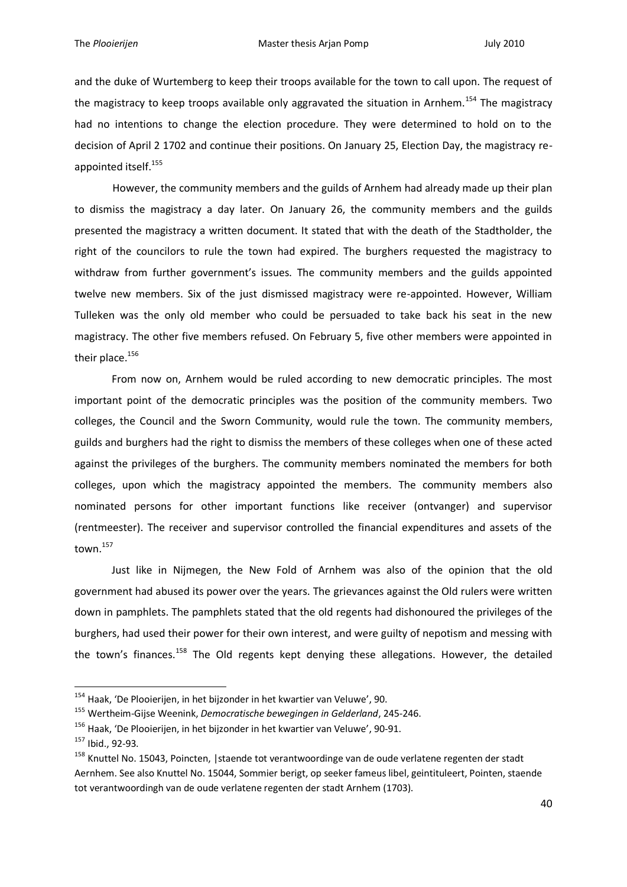and the duke of Wurtemberg to keep their troops available for the town to call upon. The request of the magistracy to keep troops available only aggravated the situation in Arnhem.[154] The magistracy had no intentions to change the election procedure. They were determined to hold on to the decision of April 2 1702 and continue their positions. On January 25, Election Day, the magistracy re-appointed itself.[155]

However, the community members and the guilds of Arnhem had already made up their plan to dismiss the magistracy a day later. On January 26, the community members and the guilds presented the magistracy a written document. It stated that with the death of the Stadtholder, the right of the councilors to rule the town had expired. The burghers requested the magistracy to withdraw from further government's issues. The community members and the guilds appointed twelve new members. Six of the just dismissed magistracy were re-appointed. However, William Tulleken was the only old member who could be persuaded to take back his seat in the new magistracy. The other five members refused. On February 5, five other members were appointed in their place.[156]

From now on, Arnhem would be ruled according to new democratic principles. The most important point of the democratic principles was the position of the community members. Two colleges, the Council and the Sworn Community, would rule the town. The community members, guilds and burghers had the right to dismiss the members of these colleges when one of these acted against the privileges of the burghers. The community members nominated the members for both colleges, upon which the magistracy appointed the members. The community members also nominated persons for other important functions like receiver (ontvanger) and supervisor (rentmeester). The receiver and supervisor controlled the financial expenditures and assets of the town.[157]

Just like in Nijmegen, the New Fold of Arnhem was also of the opinion that the old government had abused its power over the years. The grievances against the Old rulers were written down in pamphlets. The pamphlets stated that the old regents had dishonoured the privileges of the burghers, had used their power for their own interest, and were guilty of nepotism and messing with the town's finances.[158] The Old regents kept denying these allegations. However, the detailed

---

[154] Haak, 'De Plooierijen, in het bijzonder in het kwartier van Veluwe', 90.

[155] Wertheim-Gijse Weenink, *Democratische bewegingen in Gelderland*, 245-246.

[156] Haak, 'De Plooierijen, in het bijzonder in het kwartier van Veluwe', 90-91.

[157] Ibid., 92-93.

[158] Knuttel No. 15043, Poincten, |staende tot verantwoordinge van de oude verlatene regenten der stadt Aernhem. See also Knuttel No. 15044, Sommier berigt, op seeker fameus libel, geintituleert, Pointen, staende tot verantwoordingh van de oude verlatene regenten der stadt Arnhem (1703).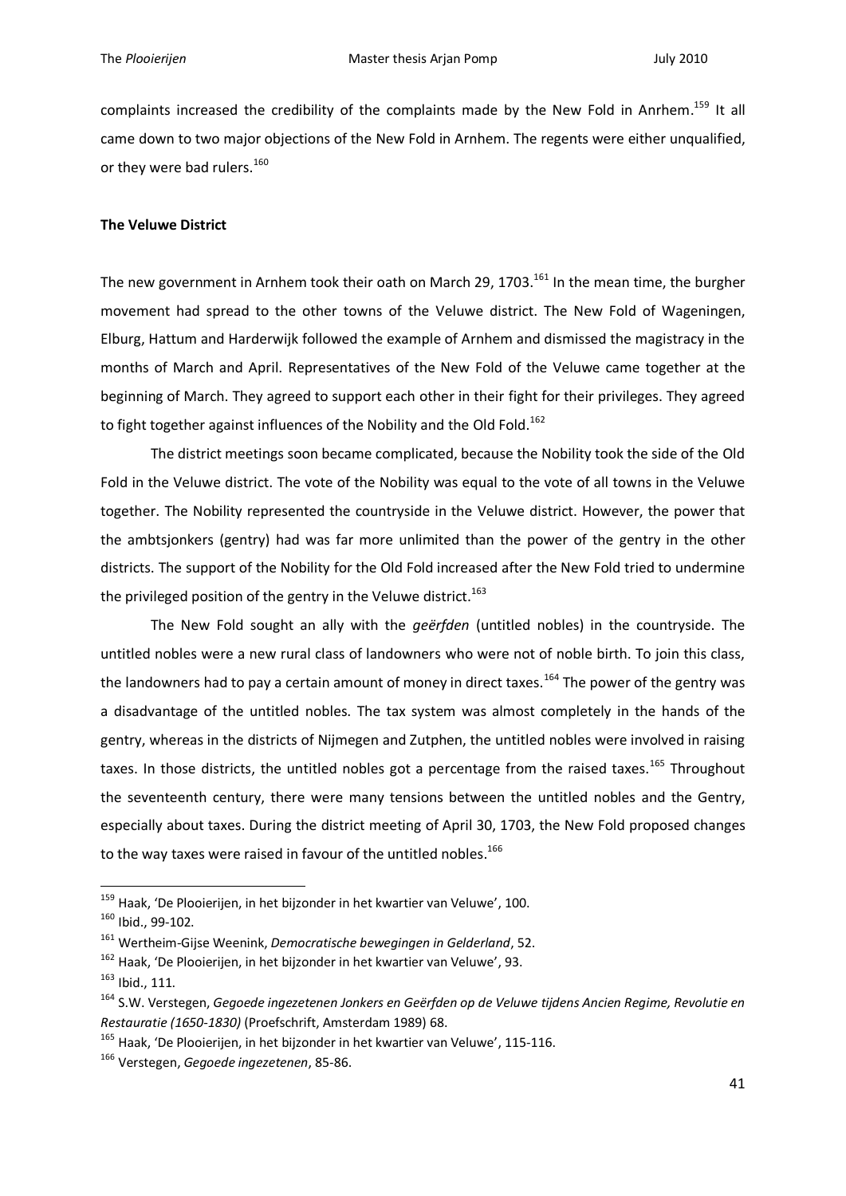complaints increased the credibility of the complaints made by the New Fold in Anrhem.[159] It all came down to two major objections of the New Fold in Arnhem. The regents were either unqualified, or they were bad rulers.[160]

**The Veluwe District**

The new government in Arnhem took their oath on March 29, 1703.[161] In the mean time, the burgher movement had spread to the other towns of the Veluwe district. The New Fold of Wageningen, Elburg, Hattum and Harderwijk followed the example of Arnhem and dismissed the magistracy in the months of March and April. Representatives of the New Fold of the Veluwe came together at the beginning of March. They agreed to support each other in their fight for their privileges. They agreed to fight together against influences of the Nobility and the Old Fold.[162]

The district meetings soon became complicated, because the Nobility took the side of the Old Fold in the Veluwe district. The vote of the Nobility was equal to the vote of all towns in the Veluwe together. The Nobility represented the countryside in the Veluwe district. However, the power that the ambtsjonkers (gentry) had was far more unlimited than the power of the gentry in the other districts. The support of the Nobility for the Old Fold increased after the New Fold tried to undermine the privileged position of the gentry in the Veluwe district.[163]

The New Fold sought an ally with the *geërfden* (untitled nobles) in the countryside. The untitled nobles were a new rural class of landowners who were not of noble birth. To join this class, the landowners had to pay a certain amount of money in direct taxes.[164] The power of the gentry was a disadvantage of the untitled nobles. The tax system was almost completely in the hands of the gentry, whereas in the districts of Nijmegen and Zutphen, the untitled nobles were involved in raising taxes. In those districts, the untitled nobles got a percentage from the raised taxes.[165] Throughout the seventeenth century, there were many tensions between the untitled nobles and the Gentry, especially about taxes. During the district meeting of April 30, 1703, the New Fold proposed changes to the way taxes were raised in favour of the untitled nobles.[166]

---

[159] Haak, 'De Plooierijen, in het bijzonder in het kwartier van Veluwe', 100.

[160] Ibid., 99-102.

[161] Wertheim-Gijse Weenink, *Democratische bewegingen in Gelderland*, 52.

[162] Haak, 'De Plooierijen, in het bijzonder in het kwartier van Veluwe', 93.

[163] Ibid., 111.

[164] S.W. Verstegen, *Gegoede ingezetenen Jonkers en Geërfden op de Veluwe tijdens Ancien Regime, Revolutie en Restauratie (1650-1830)* (Proefschrift, Amsterdam 1989) 68.

[165] Haak, 'De Plooierijen, in het bijzonder in het kwartier van Veluwe', 115-116.

[166] Verstegen, *Gegoede ingezetenen*, 85-86.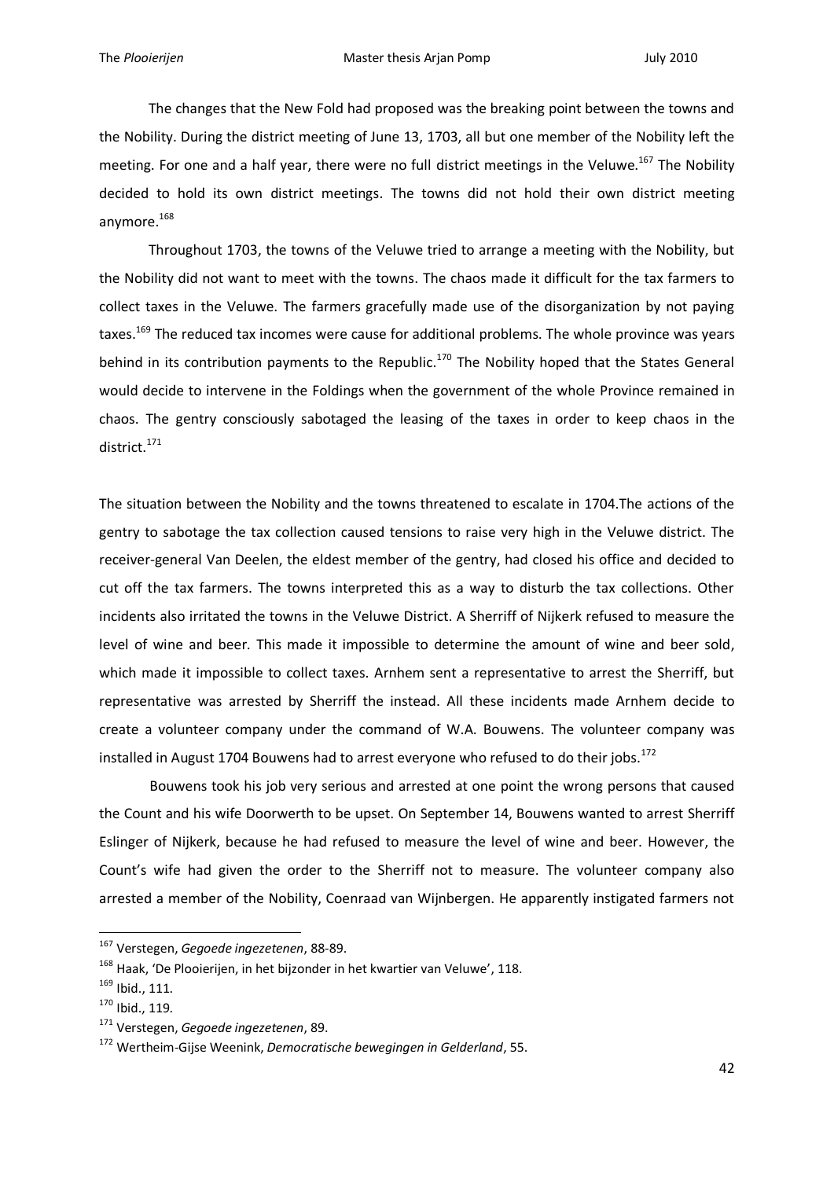The changes that the New Fold had proposed was the breaking point between the towns and the Nobility. During the district meeting of June 13, 1703, all but one member of the Nobility left the meeting. For one and a half year, there were no full district meetings in the Veluwe.[167] The Nobility decided to hold its own district meetings. The towns did not hold their own district meeting anymore.[168]

Throughout 1703, the towns of the Veluwe tried to arrange a meeting with the Nobility, but the Nobility did not want to meet with the towns. The chaos made it difficult for the tax farmers to collect taxes in the Veluwe. The farmers gracefully made use of the disorganization by not paying taxes.[169] The reduced tax incomes were cause for additional problems. The whole province was years behind in its contribution payments to the Republic.[170] The Nobility hoped that the States General would decide to intervene in the Foldings when the government of the whole Province remained in chaos. The gentry consciously sabotaged the leasing of the taxes in order to keep chaos in the district.[171]

The situation between the Nobility and the towns threatened to escalate in 1704.The actions of the gentry to sabotage the tax collection caused tensions to raise very high in the Veluwe district. The receiver-general Van Deelen, the eldest member of the gentry, had closed his office and decided to cut off the tax farmers. The towns interpreted this as a way to disturb the tax collections. Other incidents also irritated the towns in the Veluwe District. A Sherriff of Nijkerk refused to measure the level of wine and beer. This made it impossible to determine the amount of wine and beer sold, which made it impossible to collect taxes. Arnhem sent a representative to arrest the Sherriff, but representative was arrested by Sherriff the instead. All these incidents made Arnhem decide to create a volunteer company under the command of W.A. Bouwens. The volunteer company was installed in August 1704 Bouwens had to arrest everyone who refused to do their jobs.[172]

Bouwens took his job very serious and arrested at one point the wrong persons that caused the Count and his wife Doorwerth to be upset. On September 14, Bouwens wanted to arrest Sherriff Eslinger of Nijkerk, because he had refused to measure the level of wine and beer. However, the Count's wife had given the order to the Sherriff not to measure. The volunteer company also arrested a member of the Nobility, Coenraad van Wijnbergen. He apparently instigated farmers not

---

[167] Verstegen, *Gegoede ingezetenen*, 88-89.

[168] Haak, 'De Plooierijen, in het bijzonder in het kwartier van Veluwe', 118.

[169] Ibid., 111.

[170] Ibid., 119.

[171] Verstegen, *Gegoede ingezetenen*, 89.

[172] Wertheim-Gijse Weenink, *Democratische bewegingen in Gelderland*, 55.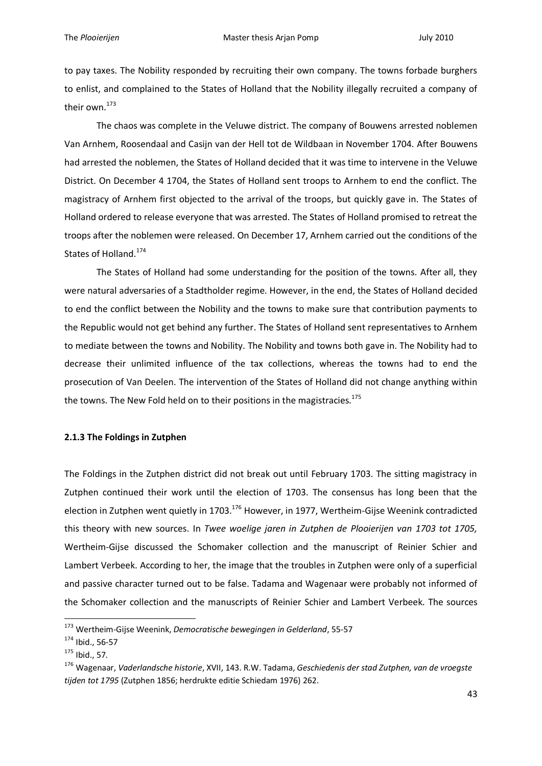to pay taxes. The Nobility responded by recruiting their own company. The towns forbade burghers to enlist, and complained to the States of Holland that the Nobility illegally recruited a company of their own.[173]

The chaos was complete in the Veluwe district. The company of Bouwens arrested noblemen Van Arnhem, Roosendaal and Casijn van der Hell tot de Wildbaan in November 1704. After Bouwens had arrested the noblemen, the States of Holland decided that it was time to intervene in the Veluwe District. On December 4 1704, the States of Holland sent troops to Arnhem to end the conflict. The magistracy of Arnhem first objected to the arrival of the troops, but quickly gave in. The States of Holland ordered to release everyone that was arrested. The States of Holland promised to retreat the troops after the noblemen were released. On December 17, Arnhem carried out the conditions of the States of Holland.[174]

The States of Holland had some understanding for the position of the towns. After all, they were natural adversaries of a Stadtholder regime. However, in the end, the States of Holland decided to end the conflict between the Nobility and the towns to make sure that contribution payments to the Republic would not get behind any further. The States of Holland sent representatives to Arnhem to mediate between the towns and Nobility. The Nobility and towns both gave in. The Nobility had to decrease their unlimited influence of the tax collections, whereas the towns had to end the prosecution of Van Deelen. The intervention of the States of Holland did not change anything within the towns. The New Fold held on to their positions in the magistracies.[175]

### 2.1.3 The Foldings in Zutphen

The Foldings in the Zutphen district did not break out until February 1703. The sitting magistracy in Zutphen continued their work until the election of 1703. The consensus has long been that the election in Zutphen went quietly in 1703.[176] However, in 1977, Wertheim-Gijse Weenink contradicted this theory with new sources. In *Twee woelige jaren in Zutphen de Plooierijen van 1703 tot 1705,* Wertheim-Gijse discussed the Schomaker collection and the manuscript of Reinier Schier and Lambert Verbeek. According to her, the image that the troubles in Zutphen were only of a superficial and passive character turned out to be false. Tadama and Wagenaar were probably not informed of the Schomaker collection and the manuscripts of Reinier Schier and Lambert Verbeek. The sources

---

[173] Wertheim-Gijse Weenink, *Democratische bewegingen in Gelderland*, 55-57

[174] Ibid., 56-57

[175] Ibid., 57.

[176] Wagenaar, *Vaderlandsche historie*, XVII, 143. R.W. Tadama, *Geschiedenis der stad Zutphen, van de vroegste tijden tot 1795* (Zutphen 1856; herdrukte editie Schiedam 1976) 262.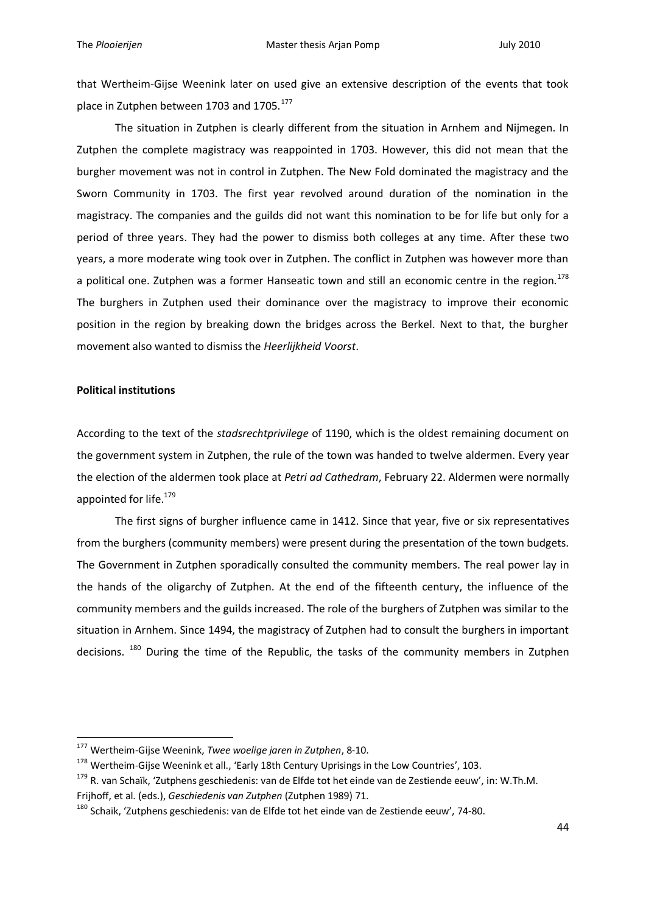that Wertheim-Gijse Weenink later on used give an extensive description of the events that took place in Zutphen between 1703 and 1705.[177]

The situation in Zutphen is clearly different from the situation in Arnhem and Nijmegen. In Zutphen the complete magistracy was reappointed in 1703. However, this did not mean that the burgher movement was not in control in Zutphen. The New Fold dominated the magistracy and the Sworn Community in 1703. The first year revolved around duration of the nomination in the magistracy. The companies and the guilds did not want this nomination to be for life but only for a period of three years. They had the power to dismiss both colleges at any time. After these two years, a more moderate wing took over in Zutphen. The conflict in Zutphen was however more than a political one. Zutphen was a former Hanseatic town and still an economic centre in the region.[178] The burghers in Zutphen used their dominance over the magistracy to improve their economic position in the region by breaking down the bridges across the Berkel. Next to that, the burgher movement also wanted to dismiss the *Heerlijkheid Voorst*.

**Political institutions**

According to the text of the *stadsrechtprivilege* of 1190, which is the oldest remaining document on the government system in Zutphen, the rule of the town was handed to twelve aldermen. Every year the election of the aldermen took place at *Petri ad Cathedram*, February 22. Aldermen were normally appointed for life.[179]

The first signs of burgher influence came in 1412. Since that year, five or six representatives from the burghers (community members) were present during the presentation of the town budgets. The Government in Zutphen sporadically consulted the community members. The real power lay in the hands of the oligarchy of Zutphen. At the end of the fifteenth century, the influence of the community members and the guilds increased. The role of the burghers of Zutphen was similar to the situation in Arnhem. Since 1494, the magistracy of Zutphen had to consult the burghers in important decisions. [180] During the time of the Republic, the tasks of the community members in Zutphen

---

[177] Wertheim-Gijse Weenink, *Twee woelige jaren in Zutphen*, 8-10.

[178] Wertheim-Gijse Weenink et all., 'Early 18th Century Uprisings in the Low Countries', 103.

[179] R. van Schaïk, 'Zutphens geschiedenis: van de Elfde tot het einde van de Zestiende eeuw', in: W.Th.M. Frijhoff, et al. (eds.), *Geschiedenis van Zutphen* (Zutphen 1989) 71.

[180] Schaïk, 'Zutphens geschiedenis: van de Elfde tot het einde van de Zestiende eeuw', 74-80.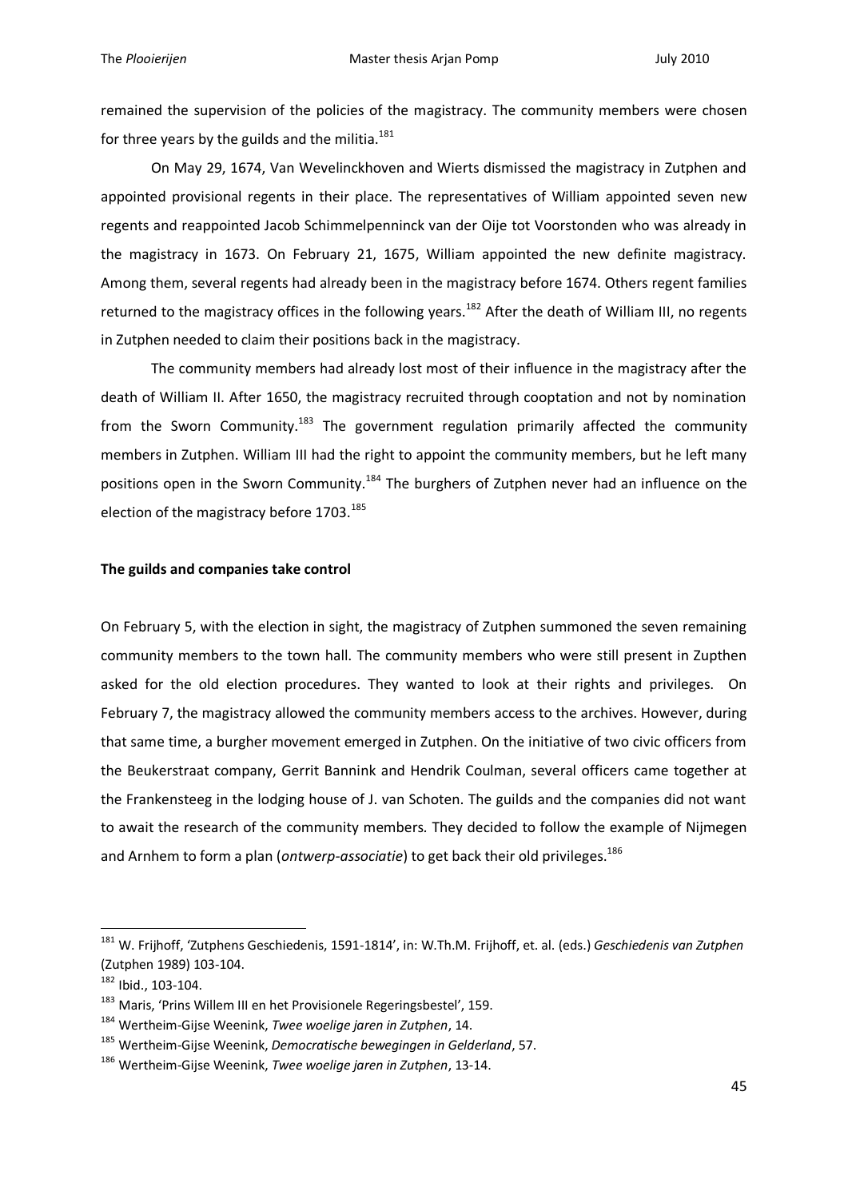remained the supervision of the policies of the magistracy. The community members were chosen for three years by the guilds and the militia.[181]

On May 29, 1674, Van Wevelinckhoven and Wierts dismissed the magistracy in Zutphen and appointed provisional regents in their place. The representatives of William appointed seven new regents and reappointed Jacob Schimmelpenninck van der Oije tot Voorstonden who was already in the magistracy in 1673. On February 21, 1675, William appointed the new definite magistracy. Among them, several regents had already been in the magistracy before 1674. Others regent families returned to the magistracy offices in the following years.[182] After the death of William III, no regents in Zutphen needed to claim their positions back in the magistracy.

The community members had already lost most of their influence in the magistracy after the death of William II. After 1650, the magistracy recruited through cooptation and not by nomination from the Sworn Community.[183] The government regulation primarily affected the community members in Zutphen. William III had the right to appoint the community members, but he left many positions open in the Sworn Community.[184] The burghers of Zutphen never had an influence on the election of the magistracy before 1703.[185]

**The guilds and companies take control**

On February 5, with the election in sight, the magistracy of Zutphen summoned the seven remaining community members to the town hall. The community members who were still present in Zupthen asked for the old election procedures. They wanted to look at their rights and privileges. On February 7, the magistracy allowed the community members access to the archives. However, during that same time, a burgher movement emerged in Zutphen. On the initiative of two civic officers from the Beukerstraat company, Gerrit Bannink and Hendrik Coulman, several officers came together at the Frankensteeg in the lodging house of J. van Schoten. The guilds and the companies did not want to await the research of the community members. They decided to follow the example of Nijmegen and Arnhem to form a plan (*ontwerp-associatie*) to get back their old privileges.[186]

---

[181] W. Frijhoff, 'Zutphens Geschiedenis, 1591-1814', in: W.Th.M. Frijhoff, et. al. (eds.) *Geschiedenis van Zutphen* (Zutphen 1989) 103-104.

[182] Ibid., 103-104.

[183] Maris, 'Prins Willem III en het Provisionele Regeringsbestel', 159.

[184] Wertheim-Gijse Weenink, *Twee woelige jaren in Zutphen*, 14.

[185] Wertheim-Gijse Weenink, *Democratische bewegingen in Gelderland*, 57.

[186] Wertheim-Gijse Weenink, *Twee woelige jaren in Zutphen*, 13-14.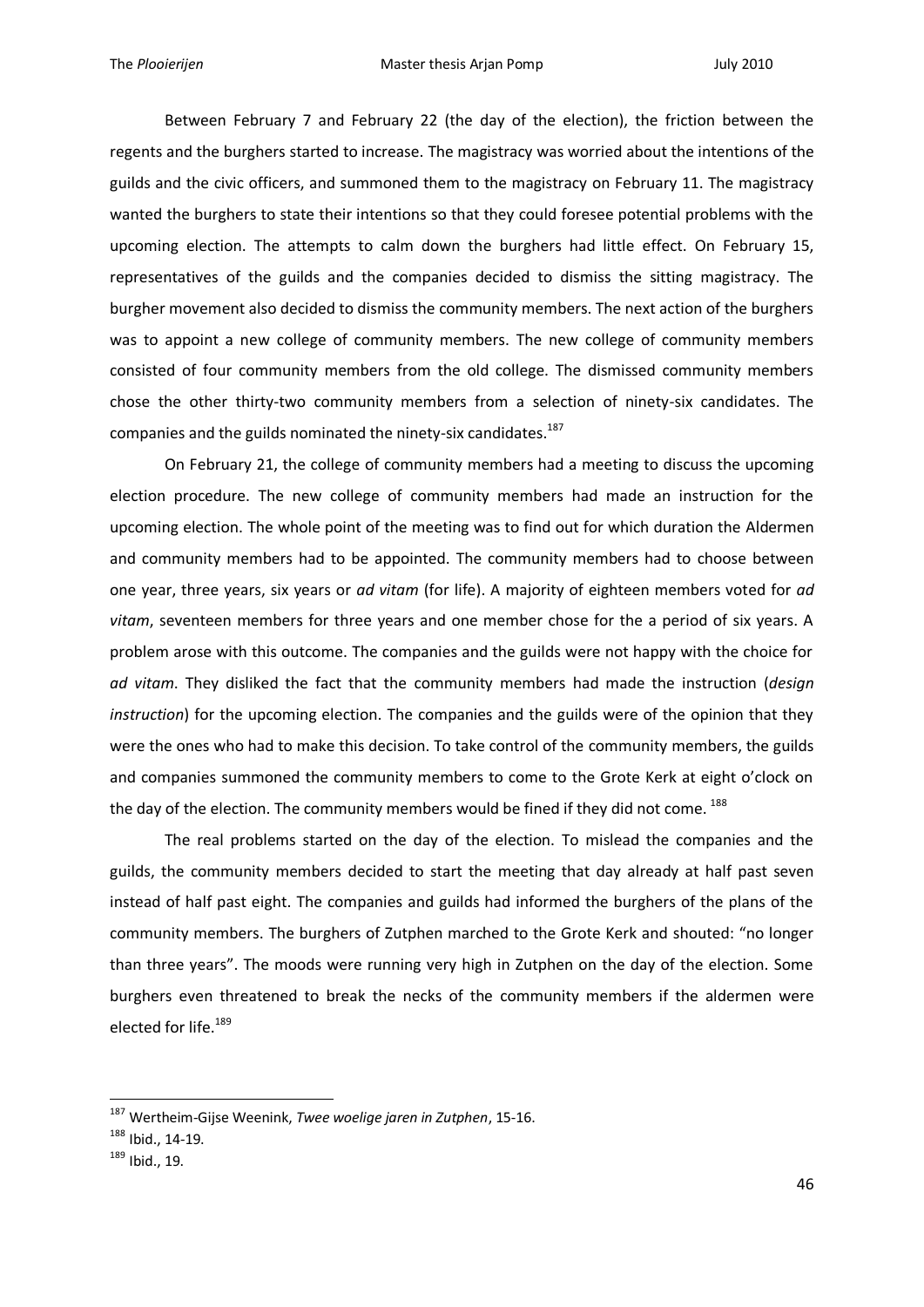Between February 7 and February 22 (the day of the election), the friction between the regents and the burghers started to increase. The magistracy was worried about the intentions of the guilds and the civic officers, and summoned them to the magistracy on February 11. The magistracy wanted the burghers to state their intentions so that they could foresee potential problems with the upcoming election. The attempts to calm down the burghers had little effect. On February 15, representatives of the guilds and the companies decided to dismiss the sitting magistracy. The burgher movement also decided to dismiss the community members. The next action of the burghers was to appoint a new college of community members. The new college of community members consisted of four community members from the old college. The dismissed community members chose the other thirty-two community members from a selection of ninety-six candidates. The companies and the guilds nominated the ninety-six candidates.[187]

On February 21, the college of community members had a meeting to discuss the upcoming election procedure. The new college of community members had made an instruction for the upcoming election. The whole point of the meeting was to find out for which duration the Aldermen and community members had to be appointed. The community members had to choose between one year, three years, six years or *ad vitam* (for life). A majority of eighteen members voted for *ad vitam*, seventeen members for three years and one member chose for the a period of six years. A problem arose with this outcome. The companies and the guilds were not happy with the choice for *ad vitam*. They disliked the fact that the community members had made the instruction (*design instruction*) for the upcoming election. The companies and the guilds were of the opinion that they were the ones who had to make this decision. To take control of the community members, the guilds and companies summoned the community members to come to the Grote Kerk at eight o'clock on the day of the election. The community members would be fined if they did not come.[188]

The real problems started on the day of the election. To mislead the companies and the guilds, the community members decided to start the meeting that day already at half past seven instead of half past eight. The companies and guilds had informed the burghers of the plans of the community members. The burghers of Zutphen marched to the Grote Kerk and shouted: "no longer than three years". The moods were running very high in Zutphen on the day of the election. Some burghers even threatened to break the necks of the community members if the aldermen were elected for life.[189]

---

[187] Wertheim-Gijse Weenink, *Twee woelige jaren in Zutphen*, 15-16.

[188] Ibid., 14-19.

[189] Ibid., 19.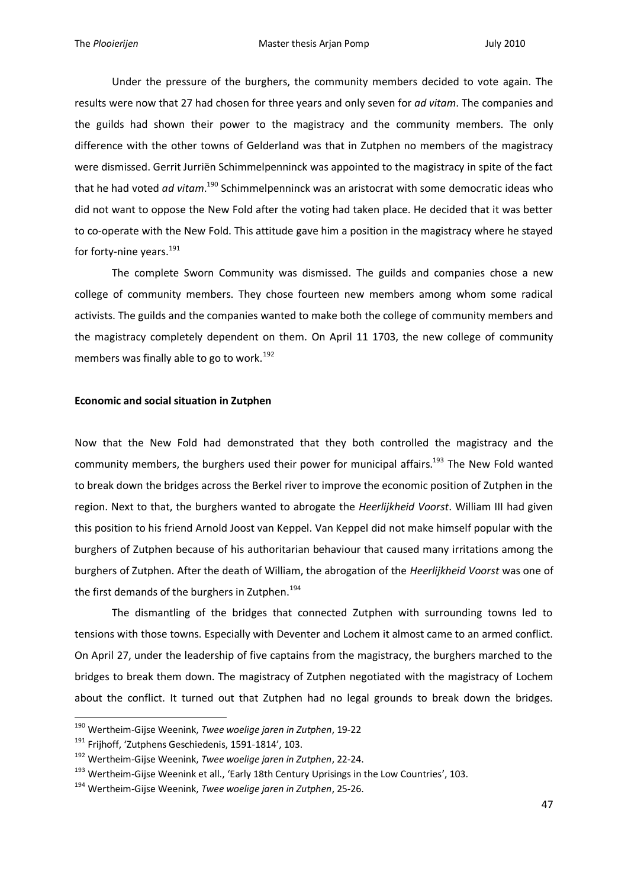Under the pressure of the burghers, the community members decided to vote again. The results were now that 27 had chosen for three years and only seven for *ad vitam*. The companies and the guilds had shown their power to the magistracy and the community members. The only difference with the other towns of Gelderland was that in Zutphen no members of the magistracy were dismissed. Gerrit Jurriën Schimmelpenninck was appointed to the magistracy in spite of the fact that he had voted *ad vitam*.[190] Schimmelpenninck was an aristocrat with some democratic ideas who did not want to oppose the New Fold after the voting had taken place. He decided that it was better to co-operate with the New Fold. This attitude gave him a position in the magistracy where he stayed for forty-nine years.[191]

The complete Sworn Community was dismissed. The guilds and companies chose a new college of community members. They chose fourteen new members among whom some radical activists. The guilds and the companies wanted to make both the college of community members and the magistracy completely dependent on them. On April 11 1703, the new college of community members was finally able to go to work.[192]

**Economic and social situation in Zutphen**

Now that the New Fold had demonstrated that they both controlled the magistracy and the community members, the burghers used their power for municipal affairs.[193] The New Fold wanted to break down the bridges across the Berkel river to improve the economic position of Zutphen in the region. Next to that, the burghers wanted to abrogate the *Heerlijkheid Voorst*. William III had given this position to his friend Arnold Joost van Keppel. Van Keppel did not make himself popular with the burghers of Zutphen because of his authoritarian behaviour that caused many irritations among the burghers of Zutphen. After the death of William, the abrogation of the *Heerlijkheid Voorst* was one of the first demands of the burghers in Zutphen.[194]

The dismantling of the bridges that connected Zutphen with surrounding towns led to tensions with those towns. Especially with Deventer and Lochem it almost came to an armed conflict. On April 27, under the leadership of five captains from the magistracy, the burghers marched to the bridges to break them down. The magistracy of Zutphen negotiated with the magistracy of Lochem about the conflict. It turned out that Zutphen had no legal grounds to break down the bridges.

---

[190] Wertheim-Gijse Weenink, *Twee woelige jaren in Zutphen*, 19-22

[191] Frijhoff, 'Zutphens Geschiedenis, 1591-1814', 103.

[192] Wertheim-Gijse Weenink, *Twee woelige jaren in Zutphen*, 22-24.

[193] Wertheim-Gijse Weenink et all., 'Early 18th Century Uprisings in the Low Countries', 103.

[194] Wertheim-Gijse Weenink, *Twee woelige jaren in Zutphen*, 25-26.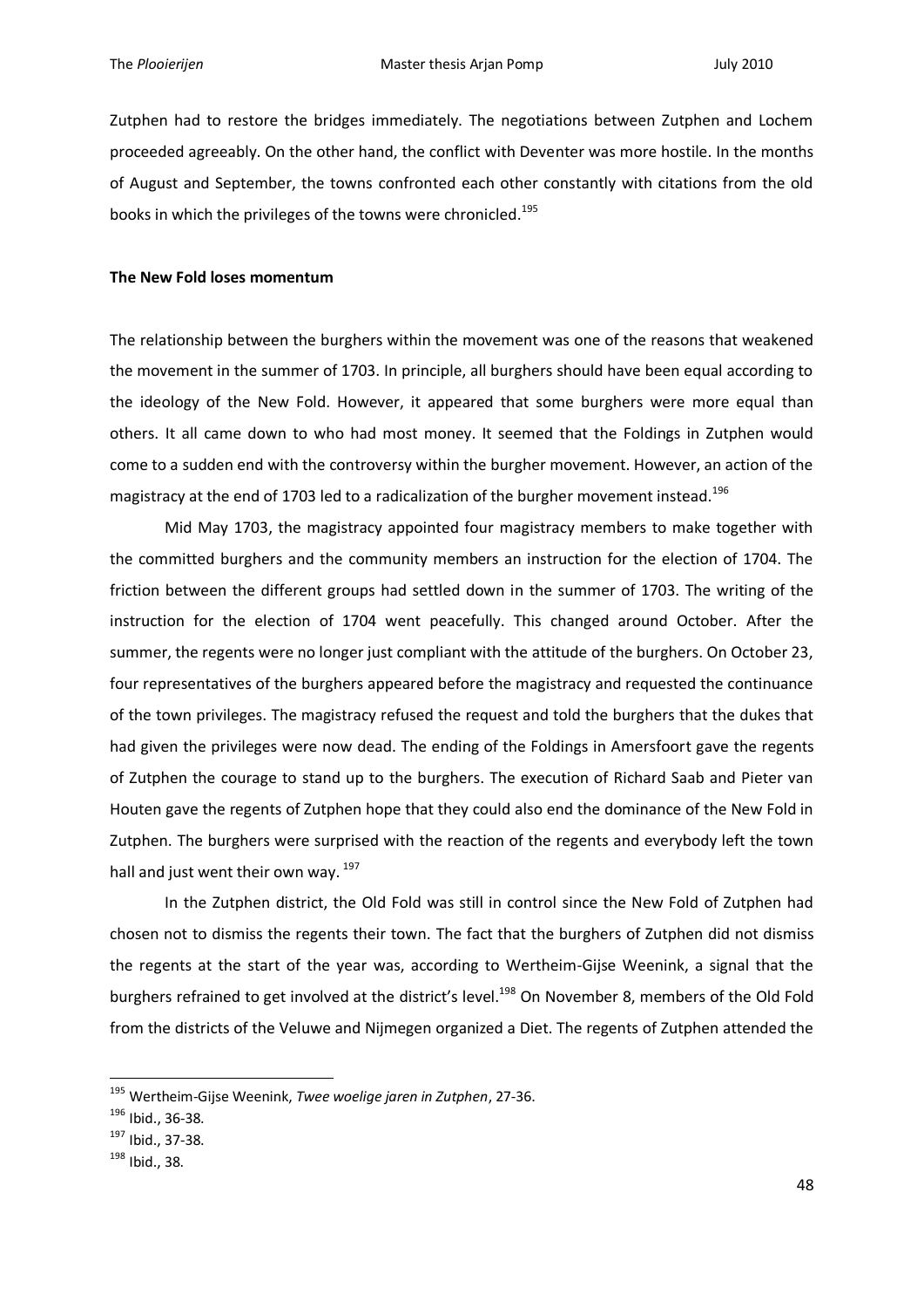Zutphen had to restore the bridges immediately. The negotiations between Zutphen and Lochem proceeded agreeably. On the other hand, the conflict with Deventer was more hostile. In the months of August and September, the towns confronted each other constantly with citations from the old books in which the privileges of the towns were chronicled.[195]

**The New Fold loses momentum**

The relationship between the burghers within the movement was one of the reasons that weakened the movement in the summer of 1703. In principle, all burghers should have been equal according to the ideology of the New Fold. However, it appeared that some burghers were more equal than others. It all came down to who had most money. It seemed that the Foldings in Zutphen would come to a sudden end with the controversy within the burgher movement. However, an action of the magistracy at the end of 1703 led to a radicalization of the burgher movement instead.[196]

Mid May 1703, the magistracy appointed four magistracy members to make together with the committed burghers and the community members an instruction for the election of 1704. The friction between the different groups had settled down in the summer of 1703. The writing of the instruction for the election of 1704 went peacefully. This changed around October. After the summer, the regents were no longer just compliant with the attitude of the burghers. On October 23, four representatives of the burghers appeared before the magistracy and requested the continuance of the town privileges. The magistracy refused the request and told the burghers that the dukes that had given the privileges were now dead. The ending of the Foldings in Amersfoort gave the regents of Zutphen the courage to stand up to the burghers. The execution of Richard Saab and Pieter van Houten gave the regents of Zutphen hope that they could also end the dominance of the New Fold in Zutphen. The burghers were surprised with the reaction of the regents and everybody left the town hall and just went their own way. [197]

In the Zutphen district, the Old Fold was still in control since the New Fold of Zutphen had chosen not to dismiss the regents their town. The fact that the burghers of Zutphen did not dismiss the regents at the start of the year was, according to Wertheim-Gijse Weenink, a signal that the burghers refrained to get involved at the district's level.[198] On November 8, members of the Old Fold from the districts of the Veluwe and Nijmegen organized a Diet. The regents of Zutphen attended the

---

[195] Wertheim-Gijse Weenink, *Twee woelige jaren in Zutphen*, 27-36.

[196] Ibid., 36-38.

[197] Ibid., 37-38.

[198] Ibid., 38.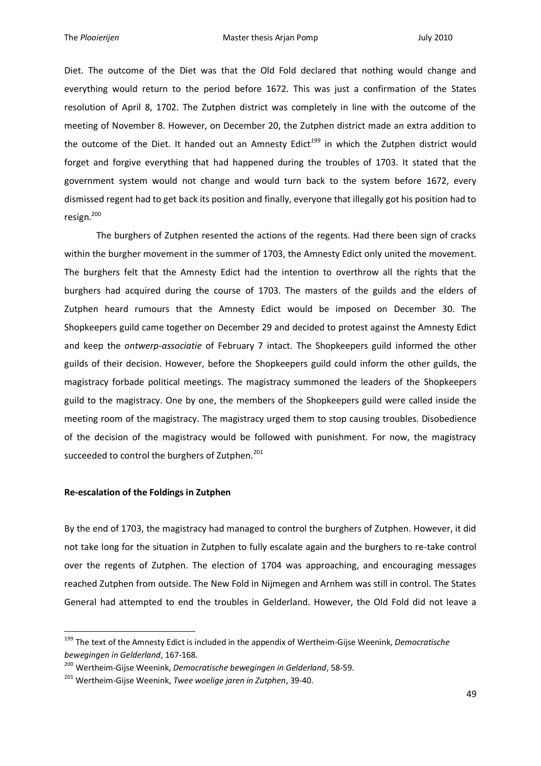Diet. The outcome of the Diet was that the Old Fold declared that nothing would change and everything would return to the period before 1672. This was just a confirmation of the States resolution of April 8, 1702. The Zutphen district was completely in line with the outcome of the meeting of November 8. However, on December 20, the Zutphen district made an extra addition to the outcome of the Diet. It handed out an Amnesty Edict[199] in which the Zutphen district would forget and forgive everything that had happened during the troubles of 1703. It stated that the government system would not change and would turn back to the system before 1672, every dismissed regent had to get back its position and finally, everyone that illegally got his position had to resign.[200]

The burghers of Zutphen resented the actions of the regents. Had there been sign of cracks within the burgher movement in the summer of 1703, the Amnesty Edict only united the movement. The burghers felt that the Amnesty Edict had the intention to overthrow all the rights that the burghers had acquired during the course of 1703. The masters of the guilds and the elders of Zutphen heard rumours that the Amnesty Edict would be imposed on December 30. The Shopkeepers guild came together on December 29 and decided to protest against the Amnesty Edict and keep the *ontwerp-associatie* of February 7 intact. The Shopkeepers guild informed the other guilds of their decision. However, before the Shopkeepers guild could inform the other guilds, the magistracy forbade political meetings. The magistracy summoned the leaders of the Shopkeepers guild to the magistracy. One by one, the members of the Shopkeepers guild were called inside the meeting room of the magistracy. The magistracy urged them to stop causing troubles. Disobedience of the decision of the magistracy would be followed with punishment. For now, the magistracy succeeded to control the burghers of Zutphen.[201]

### Re-escalation of the Foldings in Zutphen

By the end of 1703, the magistracy had managed to control the burghers of Zutphen. However, it did not take long for the situation in Zutphen to fully escalate again and the burghers to re-take control over the regents of Zutphen. The election of 1704 was approaching, and encouraging messages reached Zutphen from outside. The New Fold in Nijmegen and Arnhem was still in control. The States General had attempted to end the troubles in Gelderland. However, the Old Fold did not leave a

---

[199] The text of the Amnesty Edict is included in the appendix of Wertheim-Gijse Weenink, *Democratische bewegingen in Gelderland*, 167-168.

[200] Wertheim-Gijse Weenink, *Democratische bewegingen in Gelderland*, 58-59.

[201] Wertheim-Gijse Weenink, *Twee woelige jaren in Zutphen*, 39-40.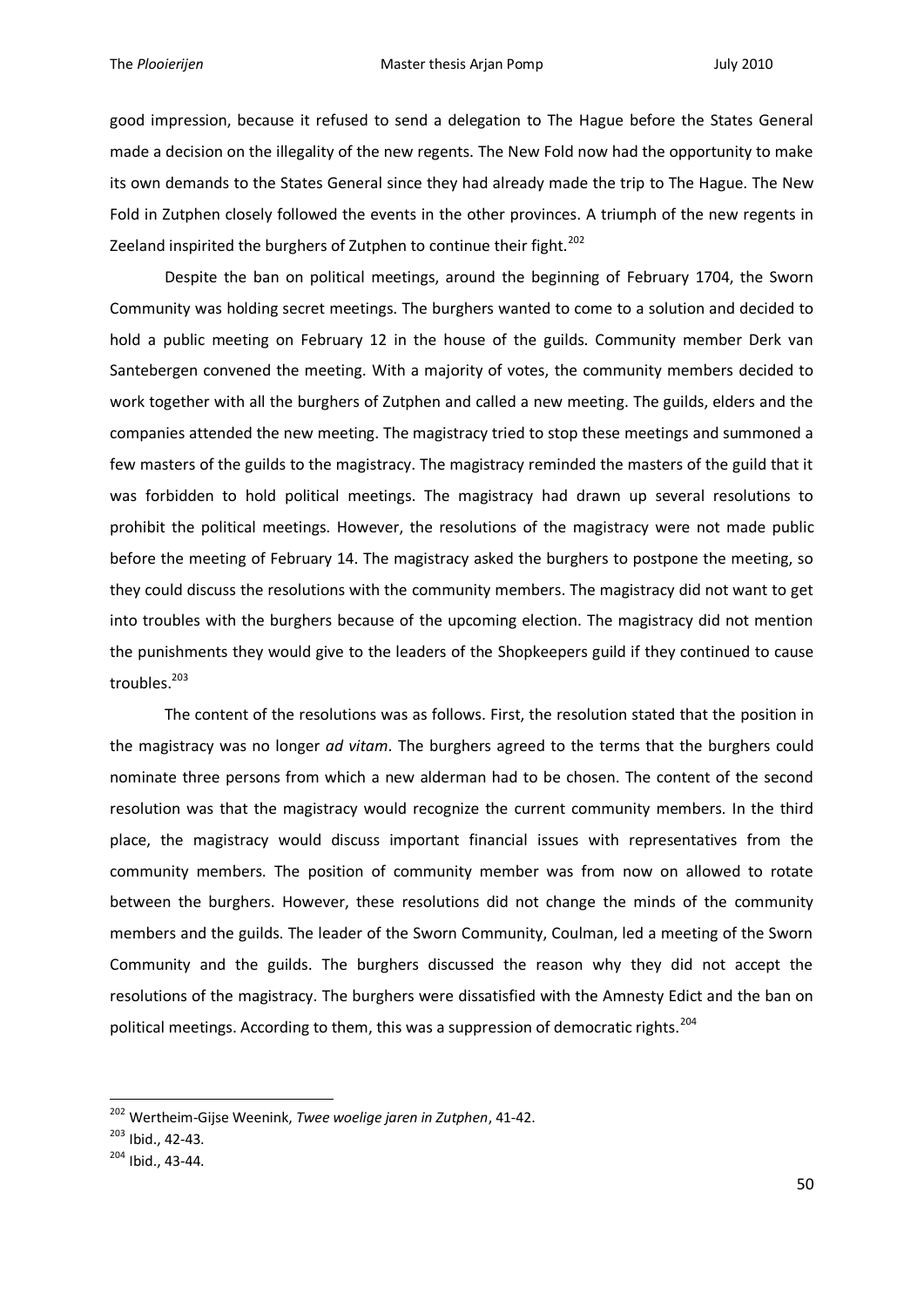good impression, because it refused to send a delegation to The Hague before the States General made a decision on the illegality of the new regents. The New Fold now had the opportunity to make its own demands to the States General since they had already made the trip to The Hague. The New Fold in Zutphen closely followed the events in the other provinces. A triumph of the new regents in Zeeland inspirited the burghers of Zutphen to continue their fight.[202]

Despite the ban on political meetings, around the beginning of February 1704, the Sworn Community was holding secret meetings. The burghers wanted to come to a solution and decided to hold a public meeting on February 12 in the house of the guilds. Community member Derk van Santebergen convened the meeting. With a majority of votes, the community members decided to work together with all the burghers of Zutphen and called a new meeting. The guilds, elders and the companies attended the new meeting. The magistracy tried to stop these meetings and summoned a few masters of the guilds to the magistracy. The magistracy reminded the masters of the guild that it was forbidden to hold political meetings. The magistracy had drawn up several resolutions to prohibit the political meetings. However, the resolutions of the magistracy were not made public before the meeting of February 14. The magistracy asked the burghers to postpone the meeting, so they could discuss the resolutions with the community members. The magistracy did not want to get into troubles with the burghers because of the upcoming election. The magistracy did not mention the punishments they would give to the leaders of the Shopkeepers guild if they continued to cause troubles.[203]

The content of the resolutions was as follows. First, the resolution stated that the position in the magistracy was no longer *ad vitam*. The burghers agreed to the terms that the burghers could nominate three persons from which a new alderman had to be chosen. The content of the second resolution was that the magistracy would recognize the current community members. In the third place, the magistracy would discuss important financial issues with representatives from the community members. The position of community member was from now on allowed to rotate between the burghers. However, these resolutions did not change the minds of the community members and the guilds. The leader of the Sworn Community, Coulman, led a meeting of the Sworn Community and the guilds. The burghers discussed the reason why they did not accept the resolutions of the magistracy. The burghers were dissatisfied with the Amnesty Edict and the ban on political meetings. According to them, this was a suppression of democratic rights.[204]

---

[202] Wertheim-Gijse Weenink, *Twee woelige jaren in Zutphen*, 41-42.

[203] Ibid., 42-43.

[204] Ibid., 43-44.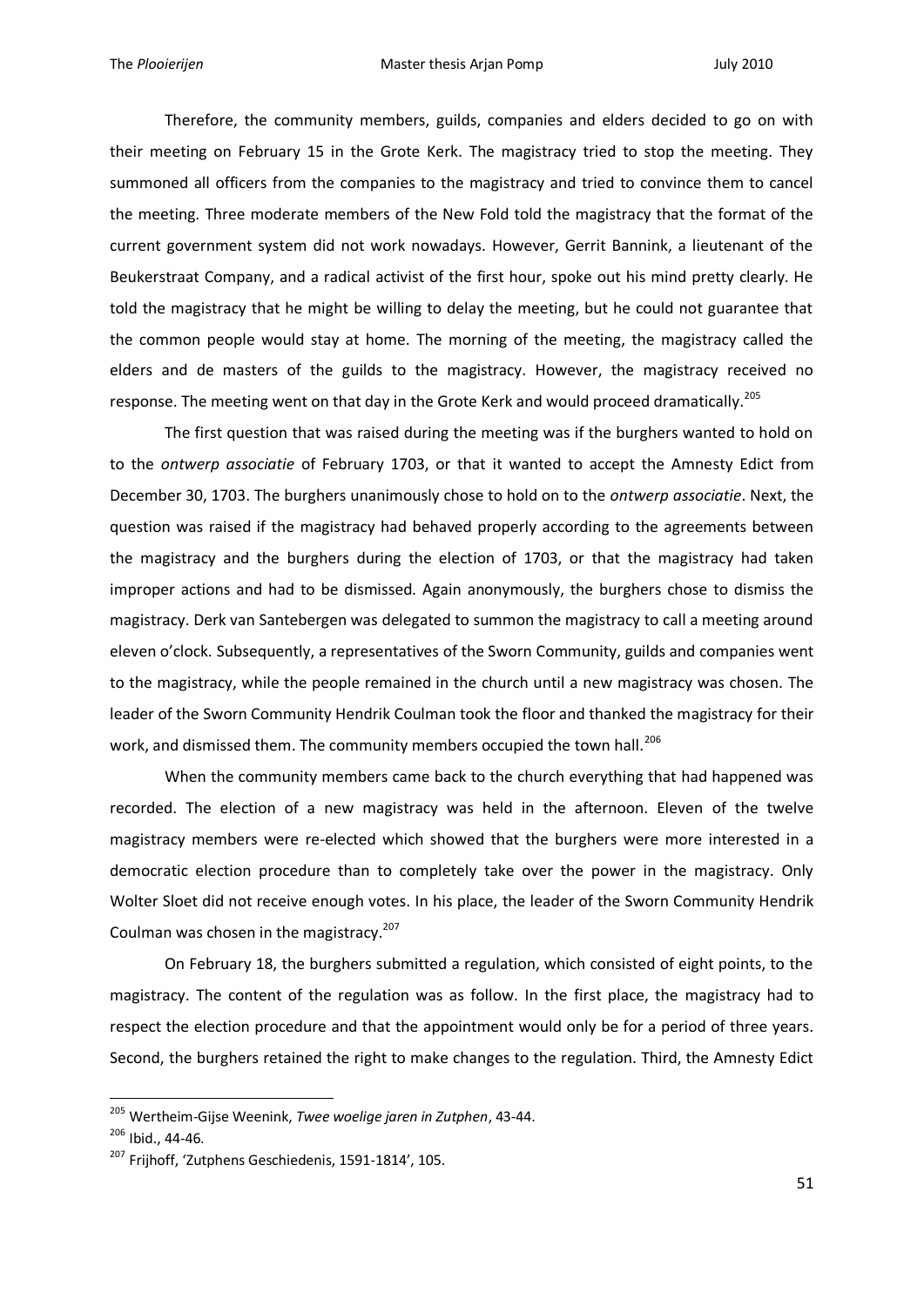Therefore, the community members, guilds, companies and elders decided to go on with their meeting on February 15 in the Grote Kerk. The magistracy tried to stop the meeting. They summoned all officers from the companies to the magistracy and tried to convince them to cancel the meeting. Three moderate members of the New Fold told the magistracy that the format of the current government system did not work nowadays. However, Gerrit Bannink, a lieutenant of the Beukerstraat Company, and a radical activist of the first hour, spoke out his mind pretty clearly. He told the magistracy that he might be willing to delay the meeting, but he could not guarantee that the common people would stay at home. The morning of the meeting, the magistracy called the elders and de masters of the guilds to the magistracy. However, the magistracy received no response. The meeting went on that day in the Grote Kerk and would proceed dramatically.[205]

The first question that was raised during the meeting was if the burghers wanted to hold on to the *ontwerp associatie* of February 1703, or that it wanted to accept the Amnesty Edict from December 30, 1703. The burghers unanimously chose to hold on to the *ontwerp associatie*. Next, the question was raised if the magistracy had behaved properly according to the agreements between the magistracy and the burghers during the election of 1703, or that the magistracy had taken improper actions and had to be dismissed. Again anonymously, the burghers chose to dismiss the magistracy. Derk van Santebergen was delegated to summon the magistracy to call a meeting around eleven o'clock. Subsequently, a representatives of the Sworn Community, guilds and companies went to the magistracy, while the people remained in the church until a new magistracy was chosen. The leader of the Sworn Community Hendrik Coulman took the floor and thanked the magistracy for their work, and dismissed them. The community members occupied the town hall.[206]

When the community members came back to the church everything that had happened was recorded. The election of a new magistracy was held in the afternoon. Eleven of the twelve magistracy members were re-elected which showed that the burghers were more interested in a democratic election procedure than to completely take over the power in the magistracy. Only Wolter Sloet did not receive enough votes. In his place, the leader of the Sworn Community Hendrik Coulman was chosen in the magistracy.[207]

On February 18, the burghers submitted a regulation, which consisted of eight points, to the magistracy. The content of the regulation was as follow. In the first place, the magistracy had to respect the election procedure and that the appointment would only be for a period of three years. Second, the burghers retained the right to make changes to the regulation. Third, the Amnesty Edict

---

[205] Wertheim-Gijse Weenink, *Twee woelige jaren in Zutphen*, 43-44.

[206] Ibid., 44-46.

[207] Frijhoff, 'Zutphens Geschiedenis, 1591-1814', 105.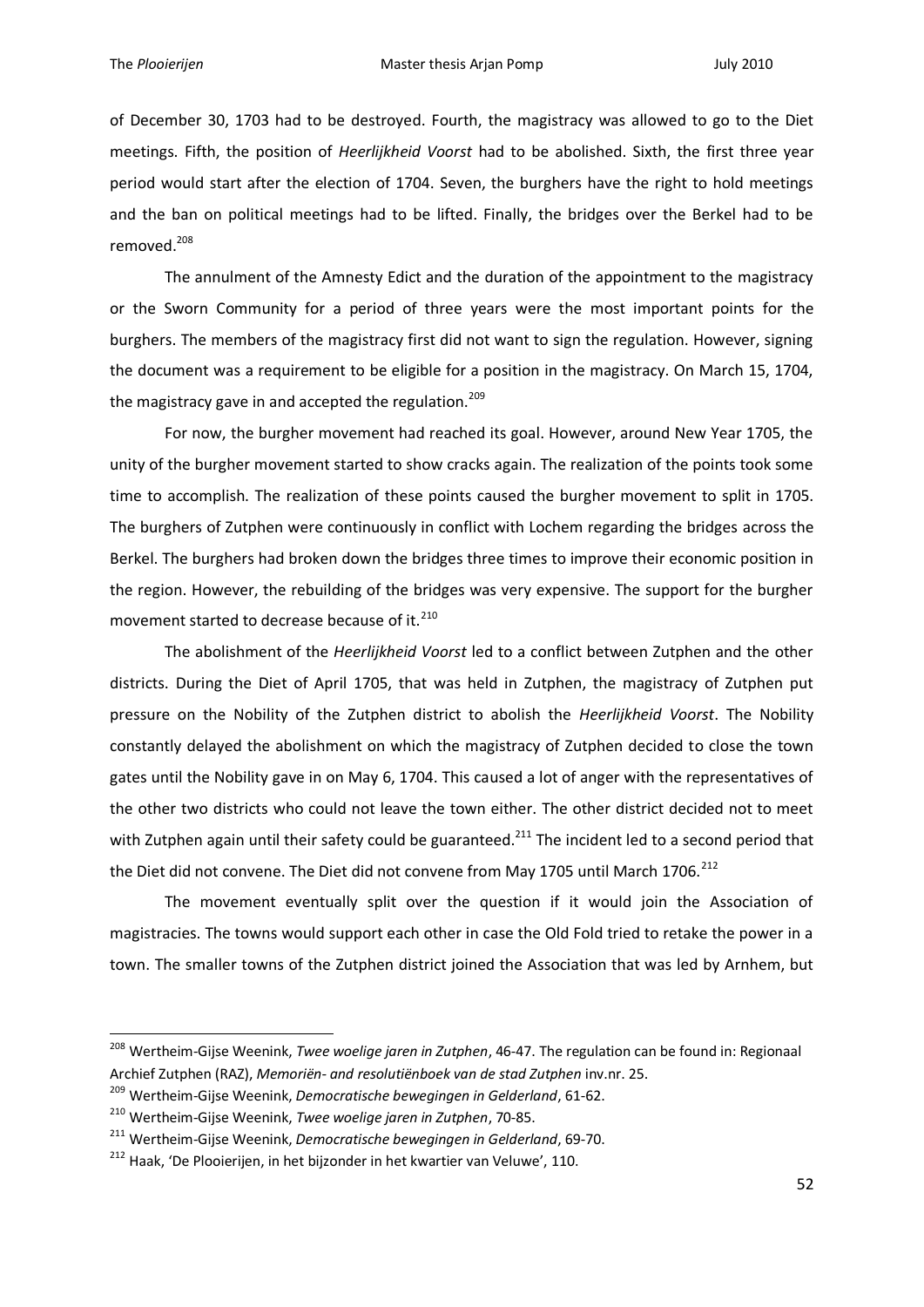of December 30, 1703 had to be destroyed. Fourth, the magistracy was allowed to go to the Diet meetings. Fifth, the position of *Heerlijkheid Voorst* had to be abolished. Sixth, the first three year period would start after the election of 1704. Seven, the burghers have the right to hold meetings and the ban on political meetings had to be lifted. Finally, the bridges over the Berkel had to be removed.[208]

The annulment of the Amnesty Edict and the duration of the appointment to the magistracy or the Sworn Community for a period of three years were the most important points for the burghers. The members of the magistracy first did not want to sign the regulation. However, signing the document was a requirement to be eligible for a position in the magistracy. On March 15, 1704, the magistracy gave in and accepted the regulation.[209]

For now, the burgher movement had reached its goal. However, around New Year 1705, the unity of the burgher movement started to show cracks again. The realization of the points took some time to accomplish. The realization of these points caused the burgher movement to split in 1705. The burghers of Zutphen were continuously in conflict with Lochem regarding the bridges across the Berkel. The burghers had broken down the bridges three times to improve their economic position in the region. However, the rebuilding of the bridges was very expensive. The support for the burgher movement started to decrease because of it.[210]

The abolishment of the *Heerlijkheid Voorst* led to a conflict between Zutphen and the other districts. During the Diet of April 1705, that was held in Zutphen, the magistracy of Zutphen put pressure on the Nobility of the Zutphen district to abolish the *Heerlijkheid Voorst*. The Nobility constantly delayed the abolishment on which the magistracy of Zutphen decided to close the town gates until the Nobility gave in on May 6, 1704. This caused a lot of anger with the representatives of the other two districts who could not leave the town either. The other district decided not to meet with Zutphen again until their safety could be guaranteed.[211] The incident led to a second period that the Diet did not convene. The Diet did not convene from May 1705 until March 1706.[212]

The movement eventually split over the question if it would join the Association of magistracies. The towns would support each other in case the Old Fold tried to retake the power in a town. The smaller towns of the Zutphen district joined the Association that was led by Arnhem, but

---

[208] Wertheim-Gijse Weenink, *Twee woelige jaren in Zutphen*, 46-47. The regulation can be found in: Regionaal Archief Zutphen (RAZ), *Memoriën- and resolutiënboek van de stad Zutphen* inv.nr. 25.

[209] Wertheim-Gijse Weenink, *Democratische bewegingen in Gelderland*, 61-62.

[210] Wertheim-Gijse Weenink, *Twee woelige jaren in Zutphen*, 70-85.

[211] Wertheim-Gijse Weenink, *Democratische bewegingen in Gelderland*, 69-70.

[212] Haak, 'De Plooierijen, in het bijzonder in het kwartier van Veluwe', 110.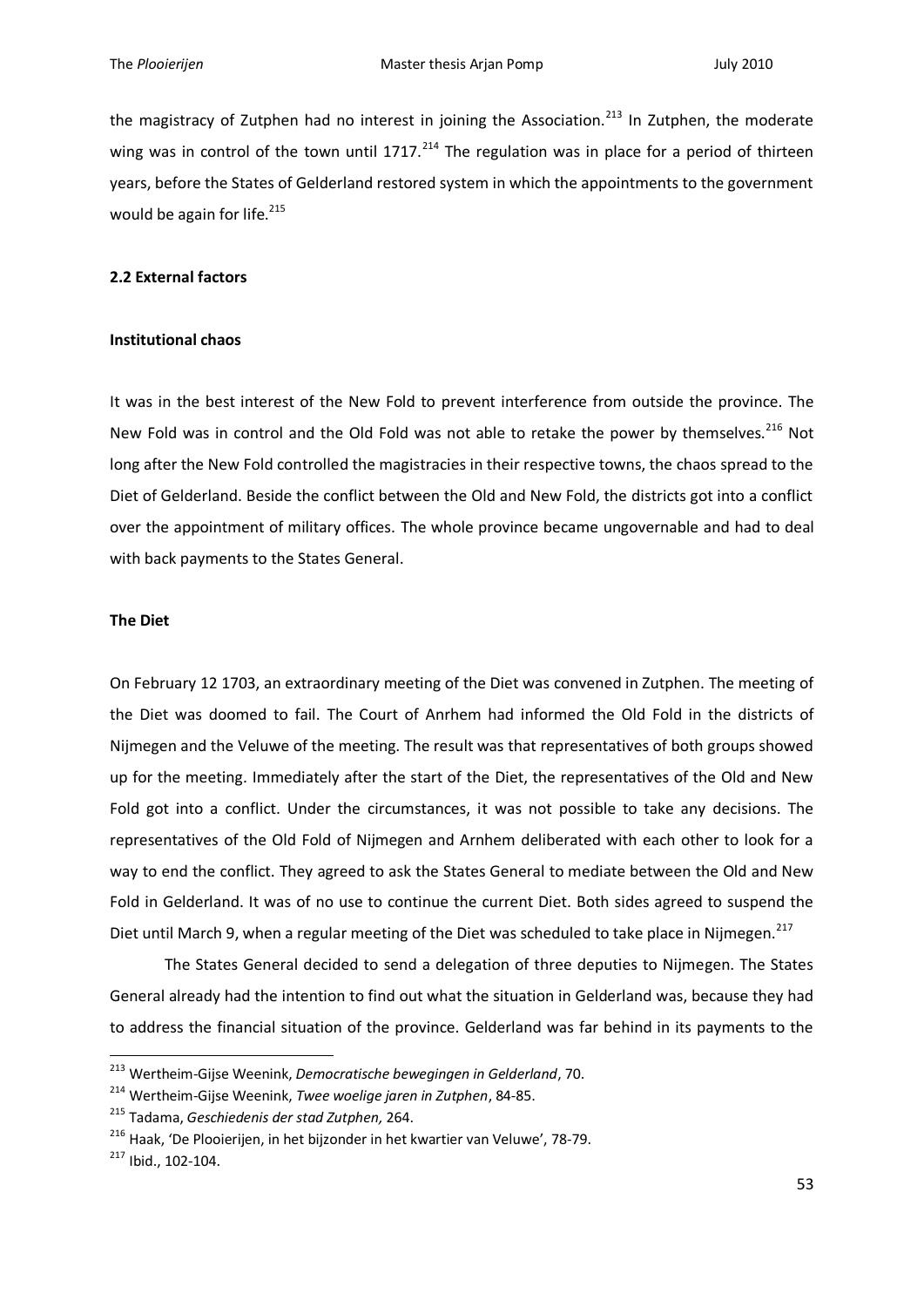the magistracy of Zutphen had no interest in joining the Association.[213] In Zutphen, the moderate wing was in control of the town until 1717.[214] The regulation was in place for a period of thirteen years, before the States of Gelderland restored system in which the appointments to the government would be again for life.[215]

### 2.2 External factors

#### Institutional chaos

It was in the best interest of the New Fold to prevent interference from outside the province. The New Fold was in control and the Old Fold was not able to retake the power by themselves.[216] Not long after the New Fold controlled the magistracies in their respective towns, the chaos spread to the Diet of Gelderland. Beside the conflict between the Old and New Fold, the districts got into a conflict over the appointment of military offices. The whole province became ungovernable and had to deal with back payments to the States General.

#### The Diet

On February 12 1703, an extraordinary meeting of the Diet was convened in Zutphen. The meeting of the Diet was doomed to fail. The Court of Anrhem had informed the Old Fold in the districts of Nijmegen and the Veluwe of the meeting. The result was that representatives of both groups showed up for the meeting. Immediately after the start of the Diet, the representatives of the Old and New Fold got into a conflict. Under the circumstances, it was not possible to take any decisions. The representatives of the Old Fold of Nijmegen and Arnhem deliberated with each other to look for a way to end the conflict. They agreed to ask the States General to mediate between the Old and New Fold in Gelderland. It was of no use to continue the current Diet. Both sides agreed to suspend the Diet until March 9, when a regular meeting of the Diet was scheduled to take place in Nijmegen.[217]

The States General decided to send a delegation of three deputies to Nijmegen. The States General already had the intention to find out what the situation in Gelderland was, because they had to address the financial situation of the province. Gelderland was far behind in its payments to the

---

[213] Wertheim-Gijse Weenink, *Democratische bewegingen in Gelderland*, 70.

[214] Wertheim-Gijse Weenink, *Twee woelige jaren in Zutphen*, 84-85.

[215] Tadama, *Geschiedenis der stad Zutphen,* 264.

[216] Haak, 'De Plooierijen, in het bijzonder in het kwartier van Veluwe', 78-79.

[217] Ibid., 102-104.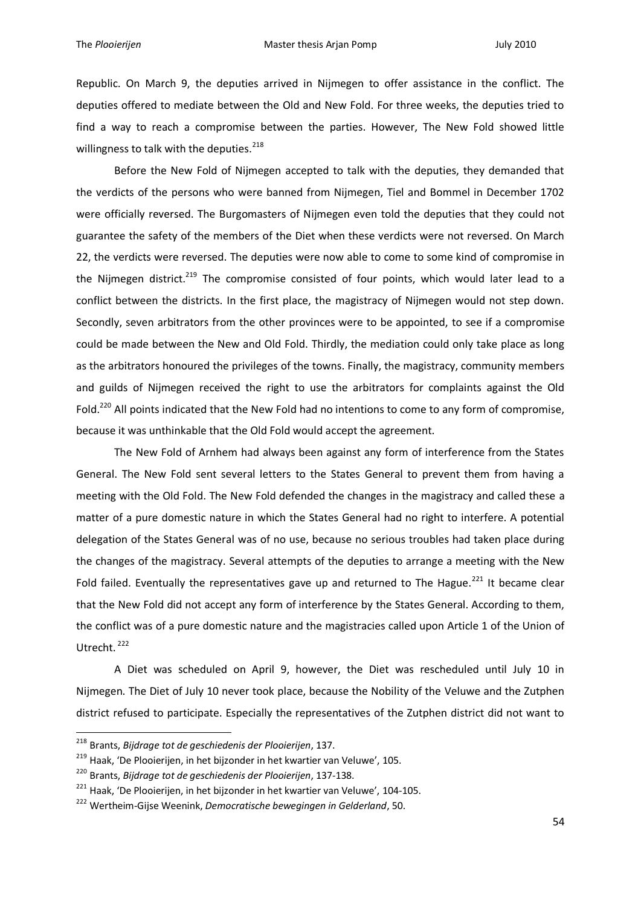Republic. On March 9, the deputies arrived in Nijmegen to offer assistance in the conflict. The deputies offered to mediate between the Old and New Fold. For three weeks, the deputies tried to find a way to reach a compromise between the parties. However, The New Fold showed little willingness to talk with the deputies.[218]

Before the New Fold of Nijmegen accepted to talk with the deputies, they demanded that the verdicts of the persons who were banned from Nijmegen, Tiel and Bommel in December 1702 were officially reversed. The Burgomasters of Nijmegen even told the deputies that they could not guarantee the safety of the members of the Diet when these verdicts were not reversed. On March 22, the verdicts were reversed. The deputies were now able to come to some kind of compromise in the Nijmegen district.[219] The compromise consisted of four points, which would later lead to a conflict between the districts. In the first place, the magistracy of Nijmegen would not step down. Secondly, seven arbitrators from the other provinces were to be appointed, to see if a compromise could be made between the New and Old Fold. Thirdly, the mediation could only take place as long as the arbitrators honoured the privileges of the towns. Finally, the magistracy, community members and guilds of Nijmegen received the right to use the arbitrators for complaints against the Old Fold.[220] All points indicated that the New Fold had no intentions to come to any form of compromise, because it was unthinkable that the Old Fold would accept the agreement.

The New Fold of Arnhem had always been against any form of interference from the States General. The New Fold sent several letters to the States General to prevent them from having a meeting with the Old Fold. The New Fold defended the changes in the magistracy and called these a matter of a pure domestic nature in which the States General had no right to interfere. A potential delegation of the States General was of no use, because no serious troubles had taken place during the changes of the magistracy. Several attempts of the deputies to arrange a meeting with the New Fold failed. Eventually the representatives gave up and returned to The Hague.[221] It became clear that the New Fold did not accept any form of interference by the States General. According to them, the conflict was of a pure domestic nature and the magistracies called upon Article 1 of the Union of Utrecht.[222]

A Diet was scheduled on April 9, however, the Diet was rescheduled until July 10 in Nijmegen. The Diet of July 10 never took place, because the Nobility of the Veluwe and the Zutphen district refused to participate. Especially the representatives of the Zutphen district did not want to

---

[218] Brants, *Bijdrage tot de geschiedenis der Plooierijen*, 137.

[219] Haak, 'De Plooierijen, in het bijzonder in het kwartier van Veluwe', 105.

[220] Brants, *Bijdrage tot de geschiedenis der Plooierijen*, 137-138.

[221] Haak, 'De Plooierijen, in het bijzonder in het kwartier van Veluwe', 104-105.

[222] Wertheim-Gijse Weenink, *Democratische bewegingen in Gelderland*, 50.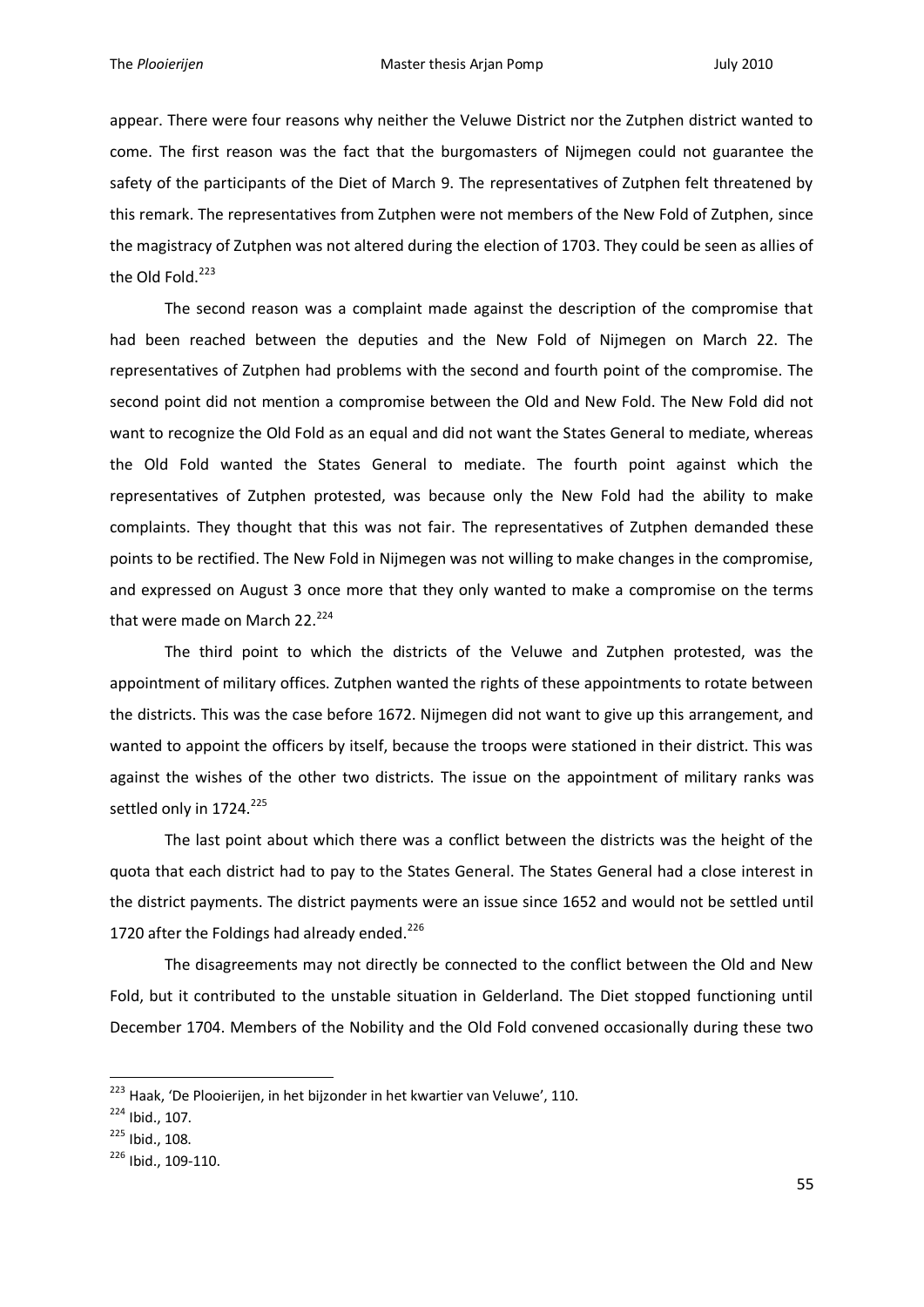appear. There were four reasons why neither the Veluwe District nor the Zutphen district wanted to come. The first reason was the fact that the burgomasters of Nijmegen could not guarantee the safety of the participants of the Diet of March 9. The representatives of Zutphen felt threatened by this remark. The representatives from Zutphen were not members of the New Fold of Zutphen, since the magistracy of Zutphen was not altered during the election of 1703. They could be seen as allies of the Old Fold.[223]

The second reason was a complaint made against the description of the compromise that had been reached between the deputies and the New Fold of Nijmegen on March 22. The representatives of Zutphen had problems with the second and fourth point of the compromise. The second point did not mention a compromise between the Old and New Fold. The New Fold did not want to recognize the Old Fold as an equal and did not want the States General to mediate, whereas the Old Fold wanted the States General to mediate. The fourth point against which the representatives of Zutphen protested, was because only the New Fold had the ability to make complaints. They thought that this was not fair. The representatives of Zutphen demanded these points to be rectified. The New Fold in Nijmegen was not willing to make changes in the compromise, and expressed on August 3 once more that they only wanted to make a compromise on the terms that were made on March 22.[224]

The third point to which the districts of the Veluwe and Zutphen protested, was the appointment of military offices. Zutphen wanted the rights of these appointments to rotate between the districts. This was the case before 1672. Nijmegen did not want to give up this arrangement, and wanted to appoint the officers by itself, because the troops were stationed in their district. This was against the wishes of the other two districts. The issue on the appointment of military ranks was settled only in 1724.[225]

The last point about which there was a conflict between the districts was the height of the quota that each district had to pay to the States General. The States General had a close interest in the district payments. The district payments were an issue since 1652 and would not be settled until 1720 after the Foldings had already ended.[226]

The disagreements may not directly be connected to the conflict between the Old and New Fold, but it contributed to the unstable situation in Gelderland. The Diet stopped functioning until December 1704. Members of the Nobility and the Old Fold convened occasionally during these two

---

[223] Haak, 'De Plooierijen, in het bijzonder in het kwartier van Veluwe', 110.

[224] Ibid., 107.

[225] Ibid., 108.

[226] Ibid., 109-110.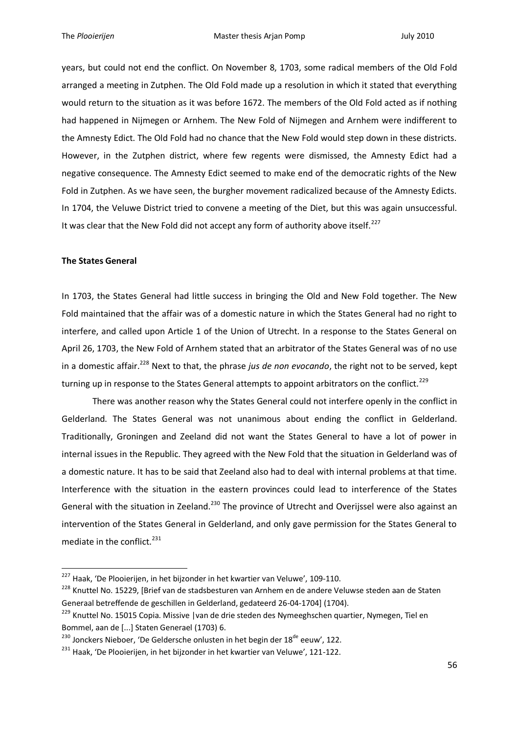years, but could not end the conflict. On November 8, 1703, some radical members of the Old Fold arranged a meeting in Zutphen. The Old Fold made up a resolution in which it stated that everything would return to the situation as it was before 1672. The members of the Old Fold acted as if nothing had happened in Nijmegen or Arnhem. The New Fold of Nijmegen and Arnhem were indifferent to the Amnesty Edict. The Old Fold had no chance that the New Fold would step down in these districts. However, in the Zutphen district, where few regents were dismissed, the Amnesty Edict had a negative consequence. The Amnesty Edict seemed to make end of the democratic rights of the New Fold in Zutphen. As we have seen, the burgher movement radicalized because of the Amnesty Edicts. In 1704, the Veluwe District tried to convene a meeting of the Diet, but this was again unsuccessful. It was clear that the New Fold did not accept any form of authority above itself.[227]

**The States General**

In 1703, the States General had little success in bringing the Old and New Fold together. The New Fold maintained that the affair was of a domestic nature in which the States General had no right to interfere, and called upon Article 1 of the Union of Utrecht. In a response to the States General on April 26, 1703, the New Fold of Arnhem stated that an arbitrator of the States General was of no use in a domestic affair.[228] Next to that, the phrase *jus de non evocando*, the right not to be served, kept turning up in response to the States General attempts to appoint arbitrators on the conflict.[229]

There was another reason why the States General could not interfere openly in the conflict in Gelderland. The States General was not unanimous about ending the conflict in Gelderland. Traditionally, Groningen and Zeeland did not want the States General to have a lot of power in internal issues in the Republic. They agreed with the New Fold that the situation in Gelderland was of a domestic nature. It has to be said that Zeeland also had to deal with internal problems at that time. Interference with the situation in the eastern provinces could lead to interference of the States General with the situation in Zeeland.[230] The province of Utrecht and Overijssel were also against an intervention of the States General in Gelderland, and only gave permission for the States General to mediate in the conflict.[231]

---

[227] Haak, 'De Plooierijen, in het bijzonder in het kwartier van Veluwe', 109-110.

[228] Knuttel No. 15229, [Brief van de stadsbesturen van Arnhem en de andere Veluwse steden aan de Staten Generaal betreffende de geschillen in Gelderland, gedateerd 26-04-1704] (1704).

[229] Knuttel No. 15015 Copia. Missive |van de drie steden des Nymeeghschen quartier, Nymegen, Tiel en Bommel, aan de [...] Staten Generael (1703) 6.

[230] Jonckers Nieboer, 'De Geldersche onlusten in het begin der 18de eeuw', 122.

[231] Haak, 'De Plooierijen, in het bijzonder in het kwartier van Veluwe', 121-122.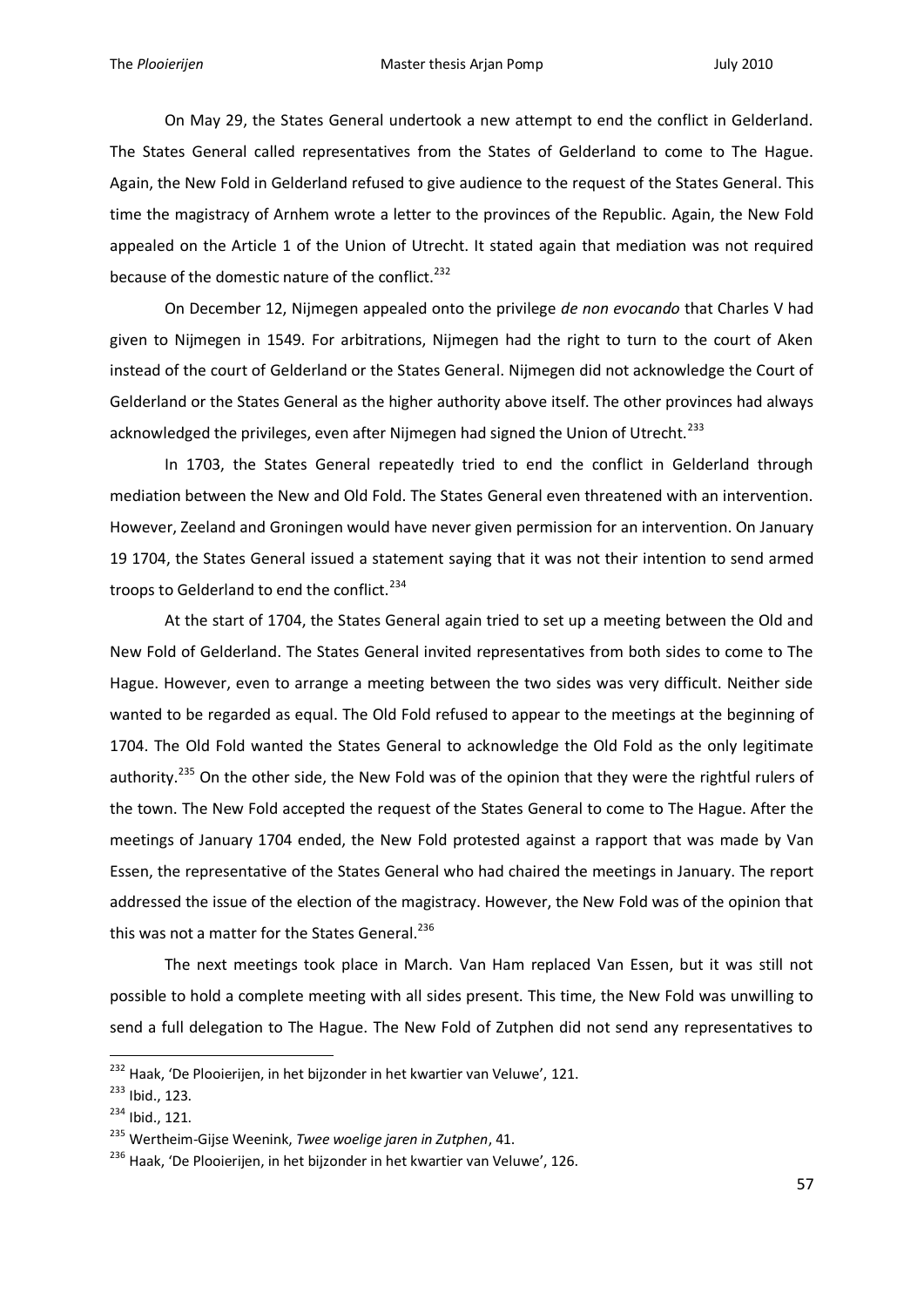On May 29, the States General undertook a new attempt to end the conflict in Gelderland. The States General called representatives from the States of Gelderland to come to The Hague. Again, the New Fold in Gelderland refused to give audience to the request of the States General. This time the magistracy of Arnhem wrote a letter to the provinces of the Republic. Again, the New Fold appealed on the Article 1 of the Union of Utrecht. It stated again that mediation was not required because of the domestic nature of the conflict.[232]

On December 12, Nijmegen appealed onto the privilege *de non evocando* that Charles V had given to Nijmegen in 1549. For arbitrations, Nijmegen had the right to turn to the court of Aken instead of the court of Gelderland or the States General. Nijmegen did not acknowledge the Court of Gelderland or the States General as the higher authority above itself. The other provinces had always acknowledged the privileges, even after Nijmegen had signed the Union of Utrecht.[233]

In 1703, the States General repeatedly tried to end the conflict in Gelderland through mediation between the New and Old Fold. The States General even threatened with an intervention. However, Zeeland and Groningen would have never given permission for an intervention. On January 19 1704, the States General issued a statement saying that it was not their intention to send armed troops to Gelderland to end the conflict.[234]

At the start of 1704, the States General again tried to set up a meeting between the Old and New Fold of Gelderland. The States General invited representatives from both sides to come to The Hague. However, even to arrange a meeting between the two sides was very difficult. Neither side wanted to be regarded as equal. The Old Fold refused to appear to the meetings at the beginning of 1704. The Old Fold wanted the States General to acknowledge the Old Fold as the only legitimate authority.[235] On the other side, the New Fold was of the opinion that they were the rightful rulers of the town. The New Fold accepted the request of the States General to come to The Hague. After the meetings of January 1704 ended, the New Fold protested against a rapport that was made by Van Essen, the representative of the States General who had chaired the meetings in January. The report addressed the issue of the election of the magistracy. However, the New Fold was of the opinion that this was not a matter for the States General.[236]

The next meetings took place in March. Van Ham replaced Van Essen, but it was still not possible to hold a complete meeting with all sides present. This time, the New Fold was unwilling to send a full delegation to The Hague. The New Fold of Zutphen did not send any representatives to

---

[232] Haak, 'De Plooierijen, in het bijzonder in het kwartier van Veluwe', 121.

[233] Ibid., 123.

[234] Ibid., 121.

[235] Wertheim-Gijse Weenink, *Twee woelige jaren in Zutphen*, 41.

[236] Haak, 'De Plooierijen, in het bijzonder in het kwartier van Veluwe', 126.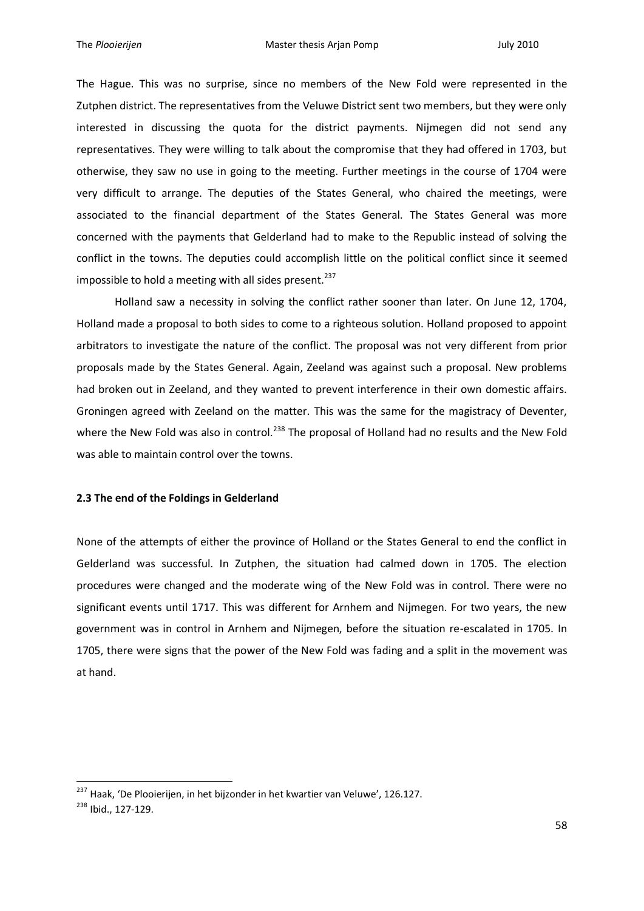The Hague. This was no surprise, since no members of the New Fold were represented in the Zutphen district. The representatives from the Veluwe District sent two members, but they were only interested in discussing the quota for the district payments. Nijmegen did not send any representatives. They were willing to talk about the compromise that they had offered in 1703, but otherwise, they saw no use in going to the meeting. Further meetings in the course of 1704 were very difficult to arrange. The deputies of the States General, who chaired the meetings, were associated to the financial department of the States General. The States General was more concerned with the payments that Gelderland had to make to the Republic instead of solving the conflict in the towns. The deputies could accomplish little on the political conflict since it seemed impossible to hold a meeting with all sides present.[237]

Holland saw a necessity in solving the conflict rather sooner than later. On June 12, 1704, Holland made a proposal to both sides to come to a righteous solution. Holland proposed to appoint arbitrators to investigate the nature of the conflict. The proposal was not very different from prior proposals made by the States General. Again, Zeeland was against such a proposal. New problems had broken out in Zeeland, and they wanted to prevent interference in their own domestic affairs. Groningen agreed with Zeeland on the matter. This was the same for the magistracy of Deventer, where the New Fold was also in control.[238] The proposal of Holland had no results and the New Fold was able to maintain control over the towns.

### 2.3 The end of the Foldings in Gelderland

None of the attempts of either the province of Holland or the States General to end the conflict in Gelderland was successful. In Zutphen, the situation had calmed down in 1705. The election procedures were changed and the moderate wing of the New Fold was in control. There were no significant events until 1717. This was different for Arnhem and Nijmegen. For two years, the new government was in control in Arnhem and Nijmegen, before the situation re-escalated in 1705. In 1705, there were signs that the power of the New Fold was fading and a split in the movement was at hand.

---

[237] Haak, 'De Plooierijen, in het bijzonder in het kwartier van Veluwe', 126.127.

[238] Ibid., 127-129.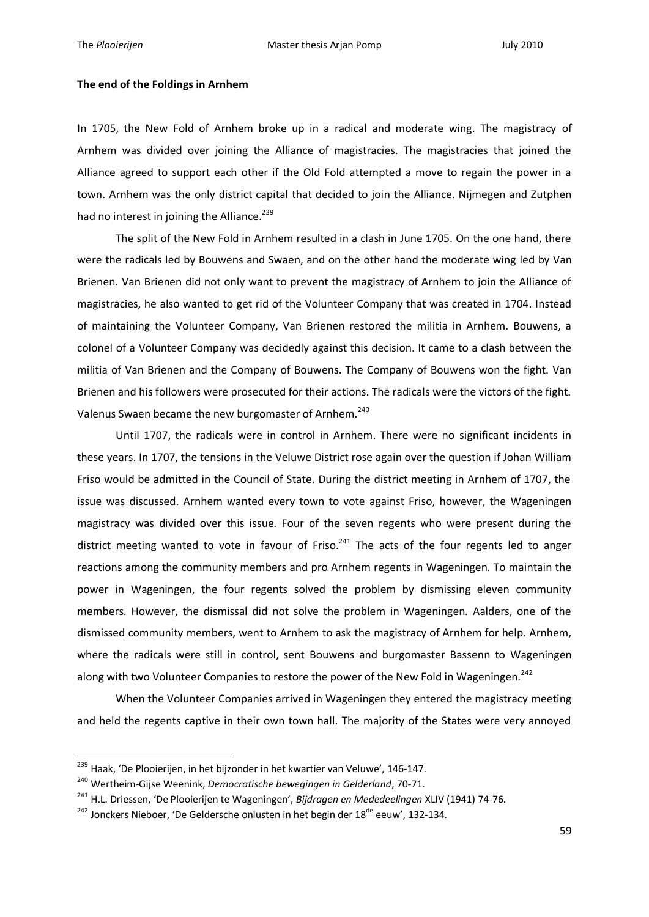**The end of the Foldings in Arnhem**

In 1705, the New Fold of Arnhem broke up in a radical and moderate wing. The magistracy of Arnhem was divided over joining the Alliance of magistracies. The magistracies that joined the Alliance agreed to support each other if the Old Fold attempted a move to regain the power in a town. Arnhem was the only district capital that decided to join the Alliance. Nijmegen and Zutphen had no interest in joining the Alliance.[239]

The split of the New Fold in Arnhem resulted in a clash in June 1705. On the one hand, there were the radicals led by Bouwens and Swaen, and on the other hand the moderate wing led by Van Brienen. Van Brienen did not only want to prevent the magistracy of Arnhem to join the Alliance of magistracies, he also wanted to get rid of the Volunteer Company that was created in 1704. Instead of maintaining the Volunteer Company, Van Brienen restored the militia in Arnhem. Bouwens, a colonel of a Volunteer Company was decidedly against this decision. It came to a clash between the militia of Van Brienen and the Company of Bouwens. The Company of Bouwens won the fight. Van Brienen and his followers were prosecuted for their actions. The radicals were the victors of the fight. Valenus Swaen became the new burgomaster of Arnhem.[240]

Until 1707, the radicals were in control in Arnhem. There were no significant incidents in these years. In 1707, the tensions in the Veluwe District rose again over the question if Johan William Friso would be admitted in the Council of State. During the district meeting in Arnhem of 1707, the issue was discussed. Arnhem wanted every town to vote against Friso, however, the Wageningen magistracy was divided over this issue. Four of the seven regents who were present during the district meeting wanted to vote in favour of Friso.[241] The acts of the four regents led to anger reactions among the community members and pro Arnhem regents in Wageningen. To maintain the power in Wageningen, the four regents solved the problem by dismissing eleven community members. However, the dismissal did not solve the problem in Wageningen. Aalders, one of the dismissed community members, went to Arnhem to ask the magistracy of Arnhem for help. Arnhem, where the radicals were still in control, sent Bouwens and burgomaster Bassenn to Wageningen along with two Volunteer Companies to restore the power of the New Fold in Wageningen.[242]

When the Volunteer Companies arrived in Wageningen they entered the magistracy meeting and held the regents captive in their own town hall. The majority of the States were very annoyed

[239] Haak, 'De Plooierijen, in het bijzonder in het kwartier van Veluwe', 146-147.

[240] Wertheim-Gijse Weenink, *Democratische bewegingen in Gelderland*, 70-71.

[241] H.L. Driessen, 'De Plooierijen te Wageningen', *Bijdragen en Mededeelingen* XLIV (1941) 74-76.

[242] Jonckers Nieboer, 'De Geldersche onlusten in het begin der 18de eeuw', 132-134.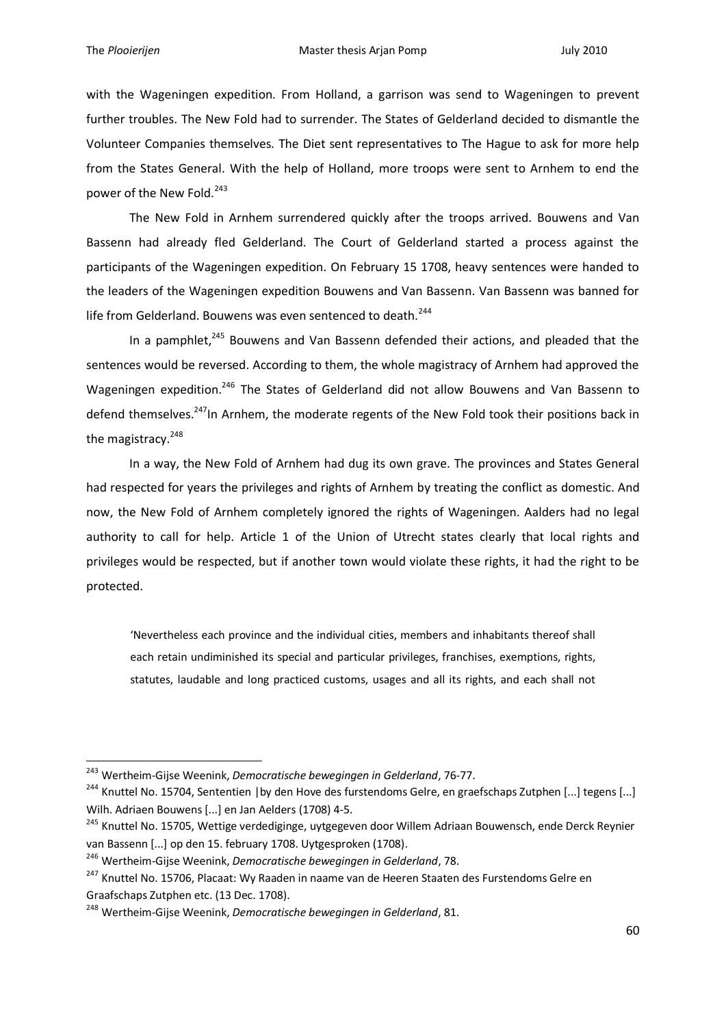with the Wageningen expedition. From Holland, a garrison was send to Wageningen to prevent further troubles. The New Fold had to surrender. The States of Gelderland decided to dismantle the Volunteer Companies themselves. The Diet sent representatives to The Hague to ask for more help from the States General. With the help of Holland, more troops were sent to Arnhem to end the power of the New Fold.[243]

The New Fold in Arnhem surrendered quickly after the troops arrived. Bouwens and Van Bassenn had already fled Gelderland. The Court of Gelderland started a process against the participants of the Wageningen expedition. On February 15 1708, heavy sentences were handed to the leaders of the Wageningen expedition Bouwens and Van Bassenn. Van Bassenn was banned for life from Gelderland. Bouwens was even sentenced to death.[244]

In a pamphlet,[245] Bouwens and Van Bassenn defended their actions, and pleaded that the sentences would be reversed. According to them, the whole magistracy of Arnhem had approved the Wageningen expedition.[246] The States of Gelderland did not allow Bouwens and Van Bassenn to defend themselves.[247]In Arnhem, the moderate regents of the New Fold took their positions back in the magistracy.[248]

In a way, the New Fold of Arnhem had dug its own grave. The provinces and States General had respected for years the privileges and rights of Arnhem by treating the conflict as domestic. And now, the New Fold of Arnhem completely ignored the rights of Wageningen. Aalders had no legal authority to call for help. Article 1 of the Union of Utrecht states clearly that local rights and privileges would be respected, but if another town would violate these rights, it had the right to be protected.

> 'Nevertheless each province and the individual cities, members and inhabitants thereof shall each retain undiminished its special and particular privileges, franchises, exemptions, rights, statutes, laudable and long practiced customs, usages and all its rights, and each shall not

---

[243] Wertheim-Gijse Weenink, *Democratische bewegingen in Gelderland*, 76-77.

[244] Knuttel No. 15704, Sententien |by den Hove des furstendoms Gelre, en graefschaps Zutphen [...] tegens [...] Wilh. Adriaen Bouwens [...] en Jan Aelders (1708) 4-5.

[245] Knuttel No. 15705, Wettige verdediginge, uytgegeven door Willem Adriaan Bouwensch, ende Derck Reynier van Bassenn [...] op den 15. february 1708. Uytgesproken (1708).

[246] Wertheim-Gijse Weenink, *Democratische bewegingen in Gelderland*, 78.

[247] Knuttel No. 15706, Placaat: Wy Raaden in naame van de Heeren Staaten des Furstendoms Gelre en Graafschaps Zutphen etc. (13 Dec. 1708).

[248] Wertheim-Gijse Weenink, *Democratische bewegingen in Gelderland*, 81.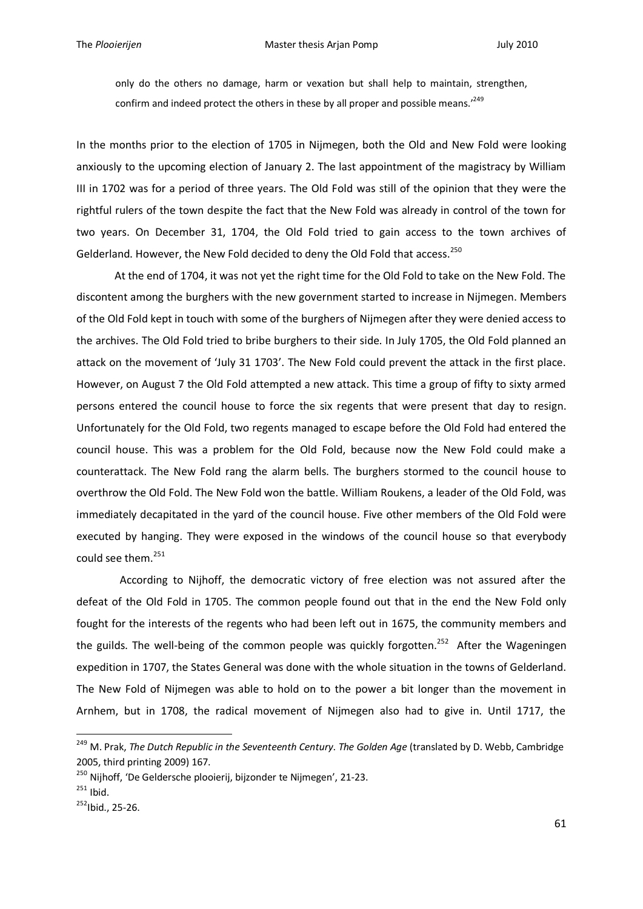only do the others no damage, harm or vexation but shall help to maintain, strengthen, confirm and indeed protect the others in these by all proper and possible means.'[249]

In the months prior to the election of 1705 in Nijmegen, both the Old and New Fold were looking anxiously to the upcoming election of January 2. The last appointment of the magistracy by William III in 1702 was for a period of three years. The Old Fold was still of the opinion that they were the rightful rulers of the town despite the fact that the New Fold was already in control of the town for two years. On December 31, 1704, the Old Fold tried to gain access to the town archives of Gelderland. However, the New Fold decided to deny the Old Fold that access.[250]

At the end of 1704, it was not yet the right time for the Old Fold to take on the New Fold. The discontent among the burghers with the new government started to increase in Nijmegen. Members of the Old Fold kept in touch with some of the burghers of Nijmegen after they were denied access to the archives. The Old Fold tried to bribe burghers to their side. In July 1705, the Old Fold planned an attack on the movement of 'July 31 1703'. The New Fold could prevent the attack in the first place. However, on August 7 the Old Fold attempted a new attack. This time a group of fifty to sixty armed persons entered the council house to force the six regents that were present that day to resign. Unfortunately for the Old Fold, two regents managed to escape before the Old Fold had entered the council house. This was a problem for the Old Fold, because now the New Fold could make a counterattack. The New Fold rang the alarm bells. The burghers stormed to the council house to overthrow the Old Fold. The New Fold won the battle. William Roukens, a leader of the Old Fold, was immediately decapitated in the yard of the council house. Five other members of the Old Fold were executed by hanging. They were exposed in the windows of the council house so that everybody could see them.[251]

According to Nijhoff, the democratic victory of free election was not assured after the defeat of the Old Fold in 1705. The common people found out that in the end the New Fold only fought for the interests of the regents who had been left out in 1675, the community members and the guilds. The well-being of the common people was quickly forgotten.[252] After the Wageningen expedition in 1707, the States General was done with the whole situation in the towns of Gelderland. The New Fold of Nijmegen was able to hold on to the power a bit longer than the movement in Arnhem, but in 1708, the radical movement of Nijmegen also had to give in. Until 1717, the

---

[249] M. Prak, *The Dutch Republic in the Seventeenth Century. The Golden Age* (translated by D. Webb, Cambridge 2005, third printing 2009) 167.

[250] Nijhoff, 'De Geldersche plooierij, bijzonder te Nijmegen', 21-23.

[251] Ibid.

[252] Ibid., 25-26.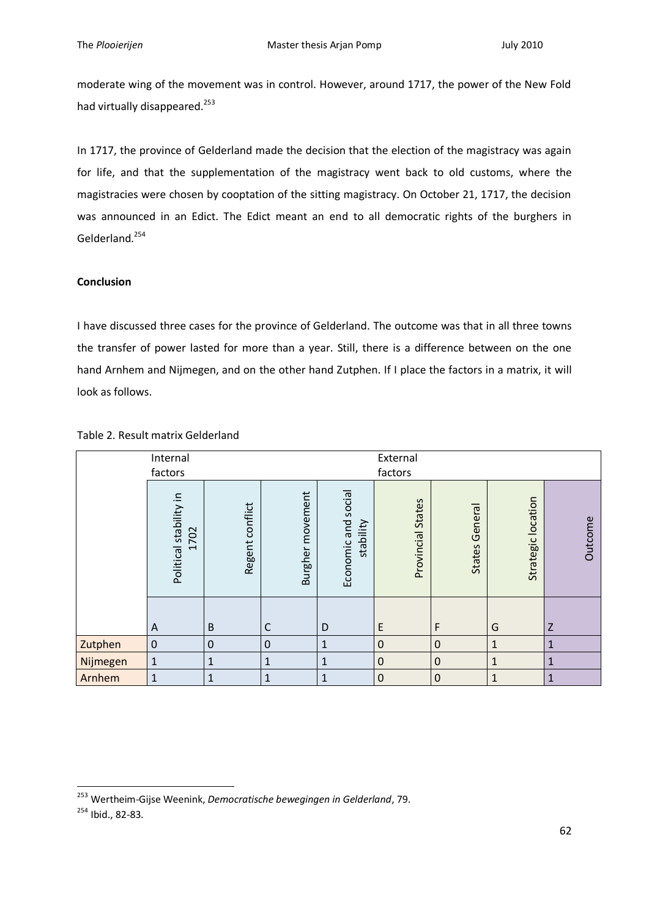moderate wing of the movement was in control. However, around 1717, the power of the New Fold had virtually disappeared.[253]

In 1717, the province of Gelderland made the decision that the election of the magistracy was again for life, and that the supplementation of the magistracy went back to old customs, where the magistracies were chosen by cooptation of the sitting magistracy. On October 21, 1717, the decision was announced in an Edict. The Edict meant an end to all democratic rights of the burghers in Gelderland.[254]

**Conclusion**

I have discussed three cases for the province of Gelderland. The outcome was that in all three towns the transfer of power lasted for more than a year. Still, there is a difference between on the one hand Arnhem and Nijmegen, and on the other hand Zutphen. If I place the factors in a matrix, it will look as follows.

Table 2. Result matrix Gelderland

| | Internal factors | | | | External factors | | | |
|---|---|---|---|---|---|---|---|---|
| | Political stability in 1702 | Regent conflict | Burgher movement | Economic and social stability | Provincial States | States General | Strategic location | Outcome |
| | A | B | C | D | E | F | G | Z |
| Zutphen | 0 | 0 | 0 | 1 | 0 | 0 | 1 | 1 |
| Nijmegen | 1 | 1 | 1 | 1 | 0 | 0 | 1 | 1 |
| Arnhem | 1 | 1 | 1 | 1 | 0 | 0 | 1 | 1 |

[253] Wertheim-Gijse Weenink, *Democratische bewegingen in Gelderland*, 79.

[254] Ibid., 82-83.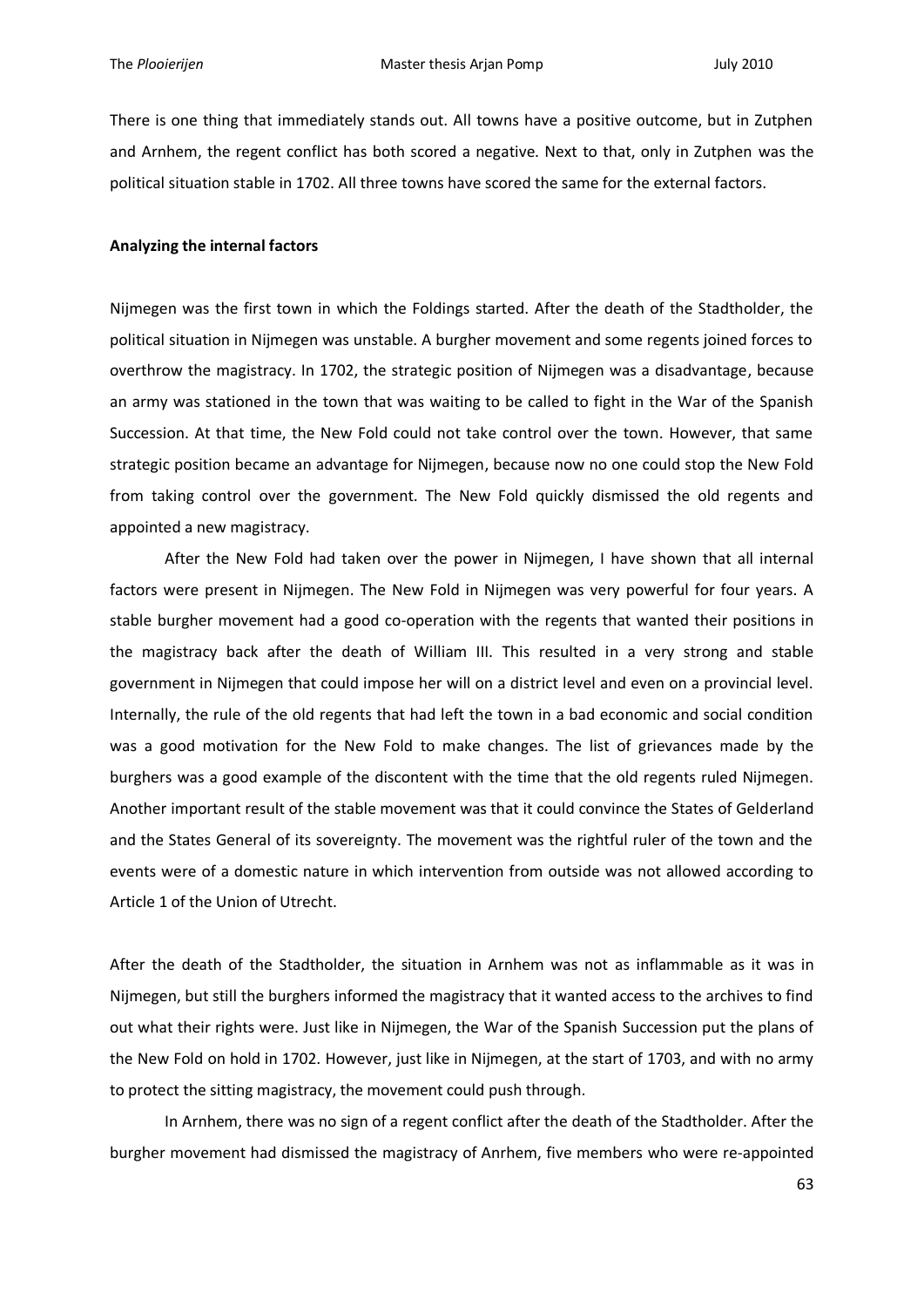There is one thing that immediately stands out. All towns have a positive outcome, but in Zutphen and Arnhem, the regent conflict has both scored a negative. Next to that, only in Zutphen was the political situation stable in 1702. All three towns have scored the same for the external factors.

**Analyzing the internal factors**

Nijmegen was the first town in which the Foldings started. After the death of the Stadtholder, the political situation in Nijmegen was unstable. A burgher movement and some regents joined forces to overthrow the magistracy. In 1702, the strategic position of Nijmegen was a disadvantage, because an army was stationed in the town that was waiting to be called to fight in the War of the Spanish Succession. At that time, the New Fold could not take control over the town. However, that same strategic position became an advantage for Nijmegen, because now no one could stop the New Fold from taking control over the government. The New Fold quickly dismissed the old regents and appointed a new magistracy.

After the New Fold had taken over the power in Nijmegen, I have shown that all internal factors were present in Nijmegen. The New Fold in Nijmegen was very powerful for four years. A stable burgher movement had a good co-operation with the regents that wanted their positions in the magistracy back after the death of William III. This resulted in a very strong and stable government in Nijmegen that could impose her will on a district level and even on a provincial level. Internally, the rule of the old regents that had left the town in a bad economic and social condition was a good motivation for the New Fold to make changes. The list of grievances made by the burghers was a good example of the discontent with the time that the old regents ruled Nijmegen. Another important result of the stable movement was that it could convince the States of Gelderland and the States General of its sovereignty. The movement was the rightful ruler of the town and the events were of a domestic nature in which intervention from outside was not allowed according to Article 1 of the Union of Utrecht.

After the death of the Stadtholder, the situation in Arnhem was not as inflammable as it was in Nijmegen, but still the burghers informed the magistracy that it wanted access to the archives to find out what their rights were. Just like in Nijmegen, the War of the Spanish Succession put the plans of the New Fold on hold in 1702. However, just like in Nijmegen, at the start of 1703, and with no army to protect the sitting magistracy, the movement could push through.

In Arnhem, there was no sign of a regent conflict after the death of the Stadtholder. After the burgher movement had dismissed the magistracy of Anrhem, five members who were re-appointed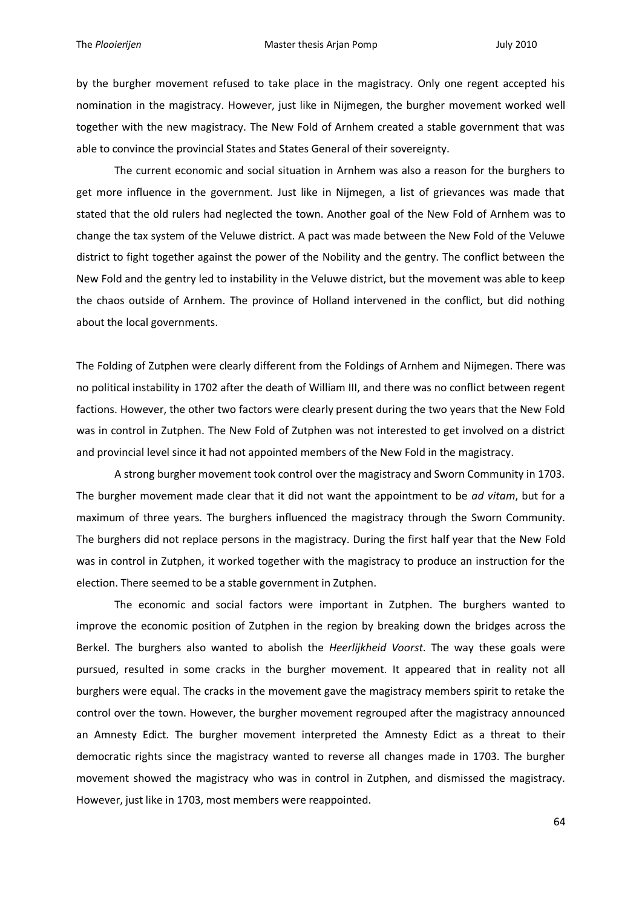by the burgher movement refused to take place in the magistracy. Only one regent accepted his nomination in the magistracy. However, just like in Nijmegen, the burgher movement worked well together with the new magistracy. The New Fold of Arnhem created a stable government that was able to convince the provincial States and States General of their sovereignty.

The current economic and social situation in Arnhem was also a reason for the burghers to get more influence in the government. Just like in Nijmegen, a list of grievances was made that stated that the old rulers had neglected the town. Another goal of the New Fold of Arnhem was to change the tax system of the Veluwe district. A pact was made between the New Fold of the Veluwe district to fight together against the power of the Nobility and the gentry. The conflict between the New Fold and the gentry led to instability in the Veluwe district, but the movement was able to keep the chaos outside of Arnhem. The province of Holland intervened in the conflict, but did nothing about the local governments.

The Folding of Zutphen were clearly different from the Foldings of Arnhem and Nijmegen. There was no political instability in 1702 after the death of William III, and there was no conflict between regent factions. However, the other two factors were clearly present during the two years that the New Fold was in control in Zutphen. The New Fold of Zutphen was not interested to get involved on a district and provincial level since it had not appointed members of the New Fold in the magistracy.

A strong burgher movement took control over the magistracy and Sworn Community in 1703. The burgher movement made clear that it did not want the appointment to be *ad vitam*, but for a maximum of three years. The burghers influenced the magistracy through the Sworn Community. The burghers did not replace persons in the magistracy. During the first half year that the New Fold was in control in Zutphen, it worked together with the magistracy to produce an instruction for the election. There seemed to be a stable government in Zutphen.

The economic and social factors were important in Zutphen. The burghers wanted to improve the economic position of Zutphen in the region by breaking down the bridges across the Berkel. The burghers also wanted to abolish the *Heerlijkheid Voorst*. The way these goals were pursued, resulted in some cracks in the burgher movement. It appeared that in reality not all burghers were equal. The cracks in the movement gave the magistracy members spirit to retake the control over the town. However, the burgher movement regrouped after the magistracy announced an Amnesty Edict. The burgher movement interpreted the Amnesty Edict as a threat to their democratic rights since the magistracy wanted to reverse all changes made in 1703. The burgher movement showed the magistracy who was in control in Zutphen, and dismissed the magistracy. However, just like in 1703, most members were reappointed.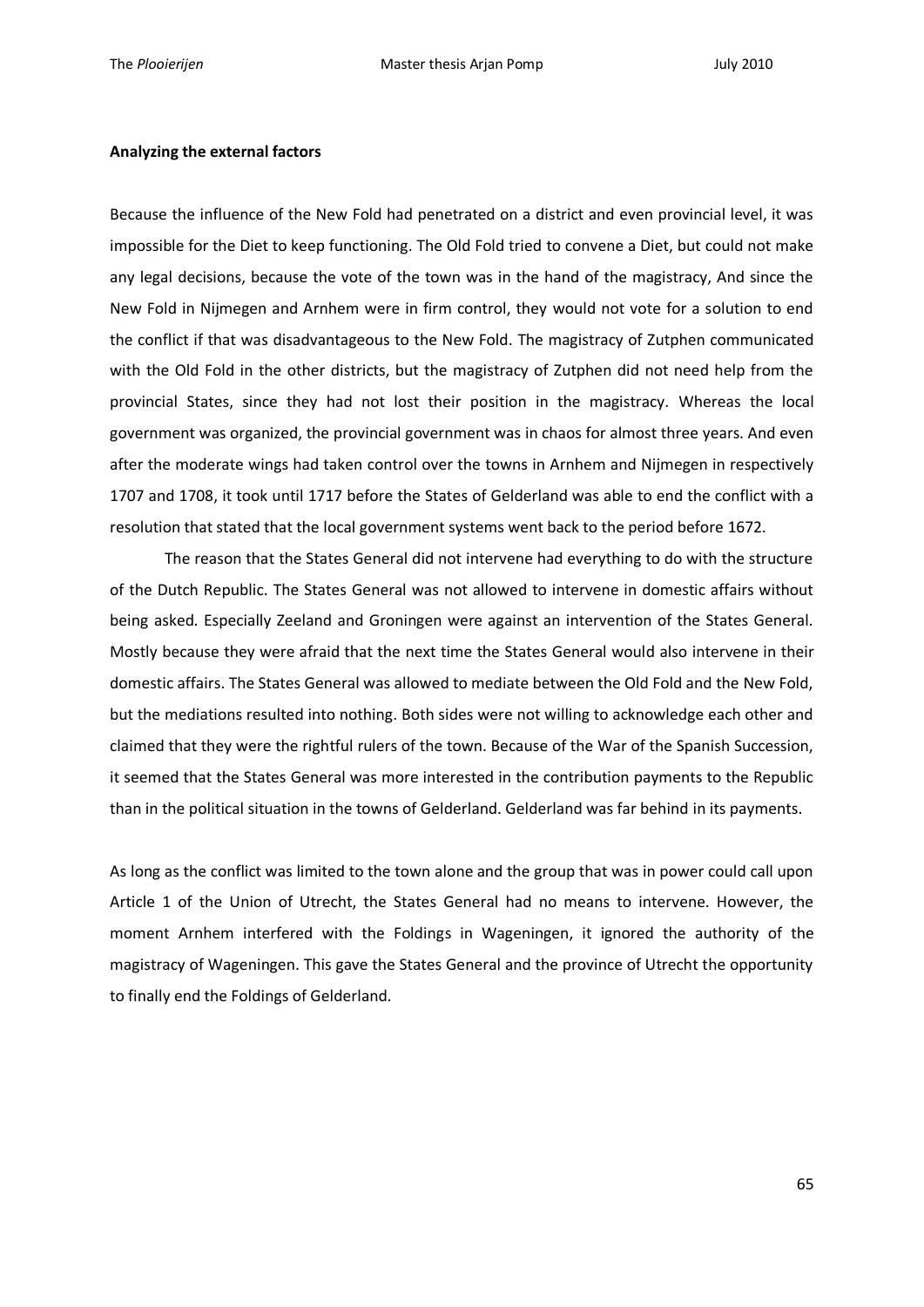**Analyzing the external factors**

Because the influence of the New Fold had penetrated on a district and even provincial level, it was impossible for the Diet to keep functioning. The Old Fold tried to convene a Diet, but could not make any legal decisions, because the vote of the town was in the hand of the magistracy, And since the New Fold in Nijmegen and Arnhem were in firm control, they would not vote for a solution to end the conflict if that was disadvantageous to the New Fold. The magistracy of Zutphen communicated with the Old Fold in the other districts, but the magistracy of Zutphen did not need help from the provincial States, since they had not lost their position in the magistracy. Whereas the local government was organized, the provincial government was in chaos for almost three years. And even after the moderate wings had taken control over the towns in Arnhem and Nijmegen in respectively 1707 and 1708, it took until 1717 before the States of Gelderland was able to end the conflict with a resolution that stated that the local government systems went back to the period before 1672.

The reason that the States General did not intervene had everything to do with the structure of the Dutch Republic. The States General was not allowed to intervene in domestic affairs without being asked. Especially Zeeland and Groningen were against an intervention of the States General. Mostly because they were afraid that the next time the States General would also intervene in their domestic affairs. The States General was allowed to mediate between the Old Fold and the New Fold, but the mediations resulted into nothing. Both sides were not willing to acknowledge each other and claimed that they were the rightful rulers of the town. Because of the War of the Spanish Succession, it seemed that the States General was more interested in the contribution payments to the Republic than in the political situation in the towns of Gelderland. Gelderland was far behind in its payments.

As long as the conflict was limited to the town alone and the group that was in power could call upon Article 1 of the Union of Utrecht, the States General had no means to intervene. However, the moment Arnhem interfered with the Foldings in Wageningen, it ignored the authority of the magistracy of Wageningen. This gave the States General and the province of Utrecht the opportunity to finally end the Foldings of Gelderland.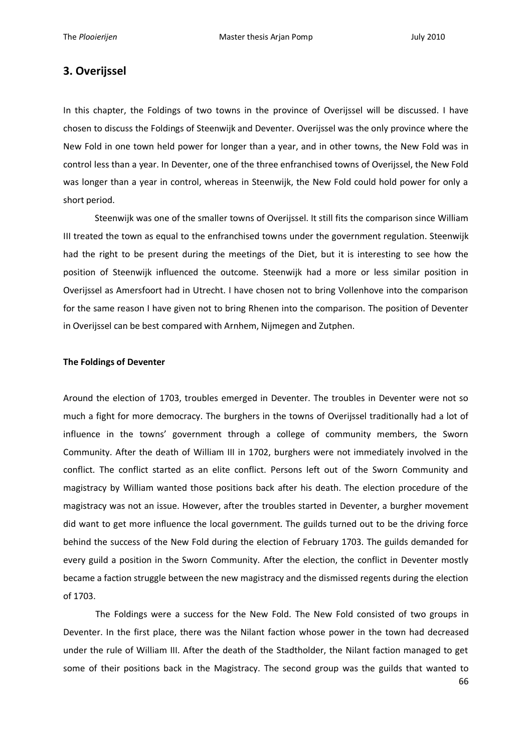## 3. Overijssel

In this chapter, the Foldings of two towns in the province of Overijssel will be discussed. I have chosen to discuss the Foldings of Steenwijk and Deventer. Overijssel was the only province where the New Fold in one town held power for longer than a year, and in other towns, the New Fold was in control less than a year. In Deventer, one of the three enfranchised towns of Overijssel, the New Fold was longer than a year in control, whereas in Steenwijk, the New Fold could hold power for only a short period.

Steenwijk was one of the smaller towns of Overijssel. It still fits the comparison since William III treated the town as equal to the enfranchised towns under the government regulation. Steenwijk had the right to be present during the meetings of the Diet, but it is interesting to see how the position of Steenwijk influenced the outcome. Steenwijk had a more or less similar position in Overijssel as Amersfoort had in Utrecht. I have chosen not to bring Vollenhove into the comparison for the same reason I have given not to bring Rhenen into the comparison. The position of Deventer in Overijssel can be best compared with Arnhem, Nijmegen and Zutphen.

### The Foldings of Deventer

Around the election of 1703, troubles emerged in Deventer. The troubles in Deventer were not so much a fight for more democracy. The burghers in the towns of Overijssel traditionally had a lot of influence in the towns' government through a college of community members, the Sworn Community. After the death of William III in 1702, burghers were not immediately involved in the conflict. The conflict started as an elite conflict. Persons left out of the Sworn Community and magistracy by William wanted those positions back after his death. The election procedure of the magistracy was not an issue. However, after the troubles started in Deventer, a burgher movement did want to get more influence the local government. The guilds turned out to be the driving force behind the success of the New Fold during the election of February 1703. The guilds demanded for every guild a position in the Sworn Community. After the election, the conflict in Deventer mostly became a faction struggle between the new magistracy and the dismissed regents during the election of 1703.

The Foldings were a success for the New Fold. The New Fold consisted of two groups in Deventer. In the first place, there was the Nilant faction whose power in the town had decreased under the rule of William III. After the death of the Stadtholder, the Nilant faction managed to get some of their positions back in the Magistracy. The second group was the guilds that wanted to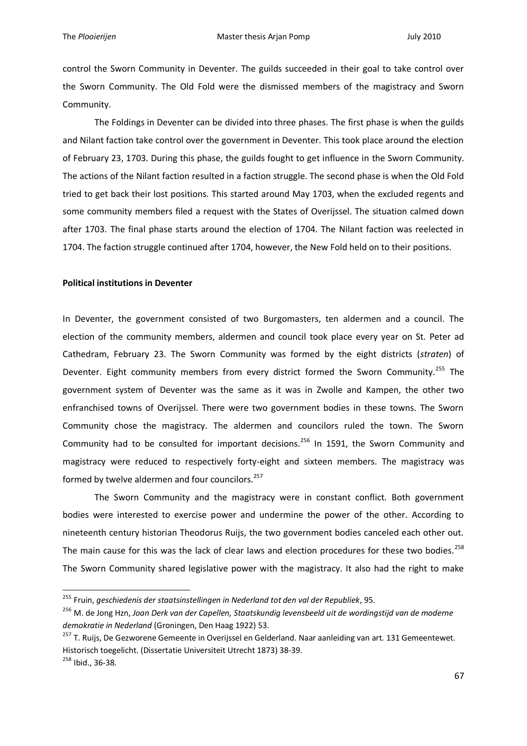control the Sworn Community in Deventer. The guilds succeeded in their goal to take control over the Sworn Community. The Old Fold were the dismissed members of the magistracy and Sworn Community.

The Foldings in Deventer can be divided into three phases. The first phase is when the guilds and Nilant faction take control over the government in Deventer. This took place around the election of February 23, 1703. During this phase, the guilds fought to get influence in the Sworn Community. The actions of the Nilant faction resulted in a faction struggle. The second phase is when the Old Fold tried to get back their lost positions. This started around May 1703, when the excluded regents and some community members filed a request with the States of Overijssel. The situation calmed down after 1703. The final phase starts around the election of 1704. The Nilant faction was reelected in 1704. The faction struggle continued after 1704, however, the New Fold held on to their positions.

**Political institutions in Deventer**

In Deventer, the government consisted of two Burgomasters, ten aldermen and a council. The election of the community members, aldermen and council took place every year on St. Peter ad Cathedram, February 23. The Sworn Community was formed by the eight districts (*straten*) of Deventer. Eight community members from every district formed the Sworn Community.[255] The government system of Deventer was the same as it was in Zwolle and Kampen, the other two enfranchised towns of Overijssel. There were two government bodies in these towns. The Sworn Community chose the magistracy. The aldermen and councilors ruled the town. The Sworn Community had to be consulted for important decisions.[256] In 1591, the Sworn Community and magistracy were reduced to respectively forty-eight and sixteen members. The magistracy was formed by twelve aldermen and four councilors.[257]

The Sworn Community and the magistracy were in constant conflict. Both government bodies were interested to exercise power and undermine the power of the other. According to nineteenth century historian Theodorus Ruijs, the two government bodies canceled each other out. The main cause for this was the lack of clear laws and election procedures for these two bodies.[258] The Sworn Community shared legislative power with the magistracy. It also had the right to make

---

[255] Fruin, *geschiedenis der staatsinstellingen in Nederland tot den val der Republiek*, 95.

[256] M. de Jong Hzn, *Joan Derk van der Capellen, Staatskundig levensbeeld uit de wordingstijd van de moderne demokratie in Nederland* (Groningen, Den Haag 1922) 53.

[257] T. Ruijs, De Gezworene Gemeente in Overijssel en Gelderland. Naar aanleiding van art. 131 Gemeentewet. Historisch toegelicht. (Dissertatie Universiteit Utrecht 1873) 38-39.

[258] Ibid., 36-38.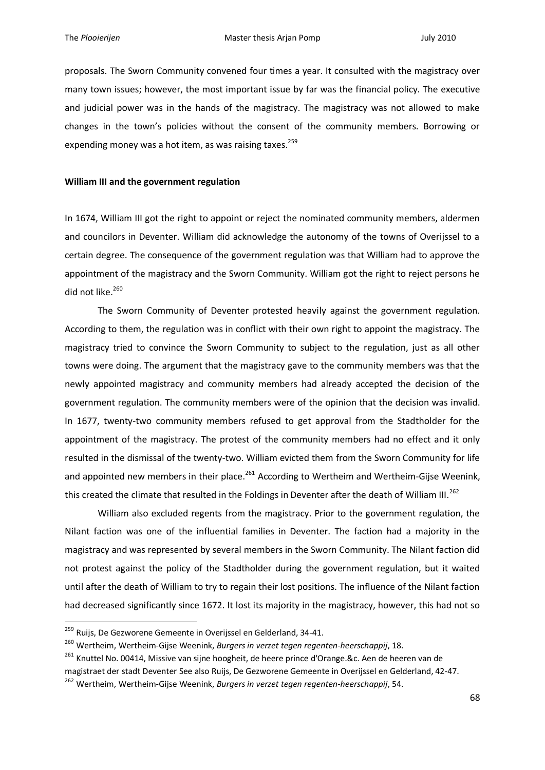proposals. The Sworn Community convened four times a year. It consulted with the magistracy over many town issues; however, the most important issue by far was the financial policy. The executive and judicial power was in the hands of the magistracy. The magistracy was not allowed to make changes in the town's policies without the consent of the community members. Borrowing or expending money was a hot item, as was raising taxes.[259]

**William III and the government regulation**

In 1674, William III got the right to appoint or reject the nominated community members, aldermen and councilors in Deventer. William did acknowledge the autonomy of the towns of Overijssel to a certain degree. The consequence of the government regulation was that William had to approve the appointment of the magistracy and the Sworn Community. William got the right to reject persons he did not like.[260]

The Sworn Community of Deventer protested heavily against the government regulation. According to them, the regulation was in conflict with their own right to appoint the magistracy. The magistracy tried to convince the Sworn Community to subject to the regulation, just as all other towns were doing. The argument that the magistracy gave to the community members was that the newly appointed magistracy and community members had already accepted the decision of the government regulation. The community members were of the opinion that the decision was invalid. In 1677, twenty-two community members refused to get approval from the Stadtholder for the appointment of the magistracy. The protest of the community members had no effect and it only resulted in the dismissal of the twenty-two. William evicted them from the Sworn Community for life and appointed new members in their place.[261] According to Wertheim and Wertheim-Gijse Weenink, this created the climate that resulted in the Foldings in Deventer after the death of William III.[262]

William also excluded regents from the magistracy. Prior to the government regulation, the Nilant faction was one of the influential families in Deventer. The faction had a majority in the magistracy and was represented by several members in the Sworn Community. The Nilant faction did not protest against the policy of the Stadtholder during the government regulation, but it waited until after the death of William to try to regain their lost positions. The influence of the Nilant faction had decreased significantly since 1672. It lost its majority in the magistracy, however, this had not so

---

[259] Ruijs, De Gezworene Gemeente in Overijssel en Gelderland, 34-41.

[260] Wertheim, Wertheim-Gijse Weenink, *Burgers in verzet tegen regenten-heerschappij*, 18.

[261] Knuttel No. 00414, Missive van sijne hoogheit, de heere prince d'Orange.&c. Aen de heeren van de magistraet der stadt Deventer See also Ruijs, De Gezworene Gemeente in Overijssel en Gelderland, 42-47.

[262] Wertheim, Wertheim-Gijse Weenink, *Burgers in verzet tegen regenten-heerschappij*, 54.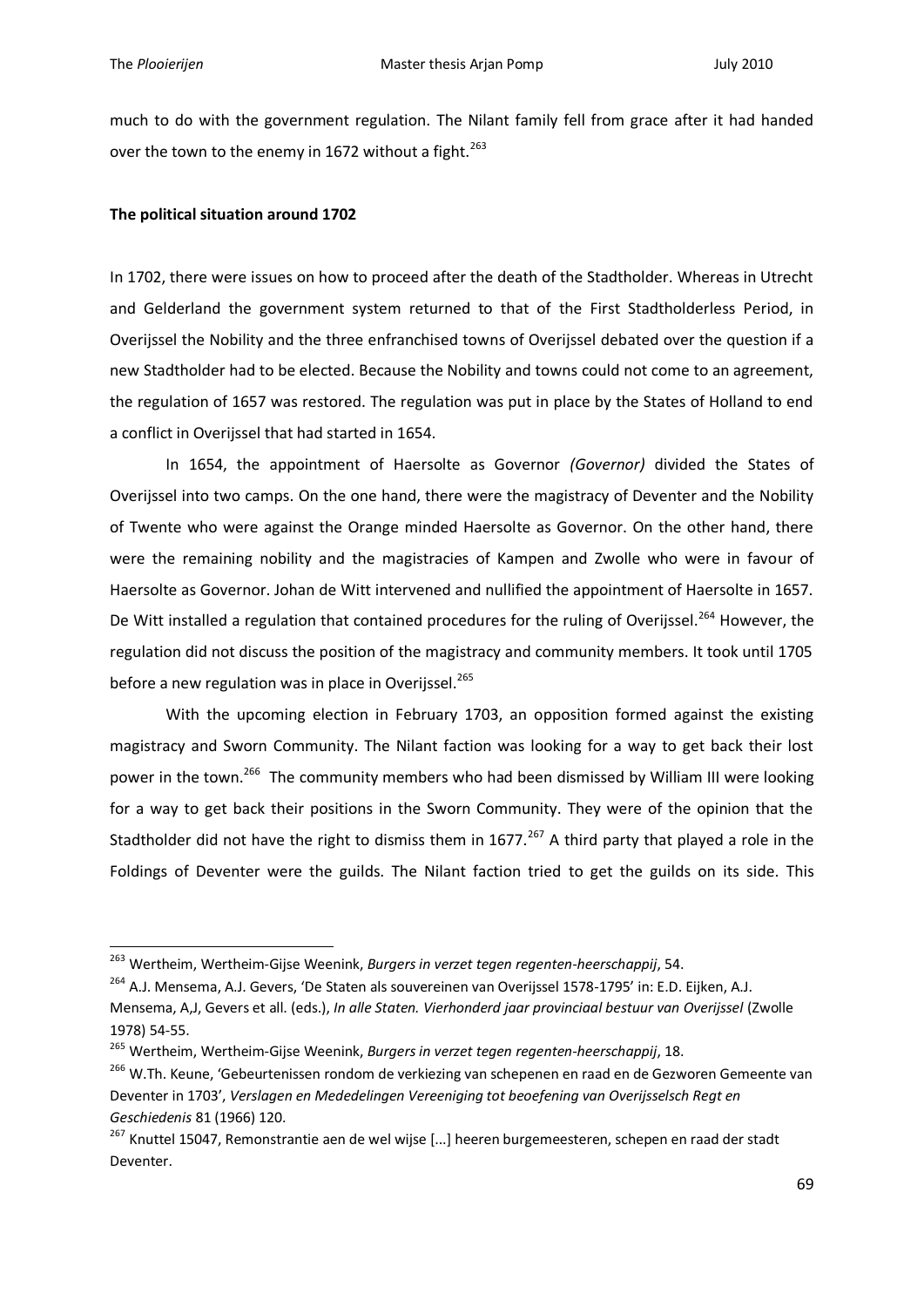much to do with the government regulation. The Nilant family fell from grace after it had handed over the town to the enemy in 1672 without a fight.[263]

**The political situation around 1702**

In 1702, there were issues on how to proceed after the death of the Stadtholder. Whereas in Utrecht and Gelderland the government system returned to that of the First Stadtholderless Period, in Overijssel the Nobility and the three enfranchised towns of Overijssel debated over the question if a new Stadtholder had to be elected. Because the Nobility and towns could not come to an agreement, the regulation of 1657 was restored. The regulation was put in place by the States of Holland to end a conflict in Overijssel that had started in 1654.

In 1654, the appointment of Haersolte as Governor *(Governor)* divided the States of Overijssel into two camps. On the one hand, there were the magistracy of Deventer and the Nobility of Twente who were against the Orange minded Haersolte as Governor. On the other hand, there were the remaining nobility and the magistracies of Kampen and Zwolle who were in favour of Haersolte as Governor. Johan de Witt intervened and nullified the appointment of Haersolte in 1657. De Witt installed a regulation that contained procedures for the ruling of Overijssel.[264] However, the regulation did not discuss the position of the magistracy and community members. It took until 1705 before a new regulation was in place in Overijssel.[265]

With the upcoming election in February 1703, an opposition formed against the existing magistracy and Sworn Community. The Nilant faction was looking for a way to get back their lost power in the town.[266] The community members who had been dismissed by William III were looking for a way to get back their positions in the Sworn Community. They were of the opinion that the Stadtholder did not have the right to dismiss them in 1677.[267] A third party that played a role in the Foldings of Deventer were the guilds. The Nilant faction tried to get the guilds on its side. This

---

[263] Wertheim, Wertheim-Gijse Weenink, *Burgers in verzet tegen regenten-heerschappij*, 54.

[264] A.J. Mensema, A.J. Gevers, 'De Staten als souvereinen van Overijssel 1578-1795' in: E.D. Eijken, A.J. Mensema, A,J, Gevers et all. (eds.), *In alle Staten. Vierhonderd jaar provinciaal bestuur van Overijssel* (Zwolle 1978) 54-55.

[265] Wertheim, Wertheim-Gijse Weenink, *Burgers in verzet tegen regenten-heerschappij*, 18.

[266] W.Th. Keune, 'Gebeurtenissen rondom de verkiezing van schepenen en raad en de Gezworen Gemeente van Deventer in 1703', *Verslagen en Mededelingen Vereeniging tot beoefening van Overijsselsch Regt en Geschiedenis* 81 (1966) 120.

[267] Knuttel 15047, Remonstrantie aen de wel wijse [...] heeren burgemeesteren, schepen en raad der stadt Deventer.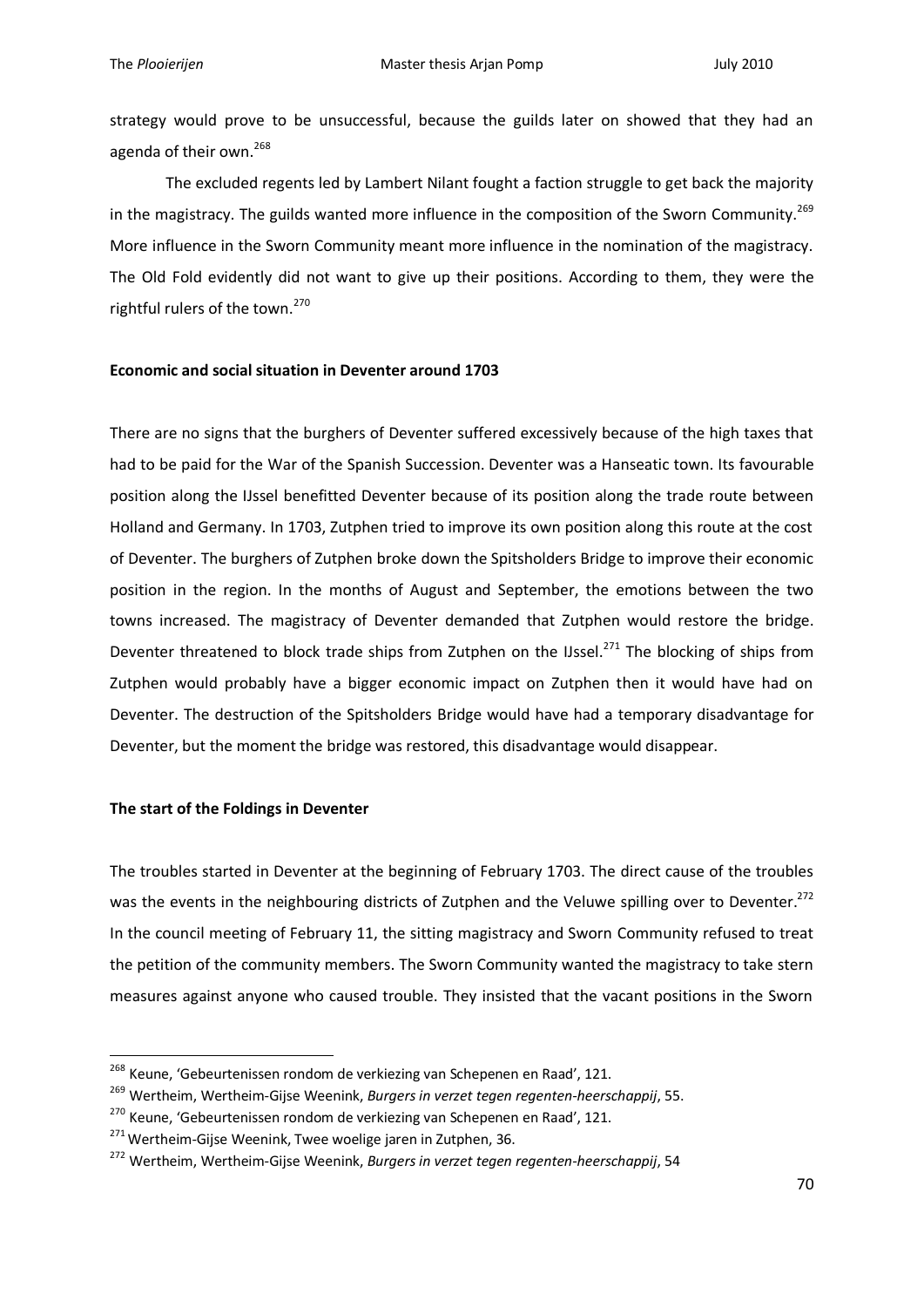strategy would prove to be unsuccessful, because the guilds later on showed that they had an agenda of their own.[268]

The excluded regents led by Lambert Nilant fought a faction struggle to get back the majority in the magistracy. The guilds wanted more influence in the composition of the Sworn Community.[269] More influence in the Sworn Community meant more influence in the nomination of the magistracy. The Old Fold evidently did not want to give up their positions. According to them, they were the rightful rulers of the town.[270]

**Economic and social situation in Deventer around 1703**

There are no signs that the burghers of Deventer suffered excessively because of the high taxes that had to be paid for the War of the Spanish Succession. Deventer was a Hanseatic town. Its favourable position along the IJssel benefitted Deventer because of its position along the trade route between Holland and Germany. In 1703, Zutphen tried to improve its own position along this route at the cost of Deventer. The burghers of Zutphen broke down the Spitsholders Bridge to improve their economic position in the region. In the months of August and September, the emotions between the two towns increased. The magistracy of Deventer demanded that Zutphen would restore the bridge. Deventer threatened to block trade ships from Zutphen on the IJssel.[271] The blocking of ships from Zutphen would probably have a bigger economic impact on Zutphen then it would have had on Deventer. The destruction of the Spitsholders Bridge would have had a temporary disadvantage for Deventer, but the moment the bridge was restored, this disadvantage would disappear.

**The start of the Foldings in Deventer**

The troubles started in Deventer at the beginning of February 1703. The direct cause of the troubles was the events in the neighbouring districts of Zutphen and the Veluwe spilling over to Deventer.[272] In the council meeting of February 11, the sitting magistracy and Sworn Community refused to treat the petition of the community members. The Sworn Community wanted the magistracy to take stern measures against anyone who caused trouble. They insisted that the vacant positions in the Sworn

[268] Keune, 'Gebeurtenissen rondom de verkiezing van Schepenen en Raad', 121.

[269] Wertheim, Wertheim-Gijse Weenink, *Burgers in verzet tegen regenten-heerschappij*, 55.

[270] Keune, 'Gebeurtenissen rondom de verkiezing van Schepenen en Raad', 121.

[271] Wertheim-Gijse Weenink, Twee woelige jaren in Zutphen, 36.

[272] Wertheim, Wertheim-Gijse Weenink, *Burgers in verzet tegen regenten-heerschappij*, 54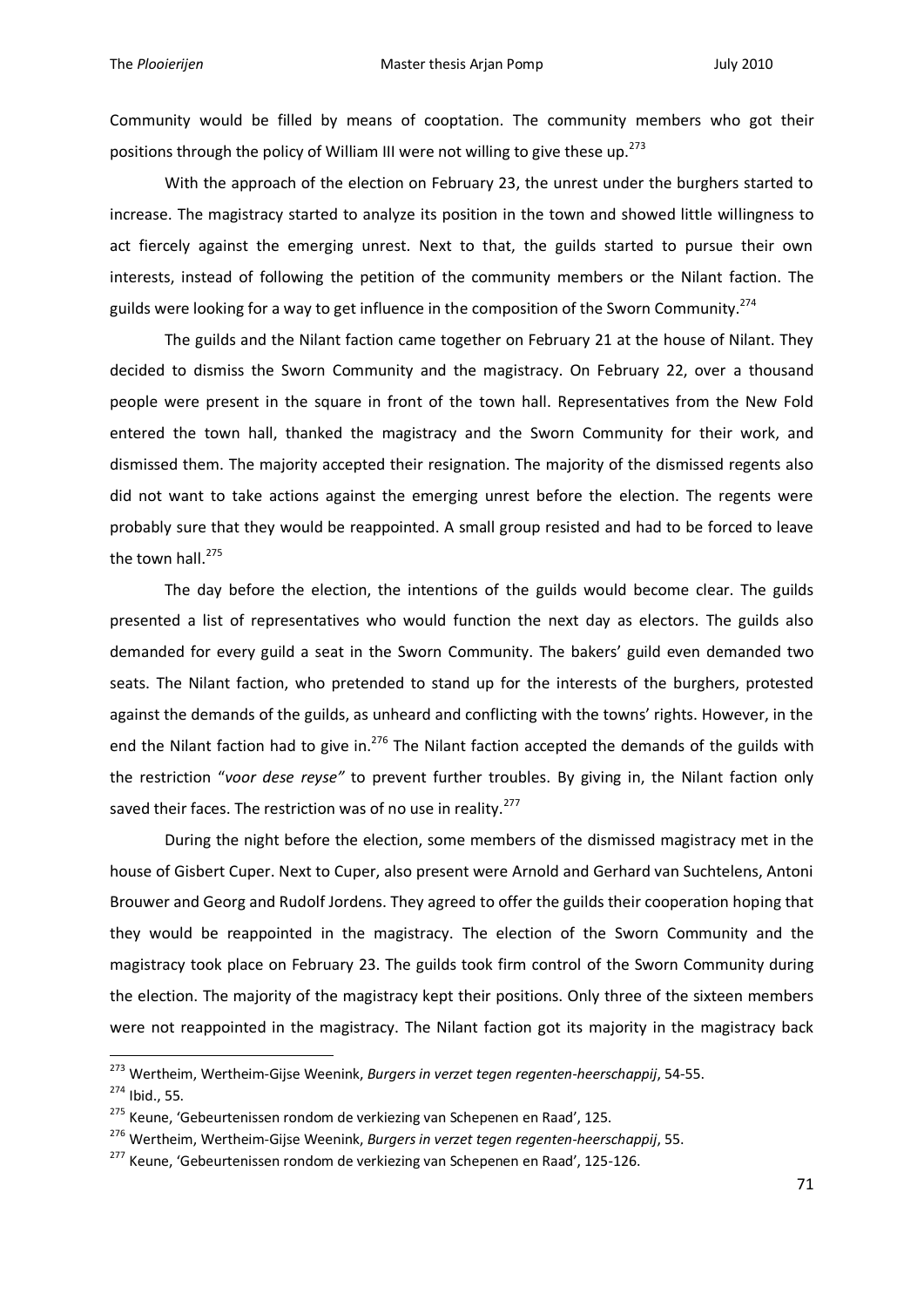Community would be filled by means of cooptation. The community members who got their positions through the policy of William III were not willing to give these up.[273]

With the approach of the election on February 23, the unrest under the burghers started to increase. The magistracy started to analyze its position in the town and showed little willingness to act fiercely against the emerging unrest. Next to that, the guilds started to pursue their own interests, instead of following the petition of the community members or the Nilant faction. The guilds were looking for a way to get influence in the composition of the Sworn Community.[274]

The guilds and the Nilant faction came together on February 21 at the house of Nilant. They decided to dismiss the Sworn Community and the magistracy. On February 22, over a thousand people were present in the square in front of the town hall. Representatives from the New Fold entered the town hall, thanked the magistracy and the Sworn Community for their work, and dismissed them. The majority accepted their resignation. The majority of the dismissed regents also did not want to take actions against the emerging unrest before the election. The regents were probably sure that they would be reappointed. A small group resisted and had to be forced to leave the town hall.[275]

The day before the election, the intentions of the guilds would become clear. The guilds presented a list of representatives who would function the next day as electors. The guilds also demanded for every guild a seat in the Sworn Community. The bakers' guild even demanded two seats. The Nilant faction, who pretended to stand up for the interests of the burghers, protested against the demands of the guilds, as unheard and conflicting with the towns' rights. However, in the end the Nilant faction had to give in.[276] The Nilant faction accepted the demands of the guilds with the restriction "*voor dese reyse"* to prevent further troubles. By giving in, the Nilant faction only saved their faces. The restriction was of no use in reality.[277]

During the night before the election, some members of the dismissed magistracy met in the house of Gisbert Cuper. Next to Cuper, also present were Arnold and Gerhard van Suchtelens, Antoni Brouwer and Georg and Rudolf Jordens. They agreed to offer the guilds their cooperation hoping that they would be reappointed in the magistracy. The election of the Sworn Community and the magistracy took place on February 23. The guilds took firm control of the Sworn Community during the election. The majority of the magistracy kept their positions. Only three of the sixteen members were not reappointed in the magistracy. The Nilant faction got its majority in the magistracy back

---

[273] Wertheim, Wertheim-Gijse Weenink, *Burgers in verzet tegen regenten-heerschappij*, 54-55.

[274] Ibid., 55.

[275] Keune, 'Gebeurtenissen rondom de verkiezing van Schepenen en Raad', 125.

[276] Wertheim, Wertheim-Gijse Weenink, *Burgers in verzet tegen regenten-heerschappij*, 55.

[277] Keune, 'Gebeurtenissen rondom de verkiezing van Schepenen en Raad', 125-126.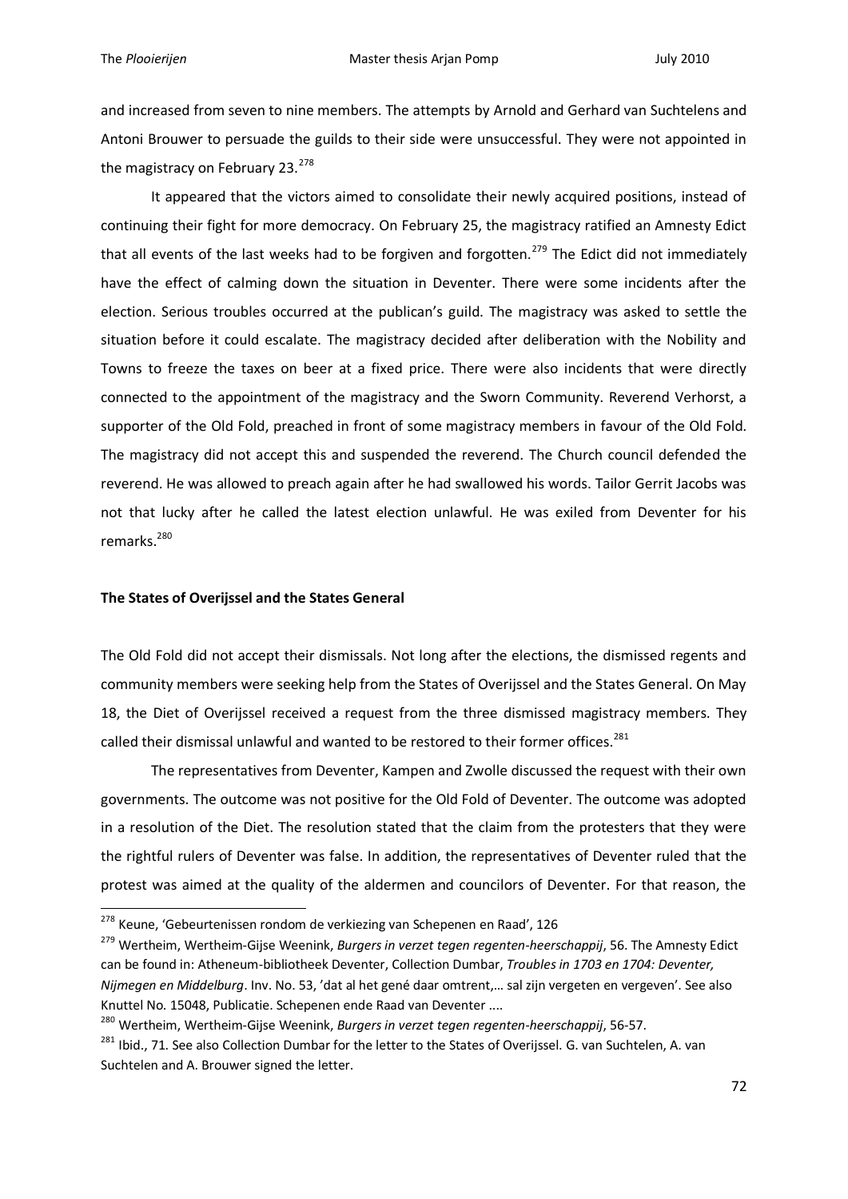and increased from seven to nine members. The attempts by Arnold and Gerhard van Suchtelens and Antoni Brouwer to persuade the guilds to their side were unsuccessful. They were not appointed in the magistracy on February 23.[278]

It appeared that the victors aimed to consolidate their newly acquired positions, instead of continuing their fight for more democracy. On February 25, the magistracy ratified an Amnesty Edict that all events of the last weeks had to be forgiven and forgotten.[279] The Edict did not immediately have the effect of calming down the situation in Deventer. There were some incidents after the election. Serious troubles occurred at the publican's guild. The magistracy was asked to settle the situation before it could escalate. The magistracy decided after deliberation with the Nobility and Towns to freeze the taxes on beer at a fixed price. There were also incidents that were directly connected to the appointment of the magistracy and the Sworn Community. Reverend Verhorst, a supporter of the Old Fold, preached in front of some magistracy members in favour of the Old Fold. The magistracy did not accept this and suspended the reverend. The Church council defended the reverend. He was allowed to preach again after he had swallowed his words. Tailor Gerrit Jacobs was not that lucky after he called the latest election unlawful. He was exiled from Deventer for his remarks.[280]

**The States of Overijssel and the States General**

The Old Fold did not accept their dismissals. Not long after the elections, the dismissed regents and community members were seeking help from the States of Overijssel and the States General. On May 18, the Diet of Overijssel received a request from the three dismissed magistracy members. They called their dismissal unlawful and wanted to be restored to their former offices.[281]

The representatives from Deventer, Kampen and Zwolle discussed the request with their own governments. The outcome was not positive for the Old Fold of Deventer. The outcome was adopted in a resolution of the Diet. The resolution stated that the claim from the protesters that they were the rightful rulers of Deventer was false. In addition, the representatives of Deventer ruled that the protest was aimed at the quality of the aldermen and councilors of Deventer. For that reason, the

---

[278] Keune, 'Gebeurtenissen rondom de verkiezing van Schepenen en Raad', 126

[279] Wertheim, Wertheim-Gijse Weenink, *Burgers in verzet tegen regenten-heerschappij*, 56. The Amnesty Edict can be found in: Atheneum-bibliotheek Deventer, Collection Dumbar, *Troubles in 1703 en 1704: Deventer, Nijmegen en Middelburg*. Inv. No. 53, 'dat al het gené daar omtrent,… sal zijn vergeten en vergeven'. See also Knuttel No. 15048, Publicatie. Schepenen ende Raad van Deventer ....

[280] Wertheim, Wertheim-Gijse Weenink, *Burgers in verzet tegen regenten-heerschappij*, 56-57.

[281] Ibid., 71. See also Collection Dumbar for the letter to the States of Overijssel. G. van Suchtelen, A. van Suchtelen and A. Brouwer signed the letter.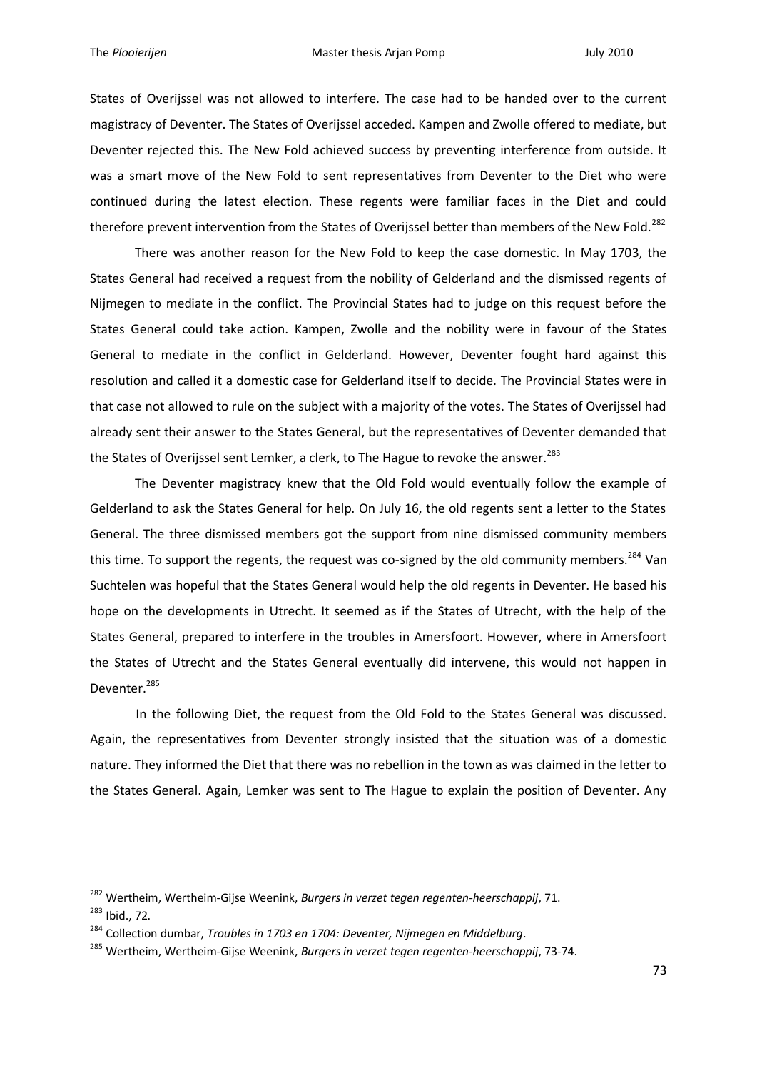States of Overijssel was not allowed to interfere. The case had to be handed over to the current magistracy of Deventer. The States of Overijssel acceded. Kampen and Zwolle offered to mediate, but Deventer rejected this. The New Fold achieved success by preventing interference from outside. It was a smart move of the New Fold to sent representatives from Deventer to the Diet who were continued during the latest election. These regents were familiar faces in the Diet and could therefore prevent intervention from the States of Overijssel better than members of the New Fold.[282]

There was another reason for the New Fold to keep the case domestic. In May 1703, the States General had received a request from the nobility of Gelderland and the dismissed regents of Nijmegen to mediate in the conflict. The Provincial States had to judge on this request before the States General could take action. Kampen, Zwolle and the nobility were in favour of the States General to mediate in the conflict in Gelderland. However, Deventer fought hard against this resolution and called it a domestic case for Gelderland itself to decide. The Provincial States were in that case not allowed to rule on the subject with a majority of the votes. The States of Overijssel had already sent their answer to the States General, but the representatives of Deventer demanded that the States of Overijssel sent Lemker, a clerk, to The Hague to revoke the answer.[283]

The Deventer magistracy knew that the Old Fold would eventually follow the example of Gelderland to ask the States General for help. On July 16, the old regents sent a letter to the States General. The three dismissed members got the support from nine dismissed community members this time. To support the regents, the request was co-signed by the old community members.[284] Van Suchtelen was hopeful that the States General would help the old regents in Deventer. He based his hope on the developments in Utrecht. It seemed as if the States of Utrecht, with the help of the States General, prepared to interfere in the troubles in Amersfoort. However, where in Amersfoort the States of Utrecht and the States General eventually did intervene, this would not happen in Deventer.[285]

In the following Diet, the request from the Old Fold to the States General was discussed. Again, the representatives from Deventer strongly insisted that the situation was of a domestic nature. They informed the Diet that there was no rebellion in the town as was claimed in the letter to the States General. Again, Lemker was sent to The Hague to explain the position of Deventer. Any

---

[282] Wertheim, Wertheim-Gijse Weenink, *Burgers in verzet tegen regenten-heerschappij*, 71.

[283] Ibid., 72.

[284] Collection dumbar, *Troubles in 1703 en 1704: Deventer, Nijmegen en Middelburg*.

[285] Wertheim, Wertheim-Gijse Weenink, *Burgers in verzet tegen regenten-heerschappij*, 73-74.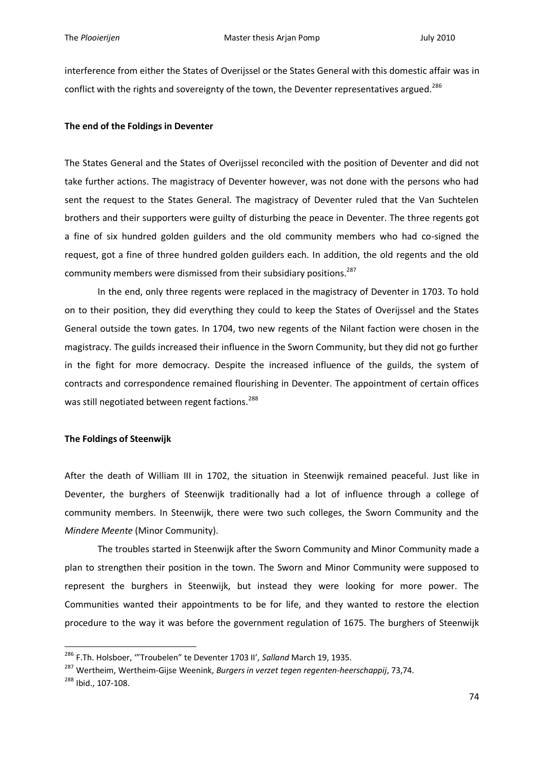interference from either the States of Overijssel or the States General with this domestic affair was in conflict with the rights and sovereignty of the town, the Deventer representatives argued.[286]

**The end of the Foldings in Deventer**

The States General and the States of Overijssel reconciled with the position of Deventer and did not take further actions. The magistracy of Deventer however, was not done with the persons who had sent the request to the States General. The magistracy of Deventer ruled that the Van Suchtelen brothers and their supporters were guilty of disturbing the peace in Deventer. The three regents got a fine of six hundred golden guilders and the old community members who had co-signed the request, got a fine of three hundred golden guilders each. In addition, the old regents and the old community members were dismissed from their subsidiary positions.[287]

In the end, only three regents were replaced in the magistracy of Deventer in 1703. To hold on to their position, they did everything they could to keep the States of Overijssel and the States General outside the town gates. In 1704, two new regents of the Nilant faction were chosen in the magistracy. The guilds increased their influence in the Sworn Community, but they did not go further in the fight for more democracy. Despite the increased influence of the guilds, the system of contracts and correspondence remained flourishing in Deventer. The appointment of certain offices was still negotiated between regent factions.[288]

**The Foldings of Steenwijk**

After the death of William III in 1702, the situation in Steenwijk remained peaceful. Just like in Deventer, the burghers of Steenwijk traditionally had a lot of influence through a college of community members. In Steenwijk, there were two such colleges, the Sworn Community and the *Mindere Meente* (Minor Community).

The troubles started in Steenwijk after the Sworn Community and Minor Community made a plan to strengthen their position in the town. The Sworn and Minor Community were supposed to represent the burghers in Steenwijk, but instead they were looking for more power. The Communities wanted their appointments to be for life, and they wanted to restore the election procedure to the way it was before the government regulation of 1675. The burghers of Steenwijk

---

[286] F.Th. Holsboer, '"Troubelen" te Deventer 1703 II', *Salland* March 19, 1935.

[287] Wertheim, Wertheim-Gijse Weenink, *Burgers in verzet tegen regenten-heerschappij*, 73,74.

[288] Ibid., 107-108.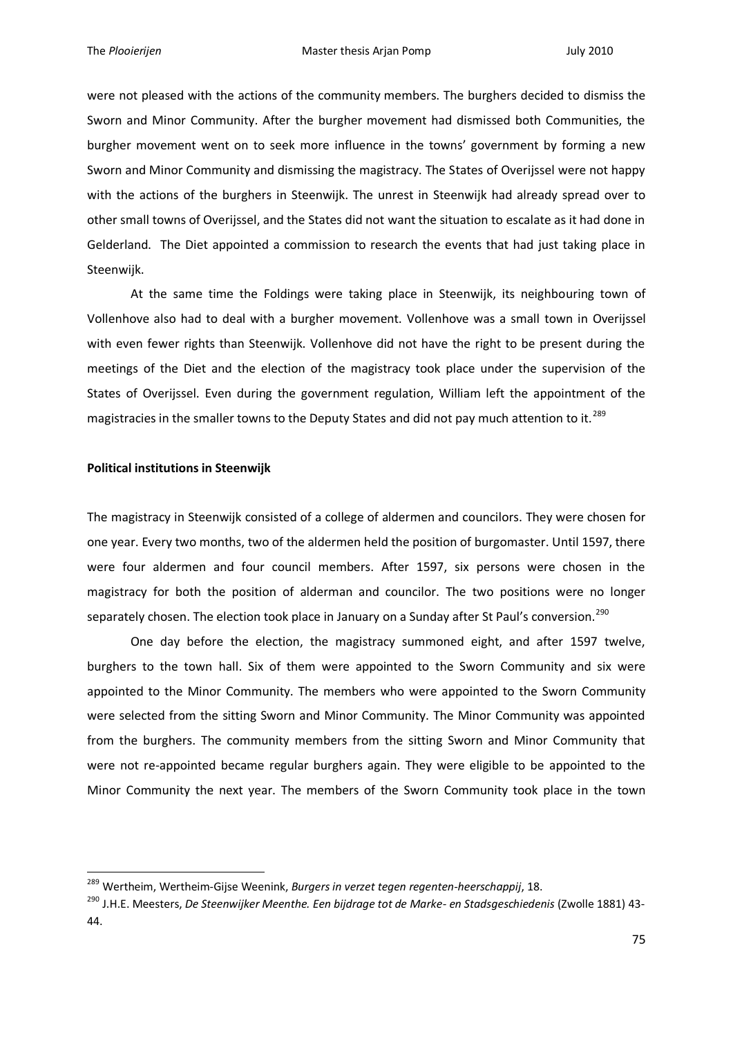were not pleased with the actions of the community members. The burghers decided to dismiss the Sworn and Minor Community. After the burgher movement had dismissed both Communities, the burgher movement went on to seek more influence in the towns' government by forming a new Sworn and Minor Community and dismissing the magistracy. The States of Overijssel were not happy with the actions of the burghers in Steenwijk. The unrest in Steenwijk had already spread over to other small towns of Overijssel, and the States did not want the situation to escalate as it had done in Gelderland. The Diet appointed a commission to research the events that had just taking place in Steenwijk.

At the same time the Foldings were taking place in Steenwijk, its neighbouring town of Vollenhove also had to deal with a burgher movement. Vollenhove was a small town in Overijssel with even fewer rights than Steenwijk. Vollenhove did not have the right to be present during the meetings of the Diet and the election of the magistracy took place under the supervision of the States of Overijssel. Even during the government regulation, William left the appointment of the magistracies in the smaller towns to the Deputy States and did not pay much attention to it.[289]

**Political institutions in Steenwijk**

The magistracy in Steenwijk consisted of a college of aldermen and councilors. They were chosen for one year. Every two months, two of the aldermen held the position of burgomaster. Until 1597, there were four aldermen and four council members. After 1597, six persons were chosen in the magistracy for both the position of alderman and councilor. The two positions were no longer separately chosen. The election took place in January on a Sunday after St Paul's conversion.[290]

One day before the election, the magistracy summoned eight, and after 1597 twelve, burghers to the town hall. Six of them were appointed to the Sworn Community and six were appointed to the Minor Community. The members who were appointed to the Sworn Community were selected from the sitting Sworn and Minor Community. The Minor Community was appointed from the burghers. The community members from the sitting Sworn and Minor Community that were not re-appointed became regular burghers again. They were eligible to be appointed to the Minor Community the next year. The members of the Sworn Community took place in the town

[289] Wertheim, Wertheim-Gijse Weenink, *Burgers in verzet tegen regenten-heerschappij*, 18.

[290] J.H.E. Meesters, *De Steenwijker Meenthe. Een bijdrage tot de Marke- en Stadsgeschiedenis* (Zwolle 1881) 43-44.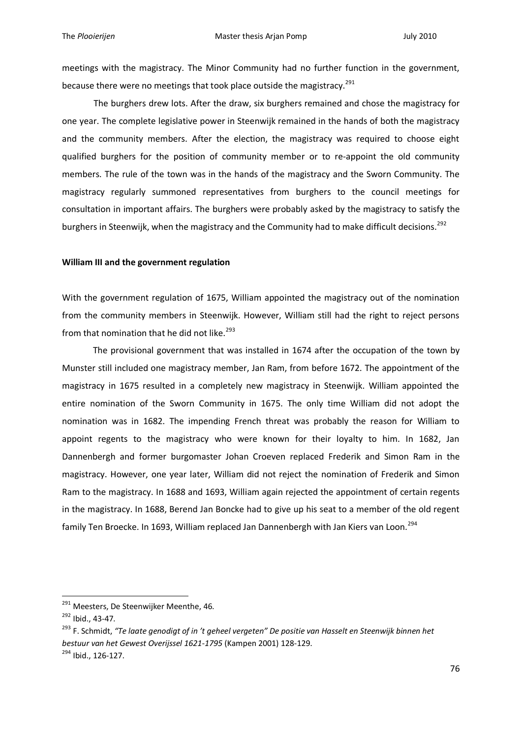meetings with the magistracy. The Minor Community had no further function in the government, because there were no meetings that took place outside the magistracy.[291]

The burghers drew lots. After the draw, six burghers remained and chose the magistracy for one year. The complete legislative power in Steenwijk remained in the hands of both the magistracy and the community members. After the election, the magistracy was required to choose eight qualified burghers for the position of community member or to re-appoint the old community members. The rule of the town was in the hands of the magistracy and the Sworn Community. The magistracy regularly summoned representatives from burghers to the council meetings for consultation in important affairs. The burghers were probably asked by the magistracy to satisfy the burghers in Steenwijk, when the magistracy and the Community had to make difficult decisions.[292]

**William III and the government regulation**

With the government regulation of 1675, William appointed the magistracy out of the nomination from the community members in Steenwijk. However, William still had the right to reject persons from that nomination that he did not like.[293]

The provisional government that was installed in 1674 after the occupation of the town by Munster still included one magistracy member, Jan Ram, from before 1672. The appointment of the magistracy in 1675 resulted in a completely new magistracy in Steenwijk. William appointed the entire nomination of the Sworn Community in 1675. The only time William did not adopt the nomination was in 1682. The impending French threat was probably the reason for William to appoint regents to the magistracy who were known for their loyalty to him. In 1682, Jan Dannenbergh and former burgomaster Johan Croeven replaced Frederik and Simon Ram in the magistracy. However, one year later, William did not reject the nomination of Frederik and Simon Ram to the magistracy. In 1688 and 1693, William again rejected the appointment of certain regents in the magistracy. In 1688, Berend Jan Boncke had to give up his seat to a member of the old regent family Ten Broecke. In 1693, William replaced Jan Dannenbergh with Jan Kiers van Loon.[294]

---

[291] Meesters, De Steenwijker Meenthe, 46.

[292] Ibid., 43-47.

[293] F. Schmidt, *"Te laate genodigt of in 't geheel vergeten" De positie van Hasselt en Steenwijk binnen het bestuur van het Gewest Overijssel 1621-1795* (Kampen 2001) 128-129.

[294] Ibid., 126-127.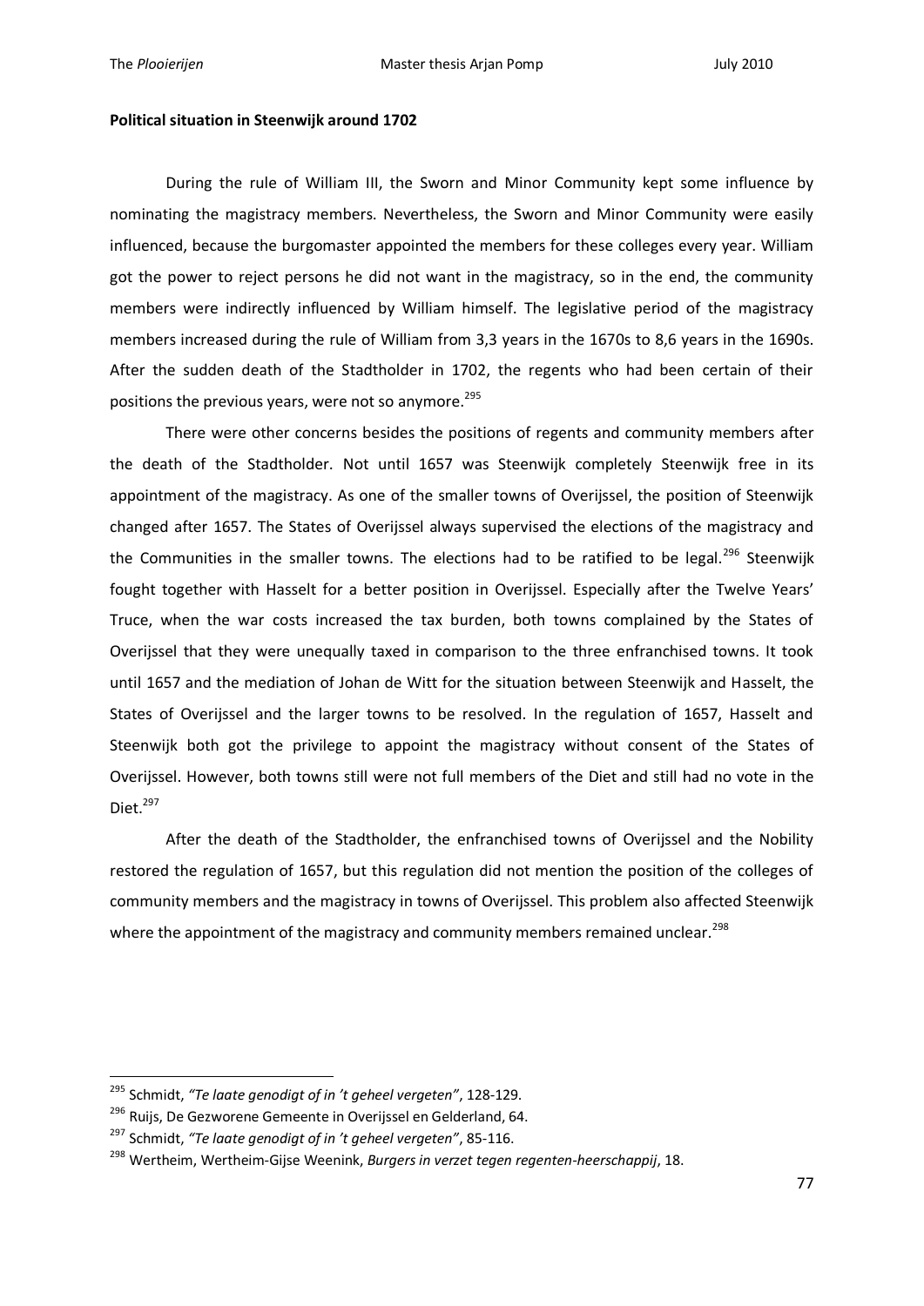**Political situation in Steenwijk around 1702**

During the rule of William III, the Sworn and Minor Community kept some influence by nominating the magistracy members. Nevertheless, the Sworn and Minor Community were easily influenced, because the burgomaster appointed the members for these colleges every year. William got the power to reject persons he did not want in the magistracy, so in the end, the community members were indirectly influenced by William himself. The legislative period of the magistracy members increased during the rule of William from 3,3 years in the 1670s to 8,6 years in the 1690s. After the sudden death of the Stadtholder in 1702, the regents who had been certain of their positions the previous years, were not so anymore.[295]

There were other concerns besides the positions of regents and community members after the death of the Stadtholder. Not until 1657 was Steenwijk completely Steenwijk free in its appointment of the magistracy. As one of the smaller towns of Overijssel, the position of Steenwijk changed after 1657. The States of Overijssel always supervised the elections of the magistracy and the Communities in the smaller towns. The elections had to be ratified to be legal.[296] Steenwijk fought together with Hasselt for a better position in Overijssel. Especially after the Twelve Years' Truce, when the war costs increased the tax burden, both towns complained by the States of Overijssel that they were unequally taxed in comparison to the three enfranchised towns. It took until 1657 and the mediation of Johan de Witt for the situation between Steenwijk and Hasselt, the States of Overijssel and the larger towns to be resolved. In the regulation of 1657, Hasselt and Steenwijk both got the privilege to appoint the magistracy without consent of the States of Overijssel. However, both towns still were not full members of the Diet and still had no vote in the Diet.[297]

After the death of the Stadtholder, the enfranchised towns of Overijssel and the Nobility restored the regulation of 1657, but this regulation did not mention the position of the colleges of community members and the magistracy in towns of Overijssel. This problem also affected Steenwijk where the appointment of the magistracy and community members remained unclear.[298]

---

[295] Schmidt, *"Te laate genodigt of in 't geheel vergeten"*, 128-129.

[296] Ruijs, De Gezworene Gemeente in Overijssel en Gelderland, 64.

[297] Schmidt, *"Te laate genodigt of in 't geheel vergeten"*, 85-116.

[298] Wertheim, Wertheim-Gijse Weenink, *Burgers in verzet tegen regenten-heerschappij*, 18.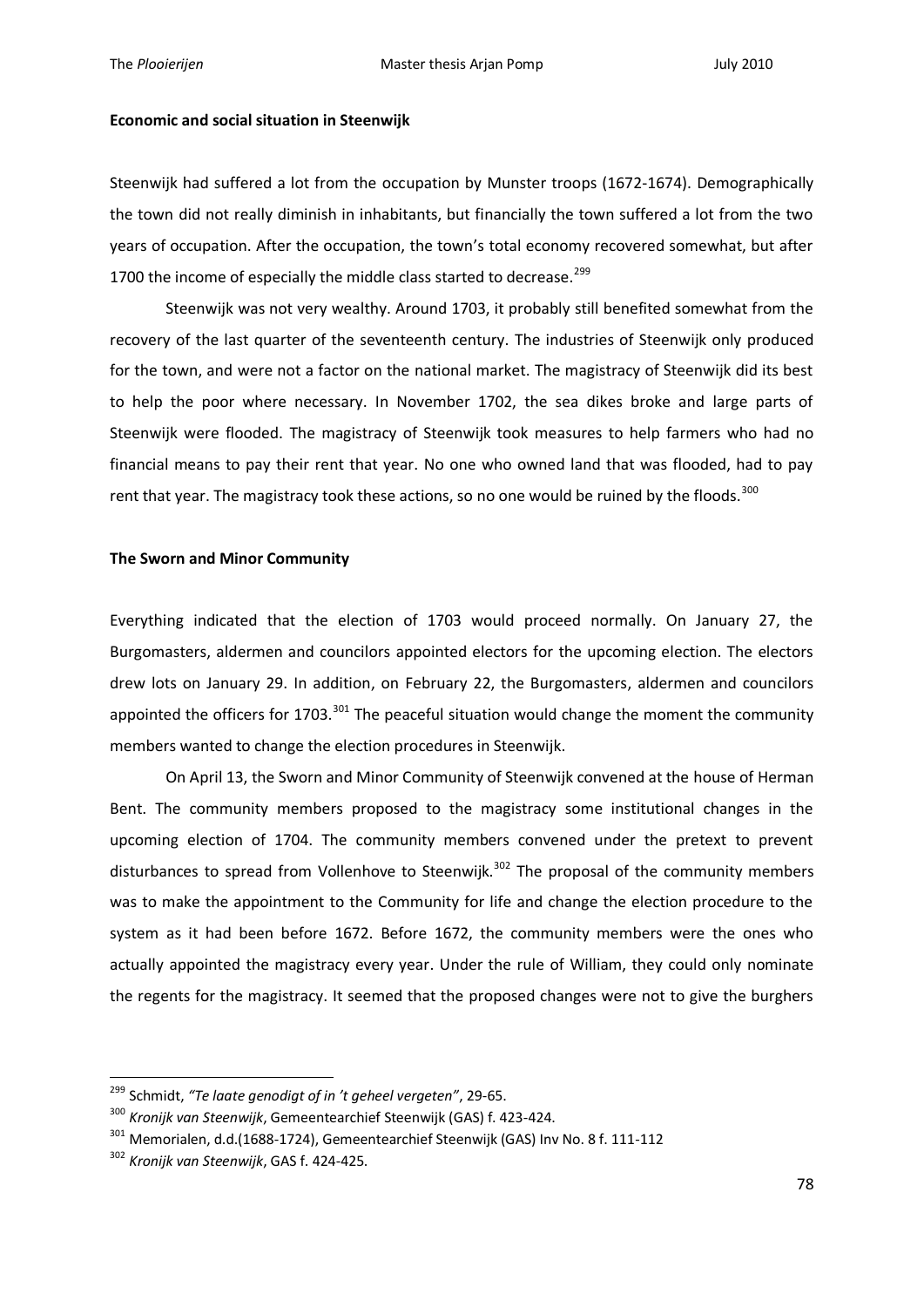**Economic and social situation in Steenwijk**

Steenwijk had suffered a lot from the occupation by Munster troops (1672-1674). Demographically the town did not really diminish in inhabitants, but financially the town suffered a lot from the two years of occupation. After the occupation, the town's total economy recovered somewhat, but after 1700 the income of especially the middle class started to decrease.[299]

Steenwijk was not very wealthy. Around 1703, it probably still benefited somewhat from the recovery of the last quarter of the seventeenth century. The industries of Steenwijk only produced for the town, and were not a factor on the national market. The magistracy of Steenwijk did its best to help the poor where necessary. In November 1702, the sea dikes broke and large parts of Steenwijk were flooded. The magistracy of Steenwijk took measures to help farmers who had no financial means to pay their rent that year. No one who owned land that was flooded, had to pay rent that year. The magistracy took these actions, so no one would be ruined by the floods.[300]

**The Sworn and Minor Community**

Everything indicated that the election of 1703 would proceed normally. On January 27, the Burgomasters, aldermen and councilors appointed electors for the upcoming election. The electors drew lots on January 29. In addition, on February 22, the Burgomasters, aldermen and councilors appointed the officers for 1703.[301] The peaceful situation would change the moment the community members wanted to change the election procedures in Steenwijk.

On April 13, the Sworn and Minor Community of Steenwijk convened at the house of Herman Bent. The community members proposed to the magistracy some institutional changes in the upcoming election of 1704. The community members convened under the pretext to prevent disturbances to spread from Vollenhove to Steenwijk.[302] The proposal of the community members was to make the appointment to the Community for life and change the election procedure to the system as it had been before 1672. Before 1672, the community members were the ones who actually appointed the magistracy every year. Under the rule of William, they could only nominate the regents for the magistracy. It seemed that the proposed changes were not to give the burghers

---

[299] Schmidt, *"Te laate genodigt of in 't geheel vergeten"*, 29-65.

[300] *Kronijk van Steenwijk*, Gemeentearchief Steenwijk (GAS) f. 423-424.

[301] Memorialen, d.d.(1688-1724), Gemeentearchief Steenwijk (GAS) Inv No. 8 f. 111-112

[302] *Kronijk van Steenwijk*, GAS f. 424-425.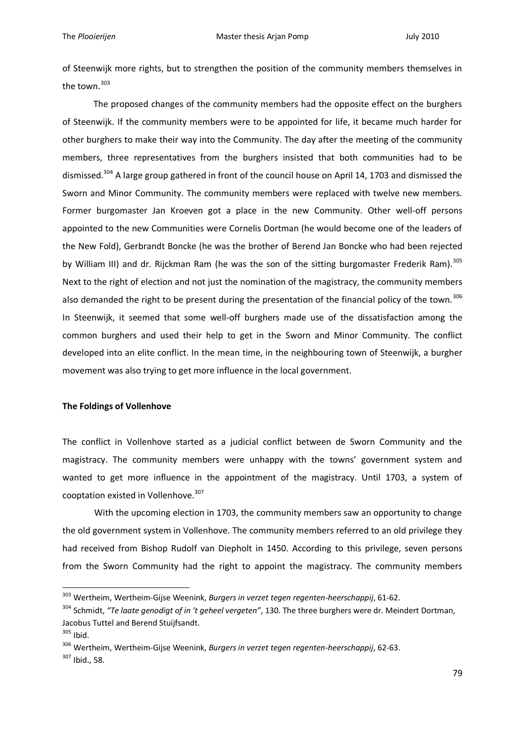of Steenwijk more rights, but to strengthen the position of the community members themselves in the town.[303]

The proposed changes of the community members had the opposite effect on the burghers of Steenwijk. If the community members were to be appointed for life, it became much harder for other burghers to make their way into the Community. The day after the meeting of the community members, three representatives from the burghers insisted that both communities had to be dismissed.[304] A large group gathered in front of the council house on April 14, 1703 and dismissed the Sworn and Minor Community. The community members were replaced with twelve new members. Former burgomaster Jan Kroeven got a place in the new Community. Other well-off persons appointed to the new Communities were Cornelis Dortman (he would become one of the leaders of the New Fold), Gerbrandt Boncke (he was the brother of Berend Jan Boncke who had been rejected by William III) and dr. Rijckman Ram (he was the son of the sitting burgomaster Frederik Ram).[305] Next to the right of election and not just the nomination of the magistracy, the community members also demanded the right to be present during the presentation of the financial policy of the town.[306] In Steenwijk, it seemed that some well-off burghers made use of the dissatisfaction among the common burghers and used their help to get in the Sworn and Minor Community. The conflict developed into an elite conflict. In the mean time, in the neighbouring town of Steenwijk, a burgher movement was also trying to get more influence in the local government.

**The Foldings of Vollenhove**

The conflict in Vollenhove started as a judicial conflict between de Sworn Community and the magistracy. The community members were unhappy with the towns' government system and wanted to get more influence in the appointment of the magistracy. Until 1703, a system of cooptation existed in Vollenhove.[307]

With the upcoming election in 1703, the community members saw an opportunity to change the old government system in Vollenhove. The community members referred to an old privilege they had received from Bishop Rudolf van Diepholt in 1450. According to this privilege, seven persons from the Sworn Community had the right to appoint the magistracy. The community members

---

[303] Wertheim, Wertheim-Gijse Weenink, *Burgers in verzet tegen regenten-heerschappij*, 61-62.

[304] Schmidt, *"Te laate genodigt of in 't geheel vergeten"*, 130. The three burghers were dr. Meindert Dortman, Jacobus Tuttel and Berend Stuijfsandt.

[305] Ibid.

[306] Wertheim, Wertheim-Gijse Weenink, *Burgers in verzet tegen regenten-heerschappij*, 62-63.

[307] Ibid., 58.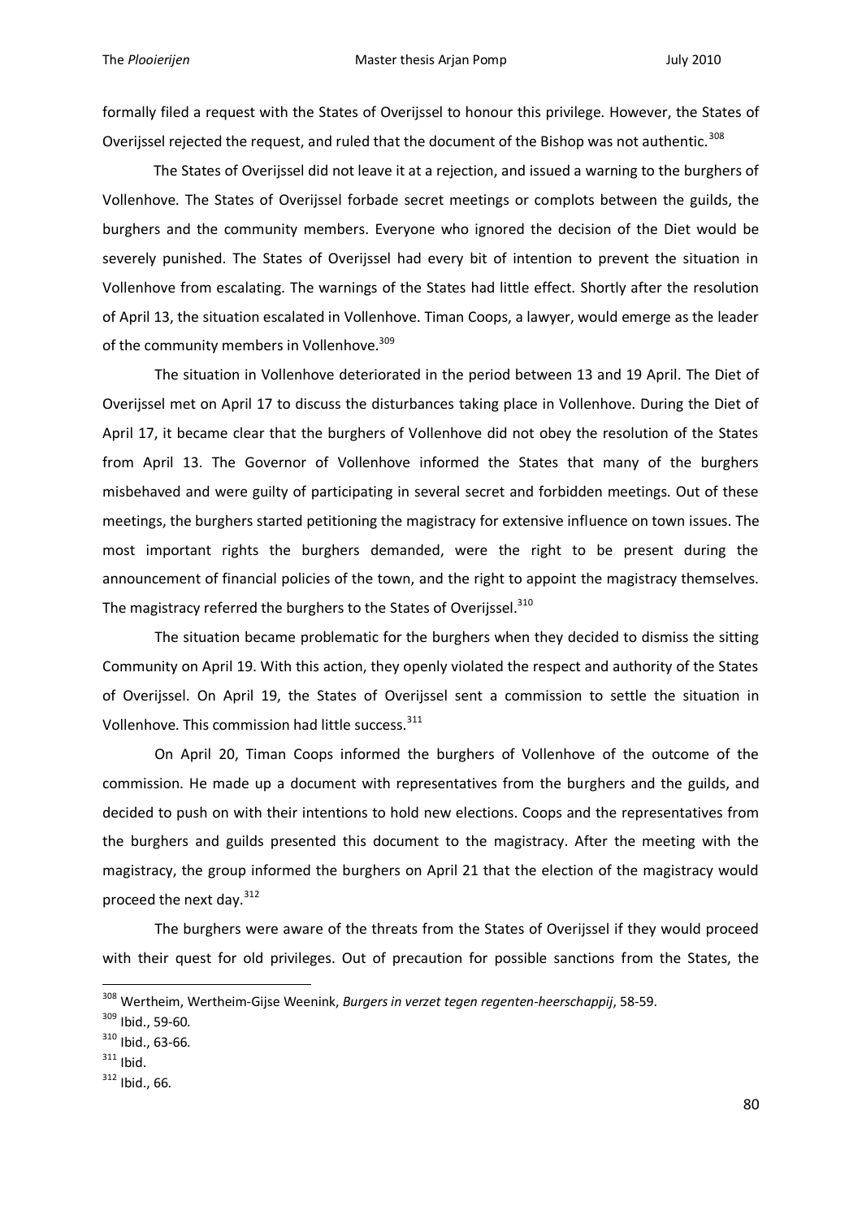formally filed a request with the States of Overijssel to honour this privilege. However, the States of Overijssel rejected the request, and ruled that the document of the Bishop was not authentic.[308]

The States of Overijssel did not leave it at a rejection, and issued a warning to the burghers of Vollenhove. The States of Overijssel forbade secret meetings or complots between the guilds, the burghers and the community members. Everyone who ignored the decision of the Diet would be severely punished. The States of Overijssel had every bit of intention to prevent the situation in Vollenhove from escalating. The warnings of the States had little effect. Shortly after the resolution of April 13, the situation escalated in Vollenhove. Timan Coops, a lawyer, would emerge as the leader of the community members in Vollenhove.[309]

The situation in Vollenhove deteriorated in the period between 13 and 19 April. The Diet of Overijssel met on April 17 to discuss the disturbances taking place in Vollenhove. During the Diet of April 17, it became clear that the burghers of Vollenhove did not obey the resolution of the States from April 13. The Governor of Vollenhove informed the States that many of the burghers misbehaved and were guilty of participating in several secret and forbidden meetings. Out of these meetings, the burghers started petitioning the magistracy for extensive influence on town issues. The most important rights the burghers demanded, were the right to be present during the announcement of financial policies of the town, and the right to appoint the magistracy themselves. The magistracy referred the burghers to the States of Overijssel.[310]

The situation became problematic for the burghers when they decided to dismiss the sitting Community on April 19. With this action, they openly violated the respect and authority of the States of Overijssel. On April 19, the States of Overijssel sent a commission to settle the situation in Vollenhove. This commission had little success.[311]

On April 20, Timan Coops informed the burghers of Vollenhove of the outcome of the commission. He made up a document with representatives from the burghers and the guilds, and decided to push on with their intentions to hold new elections. Coops and the representatives from the burghers and guilds presented this document to the magistracy. After the meeting with the magistracy, the group informed the burghers on April 21 that the election of the magistracy would proceed the next day.[312]

The burghers were aware of the threats from the States of Overijssel if they would proceed with their quest for old privileges. Out of precaution for possible sanctions from the States, the

---

[308] Wertheim, Wertheim-Gijse Weenink, *Burgers in verzet tegen regenten-heerschappij*, 58-59.

[309] Ibid., 59-60.

[310] Ibid., 63-66.

[311] Ibid.

[312] Ibid., 66.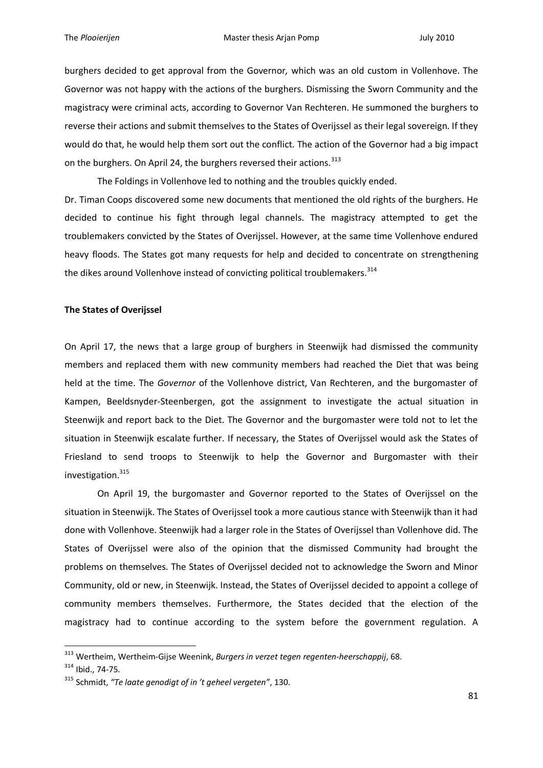burghers decided to get approval from the Governor*,* which was an old custom in Vollenhove. The Governor was not happy with the actions of the burghers. Dismissing the Sworn Community and the magistracy were criminal acts, according to Governor Van Rechteren. He summoned the burghers to reverse their actions and submit themselves to the States of Overijssel as their legal sovereign. If they would do that, he would help them sort out the conflict. The action of the Governor had a big impact on the burghers. On April 24, the burghers reversed their actions.[313]

The Foldings in Vollenhove led to nothing and the troubles quickly ended.

Dr. Timan Coops discovered some new documents that mentioned the old rights of the burghers. He decided to continue his fight through legal channels. The magistracy attempted to get the troublemakers convicted by the States of Overijssel. However, at the same time Vollenhove endured heavy floods. The States got many requests for help and decided to concentrate on strengthening the dikes around Vollenhove instead of convicting political troublemakers.[314]

**The States of Overijssel**

On April 17, the news that a large group of burghers in Steenwijk had dismissed the community members and replaced them with new community members had reached the Diet that was being held at the time. The *Governor* of the Vollenhove district, Van Rechteren, and the burgomaster of Kampen, Beeldsnyder-Steenbergen, got the assignment to investigate the actual situation in Steenwijk and report back to the Diet. The Governor and the burgomaster were told not to let the situation in Steenwijk escalate further. If necessary, the States of Overijssel would ask the States of Friesland to send troops to Steenwijk to help the Governor and Burgomaster with their investigation.[315]

On April 19, the burgomaster and Governor reported to the States of Overijssel on the situation in Steenwijk. The States of Overijssel took a more cautious stance with Steenwijk than it had done with Vollenhove. Steenwijk had a larger role in the States of Overijssel than Vollenhove did. The States of Overijssel were also of the opinion that the dismissed Community had brought the problems on themselves. The States of Overijssel decided not to acknowledge the Sworn and Minor Community, old or new, in Steenwijk. Instead, the States of Overijssel decided to appoint a college of community members themselves. Furthermore, the States decided that the election of the magistracy had to continue according to the system before the government regulation. A

---

[313] Wertheim, Wertheim-Gijse Weenink, *Burgers in verzet tegen regenten-heerschappij*, 68.

[314] Ibid., 74-75.

[315] Schmidt, *"Te laate genodigt of in 't geheel vergeten"*, 130.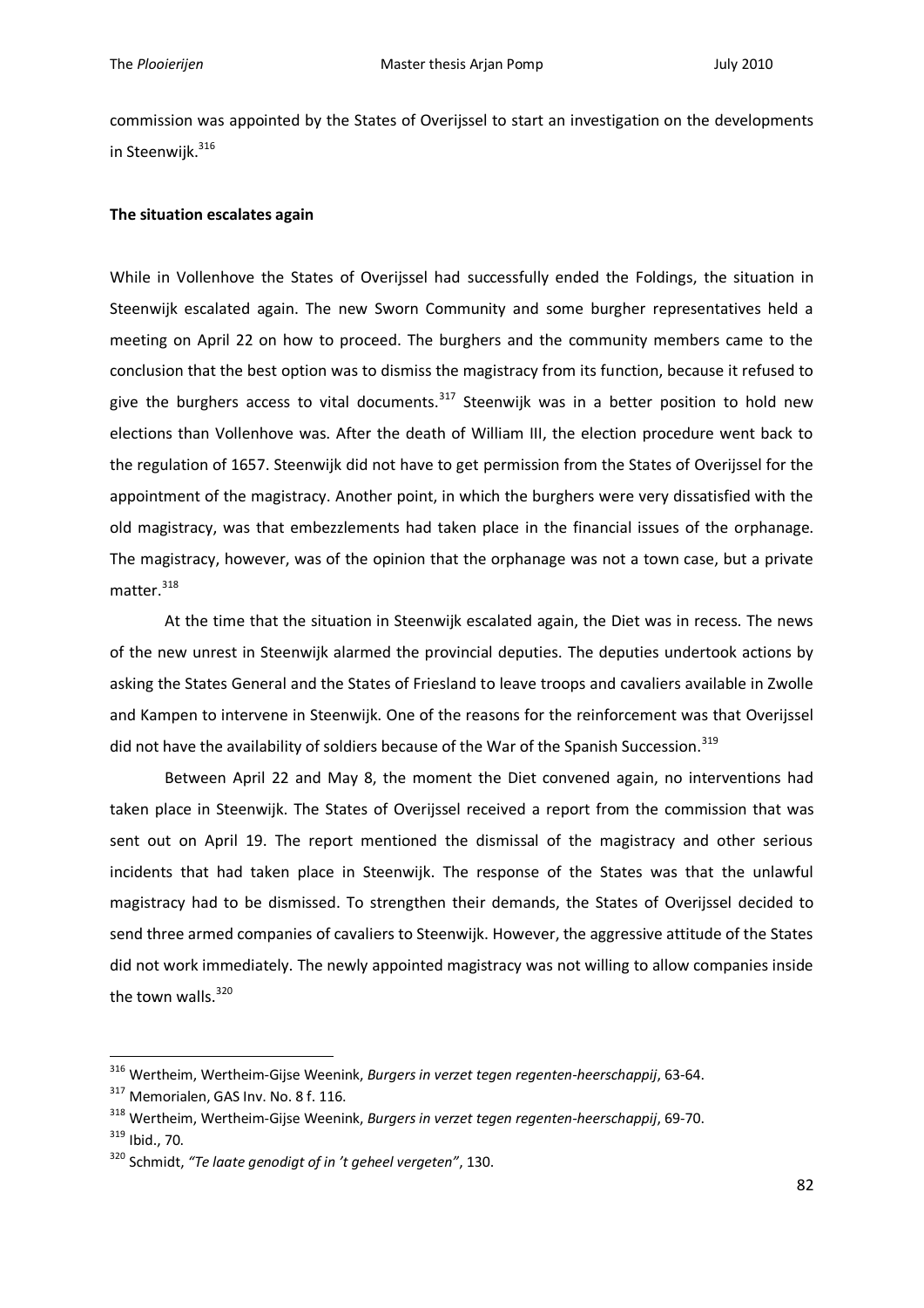commission was appointed by the States of Overijssel to start an investigation on the developments in Steenwijk.[316]

**The situation escalates again**

While in Vollenhove the States of Overijssel had successfully ended the Foldings, the situation in Steenwijk escalated again. The new Sworn Community and some burgher representatives held a meeting on April 22 on how to proceed. The burghers and the community members came to the conclusion that the best option was to dismiss the magistracy from its function, because it refused to give the burghers access to vital documents.[317] Steenwijk was in a better position to hold new elections than Vollenhove was. After the death of William III, the election procedure went back to the regulation of 1657. Steenwijk did not have to get permission from the States of Overijssel for the appointment of the magistracy. Another point, in which the burghers were very dissatisfied with the old magistracy, was that embezzlements had taken place in the financial issues of the orphanage. The magistracy, however, was of the opinion that the orphanage was not a town case, but a private matter.[318]

At the time that the situation in Steenwijk escalated again, the Diet was in recess. The news of the new unrest in Steenwijk alarmed the provincial deputies. The deputies undertook actions by asking the States General and the States of Friesland to leave troops and cavaliers available in Zwolle and Kampen to intervene in Steenwijk. One of the reasons for the reinforcement was that Overijssel did not have the availability of soldiers because of the War of the Spanish Succession.[319]

Between April 22 and May 8, the moment the Diet convened again, no interventions had taken place in Steenwijk. The States of Overijssel received a report from the commission that was sent out on April 19. The report mentioned the dismissal of the magistracy and other serious incidents that had taken place in Steenwijk. The response of the States was that the unlawful magistracy had to be dismissed. To strengthen their demands, the States of Overijssel decided to send three armed companies of cavaliers to Steenwijk. However, the aggressive attitude of the States did not work immediately. The newly appointed magistracy was not willing to allow companies inside the town walls.[320]

---

[316] Wertheim, Wertheim-Gijse Weenink, *Burgers in verzet tegen regenten-heerschappij*, 63-64.

[317] Memorialen, GAS Inv. No. 8 f. 116.

[318] Wertheim, Wertheim-Gijse Weenink, *Burgers in verzet tegen regenten-heerschappij*, 69-70.

[319] Ibid., 70.

[320] Schmidt, *"Te laate genodigt of in 't geheel vergeten"*, 130.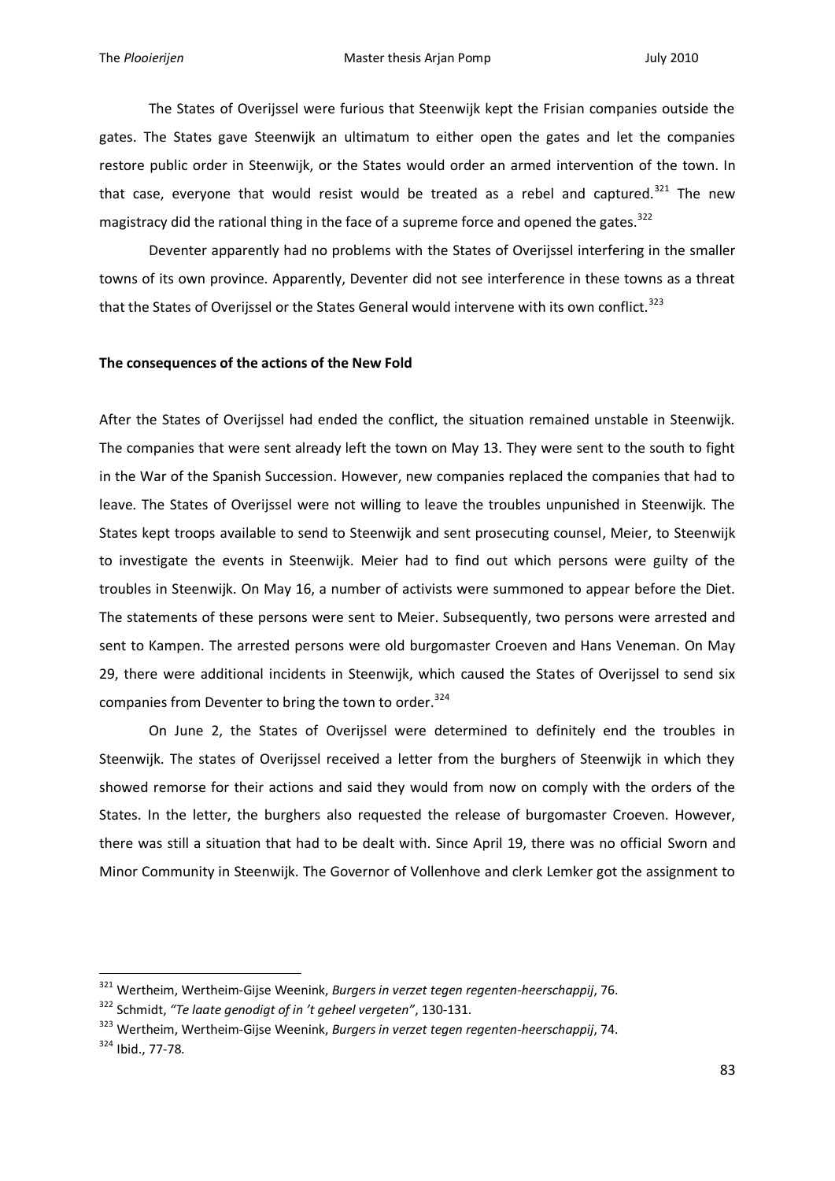The States of Overijssel were furious that Steenwijk kept the Frisian companies outside the gates. The States gave Steenwijk an ultimatum to either open the gates and let the companies restore public order in Steenwijk, or the States would order an armed intervention of the town. In that case, everyone that would resist would be treated as a rebel and captured.[321] The new magistracy did the rational thing in the face of a supreme force and opened the gates.[322]

Deventer apparently had no problems with the States of Overijssel interfering in the smaller towns of its own province. Apparently, Deventer did not see interference in these towns as a threat that the States of Overijssel or the States General would intervene with its own conflict.[323]

**The consequences of the actions of the New Fold**

After the States of Overijssel had ended the conflict, the situation remained unstable in Steenwijk. The companies that were sent already left the town on May 13. They were sent to the south to fight in the War of the Spanish Succession. However, new companies replaced the companies that had to leave. The States of Overijssel were not willing to leave the troubles unpunished in Steenwijk. The States kept troops available to send to Steenwijk and sent prosecuting counsel, Meier, to Steenwijk to investigate the events in Steenwijk. Meier had to find out which persons were guilty of the troubles in Steenwijk. On May 16, a number of activists were summoned to appear before the Diet. The statements of these persons were sent to Meier. Subsequently, two persons were arrested and sent to Kampen. The arrested persons were old burgomaster Croeven and Hans Veneman. On May 29, there were additional incidents in Steenwijk, which caused the States of Overijssel to send six companies from Deventer to bring the town to order.[324]

On June 2, the States of Overijssel were determined to definitely end the troubles in Steenwijk. The states of Overijssel received a letter from the burghers of Steenwijk in which they showed remorse for their actions and said they would from now on comply with the orders of the States. In the letter, the burghers also requested the release of burgomaster Croeven. However, there was still a situation that had to be dealt with. Since April 19, there was no official Sworn and Minor Community in Steenwijk. The Governor of Vollenhove and clerk Lemker got the assignment to

---

[321] Wertheim, Wertheim-Gijse Weenink, *Burgers in verzet tegen regenten-heerschappij*, 76.

[322] Schmidt, *"Te laate genodigt of in 't geheel vergeten"*, 130-131.

[323] Wertheim, Wertheim-Gijse Weenink, *Burgers in verzet tegen regenten-heerschappij*, 74.

[324] Ibid., 77-78.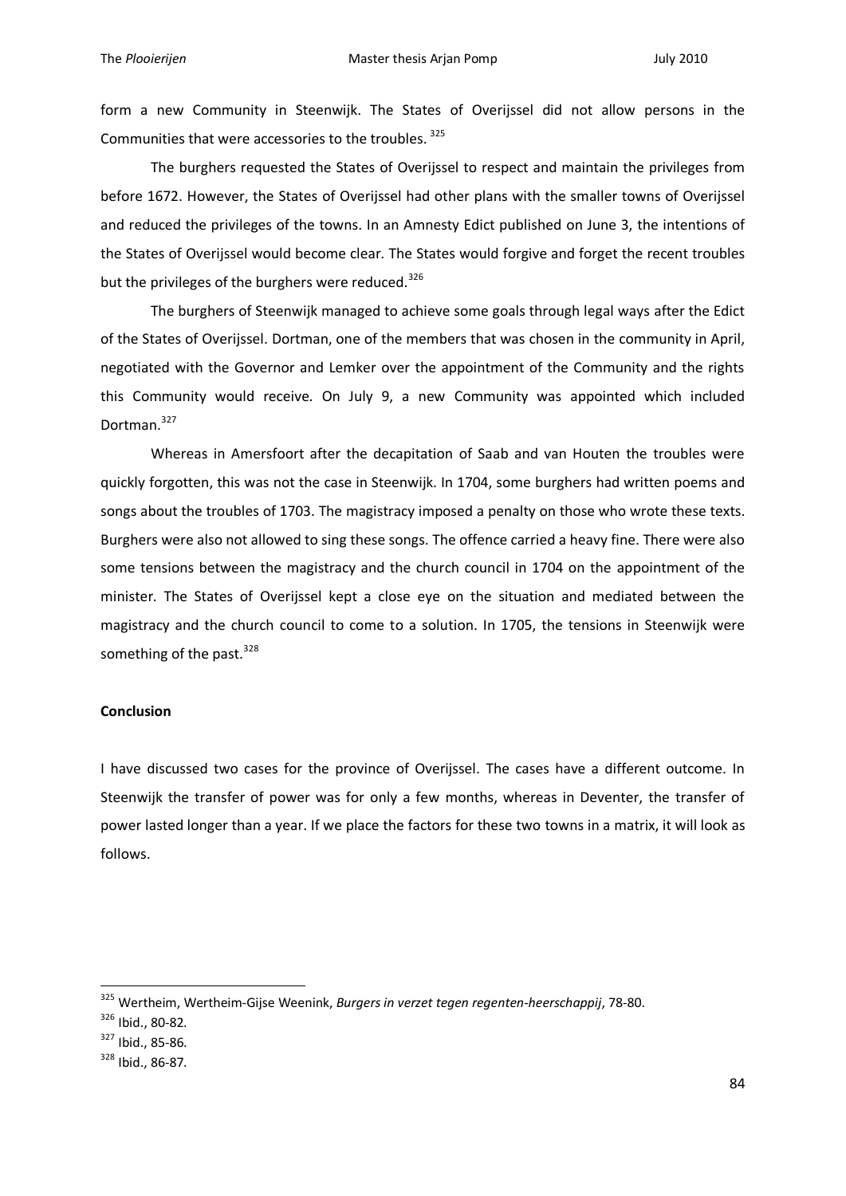form a new Community in Steenwijk. The States of Overijssel did not allow persons in the Communities that were accessories to the troubles. [325]

The burghers requested the States of Overijssel to respect and maintain the privileges from before 1672. However, the States of Overijssel had other plans with the smaller towns of Overijssel and reduced the privileges of the towns. In an Amnesty Edict published on June 3, the intentions of the States of Overijssel would become clear. The States would forgive and forget the recent troubles but the privileges of the burghers were reduced.[326]

The burghers of Steenwijk managed to achieve some goals through legal ways after the Edict of the States of Overijssel. Dortman, one of the members that was chosen in the community in April, negotiated with the Governor and Lemker over the appointment of the Community and the rights this Community would receive. On July 9, a new Community was appointed which included Dortman.[327]

Whereas in Amersfoort after the decapitation of Saab and van Houten the troubles were quickly forgotten, this was not the case in Steenwijk. In 1704, some burghers had written poems and songs about the troubles of 1703. The magistracy imposed a penalty on those who wrote these texts. Burghers were also not allowed to sing these songs. The offence carried a heavy fine. There were also some tensions between the magistracy and the church council in 1704 on the appointment of the minister. The States of Overijssel kept a close eye on the situation and mediated between the magistracy and the church council to come to a solution. In 1705, the tensions in Steenwijk were something of the past.[328]

**Conclusion**

I have discussed two cases for the province of Overijssel. The cases have a different outcome. In Steenwijk the transfer of power was for only a few months, whereas in Deventer, the transfer of power lasted longer than a year. If we place the factors for these two towns in a matrix, it will look as follows.

---

[325] Wertheim, Wertheim-Gijse Weenink, *Burgers in verzet tegen regenten-heerschappij*, 78-80.

[326] Ibid., 80-82.

[327] Ibid., 85-86.

[328] Ibid., 86-87.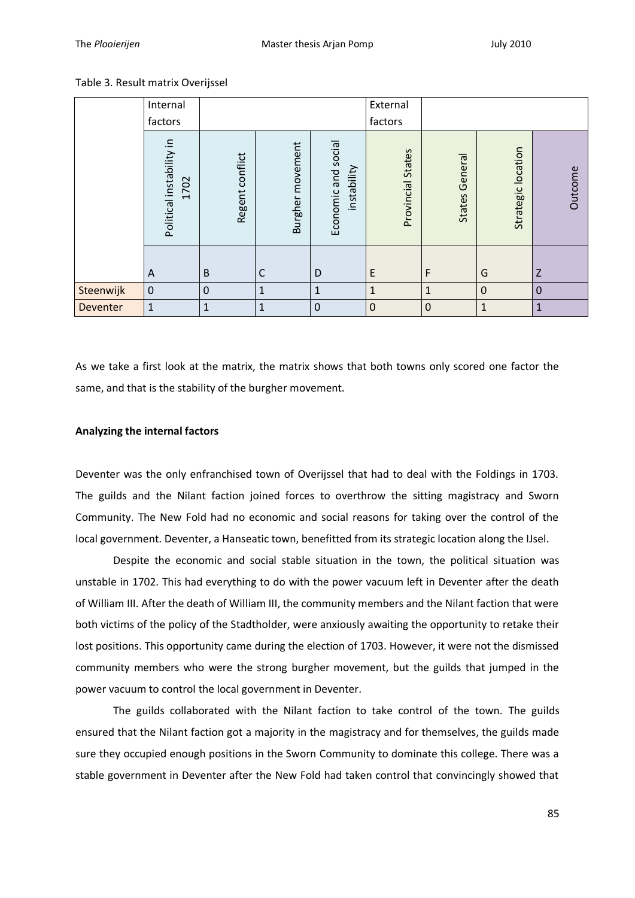Table 3. Result matrix Overijssel

| | Internal factors | | | | External factors | | | |
|---|---|---|---|---|---|---|---|---|
| | Political instability in 1702 | Regent conflict | Burgher movement | Economic and social instability | Provincial States | States General | Strategic location | Outcome |
| | A | B | C | D | E | F | G | Z |
| Steenwijk | 0 | 0 | 1 | 1 | 1 | 1 | 0 | 0 |
| Deventer | 1 | 1 | 1 | 0 | 0 | 0 | 1 | 1 |

As we take a first look at the matrix, the matrix shows that both towns only scored one factor the same, and that is the stability of the burgher movement.

**Analyzing the internal factors**

Deventer was the only enfranchised town of Overijssel that had to deal with the Foldings in 1703. The guilds and the Nilant faction joined forces to overthrow the sitting magistracy and Sworn Community. The New Fold had no economic and social reasons for taking over the control of the local government. Deventer, a Hanseatic town, benefitted from its strategic location along the IJsel.

Despite the economic and social stable situation in the town, the political situation was unstable in 1702. This had everything to do with the power vacuum left in Deventer after the death of William III. After the death of William III, the community members and the Nilant faction that were both victims of the policy of the Stadtholder, were anxiously awaiting the opportunity to retake their lost positions. This opportunity came during the election of 1703. However, it were not the dismissed community members who were the strong burgher movement, but the guilds that jumped in the power vacuum to control the local government in Deventer.

The guilds collaborated with the Nilant faction to take control of the town. The guilds ensured that the Nilant faction got a majority in the magistracy and for themselves, the guilds made sure they occupied enough positions in the Sworn Community to dominate this college. There was a stable government in Deventer after the New Fold had taken control that convincingly showed that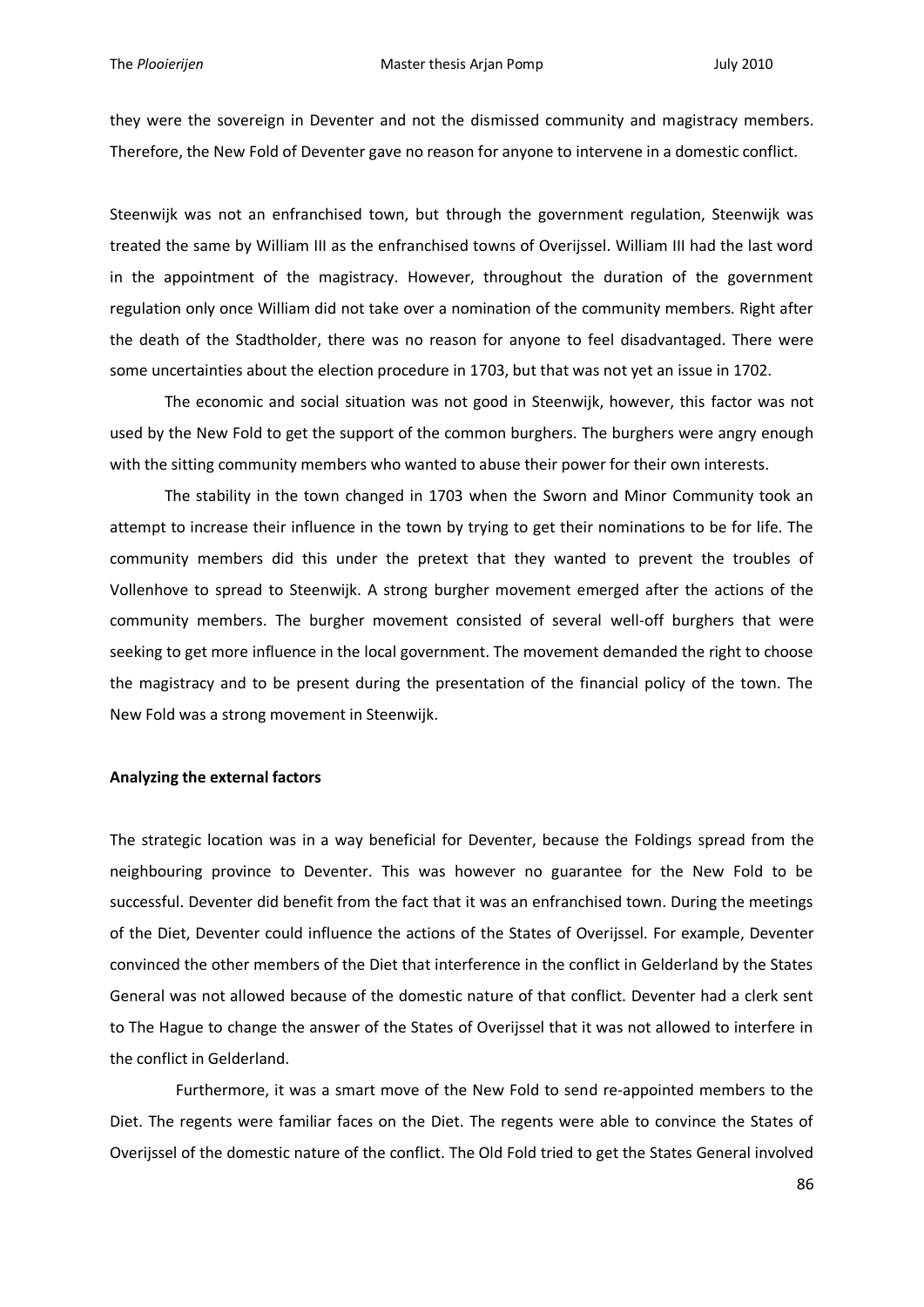they were the sovereign in Deventer and not the dismissed community and magistracy members. Therefore, the New Fold of Deventer gave no reason for anyone to intervene in a domestic conflict.

Steenwijk was not an enfranchised town, but through the government regulation, Steenwijk was treated the same by William III as the enfranchised towns of Overijssel. William III had the last word in the appointment of the magistracy. However, throughout the duration of the government regulation only once William did not take over a nomination of the community members. Right after the death of the Stadtholder, there was no reason for anyone to feel disadvantaged. There were some uncertainties about the election procedure in 1703, but that was not yet an issue in 1702.

The economic and social situation was not good in Steenwijk, however, this factor was not used by the New Fold to get the support of the common burghers. The burghers were angry enough with the sitting community members who wanted to abuse their power for their own interests.

The stability in the town changed in 1703 when the Sworn and Minor Community took an attempt to increase their influence in the town by trying to get their nominations to be for life. The community members did this under the pretext that they wanted to prevent the troubles of Vollenhove to spread to Steenwijk. A strong burgher movement emerged after the actions of the community members. The burgher movement consisted of several well-off burghers that were seeking to get more influence in the local government. The movement demanded the right to choose the magistracy and to be present during the presentation of the financial policy of the town. The New Fold was a strong movement in Steenwijk.

**Analyzing the external factors**

The strategic location was in a way beneficial for Deventer, because the Foldings spread from the neighbouring province to Deventer. This was however no guarantee for the New Fold to be successful. Deventer did benefit from the fact that it was an enfranchised town. During the meetings of the Diet, Deventer could influence the actions of the States of Overijssel. For example, Deventer convinced the other members of the Diet that interference in the conflict in Gelderland by the States General was not allowed because of the domestic nature of that conflict. Deventer had a clerk sent to The Hague to change the answer of the States of Overijssel that it was not allowed to interfere in the conflict in Gelderland.

Furthermore, it was a smart move of the New Fold to send re-appointed members to the Diet. The regents were familiar faces on the Diet. The regents were able to convince the States of Overijssel of the domestic nature of the conflict. The Old Fold tried to get the States General involved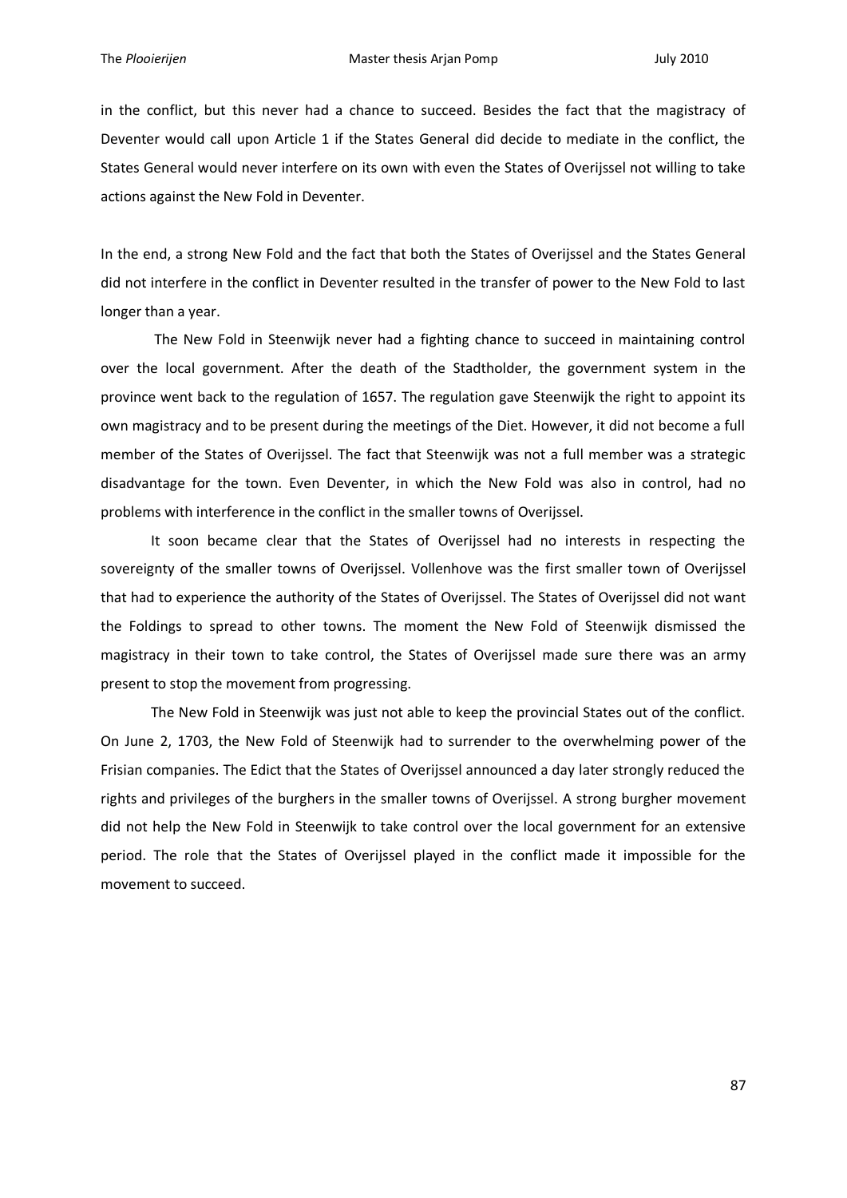in the conflict, but this never had a chance to succeed. Besides the fact that the magistracy of Deventer would call upon Article 1 if the States General did decide to mediate in the conflict, the States General would never interfere on its own with even the States of Overijssel not willing to take actions against the New Fold in Deventer.

In the end, a strong New Fold and the fact that both the States of Overijssel and the States General did not interfere in the conflict in Deventer resulted in the transfer of power to the New Fold to last longer than a year.

The New Fold in Steenwijk never had a fighting chance to succeed in maintaining control over the local government. After the death of the Stadtholder, the government system in the province went back to the regulation of 1657. The regulation gave Steenwijk the right to appoint its own magistracy and to be present during the meetings of the Diet. However, it did not become a full member of the States of Overijssel. The fact that Steenwijk was not a full member was a strategic disadvantage for the town. Even Deventer, in which the New Fold was also in control, had no problems with interference in the conflict in the smaller towns of Overijssel.

It soon became clear that the States of Overijssel had no interests in respecting the sovereignty of the smaller towns of Overijssel. Vollenhove was the first smaller town of Overijssel that had to experience the authority of the States of Overijssel. The States of Overijssel did not want the Foldings to spread to other towns. The moment the New Fold of Steenwijk dismissed the magistracy in their town to take control, the States of Overijssel made sure there was an army present to stop the movement from progressing.

The New Fold in Steenwijk was just not able to keep the provincial States out of the conflict. On June 2, 1703, the New Fold of Steenwijk had to surrender to the overwhelming power of the Frisian companies. The Edict that the States of Overijssel announced a day later strongly reduced the rights and privileges of the burghers in the smaller towns of Overijssel. A strong burgher movement did not help the New Fold in Steenwijk to take control over the local government for an extensive period. The role that the States of Overijssel played in the conflict made it impossible for the movement to succeed.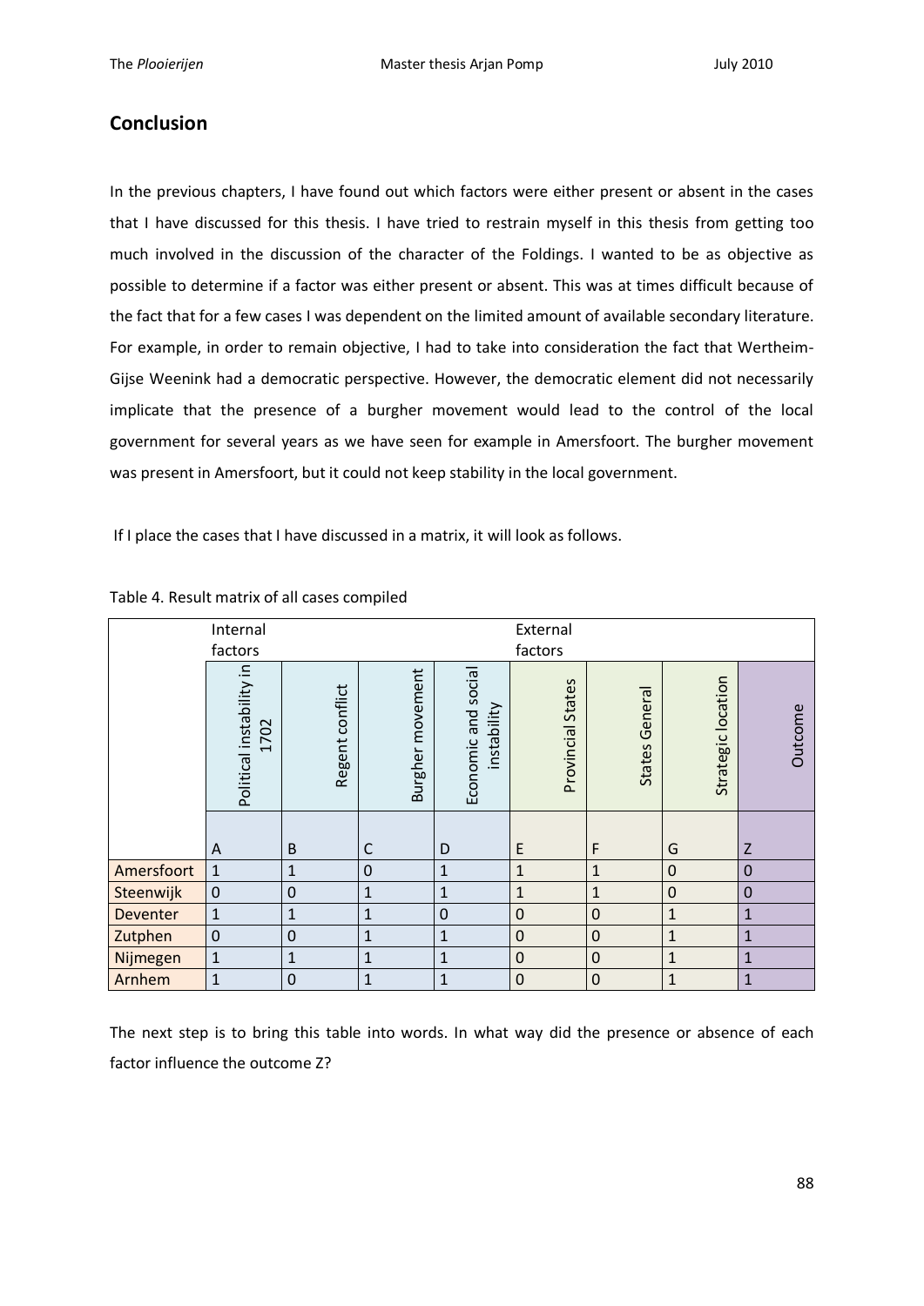## Conclusion

In the previous chapters, I have found out which factors were either present or absent in the cases that I have discussed for this thesis. I have tried to restrain myself in this thesis from getting too much involved in the discussion of the character of the Foldings. I wanted to be as objective as possible to determine if a factor was either present or absent. This was at times difficult because of the fact that for a few cases I was dependent on the limited amount of available secondary literature. For example, in order to remain objective, I had to take into consideration the fact that Wertheim-Gijse Weenink had a democratic perspective. However, the democratic element did not necessarily implicate that the presence of a burgher movement would lead to the control of the local government for several years as we have seen for example in Amersfoort. The burgher movement was present in Amersfoort, but it could not keep stability in the local government.

If I place the cases that I have discussed in a matrix, it will look as follows.

Table 4. Result matrix of all cases compiled

| | Internal factors | | | | External factors | | | |
|---|---|---|---|---|---|---|---|---|
| | Political instability in 1702 | Regent conflict | Burgher movement | Economic and social instability | Provincial States | States General | Strategic location | Outcome |
| | A | B | C | D | E | F | G | Z |
| Amersfoort | 1 | 1 | 0 | 1 | 1 | 1 | 0 | 0 |
| Steenwijk | 0 | 0 | 1 | 1 | 1 | 1 | 0 | 0 |
| Deventer | 1 | 1 | 1 | 0 | 0 | 0 | 1 | 1 |
| Zutphen | 0 | 0 | 1 | 1 | 0 | 0 | 1 | 1 |
| Nijmegen | 1 | 1 | 1 | 1 | 0 | 0 | 1 | 1 |
| Arnhem | 1 | 0 | 1 | 1 | 0 | 0 | 1 | 1 |

The next step is to bring this table into words. In what way did the presence or absence of each factor influence the outcome Z?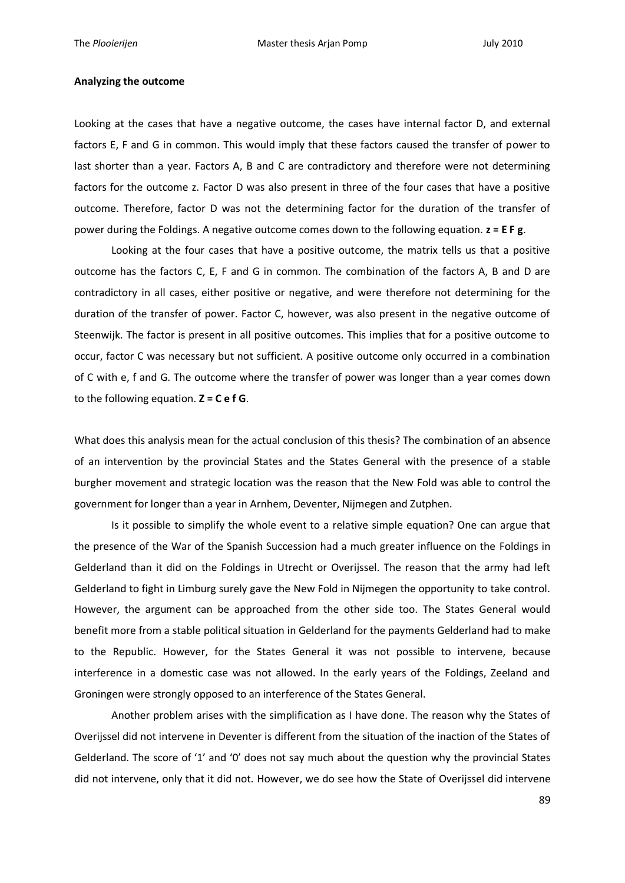**Analyzing the outcome**

Looking at the cases that have a negative outcome, the cases have internal factor D, and external factors E, F and G in common. This would imply that these factors caused the transfer of power to last shorter than a year. Factors A, B and C are contradictory and therefore were not determining factors for the outcome z. Factor D was also present in three of the four cases that have a positive outcome. Therefore, factor D was not the determining factor for the duration of the transfer of power during the Foldings. A negative outcome comes down to the following equation. **z = E F g**.

Looking at the four cases that have a positive outcome, the matrix tells us that a positive outcome has the factors C, E, F and G in common. The combination of the factors A, B and D are contradictory in all cases, either positive or negative, and were therefore not determining for the duration of the transfer of power. Factor C, however, was also present in the negative outcome of Steenwijk. The factor is present in all positive outcomes. This implies that for a positive outcome to occur, factor C was necessary but not sufficient. A positive outcome only occurred in a combination of C with e, f and G. The outcome where the transfer of power was longer than a year comes down to the following equation. **Z = C e f G**.

What does this analysis mean for the actual conclusion of this thesis? The combination of an absence of an intervention by the provincial States and the States General with the presence of a stable burgher movement and strategic location was the reason that the New Fold was able to control the government for longer than a year in Arnhem, Deventer, Nijmegen and Zutphen.

Is it possible to simplify the whole event to a relative simple equation? One can argue that the presence of the War of the Spanish Succession had a much greater influence on the Foldings in Gelderland than it did on the Foldings in Utrecht or Overijssel. The reason that the army had left Gelderland to fight in Limburg surely gave the New Fold in Nijmegen the opportunity to take control. However, the argument can be approached from the other side too. The States General would benefit more from a stable political situation in Gelderland for the payments Gelderland had to make to the Republic. However, for the States General it was not possible to intervene, because interference in a domestic case was not allowed. In the early years of the Foldings, Zeeland and Groningen were strongly opposed to an interference of the States General.

Another problem arises with the simplification as I have done. The reason why the States of Overijssel did not intervene in Deventer is different from the situation of the inaction of the States of Gelderland. The score of '1' and '0' does not say much about the question why the provincial States did not intervene, only that it did not. However, we do see how the State of Overijssel did intervene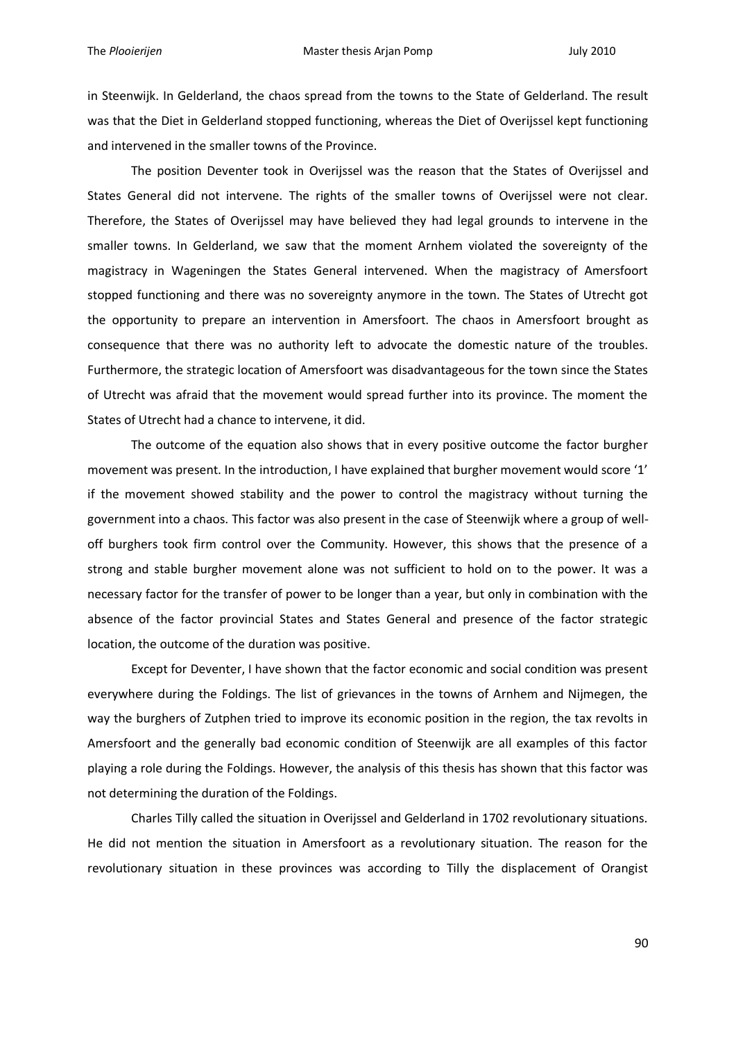in Steenwijk. In Gelderland, the chaos spread from the towns to the State of Gelderland. The result was that the Diet in Gelderland stopped functioning, whereas the Diet of Overijssel kept functioning and intervened in the smaller towns of the Province.

The position Deventer took in Overijssel was the reason that the States of Overijssel and States General did not intervene. The rights of the smaller towns of Overijssel were not clear. Therefore, the States of Overijssel may have believed they had legal grounds to intervene in the smaller towns. In Gelderland, we saw that the moment Arnhem violated the sovereignty of the magistracy in Wageningen the States General intervened. When the magistracy of Amersfoort stopped functioning and there was no sovereignty anymore in the town. The States of Utrecht got the opportunity to prepare an intervention in Amersfoort. The chaos in Amersfoort brought as consequence that there was no authority left to advocate the domestic nature of the troubles. Furthermore, the strategic location of Amersfoort was disadvantageous for the town since the States of Utrecht was afraid that the movement would spread further into its province. The moment the States of Utrecht had a chance to intervene, it did.

The outcome of the equation also shows that in every positive outcome the factor burgher movement was present. In the introduction, I have explained that burgher movement would score '1' if the movement showed stability and the power to control the magistracy without turning the government into a chaos. This factor was also present in the case of Steenwijk where a group of well-off burghers took firm control over the Community. However, this shows that the presence of a strong and stable burgher movement alone was not sufficient to hold on to the power. It was a necessary factor for the transfer of power to be longer than a year, but only in combination with the absence of the factor provincial States and States General and presence of the factor strategic location, the outcome of the duration was positive.

Except for Deventer, I have shown that the factor economic and social condition was present everywhere during the Foldings. The list of grievances in the towns of Arnhem and Nijmegen, the way the burghers of Zutphen tried to improve its economic position in the region, the tax revolts in Amersfoort and the generally bad economic condition of Steenwijk are all examples of this factor playing a role during the Foldings. However, the analysis of this thesis has shown that this factor was not determining the duration of the Foldings.

Charles Tilly called the situation in Overijssel and Gelderland in 1702 revolutionary situations. He did not mention the situation in Amersfoort as a revolutionary situation. The reason for the revolutionary situation in these provinces was according to Tilly the displacement of Orangist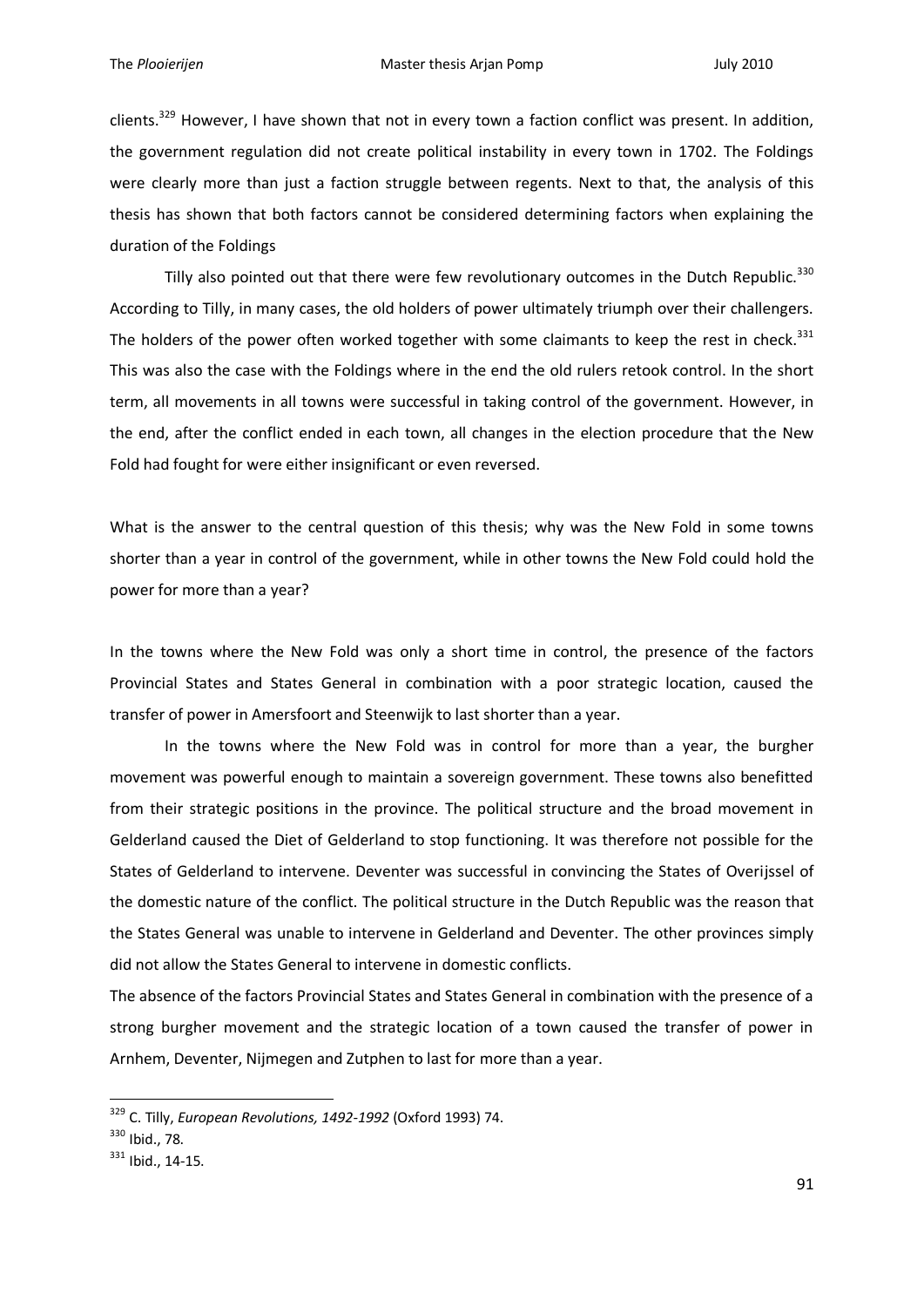clients.[329] However, I have shown that not in every town a faction conflict was present. In addition, the government regulation did not create political instability in every town in 1702. The Foldings were clearly more than just a faction struggle between regents. Next to that, the analysis of this thesis has shown that both factors cannot be considered determining factors when explaining the duration of the Foldings

Tilly also pointed out that there were few revolutionary outcomes in the Dutch Republic.[330] According to Tilly, in many cases, the old holders of power ultimately triumph over their challengers. The holders of the power often worked together with some claimants to keep the rest in check.[331] This was also the case with the Foldings where in the end the old rulers retook control. In the short term, all movements in all towns were successful in taking control of the government. However, in the end, after the conflict ended in each town, all changes in the election procedure that the New Fold had fought for were either insignificant or even reversed.

What is the answer to the central question of this thesis; why was the New Fold in some towns shorter than a year in control of the government, while in other towns the New Fold could hold the power for more than a year?

In the towns where the New Fold was only a short time in control, the presence of the factors Provincial States and States General in combination with a poor strategic location, caused the transfer of power in Amersfoort and Steenwijk to last shorter than a year.

In the towns where the New Fold was in control for more than a year, the burgher movement was powerful enough to maintain a sovereign government. These towns also benefitted from their strategic positions in the province. The political structure and the broad movement in Gelderland caused the Diet of Gelderland to stop functioning. It was therefore not possible for the States of Gelderland to intervene. Deventer was successful in convincing the States of Overijssel of the domestic nature of the conflict. The political structure in the Dutch Republic was the reason that the States General was unable to intervene in Gelderland and Deventer. The other provinces simply did not allow the States General to intervene in domestic conflicts.

The absence of the factors Provincial States and States General in combination with the presence of a strong burgher movement and the strategic location of a town caused the transfer of power in Arnhem, Deventer, Nijmegen and Zutphen to last for more than a year.

---

[329] C. Tilly, *European Revolutions, 1492-1992* (Oxford 1993) 74.

[330] Ibid., 78.

[331] Ibid., 14-15.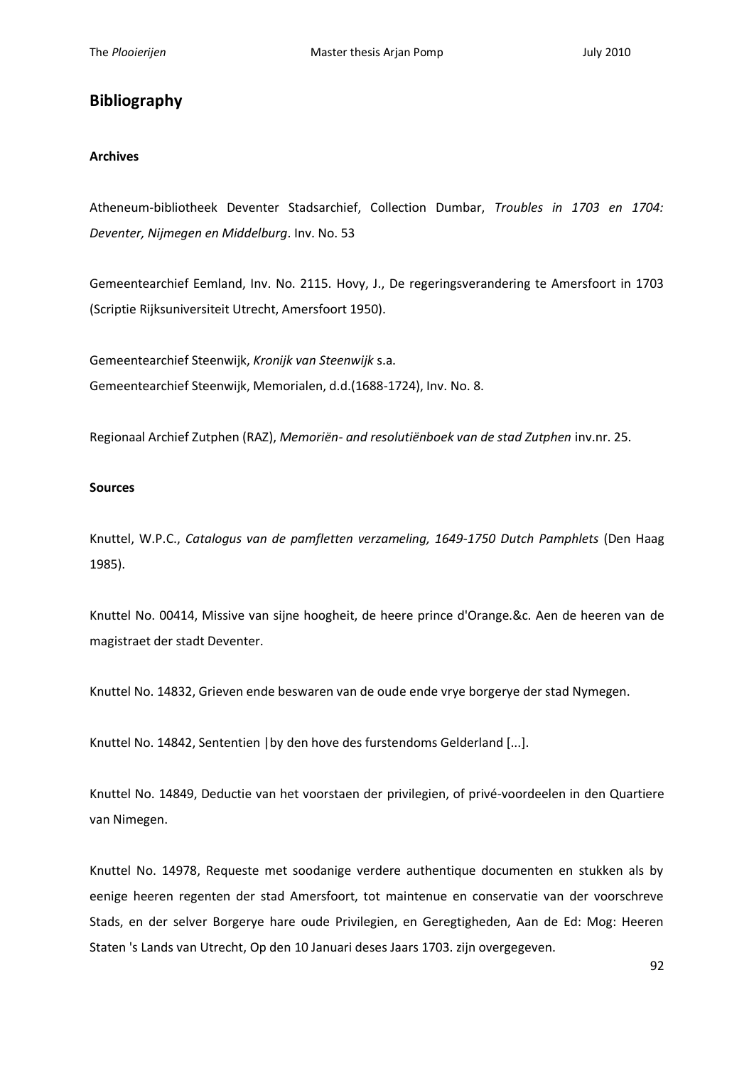## Bibliography

### Archives

Atheneum-bibliotheek Deventer Stadsarchief, Collection Dumbar, *Troubles in 1703 en 1704: Deventer, Nijmegen en Middelburg*. Inv. No. 53

Gemeentearchief Eemland, Inv. No. 2115. Hovy, J., De regeringsverandering te Amersfoort in 1703 (Scriptie Rijksuniversiteit Utrecht, Amersfoort 1950).

Gemeentearchief Steenwijk, *Kronijk van Steenwijk* s.a.
Gemeentearchief Steenwijk, Memorialen, d.d.(1688-1724), Inv. No. 8.

Regionaal Archief Zutphen (RAZ), *Memoriën- and resolutiënboek van de stad Zutphen* inv.nr. 25.

### Sources

Knuttel, W.P.C., *Catalogus van de pamfletten verzameling, 1649-1750 Dutch Pamphlets* (Den Haag 1985).

Knuttel No. 00414, Missive van sijne hoogheit, de heere prince d'Orange.&c. Aen de heeren van de magistraet der stadt Deventer.

Knuttel No. 14832, Grieven ende beswaren van de oude ende vrye borgerye der stad Nymegen.

Knuttel No. 14842, Sententien |by den hove des furstendoms Gelderland [...].

Knuttel No. 14849, Deductie van het voorstaen der privilegien, of privé-voordeelen in den Quartiere van Nimegen.

Knuttel No. 14978, Requeste met soodanige verdere authentique documenten en stukken als by eenige heeren regenten der stad Amersfoort, tot maintenue en conservatie van der voorschreve Stads, en der selver Borgerye hare oude Privilegien, en Geregtigheden, Aan de Ed: Mog: Heeren Staten 's Lands van Utrecht, Op den 10 Januari deses Jaars 1703. zijn overgegeven.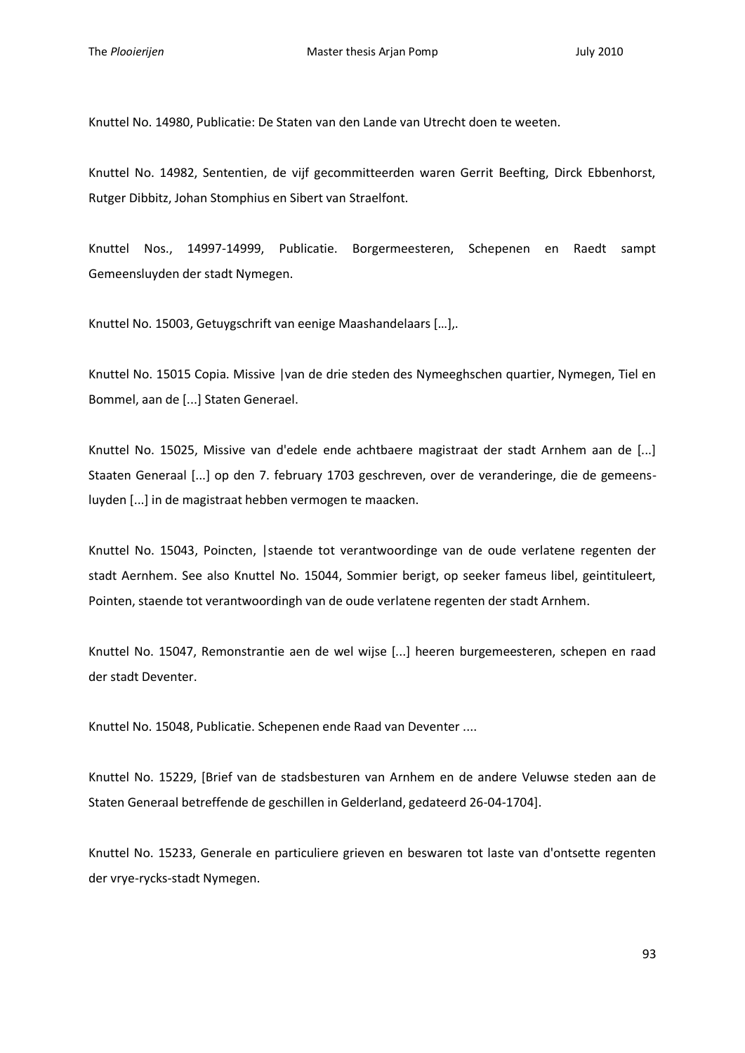Knuttel No. 14980, Publicatie: De Staten van den Lande van Utrecht doen te weeten.

Knuttel No. 14982, Sententien, de vijf gecommitteerden waren Gerrit Beefting, Dirck Ebbenhorst, Rutger Dibbitz, Johan Stomphius en Sibert van Straelfont.

Knuttel Nos., 14997-14999, Publicatie. Borgermeesteren, Schepenen en Raedt sampt Gemeensluyden der stadt Nymegen.

Knuttel No. 15003, Getuygschrift van eenige Maashandelaars […],.

Knuttel No. 15015 Copia. Missive |van de drie steden des Nymeeghschen quartier, Nymegen, Tiel en Bommel, aan de [...] Staten Generael.

Knuttel No. 15025, Missive van d'edele ende achtbaere magistraat der stadt Arnhem aan de [...] Staaten Generaal [...] op den 7. february 1703 geschreven, over de veranderinge, die de gemeens-luyden [...] in de magistraat hebben vermogen te maacken.

Knuttel No. 15043, Poincten, |staende tot verantwoordinge van de oude verlatene regenten der stadt Aernhem. See also Knuttel No. 15044, Sommier berigt, op seeker fameus libel, geintituleert, Pointen, staende tot verantwoordingh van de oude verlatene regenten der stadt Arnhem.

Knuttel No. 15047, Remonstrantie aen de wel wijse [...] heeren burgemeesteren, schepen en raad der stadt Deventer.

Knuttel No. 15048, Publicatie. Schepenen ende Raad van Deventer ....

Knuttel No. 15229, [Brief van de stadsbesturen van Arnhem en de andere Veluwse steden aan de Staten Generaal betreffende de geschillen in Gelderland, gedateerd 26-04-1704].

Knuttel No. 15233, Generale en particuliere grieven en beswaren tot laste van d'ontsette regenten der vrye-rycks-stadt Nymegen.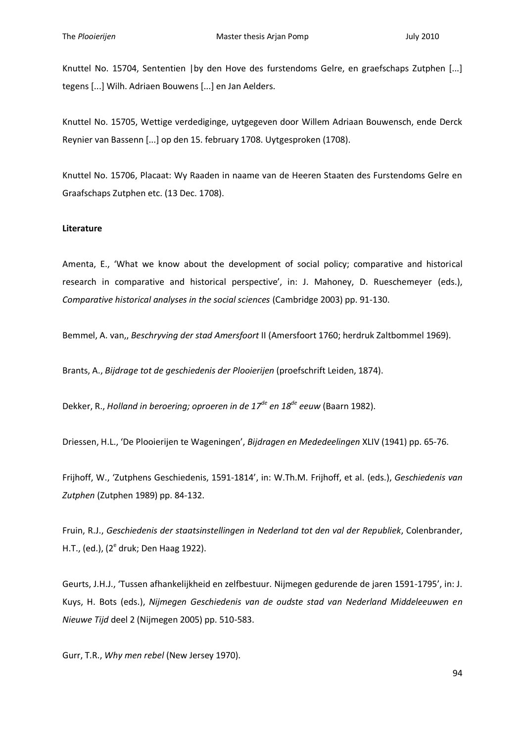Knuttel No. 15704, Sententien |by den Hove des furstendoms Gelre, en graefschaps Zutphen [...] tegens [...] Wilh. Adriaen Bouwens [...] en Jan Aelders.

Knuttel No. 15705, Wettige verdediginge, uytgegeven door Willem Adriaan Bouwensch, ende Derck Reynier van Bassenn [...] op den 15. february 1708. Uytgesproken (1708).

Knuttel No. 15706, Placaat: Wy Raaden in naame van de Heeren Staaten des Furstendoms Gelre en Graafschaps Zutphen etc. (13 Dec. 1708).

**Literature**

Amenta, E., 'What we know about the development of social policy; comparative and historical research in comparative and historical perspective', in: J. Mahoney, D. Rueschemeyer (eds.), *Comparative historical analyses in the social sciences* (Cambridge 2003) pp. 91-130.

Bemmel, A. van,, *Beschryving der stad Amersfoort* II (Amersfoort 1760; herdruk Zaltbommel 1969).

Brants, A., *Bijdrage tot de geschiedenis der Plooierijen* (proefschrift Leiden, 1874).

Dekker, R., *Holland in beroering; oproeren in de 17de en 18de eeuw* (Baarn 1982).

Driessen, H.L., 'De Plooierijen te Wageningen', *Bijdragen en Mededeelingen* XLIV (1941) pp. 65-76.

Frijhoff, W., 'Zutphens Geschiedenis, 1591-1814', in: W.Th.M. Frijhoff, et al. (eds.), *Geschiedenis van Zutphen* (Zutphen 1989) pp. 84-132.

Fruin, R.J., *Geschiedenis der staatsinstellingen in Nederland tot den val der Republiek*, Colenbrander, H.T., (ed.), (2e druk; Den Haag 1922).

Geurts, J.H.J., 'Tussen afhankelijkheid en zelfbestuur. Nijmegen gedurende de jaren 1591-1795', in: J. Kuys, H. Bots (eds.), *Nijmegen Geschiedenis van de oudste stad van Nederland Middeleeuwen en Nieuwe Tijd* deel 2 (Nijmegen 2005) pp. 510-583.

Gurr, T.R., *Why men rebel* (New Jersey 1970).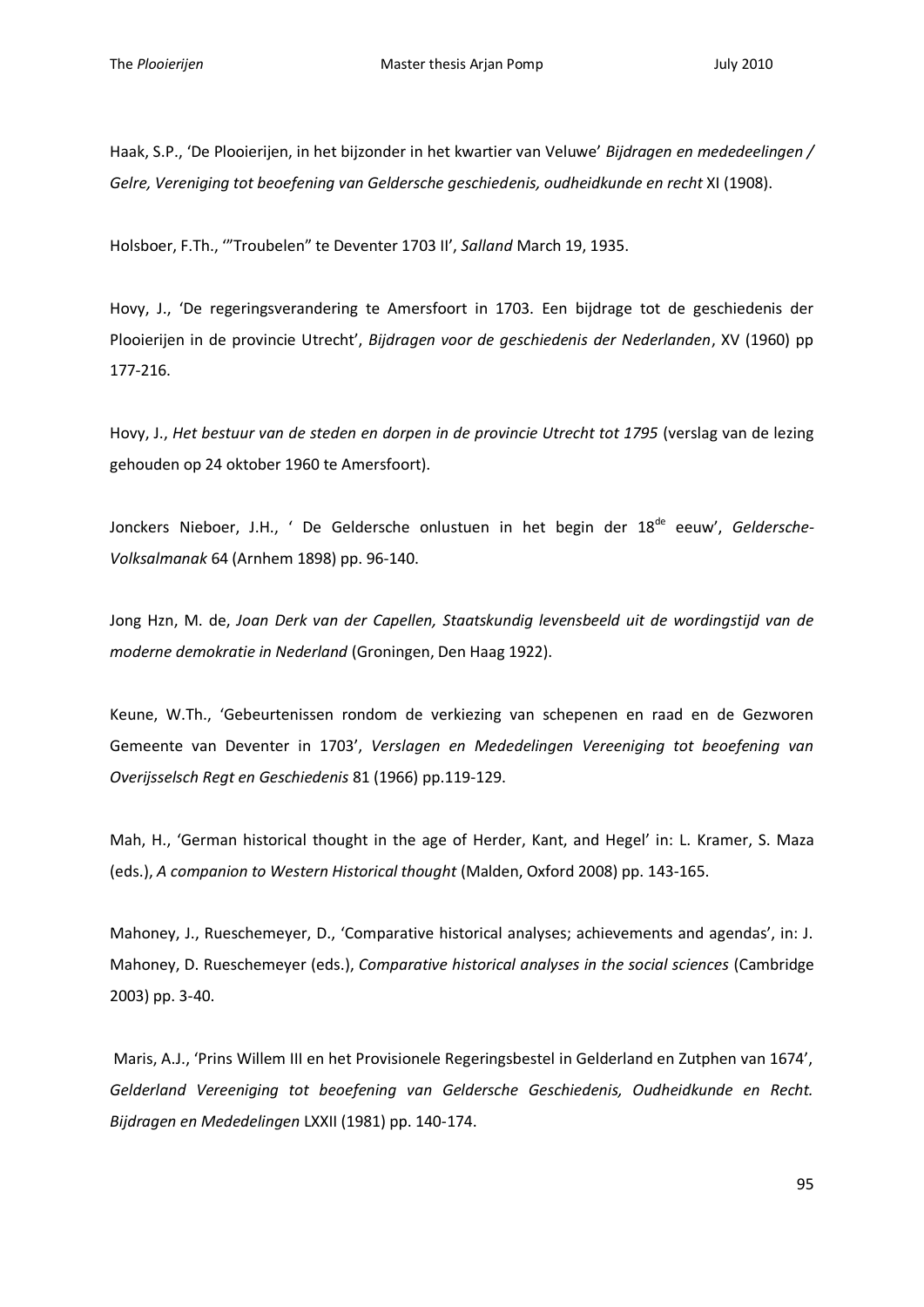Haak, S.P., 'De Plooierijen, in het bijzonder in het kwartier van Veluwe' *Bijdragen en mededeelingen / Gelre, Vereniging tot beoefening van Geldersche geschiedenis, oudheidkunde en recht* XI (1908).

Holsboer, F.Th., '"Troubelen" te Deventer 1703 II', *Salland* March 19, 1935.

Hovy, J., 'De regeringsverandering te Amersfoort in 1703. Een bijdrage tot de geschiedenis der Plooierijen in de provincie Utrecht', *Bijdragen voor de geschiedenis der Nederlanden*, XV (1960) pp 177-216.

Hovy, J., *Het bestuur van de steden en dorpen in de provincie Utrecht tot 1795* (verslag van de lezing gehouden op 24 oktober 1960 te Amersfoort).

Jonckers Nieboer, J.H., ' De Geldersche onlustuen in het begin der 18[de] eeuw', *Geldersche-Volksalmanak* 64 (Arnhem 1898) pp. 96-140.

Jong Hzn, M. de, *Joan Derk van der Capellen, Staatskundig levensbeeld uit de wordingstijd van de moderne demokratie in Nederland* (Groningen, Den Haag 1922).

Keune, W.Th., 'Gebeurtenissen rondom de verkiezing van schepenen en raad en de Gezworen Gemeente van Deventer in 1703', *Verslagen en Mededelingen Vereeniging tot beoefening van Overijsselsch Regt en Geschiedenis* 81 (1966) pp.119-129.

Mah, H., 'German historical thought in the age of Herder, Kant, and Hegel' in: L. Kramer, S. Maza (eds.), *A companion to Western Historical thought* (Malden, Oxford 2008) pp. 143-165.

Mahoney, J., Rueschemeyer, D., 'Comparative historical analyses; achievements and agendas', in: J. Mahoney, D. Rueschemeyer (eds.), *Comparative historical analyses in the social sciences* (Cambridge 2003) pp. 3-40.

Maris, A.J., 'Prins Willem III en het Provisionele Regeringsbestel in Gelderland en Zutphen van 1674', *Gelderland Vereeniging tot beoefening van Geldersche Geschiedenis, Oudheidkunde en Recht. Bijdragen en Mededelingen* LXXII (1981) pp. 140-174.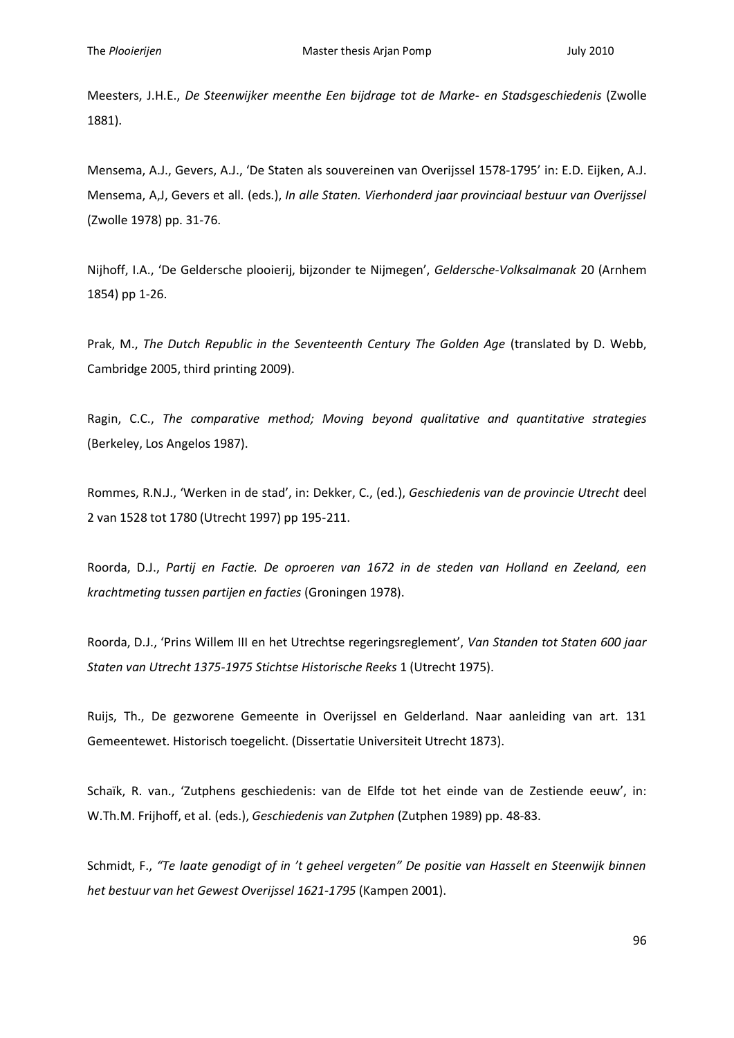Meesters, J.H.E., *De Steenwijker meenthe Een bijdrage tot de Marke- en Stadsgeschiedenis* (Zwolle 1881).

Mensema, A.J., Gevers, A.J., 'De Staten als souvereinen van Overijssel 1578-1795' in: E.D. Eijken, A.J. Mensema, A,J, Gevers et all. (eds.), *In alle Staten. Vierhonderd jaar provinciaal bestuur van Overijssel* (Zwolle 1978) pp. 31-76.

Nijhoff, I.A., 'De Geldersche plooierij, bijzonder te Nijmegen', *Geldersche-Volksalmanak* 20 (Arnhem 1854) pp 1-26.

Prak, M., *The Dutch Republic in the Seventeenth Century The Golden Age* (translated by D. Webb, Cambridge 2005, third printing 2009).

Ragin, C.C., *The comparative method; Moving beyond qualitative and quantitative strategies* (Berkeley, Los Angelos 1987).

Rommes, R.N.J., 'Werken in de stad', in: Dekker, C., (ed.), *Geschiedenis van de provincie Utrecht* deel 2 van 1528 tot 1780 (Utrecht 1997) pp 195-211.

Roorda, D.J., *Partij en Factie. De oproeren van 1672 in de steden van Holland en Zeeland, een krachtmeting tussen partijen en facties* (Groningen 1978).

Roorda, D.J., 'Prins Willem III en het Utrechtse regeringsreglement', *Van Standen tot Staten 600 jaar Staten van Utrecht 1375-1975 Stichtse Historische Reeks* 1 (Utrecht 1975).

Ruijs, Th., De gezworene Gemeente in Overijssel en Gelderland. Naar aanleiding van art. 131 Gemeentewet. Historisch toegelicht. (Dissertatie Universiteit Utrecht 1873).

Schaïk, R. van., 'Zutphens geschiedenis: van de Elfde tot het einde van de Zestiende eeuw', in: W.Th.M. Frijhoff, et al. (eds.), *Geschiedenis van Zutphen* (Zutphen 1989) pp. 48-83.

Schmidt, F., *"Te laate genodigt of in 't geheel vergeten" De positie van Hasselt en Steenwijk binnen het bestuur van het Gewest Overijssel 1621-1795* (Kampen 2001).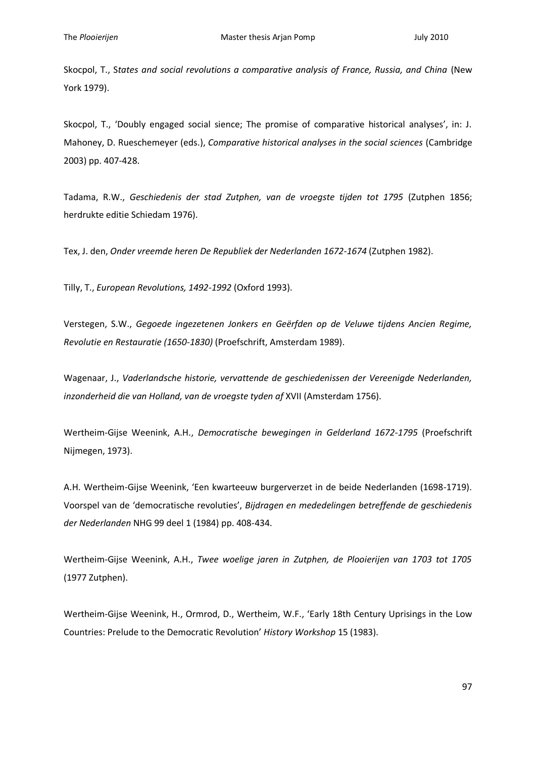Skocpol, T., S*tates and social revolutions a comparative analysis of France, Russia, and China* (New York 1979).

Skocpol, T., 'Doubly engaged social sience; The promise of comparative historical analyses', in: J. Mahoney, D. Rueschemeyer (eds.), *Comparative historical analyses in the social sciences* (Cambridge 2003) pp. 407-428.

Tadama, R.W., *Geschiedenis der stad Zutphen, van de vroegste tijden tot 1795* (Zutphen 1856; herdrukte editie Schiedam 1976).

Tex, J. den, *Onder vreemde heren De Republiek der Nederlanden 1672-1674* (Zutphen 1982).

Tilly, T., *European Revolutions, 1492-1992* (Oxford 1993).

Verstegen, S.W., *Gegoede ingezetenen Jonkers en Geërfden op de Veluwe tijdens Ancien Regime, Revolutie en Restauratie (1650-1830)* (Proefschrift, Amsterdam 1989).

Wagenaar, J., *Vaderlandsche historie, vervattende de geschiedenissen der Vereenigde Nederlanden, inzonderheid die van Holland, van de vroegste tyden af* XVII (Amsterdam 1756).

Wertheim-Gijse Weenink, A.H., *Democratische bewegingen in Gelderland 1672-1795* (Proefschrift Nijmegen, 1973).

A.H. Wertheim-Gijse Weenink, 'Een kwarteeuw burgerverzet in de beide Nederlanden (1698-1719). Voorspel van de 'democratische revoluties', *Bijdragen en mededelingen betreffende de geschiedenis der Nederlanden* NHG 99 deel 1 (1984) pp. 408-434.

Wertheim-Gijse Weenink, A.H., *Twee woelige jaren in Zutphen, de Plooierijen van 1703 tot 1705* (1977 Zutphen).

Wertheim-Gijse Weenink, H., Ormrod, D., Wertheim, W.F., 'Early 18th Century Uprisings in the Low Countries: Prelude to the Democratic Revolution' *History Workshop* 15 (1983).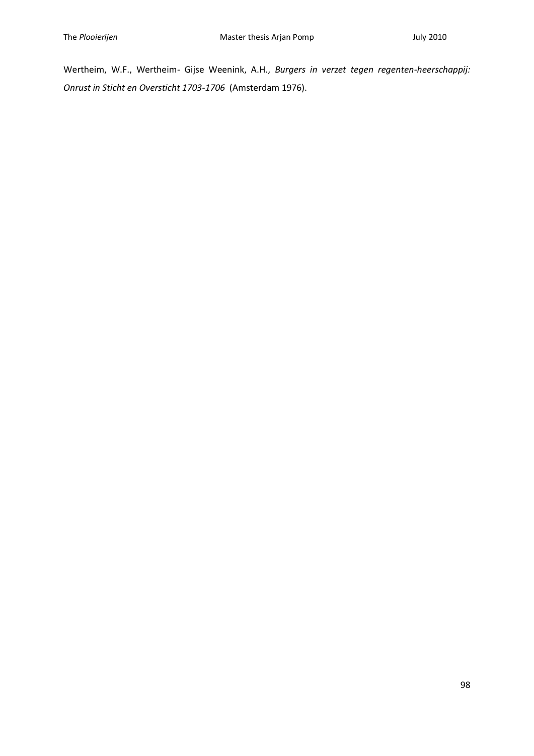Wertheim, W.F., Wertheim- Gijse Weenink, A.H., *Burgers in verzet tegen regenten-heerschappij: Onrust in Sticht en Oversticht 1703-1706* (Amsterdam 1976).